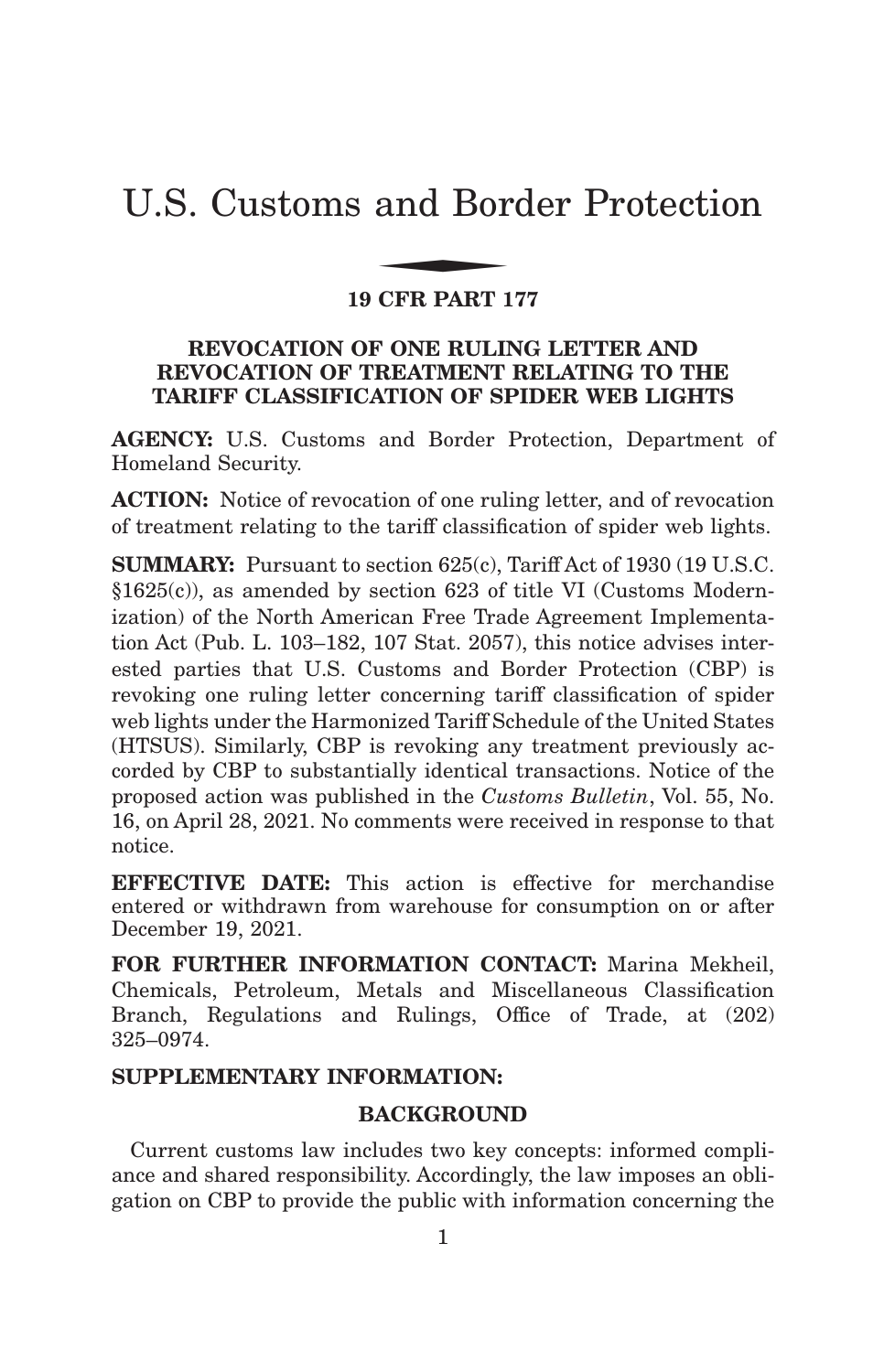# U.S. Customs and Border Protection

## 19 CFR PART 177

### REVOCATION OF ONE RULING LETTER AND REVOCATION OF TREATMENT RELATING TO THE TARIFF CLASSIFICATION OF SPIDER WEB LIGHTS

**AGENCY:** U.S. Customs and Border Protection, Department of Homeland Security.

**ACTION:** Notice of revocation of one ruling letter, and of revocation of treatment relating to the tariff classification of spider web lights.

**SUMMARY:** Pursuant to section 625(c), Tariff Act of 1930 (19 U.S.C. §1625(c)), as amended by section 623 of title VI (Customs Modernization) of the North American Free Trade Agreement Implementation Act (Pub. L. 103–182, 107 Stat. 2057), this notice advises interested parties that U.S. Customs and Border Protection (CBP) is revoking one ruling letter concerning tariff classification of spider web lights under the Harmonized Tariff Schedule of the United States (HTSUS). Similarly, CBP is revoking any treatment previously accorded by CBP to substantially identical transactions. Notice of the proposed action was published in the *Customs Bulletin*, Vol. 55, No. 16, on April 28, 2021. No comments were received in response to that notice.

**EFFECTIVE DATE:** This action is effective for merchandise entered or withdrawn from warehouse for consumption on or after December 19, 2021.

**FOR FURTHER INFORMATION CONTACT:** Marina Mekheil, Chemicals, Petroleum, Metals and Miscellaneous Classification Branch, Regulations and Rulings, Office of Trade, at (202) 325–0974.

**SUPPLEMENTARY INFORMATION:**

**BACKGROUND**

Current customs law includes two key concepts: informed compliance and shared responsibility. Accordingly, the law imposes an obligation on CBP to provide the public with information concerning the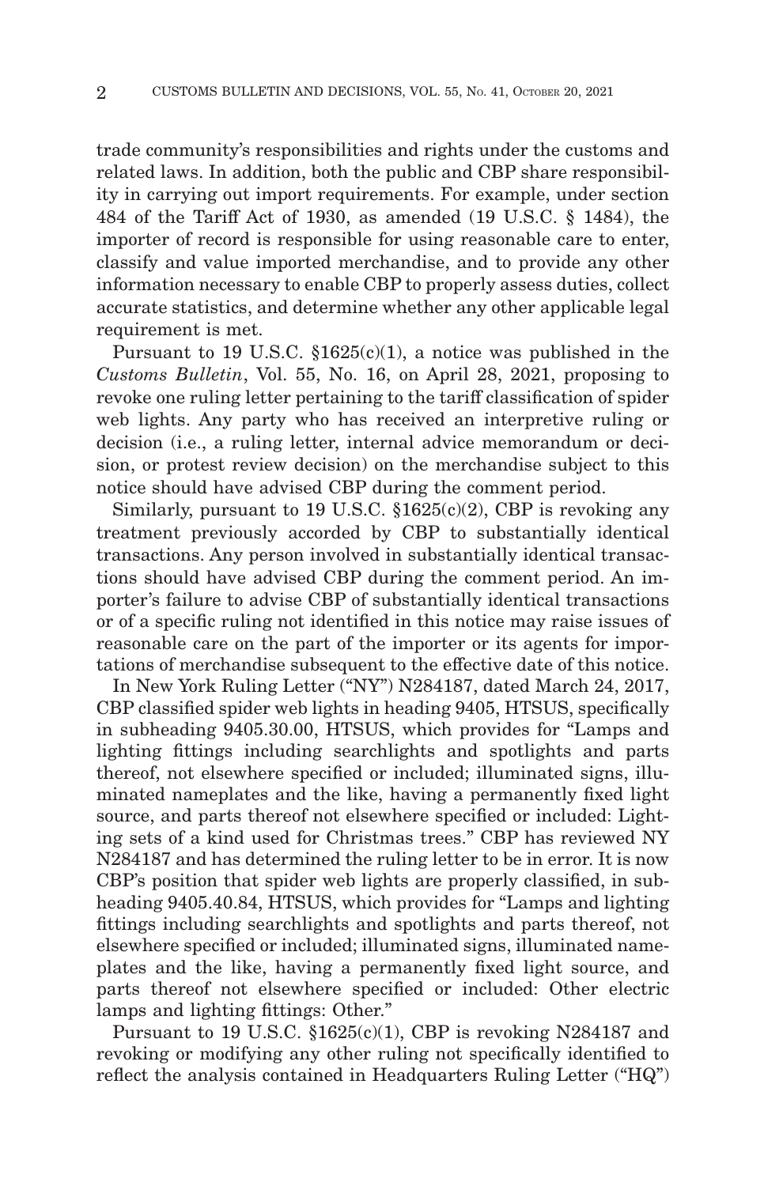trade community's responsibilities and rights under the customs and related laws. In addition, both the public and CBP share responsibility in carrying out import requirements. For example, under section 484 of the Tariff Act of 1930, as amended (19 U.S.C. § 1484), the importer of record is responsible for using reasonable care to enter, classify and value imported merchandise, and to provide any other information necessary to enable CBP to properly assess duties, collect accurate statistics, and determine whether any other applicable legal requirement is met.

Pursuant to 19 U.S.C. §1625(c)(1), a notice was published in the *Customs Bulletin*, Vol. 55, No. 16, on April 28, 2021, proposing to revoke one ruling letter pertaining to the tariff classification of spider web lights. Any party who has received an interpretive ruling or decision (i.e., a ruling letter, internal advice memorandum or decision, or protest review decision) on the merchandise subject to this notice should have advised CBP during the comment period.

Similarly, pursuant to 19 U.S.C. §1625(c)(2), CBP is revoking any treatment previously accorded by CBP to substantially identical transactions. Any person involved in substantially identical transactions should have advised CBP during the comment period. An importer's failure to advise CBP of substantially identical transactions or of a specific ruling not identified in this notice may raise issues of reasonable care on the part of the importer or its agents for importations of merchandise subsequent to the effective date of this notice.

In New York Ruling Letter ("NY") N284187, dated March 24, 2017, CBP classified spider web lights in heading 9405, HTSUS, specifically in subheading 9405.30.00, HTSUS, which provides for "Lamps and lighting fittings including searchlights and spotlights and parts thereof, not elsewhere specified or included; illuminated signs, illuminated nameplates and the like, having a permanently fixed light source, and parts thereof not elsewhere specified or included: Lighting sets of a kind used for Christmas trees." CBP has reviewed NY N284187 and has determined the ruling letter to be in error. It is now CBP's position that spider web lights are properly classified, in subheading 9405.40.84, HTSUS, which provides for "Lamps and lighting fittings including searchlights and spotlights and parts thereof, not elsewhere specified or included; illuminated signs, illuminated nameplates and the like, having a permanently fixed light source, and parts thereof not elsewhere specified or included: Other electric lamps and lighting fittings: Other."

Pursuant to 19 U.S.C. §1625(c)(1), CBP is revoking N284187 and revoking or modifying any other ruling not specifically identified to reflect the analysis contained in Headquarters Ruling Letter ("HQ")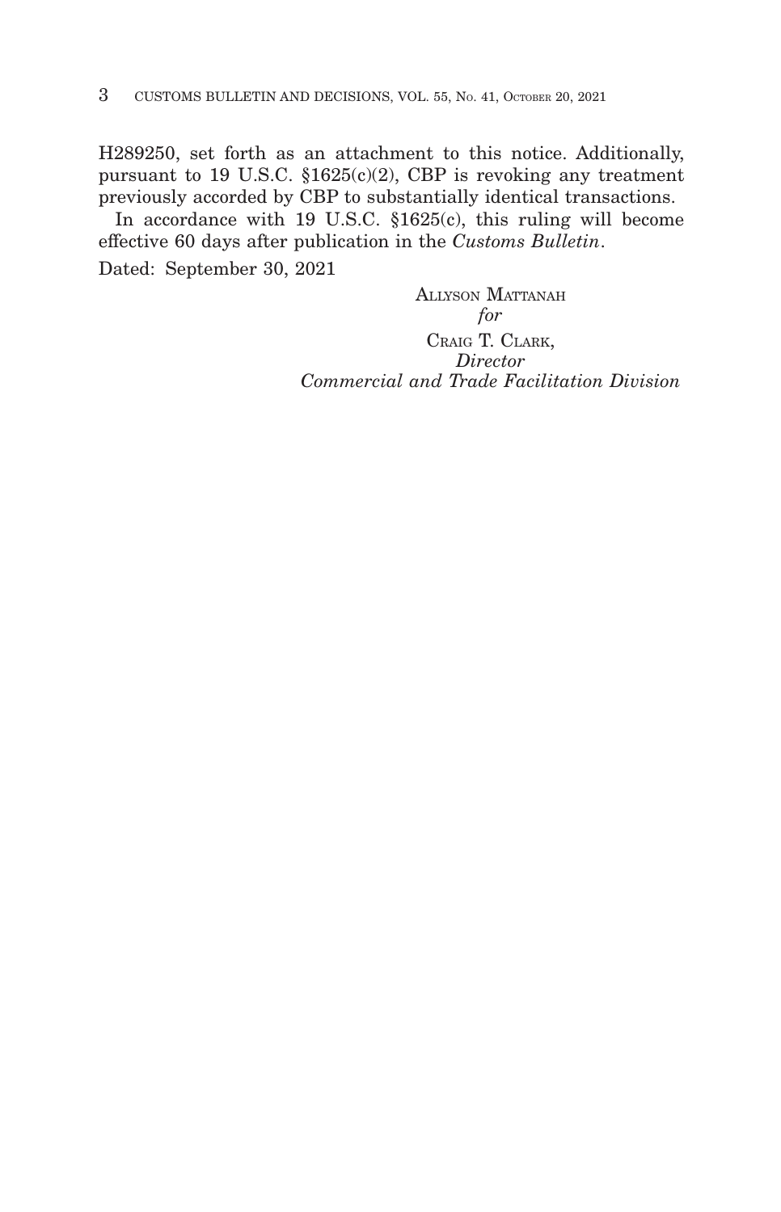H289250, set forth as an attachment to this notice. Additionally, pursuant to 19 U.S.C. §1625(c)(2), CBP is revoking any treatment previously accorded by CBP to substantially identical transactions.

In accordance with 19 U.S.C. §1625(c), this ruling will become effective 60 days after publication in the *Customs Bulletin*.

Dated: September 30, 2021

ALLYSON MATTANAH
*for*
CRAIG T. CLARK,
*Director*
*Commercial and Trade Facilitation Division*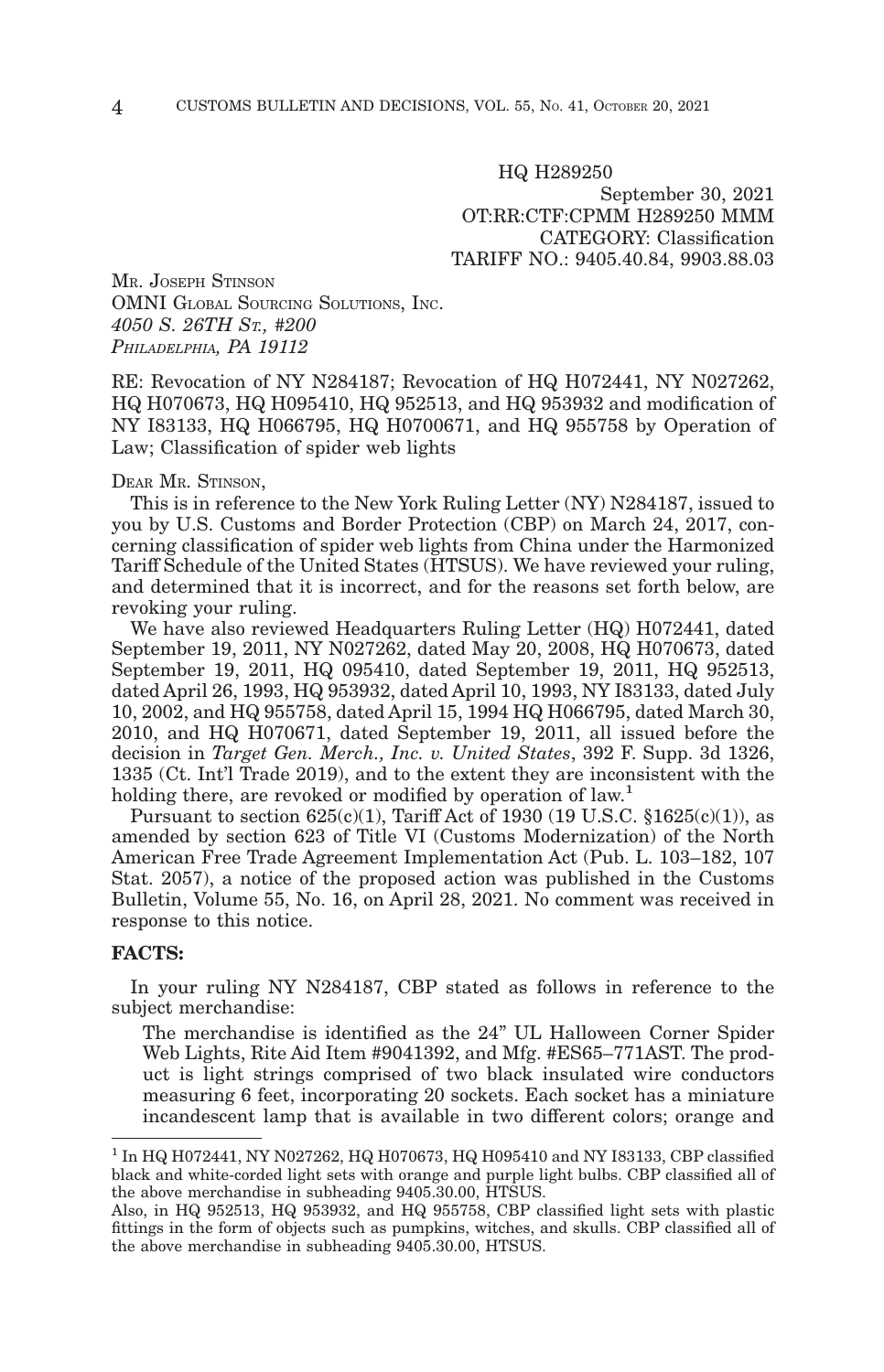HQ H289250

September 30, 2021

OT:RR:CTF:CPMM H289250 MMM

CATEGORY: Classification

TARIFF NO.: 9405.40.84, 9903.88.03

MR. JOSEPH STINSON
OMNI GLOBAL SOURCING SOLUTIONS, INC.
*4050 S. 26TH ST., #200*
*PHILADELPHIA, PA 19112*

RE: Revocation of NY N284187; Revocation of HQ H072441, NY N027262, HQ H070673, HQ H095410, HQ 952513, and HQ 953932 and modification of NY I83133, HQ H066795, HQ H0700671, and HQ 955758 by Operation of Law; Classification of spider web lights

DEAR MR. STINSON,

This is in reference to the New York Ruling Letter (NY) N284187, issued to you by U.S. Customs and Border Protection (CBP) on March 24, 2017, concerning classification of spider web lights from China under the Harmonized Tariff Schedule of the United States (HTSUS). We have reviewed your ruling, and determined that it is incorrect, and for the reasons set forth below, are revoking your ruling.

We have also reviewed Headquarters Ruling Letter (HQ) H072441, dated September 19, 2011, NY N027262, dated May 20, 2008, HQ H070673, dated September 19, 2011, HQ 095410, dated September 19, 2011, HQ 952513, dated April 26, 1993, HQ 953932, dated April 10, 1993, NY I83133, dated July 10, 2002, and HQ 955758, dated April 15, 1994 HQ H066795, dated March 30, 2010, and HQ H070671, dated September 19, 2011, all issued before the decision in *Target Gen. Merch., Inc. v. United States*, 392 F. Supp. 3d 1326, 1335 (Ct. Int'l Trade 2019), and to the extent they are inconsistent with the holding there, are revoked or modified by operation of law.[1]

Pursuant to section 625(c)(1), Tariff Act of 1930 (19 U.S.C. §1625(c)(1)), as amended by section 623 of Title VI (Customs Modernization) of the North American Free Trade Agreement Implementation Act (Pub. L. 103–182, 107 Stat. 2057), a notice of the proposed action was published in the Customs Bulletin, Volume 55, No. 16, on April 28, 2021. No comment was received in response to this notice.

## FACTS:

In your ruling NY N284187, CBP stated as follows in reference to the subject merchandise:

> The merchandise is identified as the 24" UL Halloween Corner Spider Web Lights, Rite Aid Item #9041392, and Mfg. #ES65–771AST. The product is light strings comprised of two black insulated wire conductors measuring 6 feet, incorporating 20 sockets. Each socket has a miniature incandescent lamp that is available in two different colors; orange and

---

[1] In HQ H072441, NY N027262, HQ H070673, HQ H095410 and NY I83133, CBP classified black and white-corded light sets with orange and purple light bulbs. CBP classified all of the above merchandise in subheading 9405.30.00, HTSUS.

Also, in HQ 952513, HQ 953932, and HQ 955758, CBP classified light sets with plastic fittings in the form of objects such as pumpkins, witches, and skulls. CBP classified all of the above merchandise in subheading 9405.30.00, HTSUS.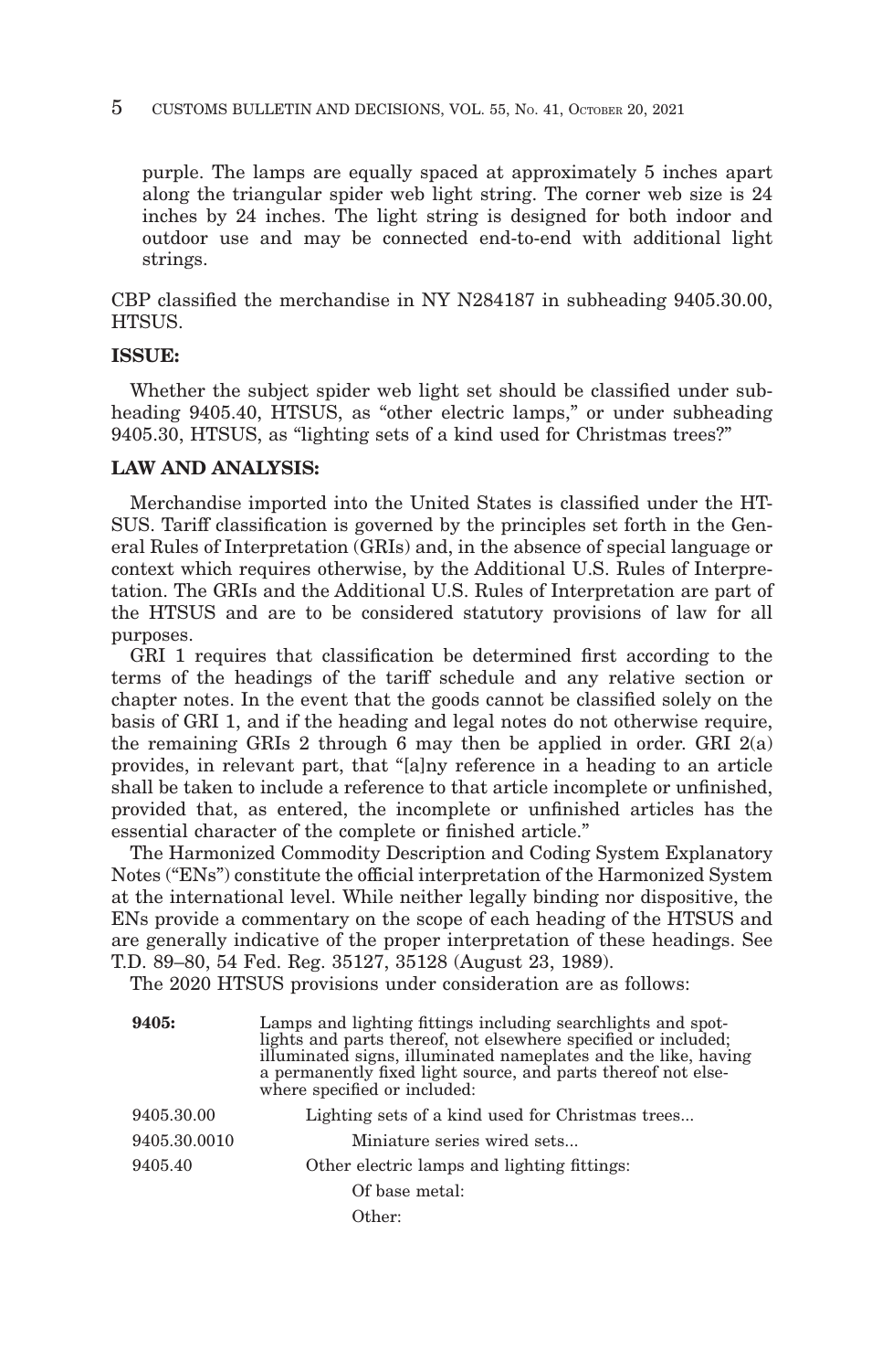purple. The lamps are equally spaced at approximately 5 inches apart along the triangular spider web light string. The corner web size is 24 inches by 24 inches. The light string is designed for both indoor and outdoor use and may be connected end-to-end with additional light strings.

CBP classified the merchandise in NY N284187 in subheading 9405.30.00, HTSUS.

**ISSUE:**

Whether the subject spider web light set should be classified under subheading 9405.40, HTSUS, as "other electric lamps," or under subheading 9405.30, HTSUS, as "lighting sets of a kind used for Christmas trees?"

**LAW AND ANALYSIS:**

Merchandise imported into the United States is classified under the HTSUS. Tariff classification is governed by the principles set forth in the General Rules of Interpretation (GRIs) and, in the absence of special language or context which requires otherwise, by the Additional U.S. Rules of Interpretation. The GRIs and the Additional U.S. Rules of Interpretation are part of the HTSUS and are to be considered statutory provisions of law for all purposes.

GRI 1 requires that classification be determined first according to the terms of the headings of the tariff schedule and any relative section or chapter notes. In the event that the goods cannot be classified solely on the basis of GRI 1, and if the heading and legal notes do not otherwise require, the remaining GRIs 2 through 6 may then be applied in order. GRI 2(a) provides, in relevant part, that "[a]ny reference in a heading to an article shall be taken to include a reference to that article incomplete or unfinished, provided that, as entered, the incomplete or unfinished articles has the essential character of the complete or finished article."

The Harmonized Commodity Description and Coding System Explanatory Notes ("ENs") constitute the official interpretation of the Harmonized System at the international level. While neither legally binding nor dispositive, the ENs provide a commentary on the scope of each heading of the HTSUS and are generally indicative of the proper interpretation of these headings. See T.D. 89–80, 54 Fed. Reg. 35127, 35128 (August 23, 1989).

The 2020 HTSUS provisions under consideration are as follows:

| | |
|---|---|
| **9405:** | Lamps and lighting fittings including searchlights and spotlights and parts thereof, not elsewhere specified or included; illuminated signs, illuminated nameplates and the like, having a permanently fixed light source, and parts thereof not elsewhere specified or included: |
| 9405.30.00 | Lighting sets of a kind used for Christmas trees... |
| 9405.30.0010 | Miniature series wired sets... |
| 9405.40 | Other electric lamps and lighting fittings: |
| | Of base metal: |
| | Other: |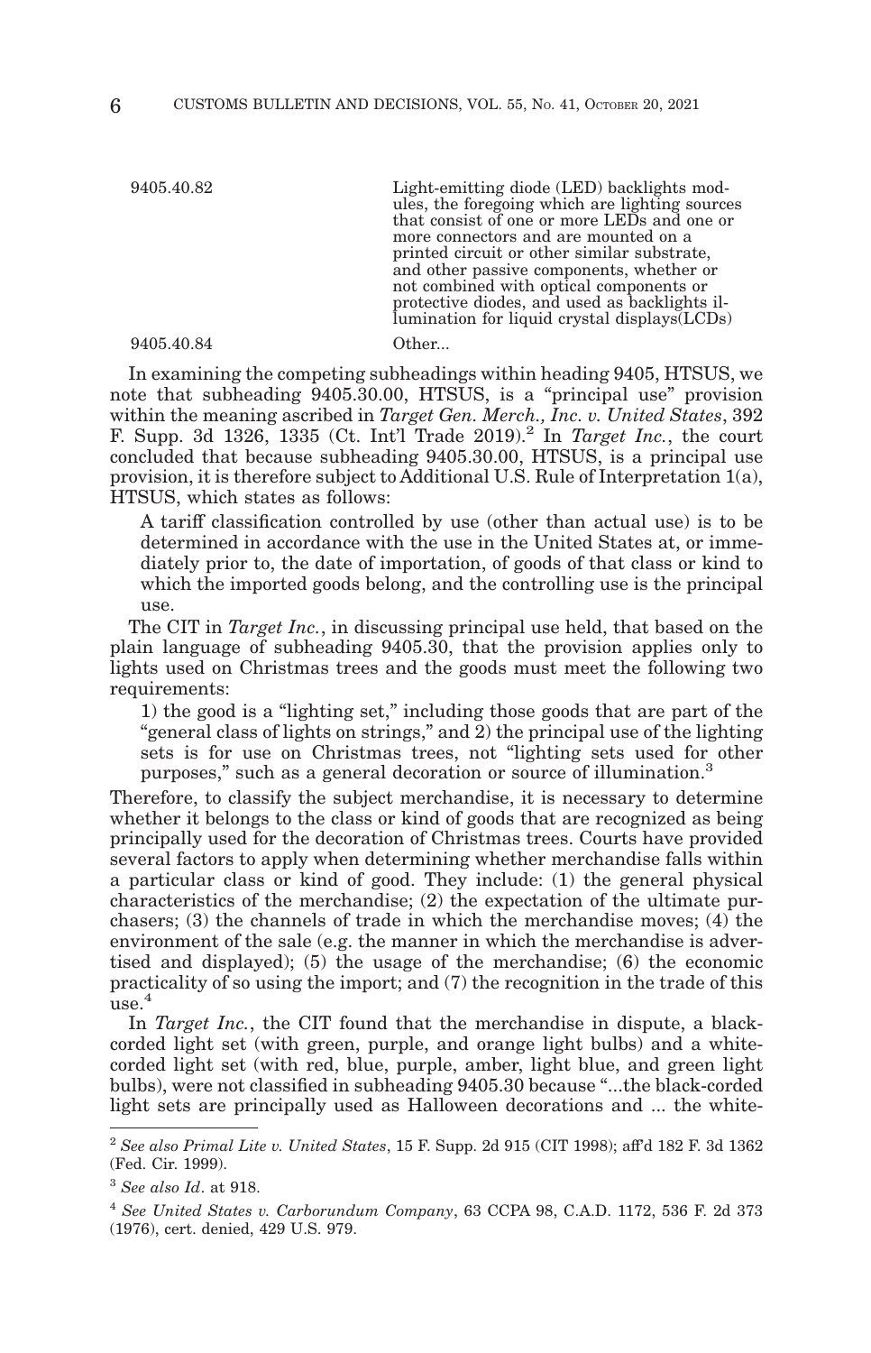| | |
|---|---|
| 9405.40.82 | Light-emitting diode (LED) backlights modules, the foregoing which are lighting sources that consist of one or more LEDs and one or more connectors and are mounted on a printed circuit or other similar substrate, and other passive components, whether or not combined with optical components or protective diodes, and used as backlights illumination for liquid crystal displays(LCDs) |
| 9405.40.84 | Other... |

In examining the competing subheadings within heading 9405, HTSUS, we note that subheading 9405.30.00, HTSUS, is a "principal use" provision within the meaning ascribed in *Target Gen. Merch., Inc. v. United States*, 392 F. Supp. 3d 1326, 1335 (Ct. Int'l Trade 2019).[2] In *Target Inc.*, the court concluded that because subheading 9405.30.00, HTSUS, is a principal use provision, it is therefore subject to Additional U.S. Rule of Interpretation 1(a), HTSUS, which states as follows:

> A tariff classification controlled by use (other than actual use) is to be determined in accordance with the use in the United States at, or immediately prior to, the date of importation, of goods of that class or kind to which the imported goods belong, and the controlling use is the principal use.

The CIT in *Target Inc.*, in discussing principal use held, that based on the plain language of subheading 9405.30, that the provision applies only to lights used on Christmas trees and the goods must meet the following two requirements:

> 1) the good is a "lighting set," including those goods that are part of the "general class of lights on strings," and 2) the principal use of the lighting sets is for use on Christmas trees, not "lighting sets used for other purposes," such as a general decoration or source of illumination.[3]

Therefore, to classify the subject merchandise, it is necessary to determine whether it belongs to the class or kind of goods that are recognized as being principally used for the decoration of Christmas trees. Courts have provided several factors to apply when determining whether merchandise falls within a particular class or kind of good. They include: (1) the general physical characteristics of the merchandise; (2) the expectation of the ultimate purchasers; (3) the channels of trade in which the merchandise moves; (4) the environment of the sale (e.g. the manner in which the merchandise is advertised and displayed); (5) the usage of the merchandise; (6) the economic practicality of so using the import; and (7) the recognition in the trade of this use.[4]

In *Target Inc.*, the CIT found that the merchandise in dispute, a black-corded light set (with green, purple, and orange light bulbs) and a white-corded light set (with red, blue, purple, amber, light blue, and green light bulbs), were not classified in subheading 9405.30 because "...the black-corded light sets are principally used as Halloween decorations and ... the white-

---

[2] *See also Primal Lite v. United States*, 15 F. Supp. 2d 915 (CIT 1998); aff'd 182 F. 3d 1362 (Fed. Cir. 1999).

[3] *See also Id*. at 918.

[4] *See United States v. Carborundum Company*, 63 CCPA 98, C.A.D. 1172, 536 F. 2d 373 (1976), cert. denied, 429 U.S. 979.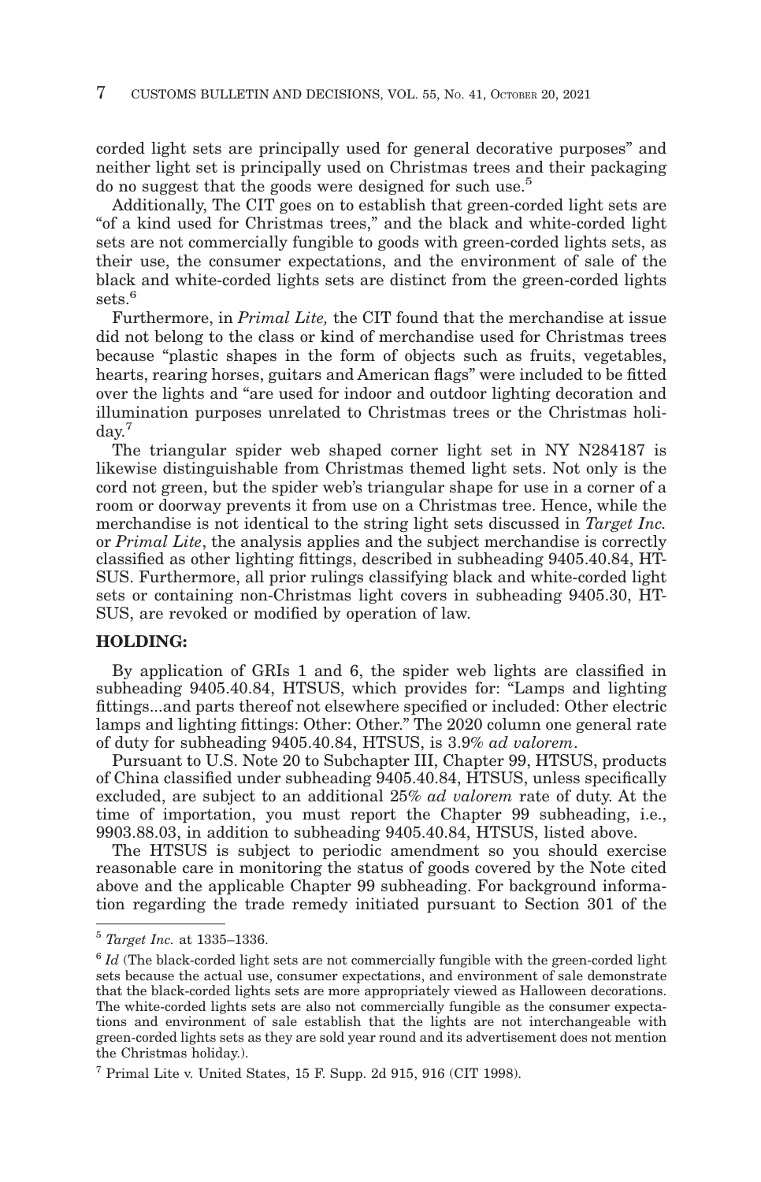corded light sets are principally used for general decorative purposes" and neither light set is principally used on Christmas trees and their packaging do no suggest that the goods were designed for such use.[5]

Additionally, The CIT goes on to establish that green-corded light sets are "of a kind used for Christmas trees," and the black and white-corded light sets are not commercially fungible to goods with green-corded lights sets, as their use, the consumer expectations, and the environment of sale of the black and white-corded lights sets are distinct from the green-corded lights sets.[6]

Furthermore, in *Primal Lite,* the CIT found that the merchandise at issue did not belong to the class or kind of merchandise used for Christmas trees because "plastic shapes in the form of objects such as fruits, vegetables, hearts, rearing horses, guitars and American flags" were included to be fitted over the lights and "are used for indoor and outdoor lighting decoration and illumination purposes unrelated to Christmas trees or the Christmas holiday.[7]

The triangular spider web shaped corner light set in NY N284187 is likewise distinguishable from Christmas themed light sets. Not only is the cord not green, but the spider web's triangular shape for use in a corner of a room or doorway prevents it from use on a Christmas tree. Hence, while the merchandise is not identical to the string light sets discussed in *Target Inc.* or *Primal Lite*, the analysis applies and the subject merchandise is correctly classified as other lighting fittings, described in subheading 9405.40.84, HTSUS. Furthermore, all prior rulings classifying black and white-corded light sets or containing non-Christmas light covers in subheading 9405.30, HTSUS, are revoked or modified by operation of law.

**HOLDING:**

By application of GRIs 1 and 6, the spider web lights are classified in subheading 9405.40.84, HTSUS, which provides for: "Lamps and lighting fittings...and parts thereof not elsewhere specified or included: Other electric lamps and lighting fittings: Other: Other." The 2020 column one general rate of duty for subheading 9405.40.84, HTSUS, is 3.9% *ad valorem*.

Pursuant to U.S. Note 20 to Subchapter III, Chapter 99, HTSUS, products of China classified under subheading 9405.40.84, HTSUS, unless specifically excluded, are subject to an additional 25% *ad valorem* rate of duty. At the time of importation, you must report the Chapter 99 subheading, i.e., 9903.88.03, in addition to subheading 9405.40.84, HTSUS, listed above.

The HTSUS is subject to periodic amendment so you should exercise reasonable care in monitoring the status of goods covered by the Note cited above and the applicable Chapter 99 subheading. For background information regarding the trade remedy initiated pursuant to Section 301 of the

---

[5] *Target Inc.* at 1335–1336.

[6] *Id* (The black-corded light sets are not commercially fungible with the green-corded light sets because the actual use, consumer expectations, and environment of sale demonstrate that the black-corded lights sets are more appropriately viewed as Halloween decorations. The white-corded lights sets are also not commercially fungible as the consumer expectations and environment of sale establish that the lights are not interchangeable with green-corded lights sets as they are sold year round and its advertisement does not mention the Christmas holiday.).

[7] Primal Lite v. United States, 15 F. Supp. 2d 915, 916 (CIT 1998).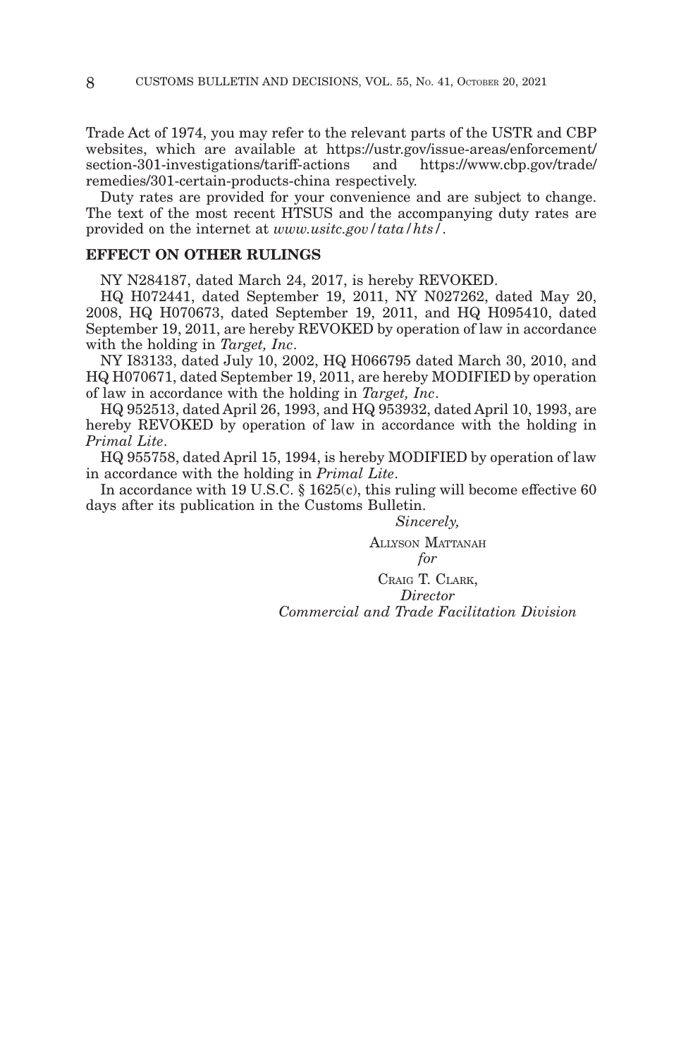Trade Act of 1974, you may refer to the relevant parts of the USTR and CBP websites, which are available at https://ustr.gov/issue-areas/enforcement/section-301-investigations/tariff-actions and https://www.cbp.gov/trade/remedies/301-certain-products-china respectively.

Duty rates are provided for your convenience and are subject to change. The text of the most recent HTSUS and the accompanying duty rates are provided on the internet at *www.usitc.gov/tata/hts/*.

**EFFECT ON OTHER RULINGS**

NY N284187, dated March 24, 2017, is hereby REVOKED.

HQ H072441, dated September 19, 2011, NY N027262, dated May 20, 2008, HQ H070673, dated September 19, 2011, and HQ H095410, dated September 19, 2011, are hereby REVOKED by operation of law in accordance with the holding in *Target, Inc*.

NY I83133, dated July 10, 2002, HQ H066795 dated March 30, 2010, and HQ H070671, dated September 19, 2011, are hereby MODIFIED by operation of law in accordance with the holding in *Target, Inc*.

HQ 952513, dated April 26, 1993, and HQ 953932, dated April 10, 1993, are hereby REVOKED by operation of law in accordance with the holding in *Primal Lite*.

HQ 955758, dated April 15, 1994, is hereby MODIFIED by operation of law in accordance with the holding in *Primal Lite*.

In accordance with 19 U.S.C. § 1625(c), this ruling will become effective 60 days after its publication in the Customs Bulletin.

*Sincerely,*

ALLYSON MATTANAH
*for*
CRAIG T. CLARK,
*Director*
*Commercial and Trade Facilitation Division*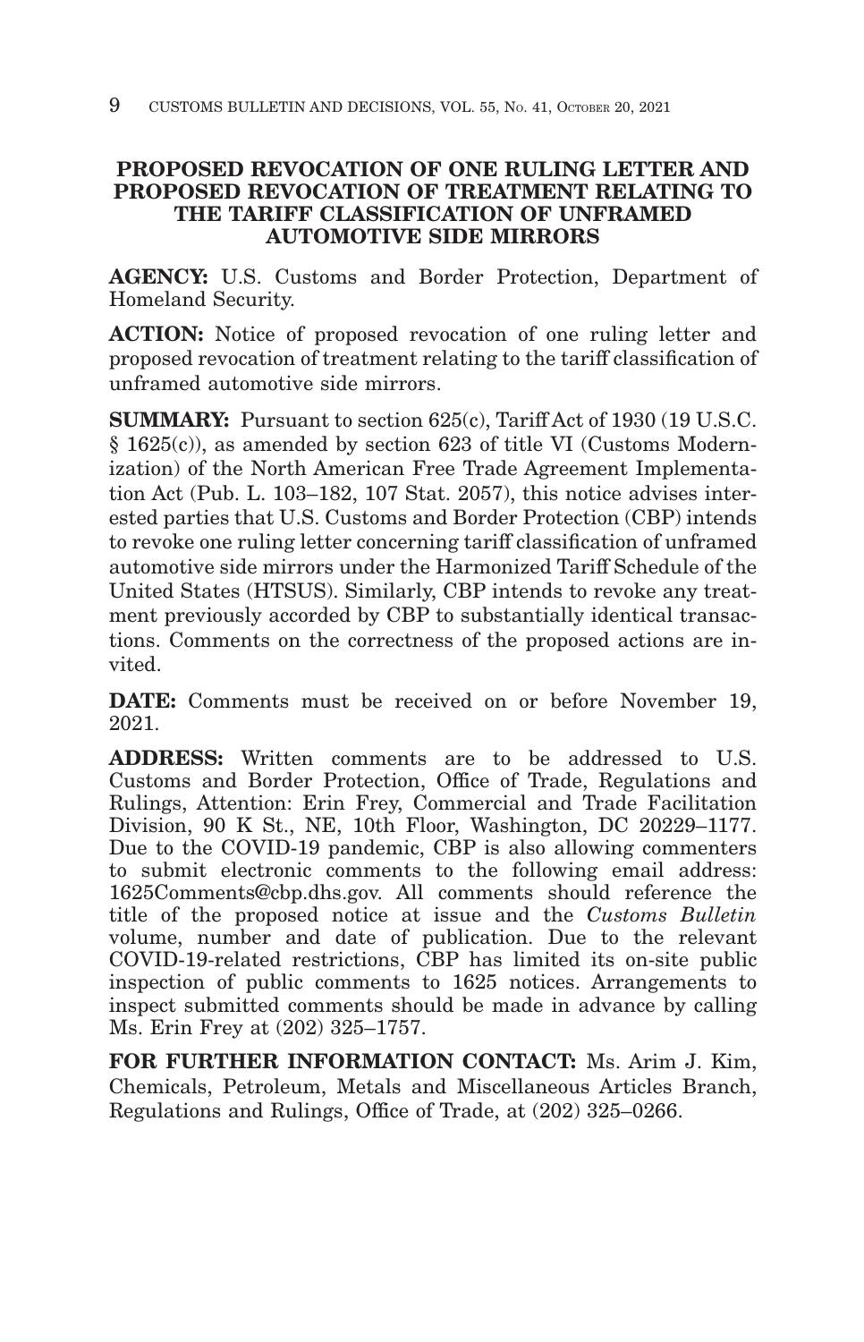## PROPOSED REVOCATION OF ONE RULING LETTER AND PROPOSED REVOCATION OF TREATMENT RELATING TO THE TARIFF CLASSIFICATION OF UNFRAMED AUTOMOTIVE SIDE MIRRORS

**AGENCY:** U.S. Customs and Border Protection, Department of Homeland Security.

**ACTION:** Notice of proposed revocation of one ruling letter and proposed revocation of treatment relating to the tariff classification of unframed automotive side mirrors.

**SUMMARY:** Pursuant to section 625(c), Tariff Act of 1930 (19 U.S.C. § 1625(c)), as amended by section 623 of title VI (Customs Modernization) of the North American Free Trade Agreement Implementation Act (Pub. L. 103–182, 107 Stat. 2057), this notice advises interested parties that U.S. Customs and Border Protection (CBP) intends to revoke one ruling letter concerning tariff classification of unframed automotive side mirrors under the Harmonized Tariff Schedule of the United States (HTSUS). Similarly, CBP intends to revoke any treatment previously accorded by CBP to substantially identical transactions. Comments on the correctness of the proposed actions are invited.

**DATE:** Comments must be received on or before November 19, 2021.

**ADDRESS:** Written comments are to be addressed to U.S. Customs and Border Protection, Office of Trade, Regulations and Rulings, Attention: Erin Frey, Commercial and Trade Facilitation Division, 90 K St., NE, 10th Floor, Washington, DC 20229–1177. Due to the COVID-19 pandemic, CBP is also allowing commenters to submit electronic comments to the following email address: 1625Comments@cbp.dhs.gov. All comments should reference the title of the proposed notice at issue and the *Customs Bulletin* volume, number and date of publication. Due to the relevant COVID-19-related restrictions, CBP has limited its on-site public inspection of public comments to 1625 notices. Arrangements to inspect submitted comments should be made in advance by calling Ms. Erin Frey at (202) 325–1757.

**FOR FURTHER INFORMATION CONTACT:** Ms. Arim J. Kim, Chemicals, Petroleum, Metals and Miscellaneous Articles Branch, Regulations and Rulings, Office of Trade, at (202) 325–0266.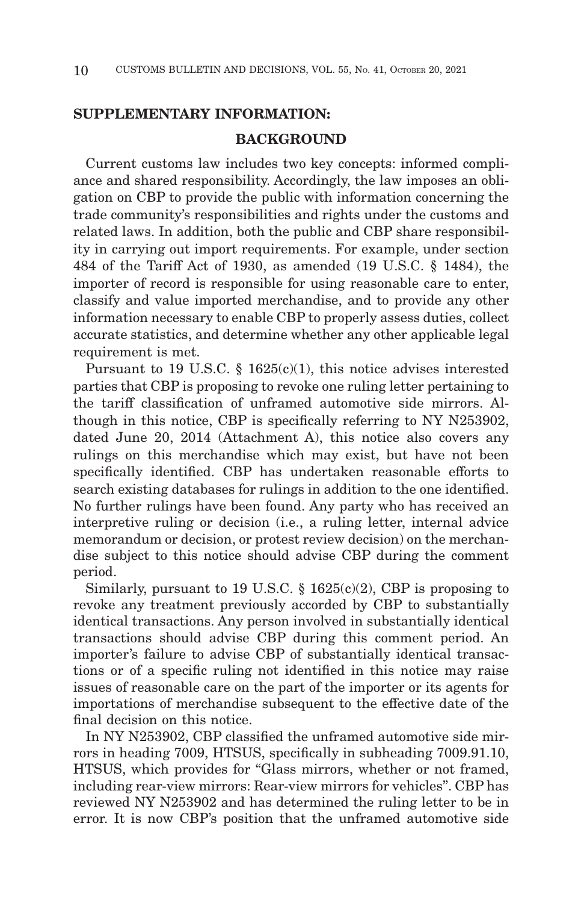**SUPPLEMENTARY INFORMATION:**

**BACKGROUND**

Current customs law includes two key concepts: informed compliance and shared responsibility. Accordingly, the law imposes an obligation on CBP to provide the public with information concerning the trade community's responsibilities and rights under the customs and related laws. In addition, both the public and CBP share responsibility in carrying out import requirements. For example, under section 484 of the Tariff Act of 1930, as amended (19 U.S.C. § 1484), the importer of record is responsible for using reasonable care to enter, classify and value imported merchandise, and to provide any other information necessary to enable CBP to properly assess duties, collect accurate statistics, and determine whether any other applicable legal requirement is met.

Pursuant to 19 U.S.C. § 1625(c)(1), this notice advises interested parties that CBP is proposing to revoke one ruling letter pertaining to the tariff classification of unframed automotive side mirrors. Although in this notice, CBP is specifically referring to NY N253902, dated June 20, 2014 (Attachment A), this notice also covers any rulings on this merchandise which may exist, but have not been specifically identified. CBP has undertaken reasonable efforts to search existing databases for rulings in addition to the one identified. No further rulings have been found. Any party who has received an interpretive ruling or decision (i.e., a ruling letter, internal advice memorandum or decision, or protest review decision) on the merchandise subject to this notice should advise CBP during the comment period.

Similarly, pursuant to 19 U.S.C. § 1625(c)(2), CBP is proposing to revoke any treatment previously accorded by CBP to substantially identical transactions. Any person involved in substantially identical transactions should advise CBP during this comment period. An importer's failure to advise CBP of substantially identical transactions or of a specific ruling not identified in this notice may raise issues of reasonable care on the part of the importer or its agents for importations of merchandise subsequent to the effective date of the final decision on this notice.

In NY N253902, CBP classified the unframed automotive side mirrors in heading 7009, HTSUS, specifically in subheading 7009.91.10, HTSUS, which provides for "Glass mirrors, whether or not framed, including rear-view mirrors: Rear-view mirrors for vehicles". CBP has reviewed NY N253902 and has determined the ruling letter to be in error. It is now CBP's position that the unframed automotive side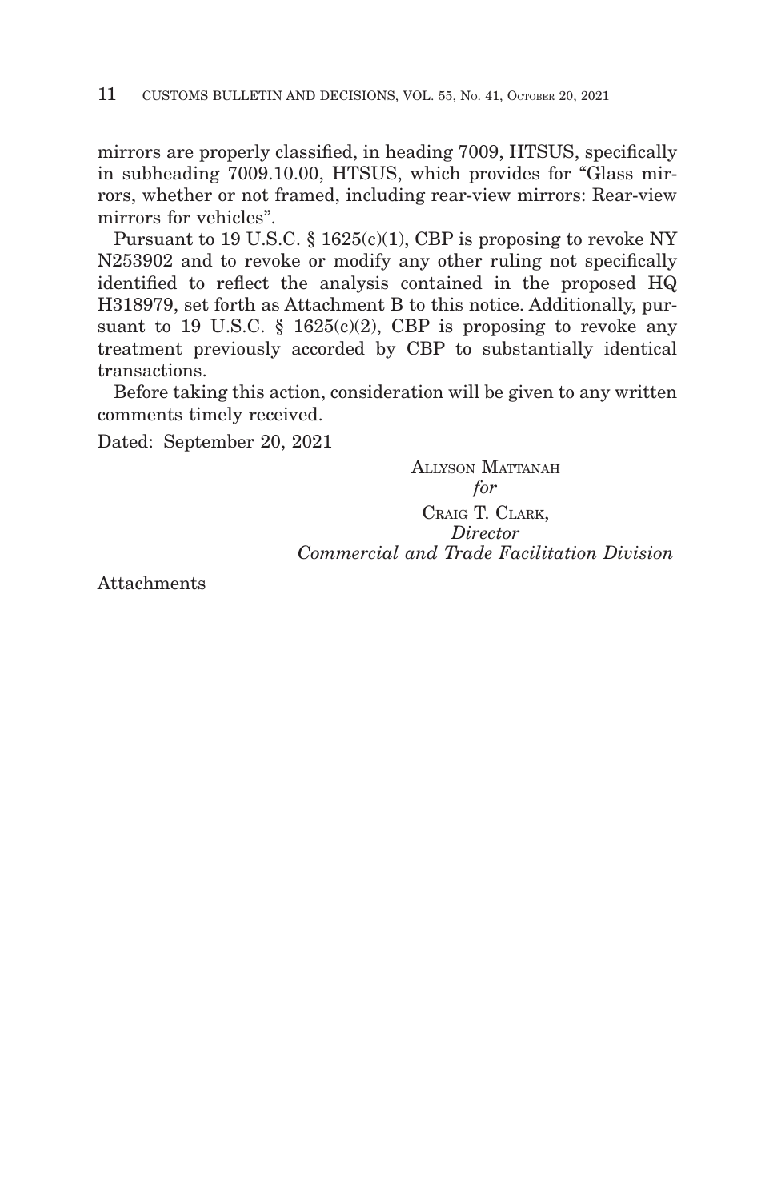mirrors are properly classified, in heading 7009, HTSUS, specifically in subheading 7009.10.00, HTSUS, which provides for "Glass mirrors, whether or not framed, including rear-view mirrors: Rear-view mirrors for vehicles".

Pursuant to 19 U.S.C. § 1625(c)(1), CBP is proposing to revoke NY N253902 and to revoke or modify any other ruling not specifically identified to reflect the analysis contained in the proposed HQ H318979, set forth as Attachment B to this notice. Additionally, pursuant to 19 U.S.C. § 1625(c)(2), CBP is proposing to revoke any treatment previously accorded by CBP to substantially identical transactions.

Before taking this action, consideration will be given to any written comments timely received.

Dated: September 20, 2021

ALLYSON MATTANAH
*for*
CRAIG T. CLARK,
*Director*
*Commercial and Trade Facilitation Division*

Attachments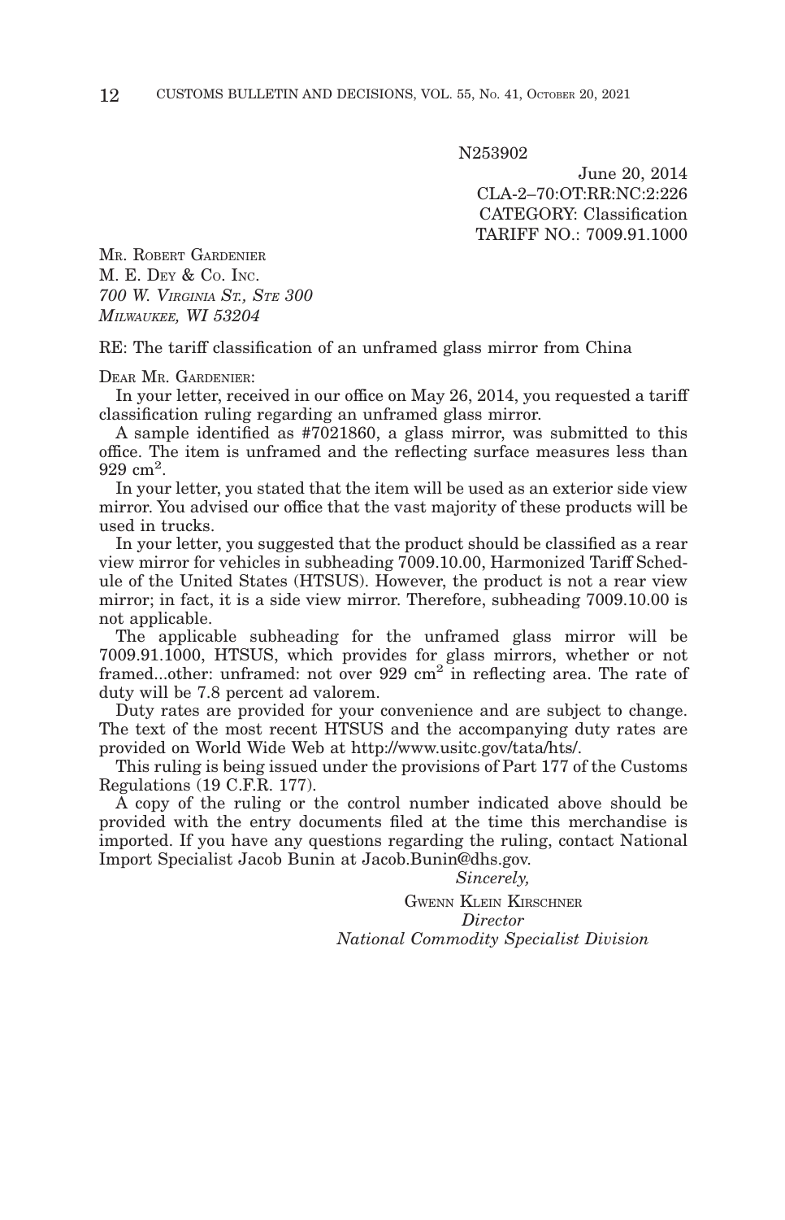N253902

June 20, 2014
CLA-2–70:OT:RR:NC:2:226
CATEGORY: Classification
TARIFF NO.: 7009.91.1000

MR. ROBERT GARDENIER
M. E. DEY & CO. INC.
*700 W. VIRGINIA ST., STE 300*
*MILWAUKEE, WI 53204*

RE: The tariff classification of an unframed glass mirror from China

DEAR MR. GARDENIER:

In your letter, received in our office on May 26, 2014, you requested a tariff classification ruling regarding an unframed glass mirror.

A sample identified as #7021860, a glass mirror, was submitted to this office. The item is unframed and the reflecting surface measures less than 929 $cm^2$.

In your letter, you stated that the item will be used as an exterior side view mirror. You advised our office that the vast majority of these products will be used in trucks.

In your letter, you suggested that the product should be classified as a rear view mirror for vehicles in subheading 7009.10.00, Harmonized Tariff Schedule of the United States (HTSUS). However, the product is not a rear view mirror; in fact, it is a side view mirror. Therefore, subheading 7009.10.00 is not applicable.

The applicable subheading for the unframed glass mirror will be 7009.91.1000, HTSUS, which provides for glass mirrors, whether or not framed...other: unframed: not over 929 $cm^2$ in reflecting area. The rate of duty will be 7.8 percent ad valorem.

Duty rates are provided for your convenience and are subject to change. The text of the most recent HTSUS and the accompanying duty rates are provided on World Wide Web at http://www.usitc.gov/tata/hts/.

This ruling is being issued under the provisions of Part 177 of the Customs Regulations (19 C.F.R. 177).

A copy of the ruling or the control number indicated above should be provided with the entry documents filed at the time this merchandise is imported. If you have any questions regarding the ruling, contact National Import Specialist Jacob Bunin at Jacob.Bunin@dhs.gov.

*Sincerely,*

GWENN KLEIN KIRSCHNER
*Director*
*National Commodity Specialist Division*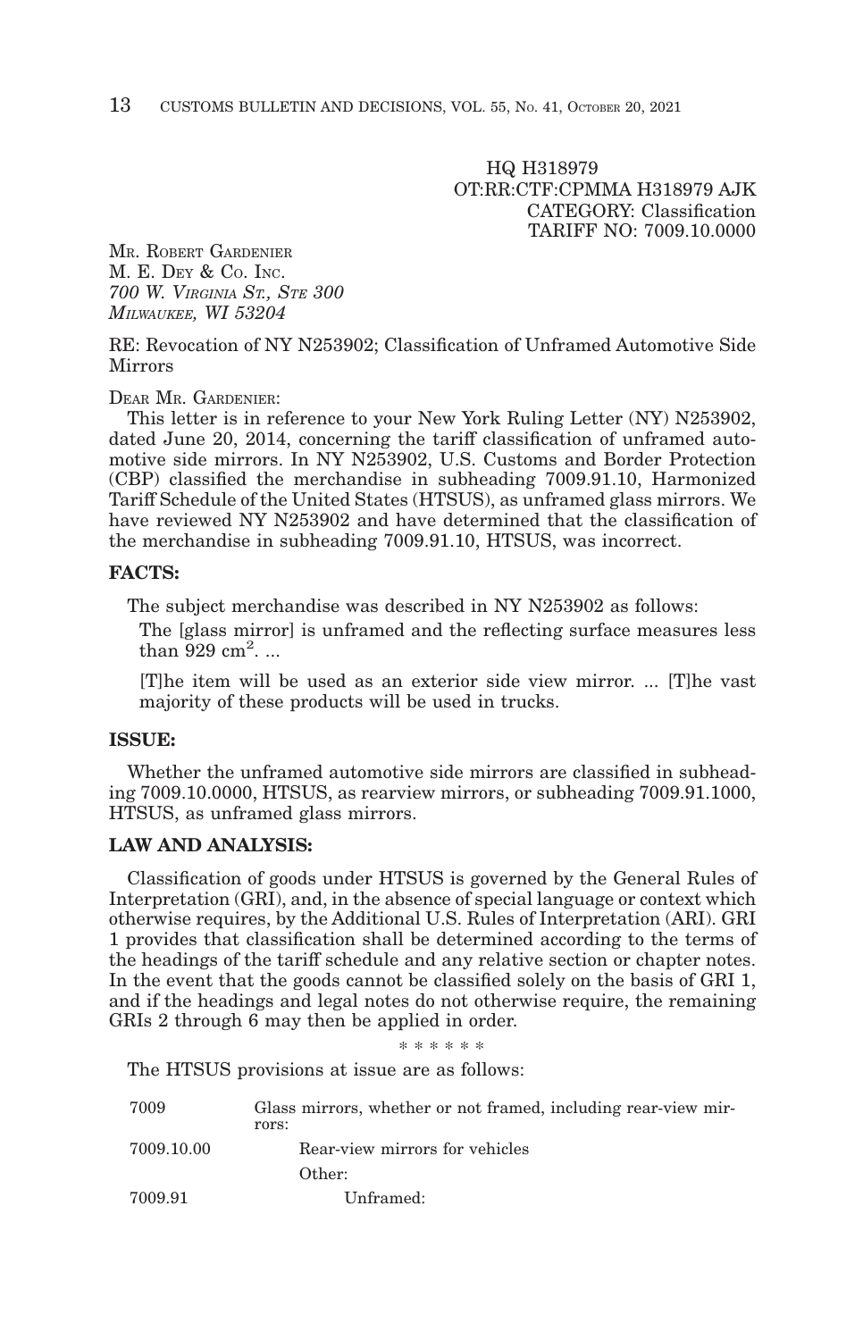HQ H318979
OT:RR:CTF:CPMMA H318979 AJK
CATEGORY: Classification
TARIFF NO: 7009.10.0000

MR. ROBERT GARDENIER
M. E. DEY & CO. INC.
*700 W. VIRGINIA ST., STE 300*
*MILWAUKEE, WI 53204*

RE: Revocation of NY N253902; Classification of Unframed Automotive Side Mirrors

DEAR MR. GARDENIER:

This letter is in reference to your New York Ruling Letter (NY) N253902, dated June 20, 2014, concerning the tariff classification of unframed automotive side mirrors. In NY N253902, U.S. Customs and Border Protection (CBP) classified the merchandise in subheading 7009.91.10, Harmonized Tariff Schedule of the United States (HTSUS), as unframed glass mirrors. We have reviewed NY N253902 and have determined that the classification of the merchandise in subheading 7009.91.10, HTSUS, was incorrect.

**FACTS:**

The subject merchandise was described in NY N253902 as follows:

> The [glass mirror] is unframed and the reflecting surface measures less than 929 $cm^2$. ...
>
> [T]he item will be used as an exterior side view mirror. ... [T]he vast majority of these products will be used in trucks.

**ISSUE:**

Whether the unframed automotive side mirrors are classified in subheading 7009.10.0000, HTSUS, as rearview mirrors, or subheading 7009.91.1000, HTSUS, as unframed glass mirrors.

**LAW AND ANALYSIS:**

Classification of goods under HTSUS is governed by the General Rules of Interpretation (GRI), and, in the absence of special language or context which otherwise requires, by the Additional U.S. Rules of Interpretation (ARI). GRI 1 provides that classification shall be determined according to the terms of the headings of the tariff schedule and any relative section or chapter notes. In the event that the goods cannot be classified solely on the basis of GRI 1, and if the headings and legal notes do not otherwise require, the remaining GRIs 2 through 6 may then be applied in order.

\* \* \* \* \* \*

The HTSUS provisions at issue are as follows:

| | |
|---|---|
| 7009 | Glass mirrors, whether or not framed, including rear-view mirrors: |
| 7009.10.00 | Rear-view mirrors for vehicles |
| | Other: |
| 7009.91 | Unframed: |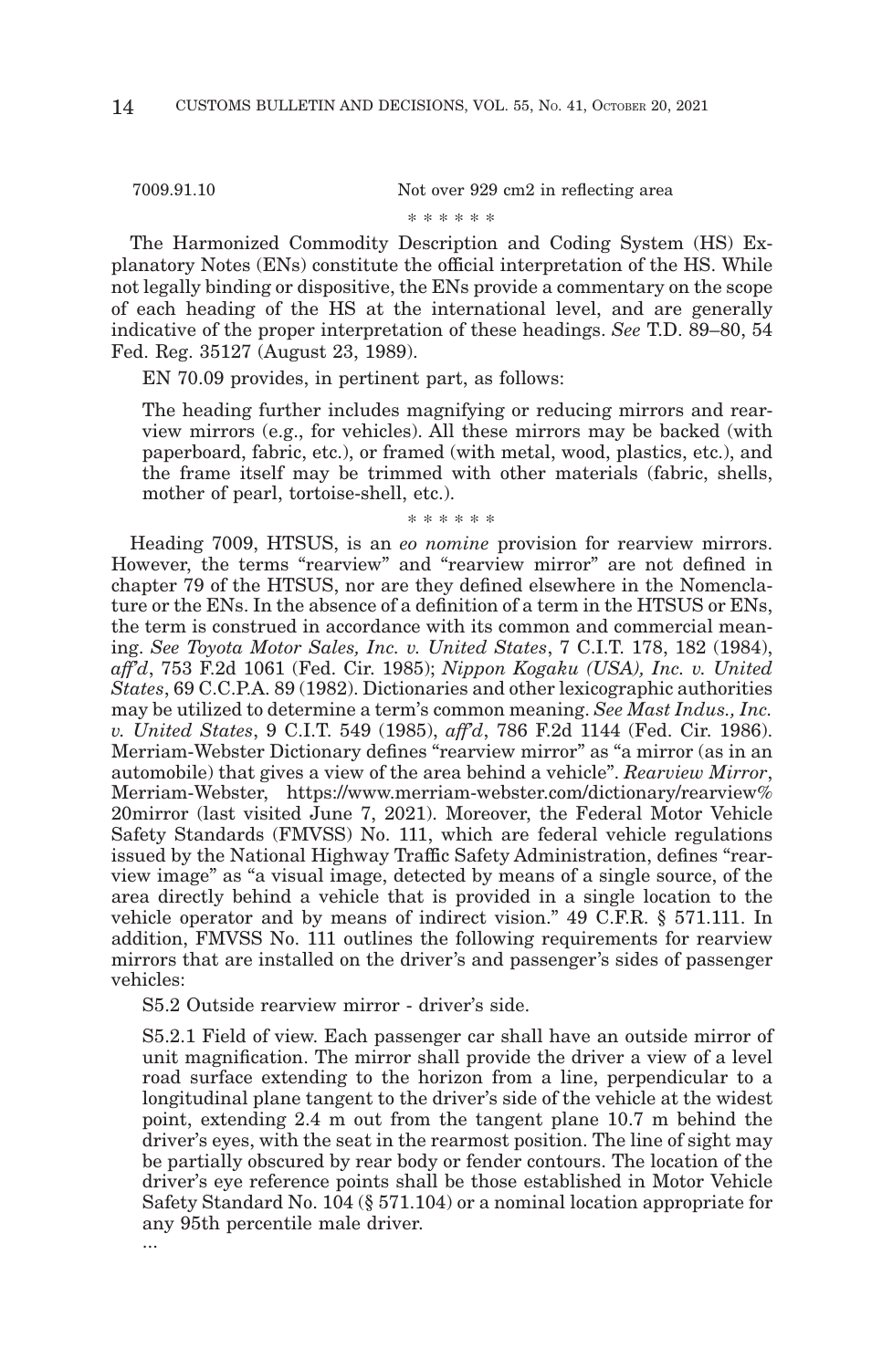7009.91.10 Not over 929 cm2 in reflecting area

\* \* \* \* \* \*

The Harmonized Commodity Description and Coding System (HS) Explanatory Notes (ENs) constitute the official interpretation of the HS. While not legally binding or dispositive, the ENs provide a commentary on the scope of each heading of the HS at the international level, and are generally indicative of the proper interpretation of these headings. *See* T.D. 89–80, 54 Fed. Reg. 35127 (August 23, 1989).

EN 70.09 provides, in pertinent part, as follows:

> The heading further includes magnifying or reducing mirrors and rear-view mirrors (e.g., for vehicles). All these mirrors may be backed (with paperboard, fabric, etc.), or framed (with metal, wood, plastics, etc.), and the frame itself may be trimmed with other materials (fabric, shells, mother of pearl, tortoise-shell, etc.).

\* \* \* \* \* \*

Heading 7009, HTSUS, is an *eo nomine* provision for rearview mirrors. However, the terms "rearview" and "rearview mirror" are not defined in chapter 79 of the HTSUS, nor are they defined elsewhere in the Nomenclature or the ENs. In the absence of a definition of a term in the HTSUS or ENs, the term is construed in accordance with its common and commercial meaning. *See Toyota Motor Sales, Inc. v. United States*, 7 C.I.T. 178, 182 (1984), *aff'd*, 753 F.2d 1061 (Fed. Cir. 1985); *Nippon Kogaku (USA), Inc. v. United States*, 69 C.C.P.A. 89 (1982). Dictionaries and other lexicographic authorities may be utilized to determine a term's common meaning. *See Mast Indus., Inc. v. United States*, 9 C.I.T. 549 (1985), *aff'd*, 786 F.2d 1144 (Fed. Cir. 1986). Merriam-Webster Dictionary defines "rearview mirror" as "a mirror (as in an automobile) that gives a view of the area behind a vehicle". *Rearview Mirror*, Merriam-Webster, https://www.merriam-webster.com/dictionary/rearview%20mirror (last visited June 7, 2021). Moreover, the Federal Motor Vehicle Safety Standards (FMVSS) No. 111, which are federal vehicle regulations issued by the National Highway Traffic Safety Administration, defines "rearview image" as "a visual image, detected by means of a single source, of the area directly behind a vehicle that is provided in a single location to the vehicle operator and by means of indirect vision." 49 C.F.R. § 571.111. In addition, FMVSS No. 111 outlines the following requirements for rearview mirrors that are installed on the driver's and passenger's sides of passenger vehicles:

> S5.2 Outside rearview mirror - driver's side.
>
> S5.2.1 Field of view. Each passenger car shall have an outside mirror of unit magnification. The mirror shall provide the driver a view of a level road surface extending to the horizon from a line, perpendicular to a longitudinal plane tangent to the driver's side of the vehicle at the widest point, extending 2.4 m out from the tangent plane 10.7 m behind the driver's eyes, with the seat in the rearmost position. The line of sight may be partially obscured by rear body or fender contours. The location of the driver's eye reference points shall be those established in Motor Vehicle Safety Standard No. 104 (§ 571.104) or a nominal location appropriate for any 95th percentile male driver.
>
> ...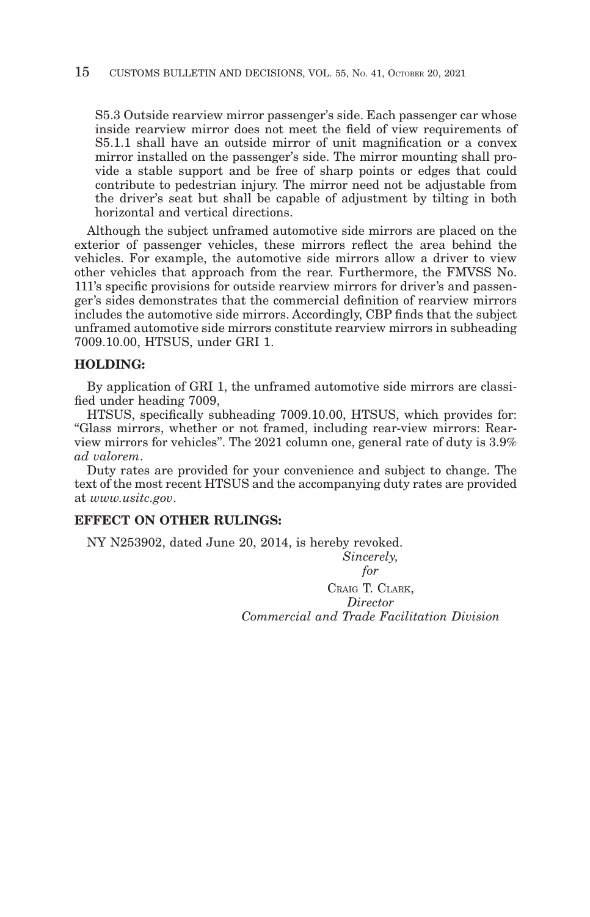> S5.3 Outside rearview mirror passenger's side. Each passenger car whose inside rearview mirror does not meet the field of view requirements of S5.1.1 shall have an outside mirror of unit magnification or a convex mirror installed on the passenger's side. The mirror mounting shall provide a stable support and be free of sharp points or edges that could contribute to pedestrian injury. The mirror need not be adjustable from the driver's seat but shall be capable of adjustment by tilting in both horizontal and vertical directions.

Although the subject unframed automotive side mirrors are placed on the exterior of passenger vehicles, these mirrors reflect the area behind the vehicles. For example, the automotive side mirrors allow a driver to view other vehicles that approach from the rear. Furthermore, the FMVSS No. 111's specific provisions for outside rearview mirrors for driver's and passenger's sides demonstrates that the commercial definition of rearview mirrors includes the automotive side mirrors. Accordingly, CBP finds that the subject unframed automotive side mirrors constitute rearview mirrors in subheading 7009.10.00, HTSUS, under GRI 1.

**HOLDING:**

By application of GRI 1, the unframed automotive side mirrors are classified under heading 7009,

HTSUS, specifically subheading 7009.10.00, HTSUS, which provides for: "Glass mirrors, whether or not framed, including rear-view mirrors: Rear-view mirrors for vehicles". The 2021 column one, general rate of duty is 3.9% *ad valorem*.

Duty rates are provided for your convenience and subject to change. The text of the most recent HTSUS and the accompanying duty rates are provided at *www.usitc.gov*.

**EFFECT ON OTHER RULINGS:**

NY N253902, dated June 20, 2014, is hereby revoked.

*Sincerely,*

*for*

CRAIG T. CLARK,

*Director*

*Commercial and Trade Facilitation Division*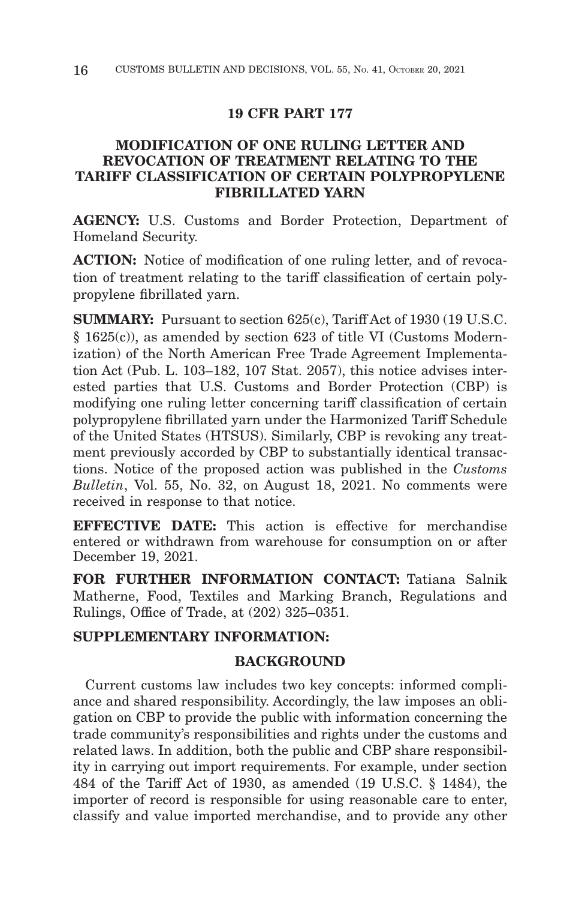## 19 CFR PART 177

## MODIFICATION OF ONE RULING LETTER AND REVOCATION OF TREATMENT RELATING TO THE TARIFF CLASSIFICATION OF CERTAIN POLYPROPYLENE FIBRILLATED YARN

**AGENCY:** U.S. Customs and Border Protection, Department of Homeland Security.

**ACTION:** Notice of modification of one ruling letter, and of revocation of treatment relating to the tariff classification of certain polypropylene fibrillated yarn.

**SUMMARY:** Pursuant to section 625(c), Tariff Act of 1930 (19 U.S.C. § 1625(c)), as amended by section 623 of title VI (Customs Modernization) of the North American Free Trade Agreement Implementation Act (Pub. L. 103–182, 107 Stat. 2057), this notice advises interested parties that U.S. Customs and Border Protection (CBP) is modifying one ruling letter concerning tariff classification of certain polypropylene fibrillated yarn under the Harmonized Tariff Schedule of the United States (HTSUS). Similarly, CBP is revoking any treatment previously accorded by CBP to substantially identical transactions. Notice of the proposed action was published in the *Customs Bulletin*, Vol. 55, No. 32, on August 18, 2021. No comments were received in response to that notice.

**EFFECTIVE DATE:** This action is effective for merchandise entered or withdrawn from warehouse for consumption on or after December 19, 2021.

**FOR FURTHER INFORMATION CONTACT:** Tatiana Salnik Matherne, Food, Textiles and Marking Branch, Regulations and Rulings, Office of Trade, at (202) 325–0351.

**SUPPLEMENTARY INFORMATION:**

### BACKGROUND

Current customs law includes two key concepts: informed compliance and shared responsibility. Accordingly, the law imposes an obligation on CBP to provide the public with information concerning the trade community's responsibilities and rights under the customs and related laws. In addition, both the public and CBP share responsibility in carrying out import requirements. For example, under section 484 of the Tariff Act of 1930, as amended (19 U.S.C. § 1484), the importer of record is responsible for using reasonable care to enter, classify and value imported merchandise, and to provide any other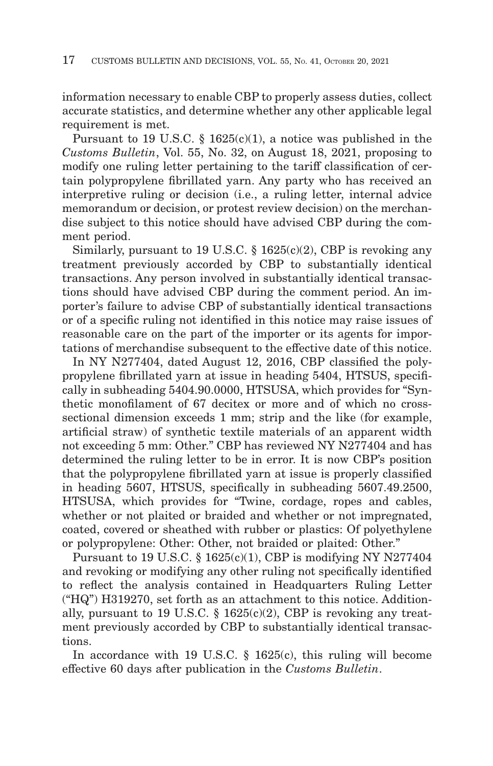information necessary to enable CBP to properly assess duties, collect accurate statistics, and determine whether any other applicable legal requirement is met.

Pursuant to 19 U.S.C. § 1625(c)(1), a notice was published in the *Customs Bulletin*, Vol. 55, No. 32, on August 18, 2021, proposing to modify one ruling letter pertaining to the tariff classification of certain polypropylene fibrillated yarn. Any party who has received an interpretive ruling or decision (i.e., a ruling letter, internal advice memorandum or decision, or protest review decision) on the merchandise subject to this notice should have advised CBP during the comment period.

Similarly, pursuant to 19 U.S.C. § 1625(c)(2), CBP is revoking any treatment previously accorded by CBP to substantially identical transactions. Any person involved in substantially identical transactions should have advised CBP during the comment period. An importer's failure to advise CBP of substantially identical transactions or of a specific ruling not identified in this notice may raise issues of reasonable care on the part of the importer or its agents for importations of merchandise subsequent to the effective date of this notice.

In NY N277404, dated August 12, 2016, CBP classified the polypropylene fibrillated yarn at issue in heading 5404, HTSUS, specifically in subheading 5404.90.0000, HTSUSA, which provides for "Synthetic monofilament of 67 decitex or more and of which no cross-sectional dimension exceeds 1 mm; strip and the like (for example, artificial straw) of synthetic textile materials of an apparent width not exceeding 5 mm: Other." CBP has reviewed NY N277404 and has determined the ruling letter to be in error. It is now CBP's position that the polypropylene fibrillated yarn at issue is properly classified in heading 5607, HTSUS, specifically in subheading 5607.49.2500, HTSUSA, which provides for "Twine, cordage, ropes and cables, whether or not plaited or braided and whether or not impregnated, coated, covered or sheathed with rubber or plastics: Of polyethylene or polypropylene: Other: Other, not braided or plaited: Other."

Pursuant to 19 U.S.C. § 1625(c)(1), CBP is modifying NY N277404 and revoking or modifying any other ruling not specifically identified to reflect the analysis contained in Headquarters Ruling Letter ("HQ") H319270, set forth as an attachment to this notice. Additionally, pursuant to 19 U.S.C. § 1625(c)(2), CBP is revoking any treatment previously accorded by CBP to substantially identical transactions.

In accordance with 19 U.S.C. § 1625(c), this ruling will become effective 60 days after publication in the *Customs Bulletin*.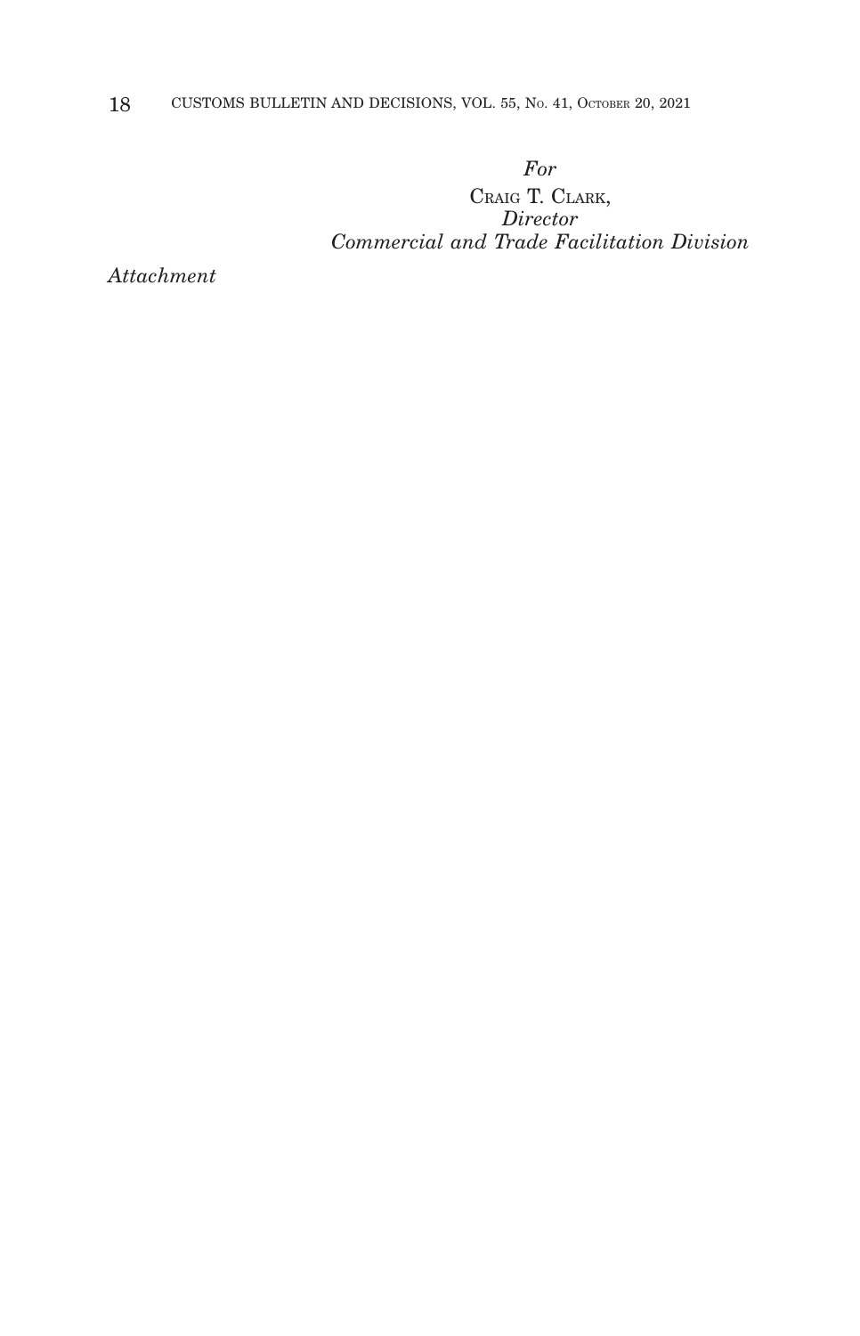*For*

CRAIG T. CLARK,

*Director*

*Commercial and Trade Facilitation Division*

*Attachment*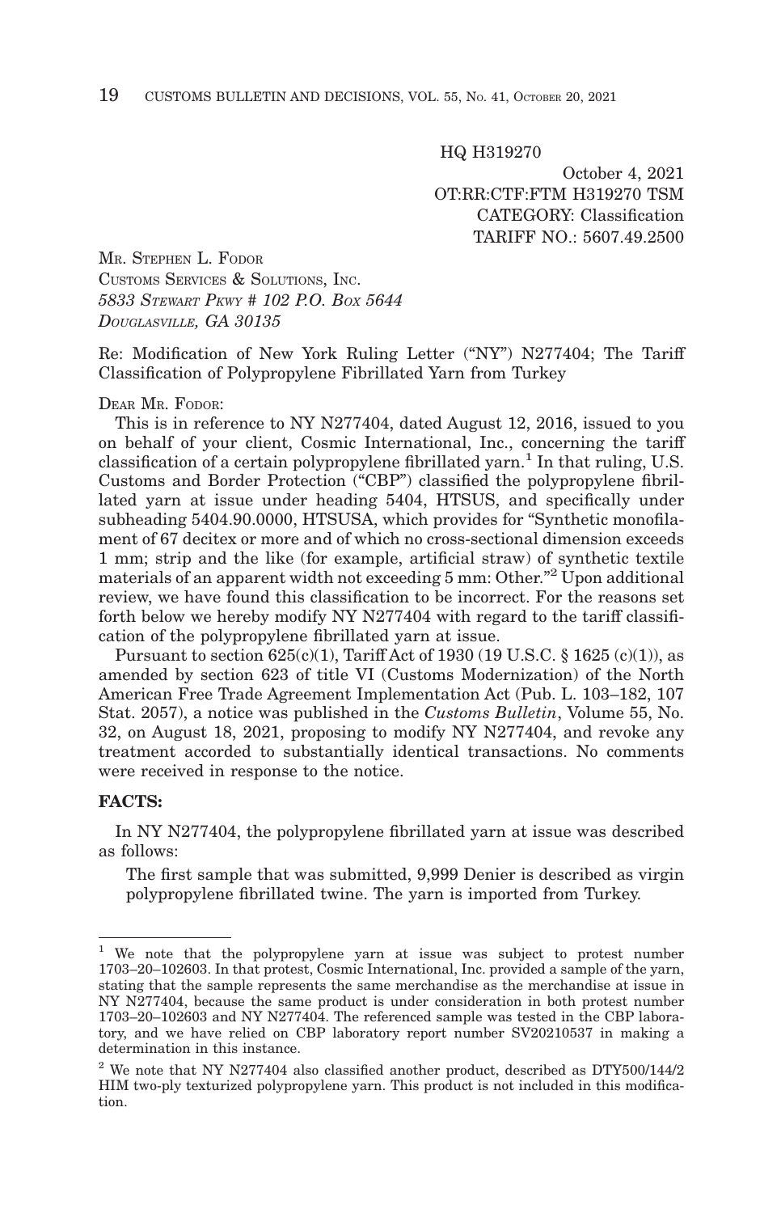HQ H319270

October 4, 2021
OT:RR:CTF:FTM H319270 TSM
CATEGORY: Classification
TARIFF NO.: 5607.49.2500

MR. STEPHEN L. FODOR
CUSTOMS SERVICES & SOLUTIONS, INC.
*5833 STEWART PKWY # 102 P.O. BOX 5644*
*DOUGLASVILLE, GA 30135*

Re: Modification of New York Ruling Letter ("NY") N277404; The Tariff Classification of Polypropylene Fibrillated Yarn from Turkey

DEAR MR. FODOR:

This is in reference to NY N277404, dated August 12, 2016, issued to you on behalf of your client, Cosmic International, Inc., concerning the tariff classification of a certain polypropylene fibrillated yarn.[1] In that ruling, U.S. Customs and Border Protection ("CBP") classified the polypropylene fibrillated yarn at issue under heading 5404, HTSUS, and specifically under subheading 5404.90.0000, HTSUSA, which provides for "Synthetic monofilament of 67 decitex or more and of which no cross-sectional dimension exceeds 1 mm; strip and the like (for example, artificial straw) of synthetic textile materials of an apparent width not exceeding 5 mm: Other."[2] Upon additional review, we have found this classification to be incorrect. For the reasons set forth below we hereby modify NY N277404 with regard to the tariff classification of the polypropylene fibrillated yarn at issue.

Pursuant to section 625(c)(1), Tariff Act of 1930 (19 U.S.C. § 1625 (c)(1)), as amended by section 623 of title VI (Customs Modernization) of the North American Free Trade Agreement Implementation Act (Pub. L. 103–182, 107 Stat. 2057), a notice was published in the *Customs Bulletin*, Volume 55, No. 32, on August 18, 2021, proposing to modify NY N277404, and revoke any treatment accorded to substantially identical transactions. No comments were received in response to the notice.

**FACTS:**

In NY N277404, the polypropylene fibrillated yarn at issue was described as follows:

> The first sample that was submitted, 9,999 Denier is described as virgin polypropylene fibrillated twine. The yarn is imported from Turkey.

---

[1] We note that the polypropylene yarn at issue was subject to protest number 1703–20–102603. In that protest, Cosmic International, Inc. provided a sample of the yarn, stating that the sample represents the same merchandise as the merchandise at issue in NY N277404, because the same product is under consideration in both protest number 1703–20–102603 and NY N277404. The referenced sample was tested in the CBP laboratory, and we have relied on CBP laboratory report number SV20210537 in making a determination in this instance.

[2] We note that NY N277404 also classified another product, described as DTY500/144/2 HIM two-ply texturized polypropylene yarn. This product is not included in this modification.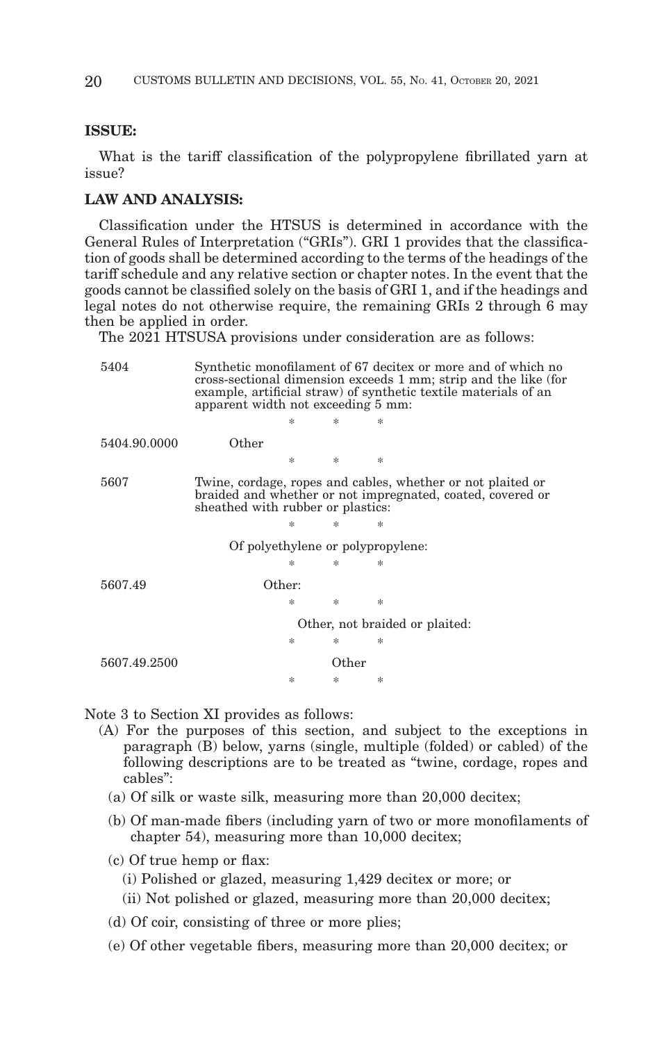**ISSUE:**

What is the tariff classification of the polypropylene fibrillated yarn at issue?

**LAW AND ANALYSIS:**

Classification under the HTSUS is determined in accordance with the General Rules of Interpretation ("GRIs"). GRI 1 provides that the classification of goods shall be determined according to the terms of the headings of the tariff schedule and any relative section or chapter notes. In the event that the goods cannot be classified solely on the basis of GRI 1, and if the headings and legal notes do not otherwise require, the remaining GRIs 2 through 6 may then be applied in order.

The 2021 HTSUSA provisions under consideration are as follows:

| | |
|---|---|
| 5404 | Synthetic monofilament of 67 decitex or more and of which no cross-sectional dimension exceeds 1 mm; strip and the like (for example, artificial straw) of synthetic textile materials of an apparent width not exceeding 5 mm: |
| | * * * |
| 5404.90.0000 | Other |
| | * * * |
| 5607 | Twine, cordage, ropes and cables, whether or not plaited or braided and whether or not impregnated, coated, covered or sheathed with rubber or plastics: |
| | * * * |
| | Of polyethylene or polypropylene: |
| | * * * |
| 5607.49 | Other: |
| | * * * |
| | Other, not braided or plaited: |
| | * * * |
| 5607.49.2500 | Other |
| | * * * |

Note 3 to Section XI provides as follows:

(A) For the purposes of this section, and subject to the exceptions in paragraph (B) below, yarns (single, multiple (folded) or cabled) of the following descriptions are to be treated as "twine, cordage, ropes and cables":

(a) Of silk or waste silk, measuring more than 20,000 decitex;

(b) Of man-made fibers (including yarn of two or more monofilaments of chapter 54), measuring more than 10,000 decitex;

(c) Of true hemp or flax:

(i) Polished or glazed, measuring 1,429 decitex or more; or

(ii) Not polished or glazed, measuring more than 20,000 decitex;

(d) Of coir, consisting of three or more plies;

(e) Of other vegetable fibers, measuring more than 20,000 decitex; or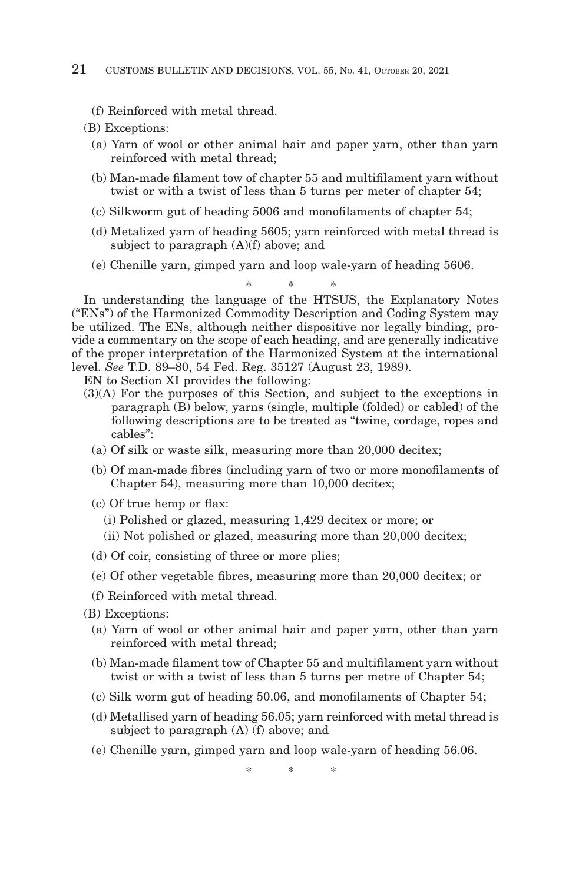(f) Reinforced with metal thread.

(B) Exceptions:

(a) Yarn of wool or other animal hair and paper yarn, other than yarn reinforced with metal thread;

(b) Man-made filament tow of chapter 55 and multifilament yarn without twist or with a twist of less than 5 turns per meter of chapter 54;

(c) Silkworm gut of heading 5006 and monofilaments of chapter 54;

(d) Metalized yarn of heading 5605; yarn reinforced with metal thread is subject to paragraph (A)(f) above; and

(e) Chenille yarn, gimped yarn and loop wale-yarn of heading 5606.

\* \* \*

In understanding the language of the HTSUS, the Explanatory Notes ("ENs") of the Harmonized Commodity Description and Coding System may be utilized. The ENs, although neither dispositive nor legally binding, provide a commentary on the scope of each heading, and are generally indicative of the proper interpretation of the Harmonized System at the international level. *See* T.D. 89–80, 54 Fed. Reg. 35127 (August 23, 1989).

EN to Section XI provides the following:

(3)(A) For the purposes of this Section, and subject to the exceptions in paragraph (B) below, yarns (single, multiple (folded) or cabled) of the following descriptions are to be treated as "twine, cordage, ropes and cables":

(a) Of silk or waste silk, measuring more than 20,000 decitex;

(b) Of man-made fibres (including yarn of two or more monofilaments of Chapter 54), measuring more than 10,000 decitex;

(c) Of true hemp or flax:

(i) Polished or glazed, measuring 1,429 decitex or more; or

(ii) Not polished or glazed, measuring more than 20,000 decitex;

(d) Of coir, consisting of three or more plies;

(e) Of other vegetable fibres, measuring more than 20,000 decitex; or

(f) Reinforced with metal thread.

(B) Exceptions:

(a) Yarn of wool or other animal hair and paper yarn, other than yarn reinforced with metal thread;

(b) Man-made filament tow of Chapter 55 and multifilament yarn without twist or with a twist of less than 5 turns per metre of Chapter 54;

(c) Silk worm gut of heading 50.06, and monofilaments of Chapter 54;

(d) Metallised yarn of heading 56.05; yarn reinforced with metal thread is subject to paragraph (A) (f) above; and

(e) Chenille yarn, gimped yarn and loop wale-yarn of heading 56.06.

\* \* \*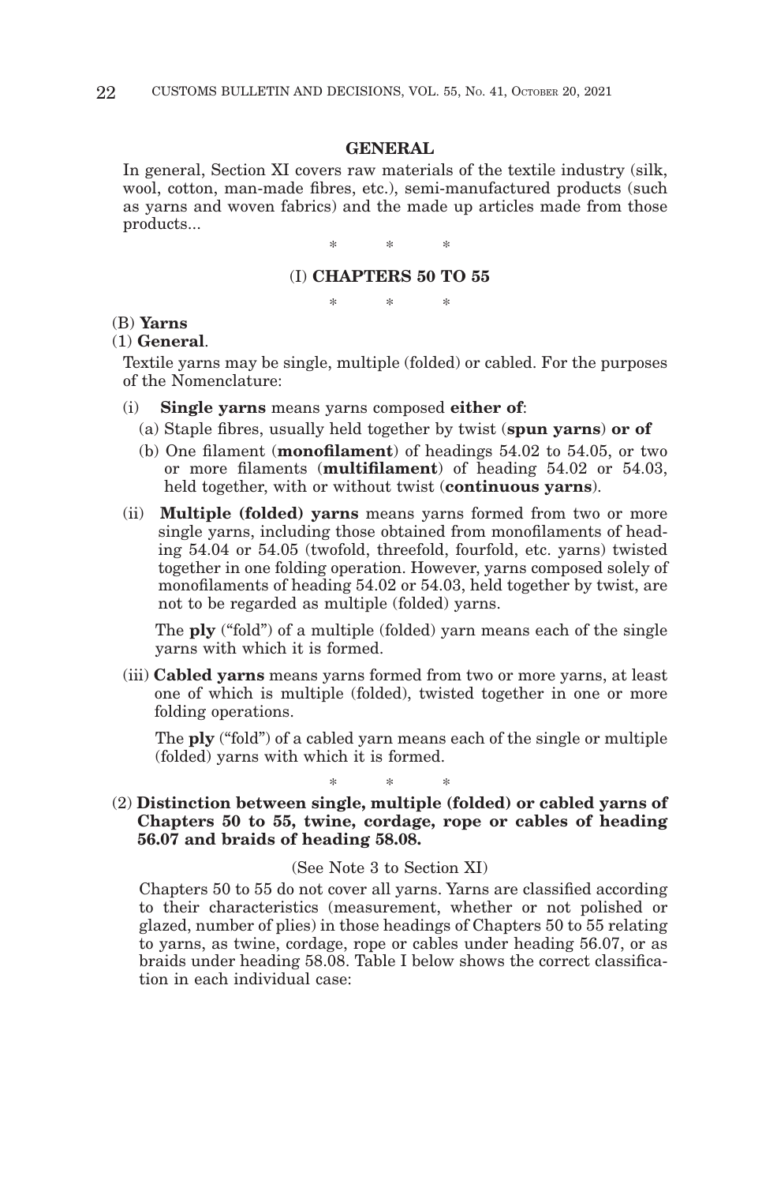## GENERAL

In general, Section XI covers raw materials of the textile industry (silk, wool, cotton, man-made fibres, etc.), semi-manufactured products (such as yarns and woven fabrics) and the made up articles made from those products...

\* \* \*

### (I) CHAPTERS 50 TO 55

\* \* \*

(B) **Yarns**

(1) **General**.

Textile yarns may be single, multiple (folded) or cabled. For the purposes of the Nomenclature:

- (i) **Single yarns** means yarns composed **either of**:
  - (a) Staple fibres, usually held together by twist (**spun yarns**) **or of**
  - (b) One filament (**monofilament**) of headings 54.02 to 54.05, or two or more filaments (**multifilament**) of heading 54.02 or 54.03, held together, with or without twist (**continuous yarns**).
- (ii) **Multiple (folded) yarns** means yarns formed from two or more single yarns, including those obtained from monofilaments of heading 54.04 or 54.05 (twofold, threefold, fourfold, etc. yarns) twisted together in one folding operation. However, yarns composed solely of monofilaments of heading 54.02 or 54.03, held together by twist, are not to be regarded as multiple (folded) yarns.

  The **ply** ("fold") of a multiple (folded) yarn means each of the single yarns with which it is formed.
- (iii) **Cabled yarns** means yarns formed from two or more yarns, at least one of which is multiple (folded), twisted together in one or more folding operations.

  The **ply** ("fold") of a cabled yarn means each of the single or multiple (folded) yarns with which it is formed.

\* \* \*

(2) **Distinction between single, multiple (folded) or cabled yarns of Chapters 50 to 55, twine, cordage, rope or cables of heading 56.07 and braids of heading 58.08.**

(See Note 3 to Section XI)

Chapters 50 to 55 do not cover all yarns. Yarns are classified according to their characteristics (measurement, whether or not polished or glazed, number of plies) in those headings of Chapters 50 to 55 relating to yarns, as twine, cordage, rope or cables under heading 56.07, or as braids under heading 58.08. Table I below shows the correct classification in each individual case: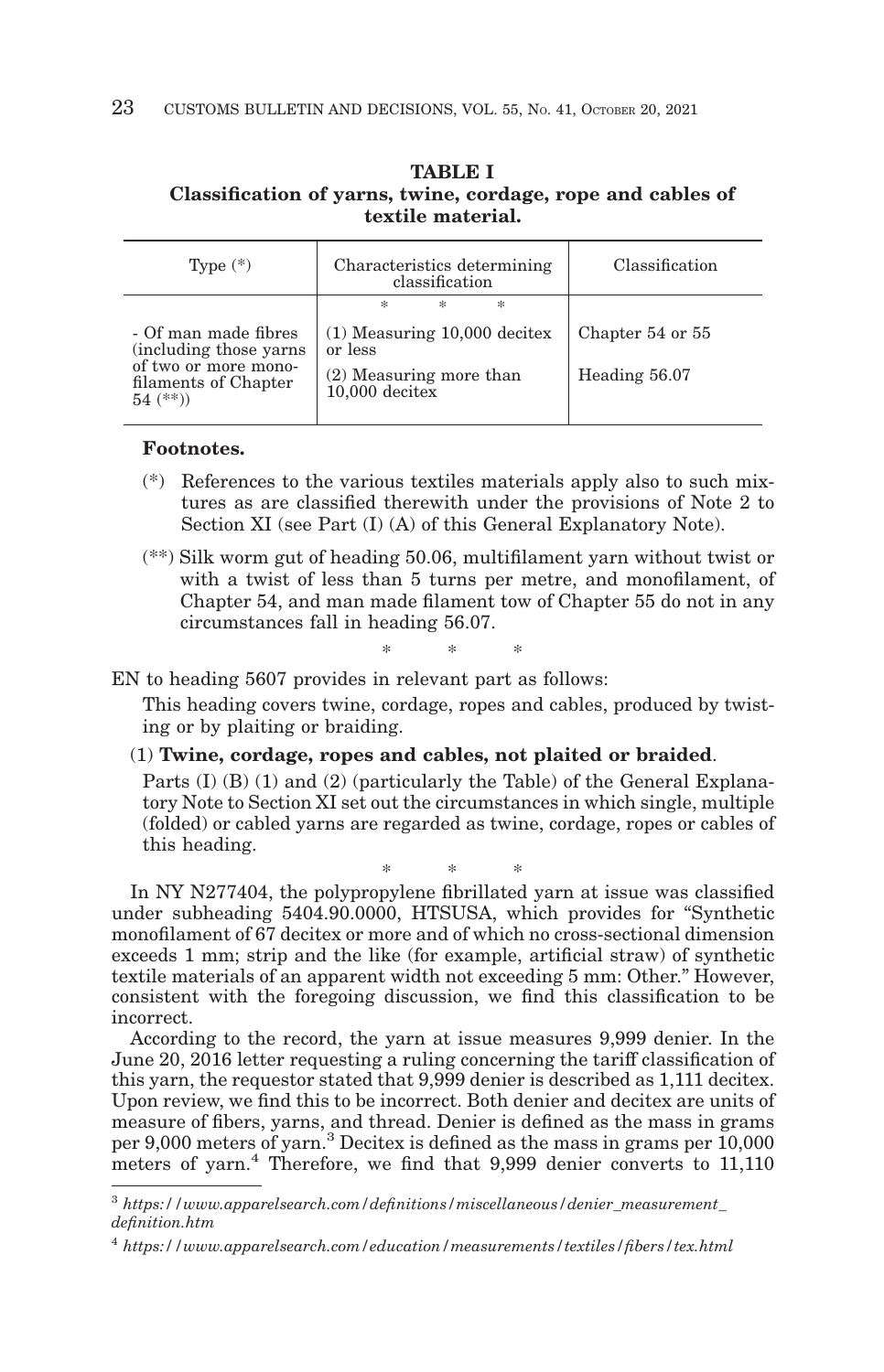**TABLE I**
**Classification of yarns, twine, cordage, rope and cables of textile material.**

| Type (*) | Characteristics determining classification | Classification |
| --- | --- | --- |
| | * * * | |
| - Of man made fibres (including those yarns of two or more monofilaments of Chapter 54 (**)) | (1) Measuring 10,000 decitex or less | Chapter 54 or 55 |
| | (2) Measuring more than 10,000 decitex | Heading 56.07 |

**Footnotes.**

(*) References to the various textiles materials apply also to such mixtures as are classified therewith under the provisions of Note 2 to Section XI (see Part (I) (A) of this General Explanatory Note).

(**) Silk worm gut of heading 50.06, multifilament yarn without twist or with a twist of less than 5 turns per metre, and monofilament, of Chapter 54, and man made filament tow of Chapter 55 do not in any circumstances fall in heading 56.07.

\* \* \*

EN to heading 5607 provides in relevant part as follows:

This heading covers twine, cordage, ropes and cables, produced by twisting or by plaiting or braiding.

(1) **Twine, cordage, ropes and cables, not plaited or braided**.

Parts (I) (B) (1) and (2) (particularly the Table) of the General Explanatory Note to Section XI set out the circumstances in which single, multiple (folded) or cabled yarns are regarded as twine, cordage, ropes or cables of this heading.

\* \* \*

In NY N277404, the polypropylene fibrillated yarn at issue was classified under subheading 5404.90.0000, HTSUSA, which provides for "Synthetic monofilament of 67 decitex or more and of which no cross-sectional dimension exceeds 1 mm; strip and the like (for example, artificial straw) of synthetic textile materials of an apparent width not exceeding 5 mm: Other." However, consistent with the foregoing discussion, we find this classification to be incorrect.

According to the record, the yarn at issue measures 9,999 denier. In the June 20, 2016 letter requesting a ruling concerning the tariff classification of this yarn, the requestor stated that 9,999 denier is described as 1,111 decitex. Upon review, we find this to be incorrect. Both denier and decitex are units of measure of fibers, yarns, and thread. Denier is defined as the mass in grams per 9,000 meters of yarn.[3] Decitex is defined as the mass in grams per 10,000 meters of yarn.[4] Therefore, we find that 9,999 denier converts to 11,110

---

[3] *https://www.apparelsearch.com/definitions/miscellaneous/denier_measurement_definition.htm*

[4] *https://www.apparelsearch.com/education/measurements/textiles/fibers/tex.html*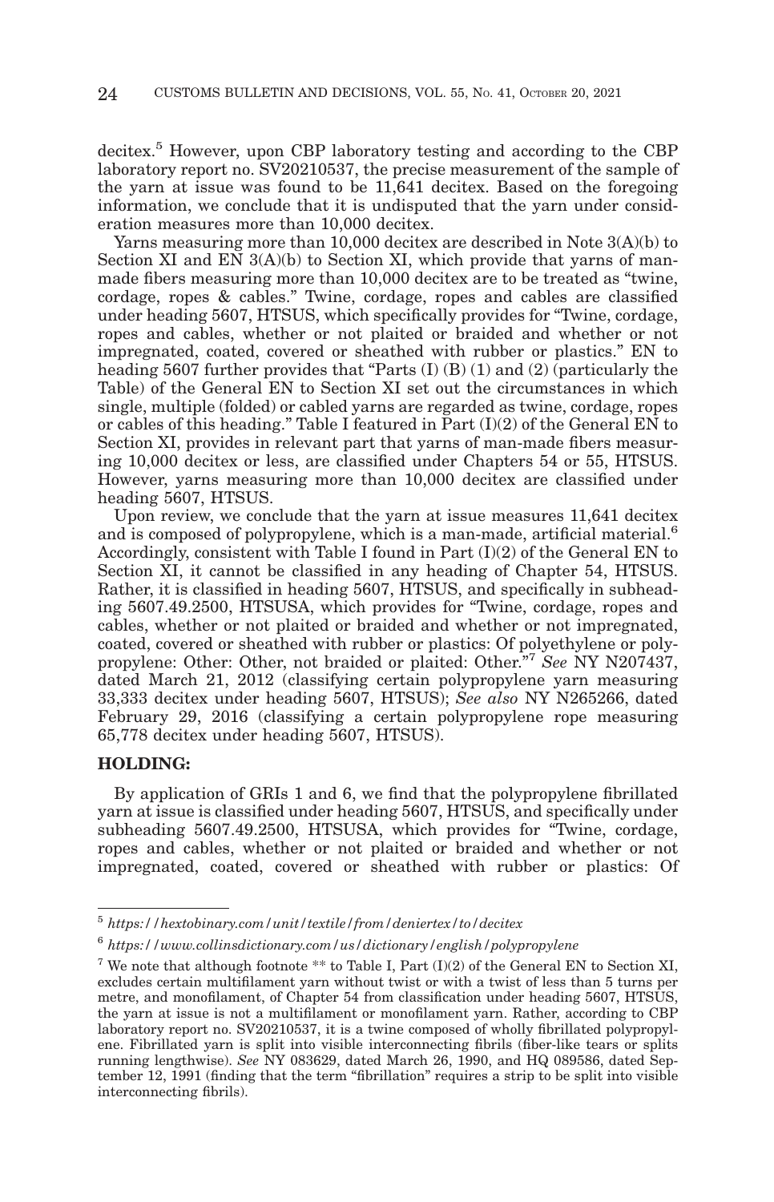decitex.[5] However, upon CBP laboratory testing and according to the CBP laboratory report no. SV20210537, the precise measurement of the sample of the yarn at issue was found to be 11,641 decitex. Based on the foregoing information, we conclude that it is undisputed that the yarn under consideration measures more than 10,000 decitex.

Yarns measuring more than 10,000 decitex are described in Note 3(A)(b) to Section XI and EN 3(A)(b) to Section XI, which provide that yarns of man-made fibers measuring more than 10,000 decitex are to be treated as "twine, cordage, ropes & cables." Twine, cordage, ropes and cables are classified under heading 5607, HTSUS, which specifically provides for "Twine, cordage, ropes and cables, whether or not plaited or braided and whether or not impregnated, coated, covered or sheathed with rubber or plastics." EN to heading 5607 further provides that "Parts (I) (B) (1) and (2) (particularly the Table) of the General EN to Section XI set out the circumstances in which single, multiple (folded) or cabled yarns are regarded as twine, cordage, ropes or cables of this heading." Table I featured in Part (I)(2) of the General EN to Section XI, provides in relevant part that yarns of man-made fibers measuring 10,000 decitex or less, are classified under Chapters 54 or 55, HTSUS. However, yarns measuring more than 10,000 decitex are classified under heading 5607, HTSUS.

Upon review, we conclude that the yarn at issue measures 11,641 decitex and is composed of polypropylene, which is a man-made, artificial material.[6] Accordingly, consistent with Table I found in Part (I)(2) of the General EN to Section XI, it cannot be classified in any heading of Chapter 54, HTSUS. Rather, it is classified in heading 5607, HTSUS, and specifically in subheading 5607.49.2500, HTSUSA, which provides for "Twine, cordage, ropes and cables, whether or not plaited or braided and whether or not impregnated, coated, covered or sheathed with rubber or plastics: Of polyethylene or polypropylene: Other: Other, not braided or plaited: Other."[7] *See* NY N207437, dated March 21, 2012 (classifying certain polypropylene yarn measuring 33,333 decitex under heading 5607, HTSUS); *See also* NY N265266, dated February 29, 2016 (classifying a certain polypropylene rope measuring 65,778 decitex under heading 5607, HTSUS).

**HOLDING:**

By application of GRIs 1 and 6, we find that the polypropylene fibrillated yarn at issue is classified under heading 5607, HTSUS, and specifically under subheading 5607.49.2500, HTSUSA, which provides for "Twine, cordage, ropes and cables, whether or not plaited or braided and whether or not impregnated, coated, covered or sheathed with rubber or plastics: Of

---

[5] *https://hextobinary.com/unit/textile/from/deniertex/to/decitex*

[6] *https://www.collinsdictionary.com/us/dictionary/english/polypropylene*

[7] We note that although footnote ** to Table I, Part (I)(2) of the General EN to Section XI, excludes certain multifilament yarn without twist or with a twist of less than 5 turns per metre, and monofilament, of Chapter 54 from classification under heading 5607, HTSUS, the yarn at issue is not a multifilament or monofilament yarn. Rather, according to CBP laboratory report no. SV20210537, it is a twine composed of wholly fibrillated polypropylene. Fibrillated yarn is split into visible interconnecting fibrils (fiber-like tears or splits running lengthwise). *See* NY 083629, dated March 26, 1990, and HQ 089586, dated September 12, 1991 (finding that the term "fibrillation" requires a strip to be split into visible interconnecting fibrils).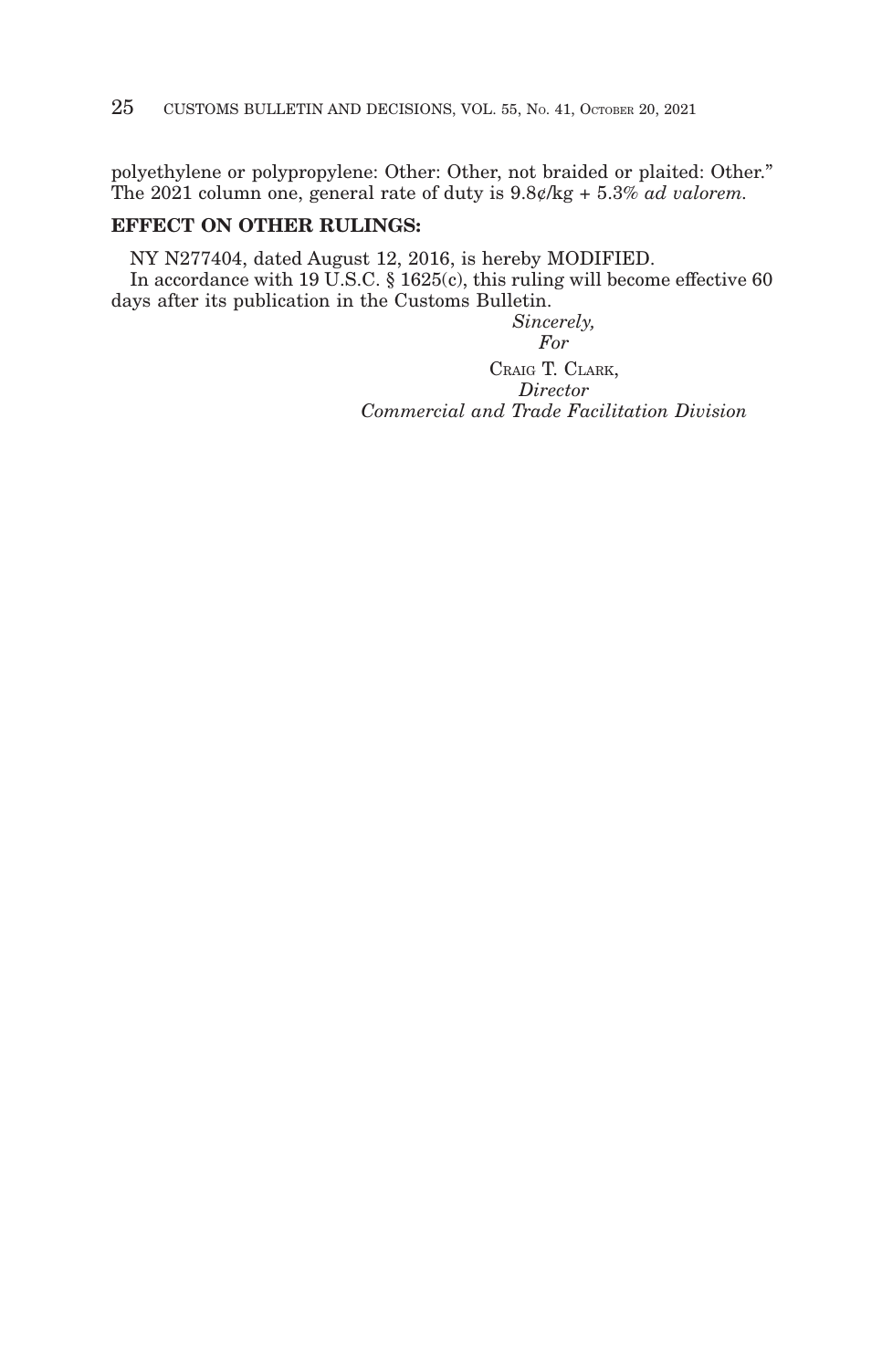polyethylene or polypropylene: Other: Other, not braided or plaited: Other." The 2021 column one, general rate of duty is 9.8¢/kg + 5.3% *ad valorem*.

**EFFECT ON OTHER RULINGS:**

NY N277404, dated August 12, 2016, is hereby MODIFIED.

In accordance with 19 U.S.C. § 1625(c), this ruling will become effective 60 days after its publication in the Customs Bulletin.

*Sincerely,*
*For*
CRAIG T. CLARK,
*Director*
*Commercial and Trade Facilitation Division*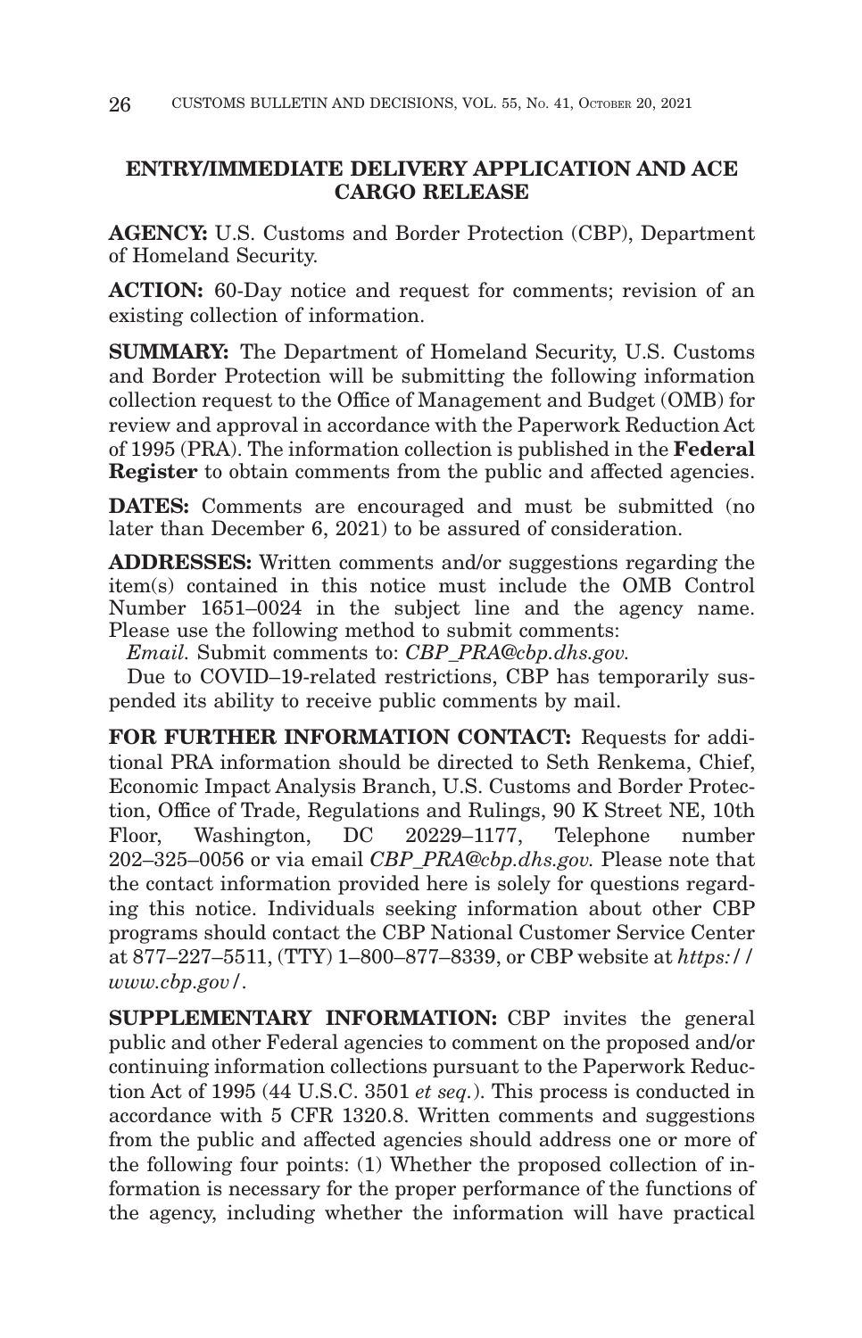## ENTRY/IMMEDIATE DELIVERY APPLICATION AND ACE CARGO RELEASE

**AGENCY:** U.S. Customs and Border Protection (CBP), Department of Homeland Security.

**ACTION:** 60-Day notice and request for comments; revision of an existing collection of information.

**SUMMARY:** The Department of Homeland Security, U.S. Customs and Border Protection will be submitting the following information collection request to the Office of Management and Budget (OMB) for review and approval in accordance with the Paperwork Reduction Act of 1995 (PRA). The information collection is published in the **Federal Register** to obtain comments from the public and affected agencies.

**DATES:** Comments are encouraged and must be submitted (no later than December 6, 2021) to be assured of consideration.

**ADDRESSES:** Written comments and/or suggestions regarding the item(s) contained in this notice must include the OMB Control Number 1651–0024 in the subject line and the agency name. Please use the following method to submit comments:

*Email.* Submit comments to: *CBP_PRA@cbp.dhs.gov.*

Due to COVID–19-related restrictions, CBP has temporarily suspended its ability to receive public comments by mail.

**FOR FURTHER INFORMATION CONTACT:** Requests for additional PRA information should be directed to Seth Renkema, Chief, Economic Impact Analysis Branch, U.S. Customs and Border Protection, Office of Trade, Regulations and Rulings, 90 K Street NE, 10th Floor, Washington, DC 20229–1177, Telephone number 202–325–0056 or via email *CBP_PRA@cbp.dhs.gov.* Please note that the contact information provided here is solely for questions regarding this notice. Individuals seeking information about other CBP programs should contact the CBP National Customer Service Center at 877–227–5511, (TTY) 1–800–877–8339, or CBP website at *https://www.cbp.gov/*.

**SUPPLEMENTARY INFORMATION:** CBP invites the general public and other Federal agencies to comment on the proposed and/or continuing information collections pursuant to the Paperwork Reduction Act of 1995 (44 U.S.C. 3501 *et seq.*). This process is conducted in accordance with 5 CFR 1320.8. Written comments and suggestions from the public and affected agencies should address one or more of the following four points: (1) Whether the proposed collection of information is necessary for the proper performance of the functions of the agency, including whether the information will have practical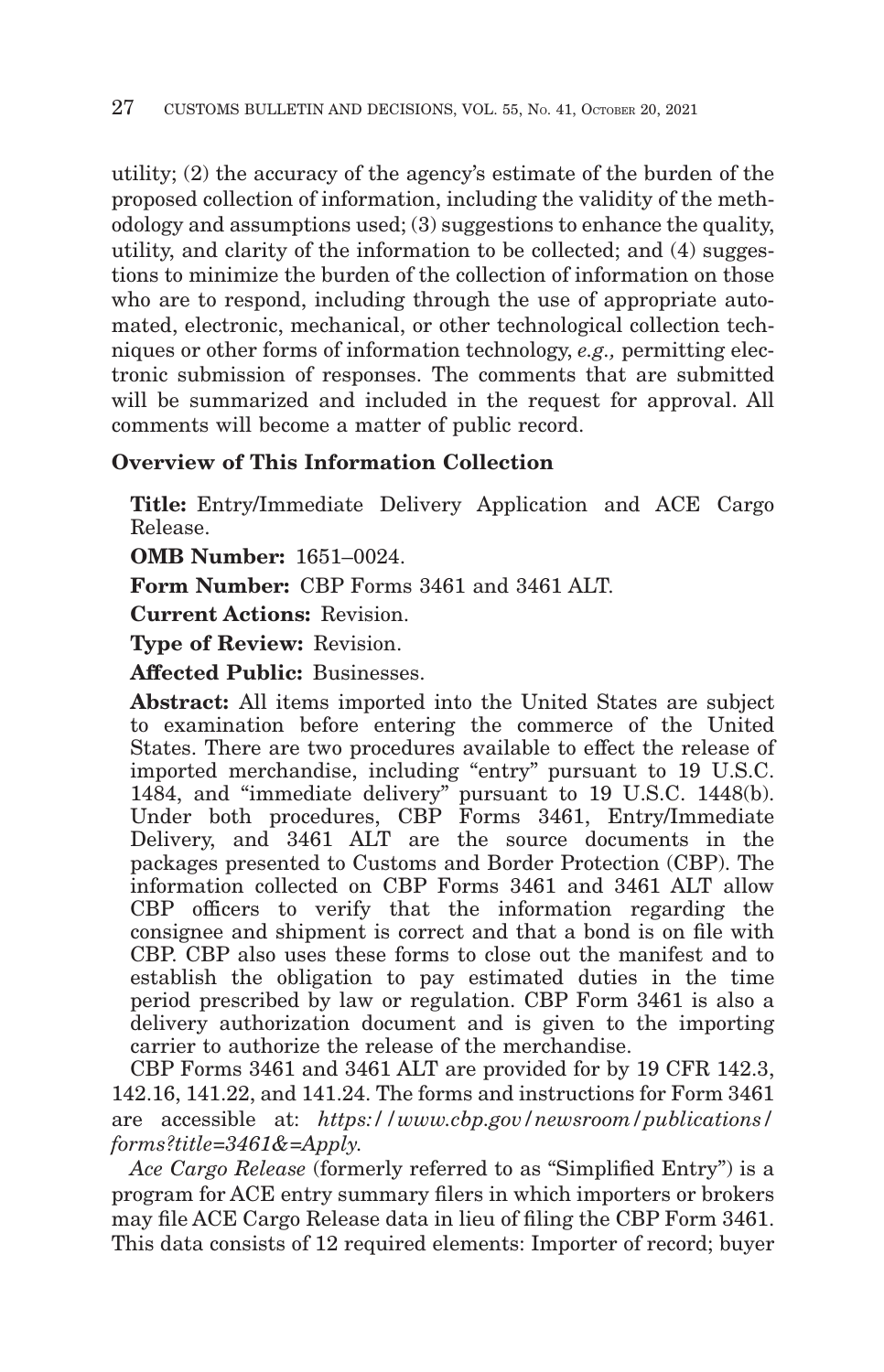utility; (2) the accuracy of the agency's estimate of the burden of the proposed collection of information, including the validity of the methodology and assumptions used; (3) suggestions to enhance the quality, utility, and clarity of the information to be collected; and (4) suggestions to minimize the burden of the collection of information on those who are to respond, including through the use of appropriate automated, electronic, mechanical, or other technological collection techniques or other forms of information technology, *e.g.,* permitting electronic submission of responses. The comments that are submitted will be summarized and included in the request for approval. All comments will become a matter of public record.

**Overview of This Information Collection**

**Title:** Entry/Immediate Delivery Application and ACE Cargo Release.

**OMB Number:** 1651–0024.

**Form Number:** CBP Forms 3461 and 3461 ALT.

**Current Actions:** Revision.

**Type of Review:** Revision.

**Affected Public:** Businesses.

**Abstract:** All items imported into the United States are subject to examination before entering the commerce of the United States. There are two procedures available to effect the release of imported merchandise, including "entry" pursuant to 19 U.S.C. 1484, and "immediate delivery" pursuant to 19 U.S.C. 1448(b). Under both procedures, CBP Forms 3461, Entry/Immediate Delivery, and 3461 ALT are the source documents in the packages presented to Customs and Border Protection (CBP). The information collected on CBP Forms 3461 and 3461 ALT allow CBP officers to verify that the information regarding the consignee and shipment is correct and that a bond is on file with CBP. CBP also uses these forms to close out the manifest and to establish the obligation to pay estimated duties in the time period prescribed by law or regulation. CBP Form 3461 is also a delivery authorization document and is given to the importing carrier to authorize the release of the merchandise.

CBP Forms 3461 and 3461 ALT are provided for by 19 CFR 142.3, 142.16, 141.22, and 141.24. The forms and instructions for Form 3461 are accessible at: *https://www.cbp.gov/newsroom/publications/forms?title=3461&=Apply.*

*Ace Cargo Release* (formerly referred to as "Simplified Entry") is a program for ACE entry summary filers in which importers or brokers may file ACE Cargo Release data in lieu of filing the CBP Form 3461. This data consists of 12 required elements: Importer of record; buyer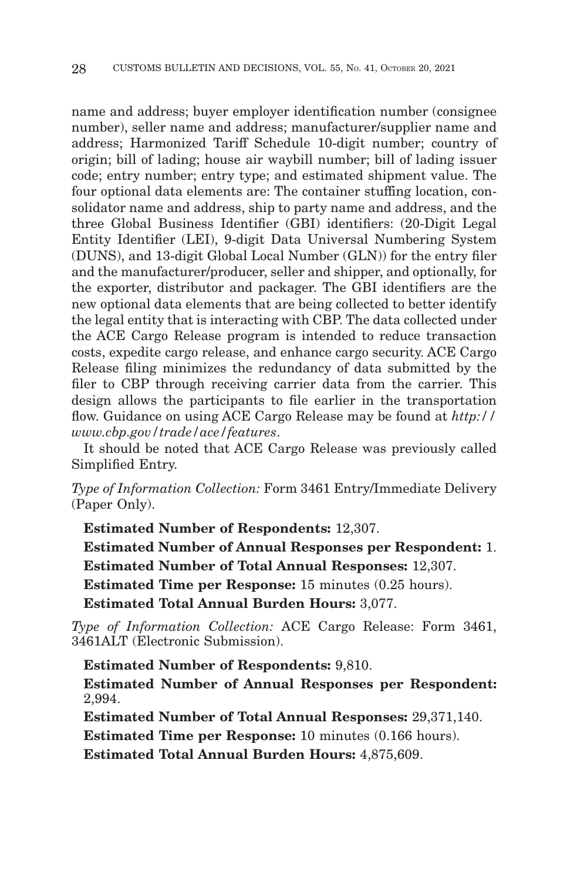name and address; buyer employer identification number (consignee number), seller name and address; manufacturer/supplier name and address; Harmonized Tariff Schedule 10-digit number; country of origin; bill of lading; house air waybill number; bill of lading issuer code; entry number; entry type; and estimated shipment value. The four optional data elements are: The container stuffing location, consolidator name and address, ship to party name and address, and the three Global Business Identifier (GBI) identifiers: (20-Digit Legal Entity Identifier (LEI), 9-digit Data Universal Numbering System (DUNS), and 13-digit Global Local Number (GLN)) for the entry filer and the manufacturer/producer, seller and shipper, and optionally, for the exporter, distributor and packager. The GBI identifiers are the new optional data elements that are being collected to better identify the legal entity that is interacting with CBP. The data collected under the ACE Cargo Release program is intended to reduce transaction costs, expedite cargo release, and enhance cargo security. ACE Cargo Release filing minimizes the redundancy of data submitted by the filer to CBP through receiving carrier data from the carrier. This design allows the participants to file earlier in the transportation flow. Guidance on using ACE Cargo Release may be found at *http://www.cbp.gov/trade/ace/features*.

It should be noted that ACE Cargo Release was previously called Simplified Entry.

*Type of Information Collection:* Form 3461 Entry/Immediate Delivery (Paper Only).

**Estimated Number of Respondents:** 12,307.

**Estimated Number of Annual Responses per Respondent:** 1.

**Estimated Number of Total Annual Responses:** 12,307.

**Estimated Time per Response:** 15 minutes (0.25 hours).

**Estimated Total Annual Burden Hours:** 3,077.

*Type of Information Collection:* ACE Cargo Release: Form 3461, 3461ALT (Electronic Submission).

**Estimated Number of Respondents:** 9,810.

**Estimated Number of Annual Responses per Respondent:** 2,994.

**Estimated Number of Total Annual Responses:** 29,371,140.

**Estimated Time per Response:** 10 minutes (0.166 hours).

**Estimated Total Annual Burden Hours:** 4,875,609.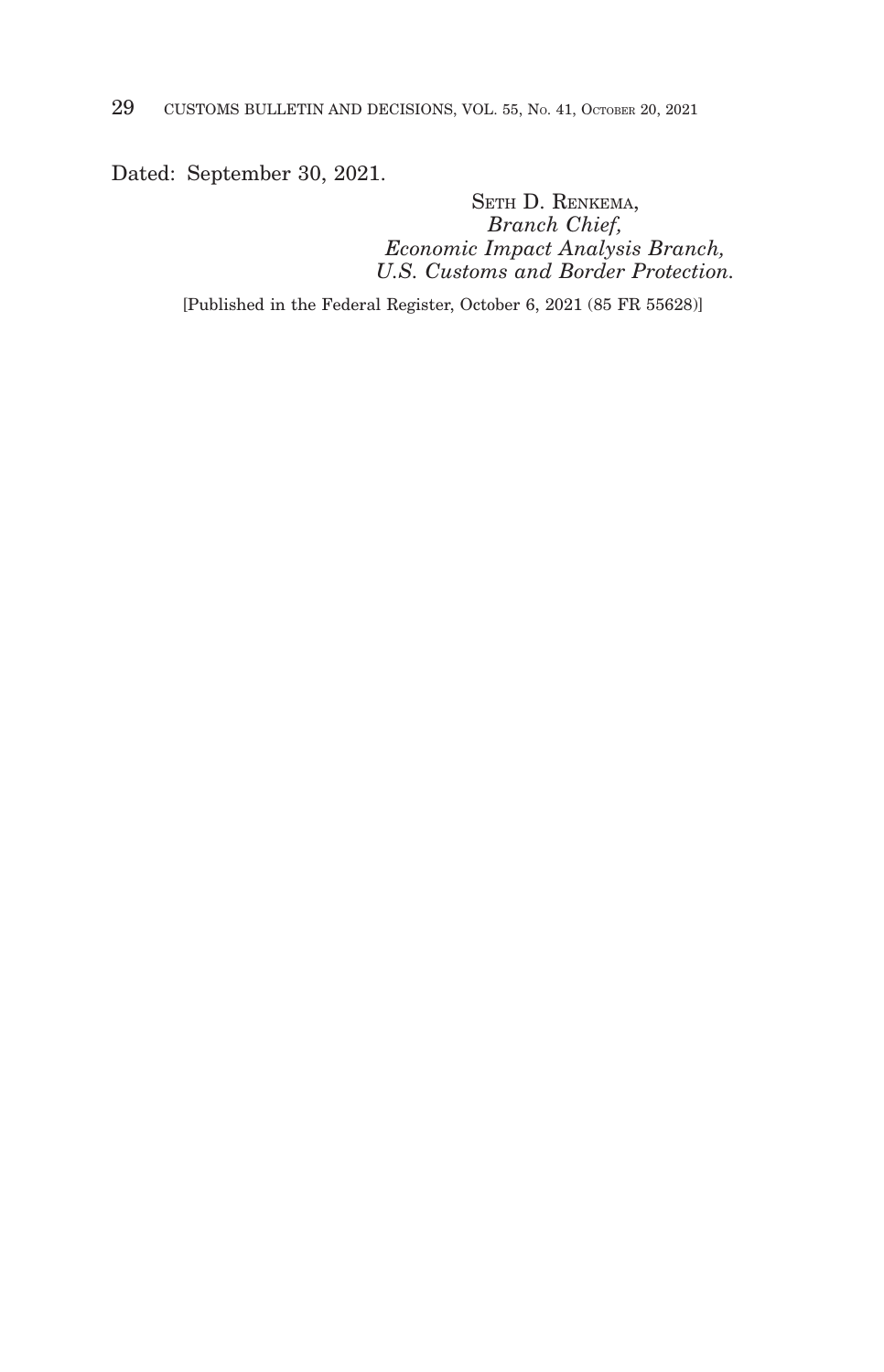Dated: September 30, 2021.

SETH D. RENKEMA,
*Branch Chief,*
*Economic Impact Analysis Branch,*
*U.S. Customs and Border Protection.*

[Published in the Federal Register, October 6, 2021 (85 FR 55628)]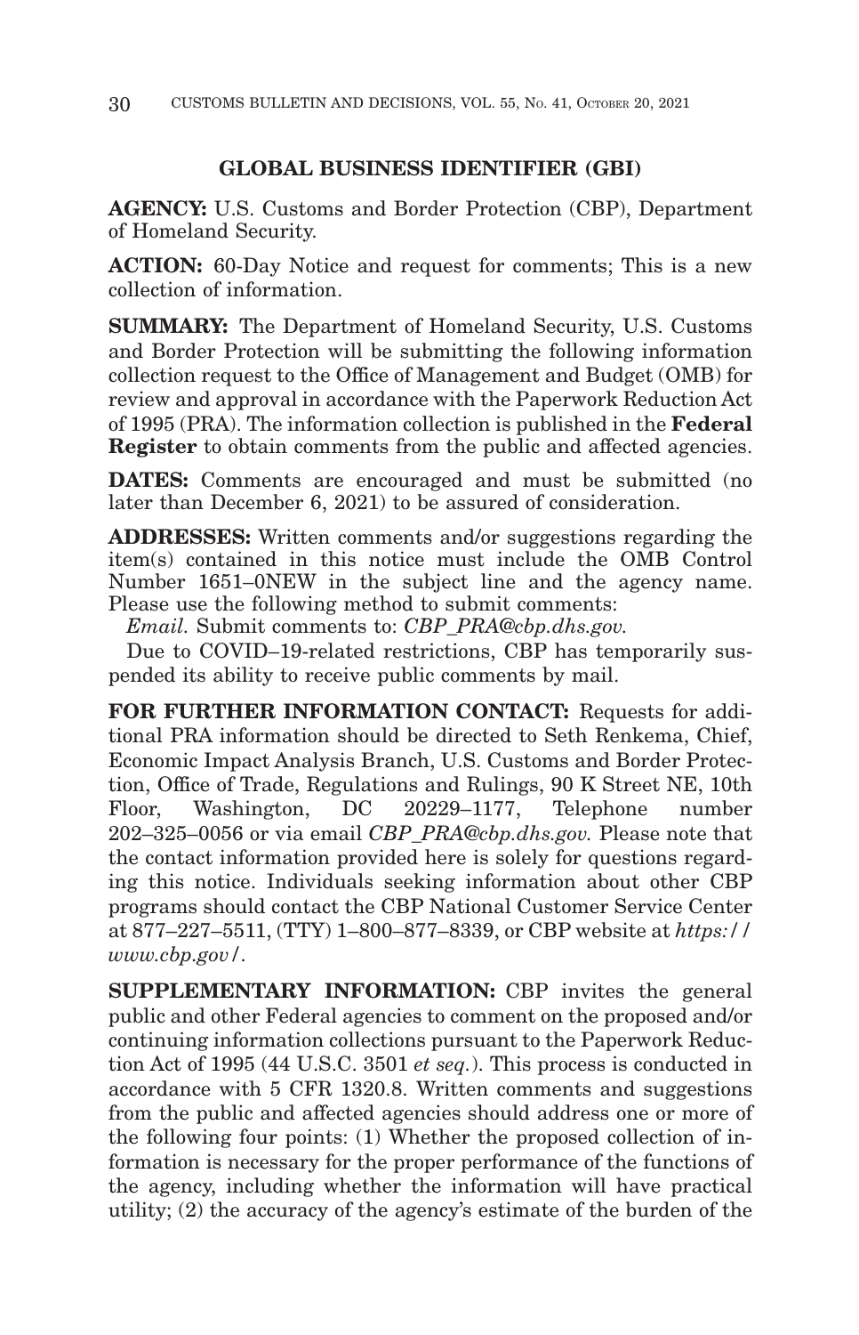## GLOBAL BUSINESS IDENTIFIER (GBI)

**AGENCY:** U.S. Customs and Border Protection (CBP), Department of Homeland Security.

**ACTION:** 60-Day Notice and request for comments; This is a new collection of information.

**SUMMARY:** The Department of Homeland Security, U.S. Customs and Border Protection will be submitting the following information collection request to the Office of Management and Budget (OMB) for review and approval in accordance with the Paperwork Reduction Act of 1995 (PRA). The information collection is published in the **Federal Register** to obtain comments from the public and affected agencies.

**DATES:** Comments are encouraged and must be submitted (no later than December 6, 2021) to be assured of consideration.

**ADDRESSES:** Written comments and/or suggestions regarding the item(s) contained in this notice must include the OMB Control Number 1651–0NEW in the subject line and the agency name. Please use the following method to submit comments:

*Email.* Submit comments to: *CBP_PRA@cbp.dhs.gov.*

Due to COVID–19-related restrictions, CBP has temporarily suspended its ability to receive public comments by mail.

**FOR FURTHER INFORMATION CONTACT:** Requests for additional PRA information should be directed to Seth Renkema, Chief, Economic Impact Analysis Branch, U.S. Customs and Border Protection, Office of Trade, Regulations and Rulings, 90 K Street NE, 10th Floor, Washington, DC 20229–1177, Telephone number 202–325–0056 or via email *CBP_PRA@cbp.dhs.gov.* Please note that the contact information provided here is solely for questions regarding this notice. Individuals seeking information about other CBP programs should contact the CBP National Customer Service Center at 877–227–5511, (TTY) 1–800–877–8339, or CBP website at *https://www.cbp.gov/*.

**SUPPLEMENTARY INFORMATION:** CBP invites the general public and other Federal agencies to comment on the proposed and/or continuing information collections pursuant to the Paperwork Reduction Act of 1995 (44 U.S.C. 3501 *et seq.*). This process is conducted in accordance with 5 CFR 1320.8. Written comments and suggestions from the public and affected agencies should address one or more of the following four points: (1) Whether the proposed collection of information is necessary for the proper performance of the functions of the agency, including whether the information will have practical utility; (2) the accuracy of the agency's estimate of the burden of the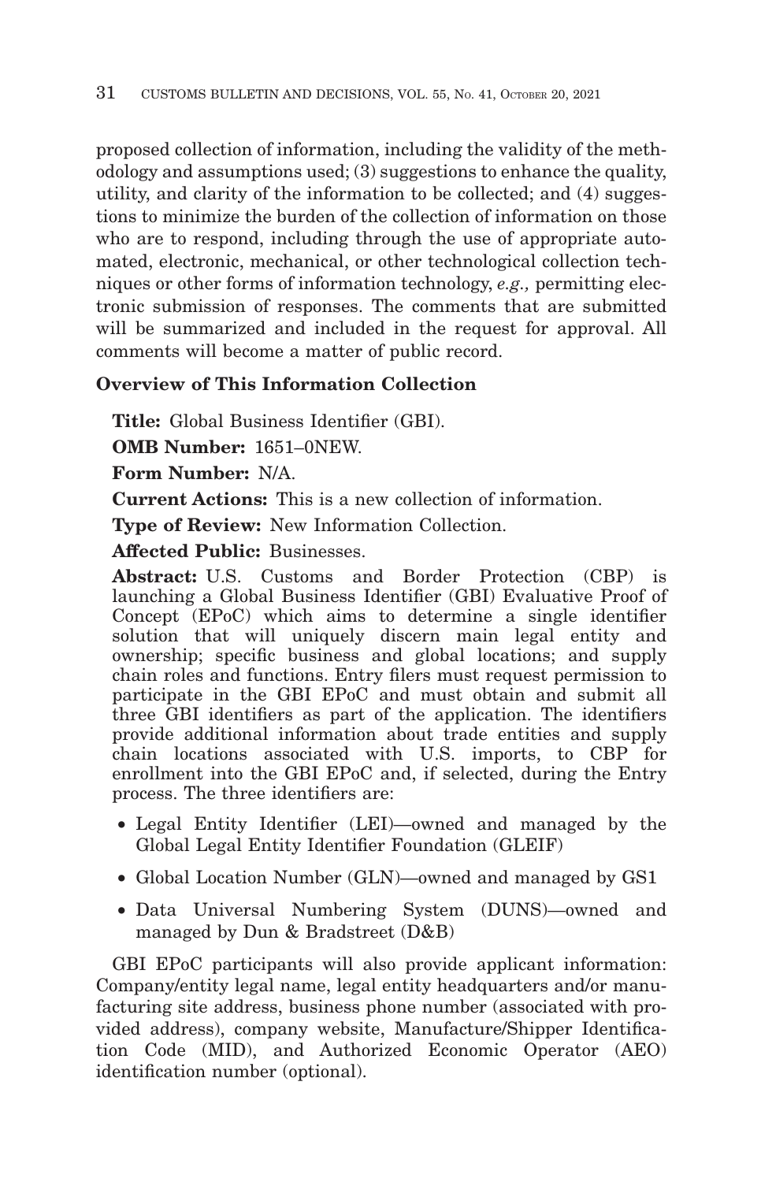proposed collection of information, including the validity of the methodology and assumptions used; (3) suggestions to enhance the quality, utility, and clarity of the information to be collected; and (4) suggestions to minimize the burden of the collection of information on those who are to respond, including through the use of appropriate automated, electronic, mechanical, or other technological collection techniques or other forms of information technology, *e.g.,* permitting electronic submission of responses. The comments that are submitted will be summarized and included in the request for approval. All comments will become a matter of public record.

## Overview of This Information Collection

**Title:** Global Business Identifier (GBI).

**OMB Number:** 1651–0NEW.

**Form Number:** N/A.

**Current Actions:** This is a new collection of information.

**Type of Review:** New Information Collection.

**Affected Public:** Businesses.

**Abstract:** U.S. Customs and Border Protection (CBP) is launching a Global Business Identifier (GBI) Evaluative Proof of Concept (EPoC) which aims to determine a single identifier solution that will uniquely discern main legal entity and ownership; specific business and global locations; and supply chain roles and functions. Entry filers must request permission to participate in the GBI EPoC and must obtain and submit all three GBI identifiers as part of the application. The identifiers provide additional information about trade entities and supply chain locations associated with U.S. imports, to CBP for enrollment into the GBI EPoC and, if selected, during the Entry process. The three identifiers are:

- Legal Entity Identifier (LEI)—owned and managed by the Global Legal Entity Identifier Foundation (GLEIF)
- Global Location Number (GLN)—owned and managed by GS1
- Data Universal Numbering System (DUNS)—owned and managed by Dun & Bradstreet (D&B)

GBI EPoC participants will also provide applicant information: Company/entity legal name, legal entity headquarters and/or manufacturing site address, business phone number (associated with provided address), company website, Manufacture/Shipper Identification Code (MID), and Authorized Economic Operator (AEO) identification number (optional).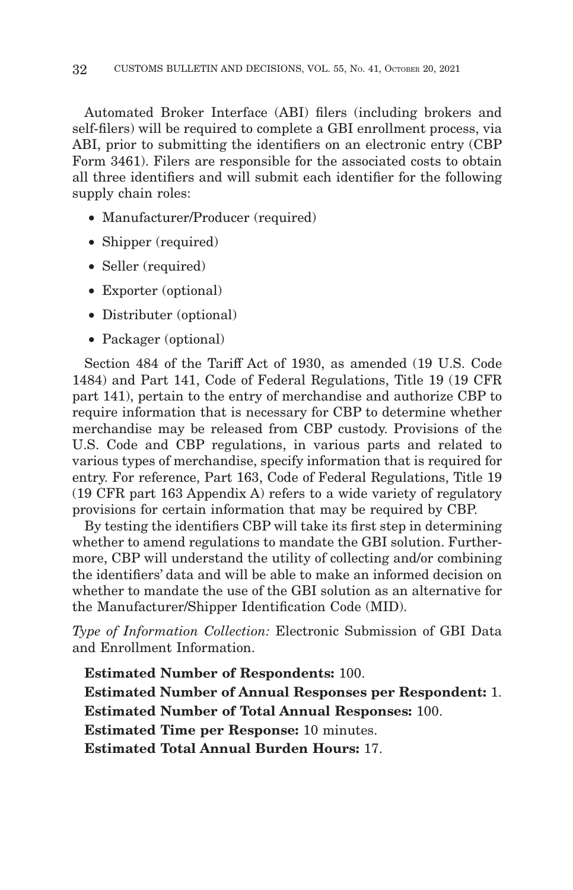Automated Broker Interface (ABI) filers (including brokers and self-filers) will be required to complete a GBI enrollment process, via ABI, prior to submitting the identifiers on an electronic entry (CBP Form 3461). Filers are responsible for the associated costs to obtain all three identifiers and will submit each identifier for the following supply chain roles:

- Manufacturer/Producer (required)
- Shipper (required)
- Seller (required)
- Exporter (optional)
- Distributer (optional)
- Packager (optional)

Section 484 of the Tariff Act of 1930, as amended (19 U.S. Code 1484) and Part 141, Code of Federal Regulations, Title 19 (19 CFR part 141), pertain to the entry of merchandise and authorize CBP to require information that is necessary for CBP to determine whether merchandise may be released from CBP custody. Provisions of the U.S. Code and CBP regulations, in various parts and related to various types of merchandise, specify information that is required for entry. For reference, Part 163, Code of Federal Regulations, Title 19 (19 CFR part 163 Appendix A) refers to a wide variety of regulatory provisions for certain information that may be required by CBP.

By testing the identifiers CBP will take its first step in determining whether to amend regulations to mandate the GBI solution. Furthermore, CBP will understand the utility of collecting and/or combining the identifiers' data and will be able to make an informed decision on whether to mandate the use of the GBI solution as an alternative for the Manufacturer/Shipper Identification Code (MID).

*Type of Information Collection:* Electronic Submission of GBI Data and Enrollment Information.

**Estimated Number of Respondents:** 100.

**Estimated Number of Annual Responses per Respondent:** 1.

**Estimated Number of Total Annual Responses:** 100.

**Estimated Time per Response:** 10 minutes.

**Estimated Total Annual Burden Hours:** 17.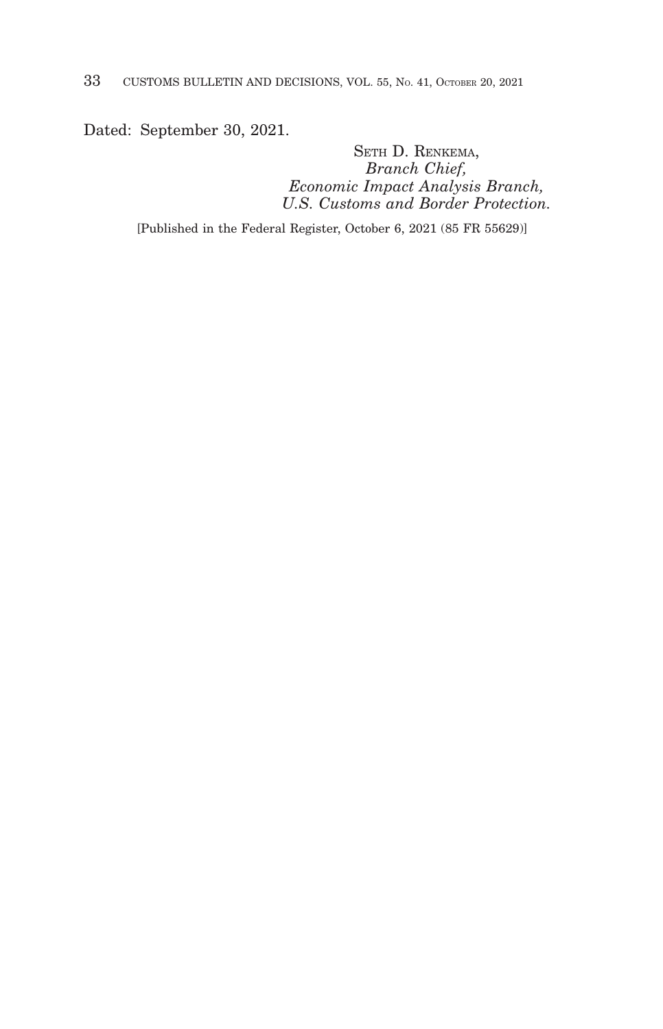Dated: September 30, 2021.

SETH D. RENKEMA,
*Branch Chief,*
*Economic Impact Analysis Branch,*
*U.S. Customs and Border Protection.*

[Published in the Federal Register, October 6, 2021 (85 FR 55629)]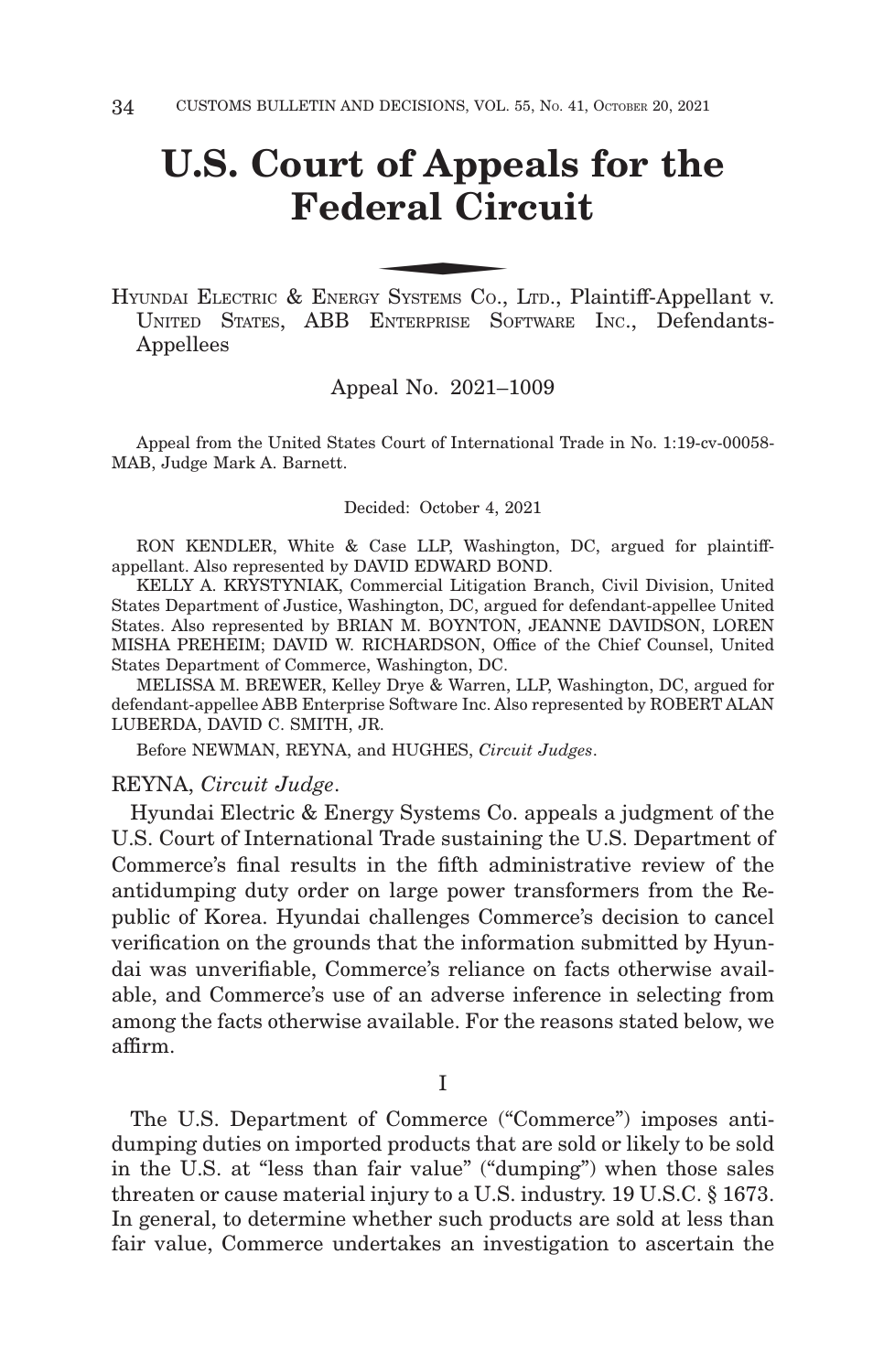# U.S. Court of Appeals for the Federal Circuit

HYUNDAI ELECTRIC & ENERGY SYSTEMS CO., LTD., Plaintiff-Appellant v. UNITED STATES, ABB ENTERPRISE SOFTWARE INC., Defendants-Appellees

Appeal No. 2021–1009

Appeal from the United States Court of International Trade in No. 1:19-cv-00058-MAB, Judge Mark A. Barnett.

Decided: October 4, 2021

RON KENDLER, White & Case LLP, Washington, DC, argued for plaintiff-appellant. Also represented by DAVID EDWARD BOND.

KELLY A. KRYSTYNIAK, Commercial Litigation Branch, Civil Division, United States Department of Justice, Washington, DC, argued for defendant-appellee United States. Also represented by BRIAN M. BOYNTON, JEANNE DAVIDSON, LOREN MISHA PREHEIM; DAVID W. RICHARDSON, Office of the Chief Counsel, United States Department of Commerce, Washington, DC.

MELISSA M. BREWER, Kelley Drye & Warren, LLP, Washington, DC, argued for defendant-appellee ABB Enterprise Software Inc. Also represented by ROBERT ALAN LUBERDA, DAVID C. SMITH, JR.

Before NEWMAN, REYNA, and HUGHES, *Circuit Judges*.

REYNA, *Circuit Judge*.

Hyundai Electric & Energy Systems Co. appeals a judgment of the U.S. Court of International Trade sustaining the U.S. Department of Commerce's final results in the fifth administrative review of the antidumping duty order on large power transformers from the Republic of Korea. Hyundai challenges Commerce's decision to cancel verification on the grounds that the information submitted by Hyundai was unverifiable, Commerce's reliance on facts otherwise available, and Commerce's use of an adverse inference in selecting from among the facts otherwise available. For the reasons stated below, we affirm.

I

The U.S. Department of Commerce ("Commerce") imposes antidumping duties on imported products that are sold or likely to be sold in the U.S. at "less than fair value" ("dumping") when those sales threaten or cause material injury to a U.S. industry. 19 U.S.C. § 1673. In general, to determine whether such products are sold at less than fair value, Commerce undertakes an investigation to ascertain the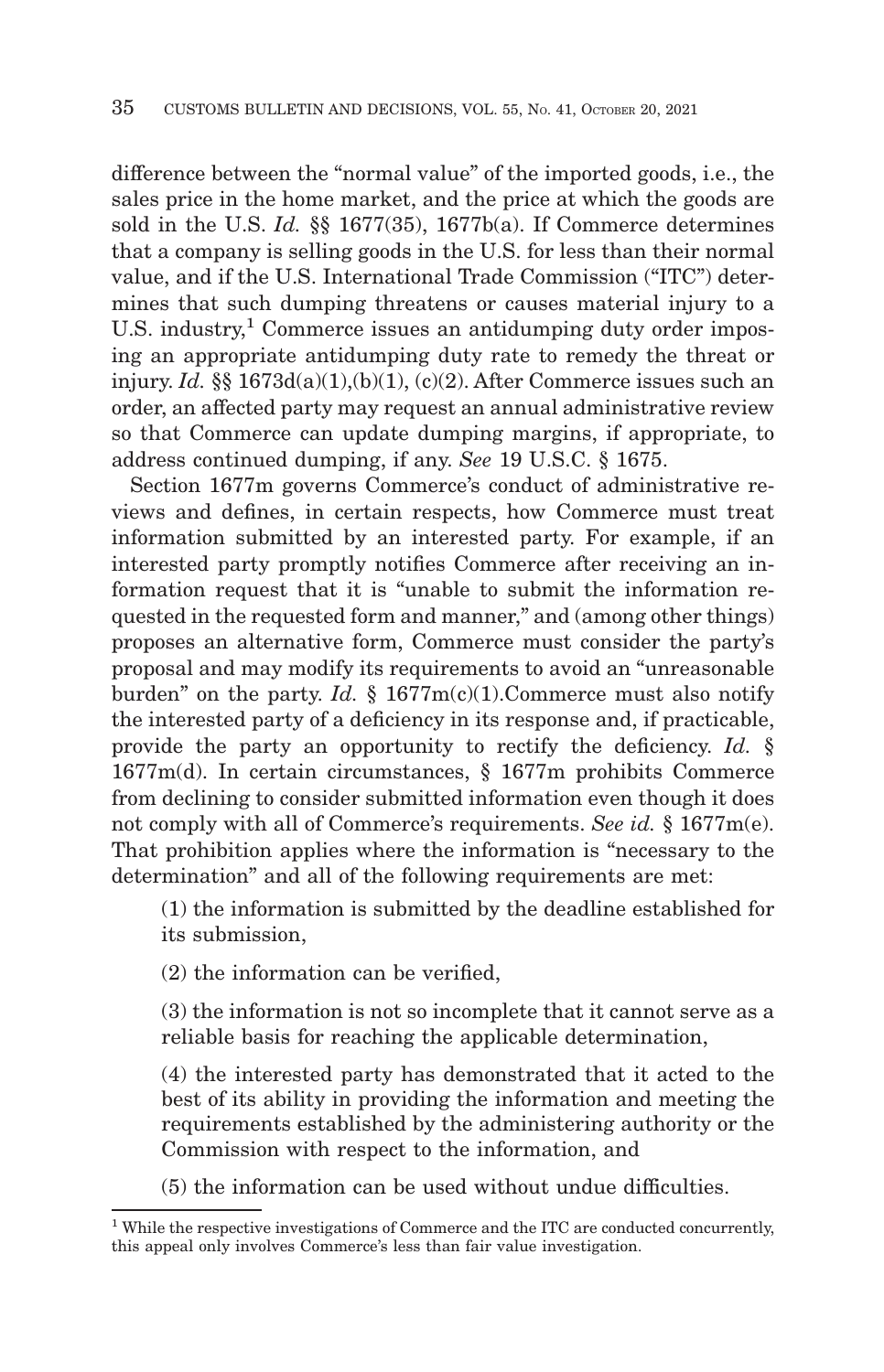difference between the "normal value" of the imported goods, i.e., the sales price in the home market, and the price at which the goods are sold in the U.S. *Id.* §§ 1677(35), 1677b(a). If Commerce determines that a company is selling goods in the U.S. for less than their normal value, and if the U.S. International Trade Commission ("ITC") determines that such dumping threatens or causes material injury to a U.S. industry,[1] Commerce issues an antidumping duty order imposing an appropriate antidumping duty rate to remedy the threat or injury. *Id.* §§ 1673d(a)(1),(b)(1), (c)(2). After Commerce issues such an order, an affected party may request an annual administrative review so that Commerce can update dumping margins, if appropriate, to address continued dumping, if any. *See* 19 U.S.C. § 1675.

Section 1677m governs Commerce's conduct of administrative reviews and defines, in certain respects, how Commerce must treat information submitted by an interested party. For example, if an interested party promptly notifies Commerce after receiving an information request that it is "unable to submit the information requested in the requested form and manner," and (among other things) proposes an alternative form, Commerce must consider the party's proposal and may modify its requirements to avoid an "unreasonable burden" on the party. *Id.* § 1677m(c)(1).Commerce must also notify the interested party of a deficiency in its response and, if practicable, provide the party an opportunity to rectify the deficiency. *Id.* § 1677m(d). In certain circumstances, § 1677m prohibits Commerce from declining to consider submitted information even though it does not comply with all of Commerce's requirements. *See id.* § 1677m(e). That prohibition applies where the information is "necessary to the determination" and all of the following requirements are met:

> (1) the information is submitted by the deadline established for its submission,
>
> (2) the information can be verified,
>
> (3) the information is not so incomplete that it cannot serve as a reliable basis for reaching the applicable determination,
>
> (4) the interested party has demonstrated that it acted to the best of its ability in providing the information and meeting the requirements established by the administering authority or the Commission with respect to the information, and
>
> (5) the information can be used without undue difficulties.

[1] While the respective investigations of Commerce and the ITC are conducted concurrently, this appeal only involves Commerce's less than fair value investigation.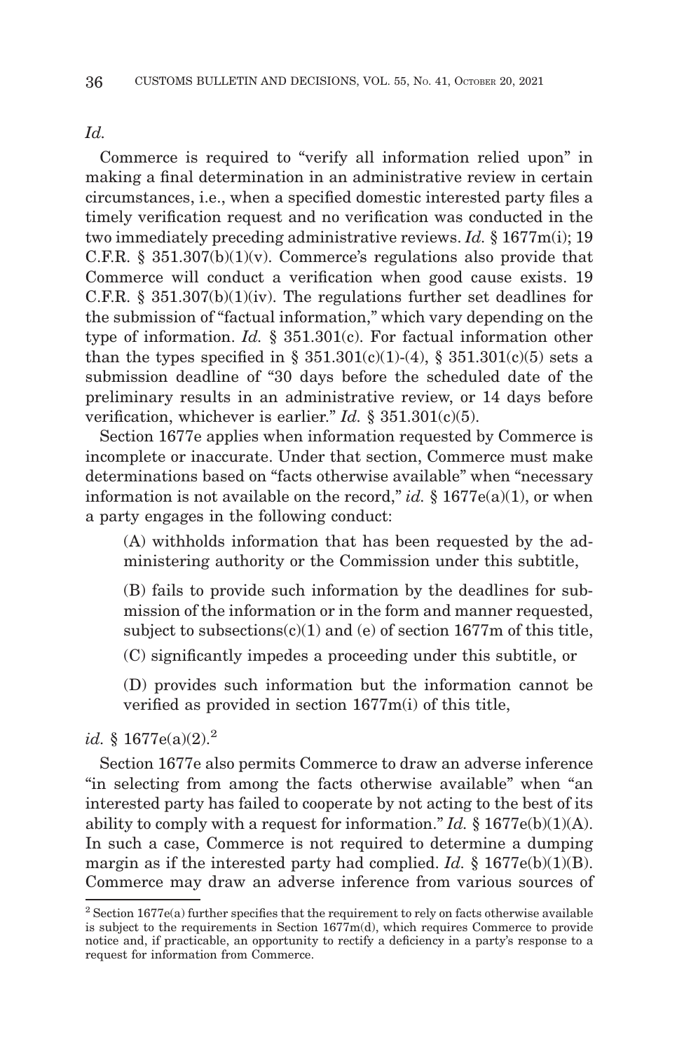*Id.*

Commerce is required to "verify all information relied upon" in making a final determination in an administrative review in certain circumstances, i.e., when a specified domestic interested party files a timely verification request and no verification was conducted in the two immediately preceding administrative reviews. *Id.* § 1677m(i); 19 C.F.R. § 351.307(b)(1)(v). Commerce's regulations also provide that Commerce will conduct a verification when good cause exists. 19 C.F.R. § 351.307(b)(1)(iv). The regulations further set deadlines for the submission of "factual information," which vary depending on the type of information. *Id.* § 351.301(c). For factual information other than the types specified in § 351.301(c)(1)-(4), § 351.301(c)(5) sets a submission deadline of "30 days before the scheduled date of the preliminary results in an administrative review, or 14 days before verification, whichever is earlier." *Id.* § 351.301(c)(5).

Section 1677e applies when information requested by Commerce is incomplete or inaccurate. Under that section, Commerce must make determinations based on "facts otherwise available" when "necessary information is not available on the record," *id.* § 1677e(a)(1), or when a party engages in the following conduct:

> (A) withholds information that has been requested by the administering authority or the Commission under this subtitle,
>
> (B) fails to provide such information by the deadlines for submission of the information or in the form and manner requested, subject to subsections(c)(1) and (e) of section 1677m of this title,
>
> (C) significantly impedes a proceeding under this subtitle, or
>
> (D) provides such information but the information cannot be verified as provided in section 1677m(i) of this title,

*id.* § 1677e(a)(2).[2]

Section 1677e also permits Commerce to draw an adverse inference "in selecting from among the facts otherwise available" when "an interested party has failed to cooperate by not acting to the best of its ability to comply with a request for information." *Id.* § 1677e(b)(1)(A). In such a case, Commerce is not required to determine a dumping margin as if the interested party had complied. *Id.* § 1677e(b)(1)(B). Commerce may draw an adverse inference from various sources of

---

[2] Section 1677e(a) further specifies that the requirement to rely on facts otherwise available is subject to the requirements in Section 1677m(d), which requires Commerce to provide notice and, if practicable, an opportunity to rectify a deficiency in a party's response to a request for information from Commerce.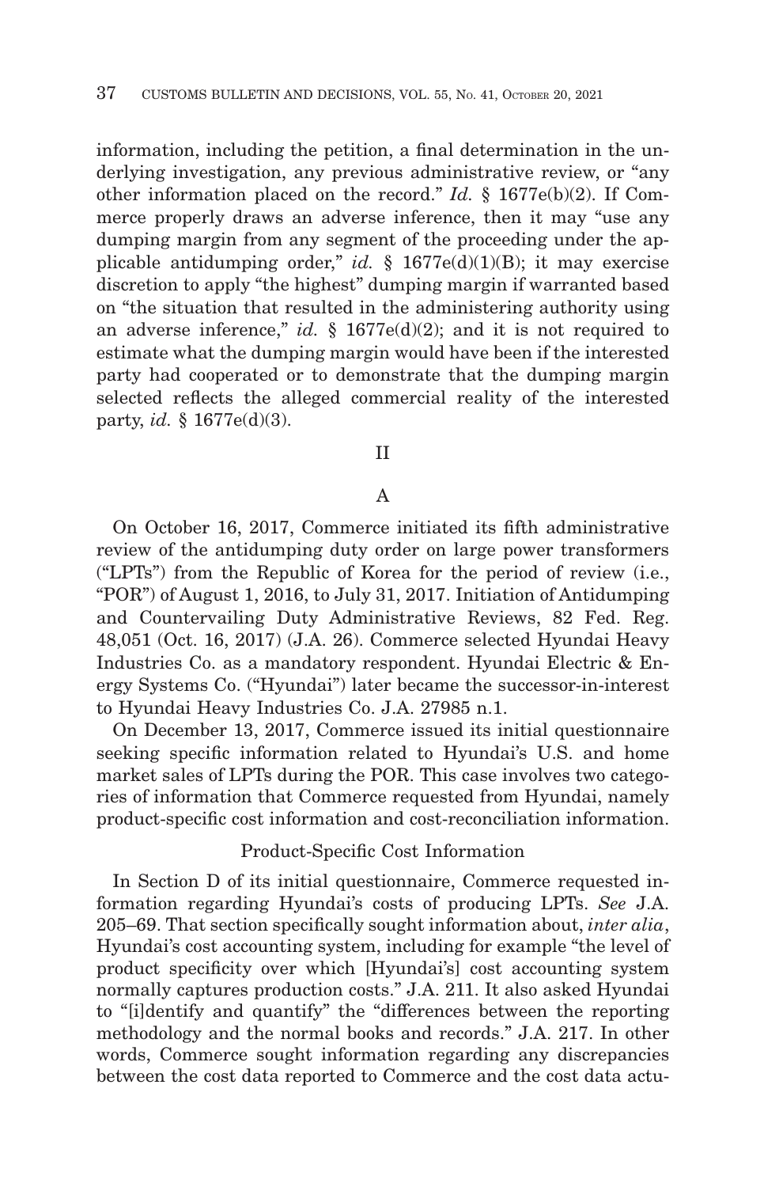information, including the petition, a final determination in the underlying investigation, any previous administrative review, or "any other information placed on the record." *Id.* § 1677e(b)(2). If Commerce properly draws an adverse inference, then it may "use any dumping margin from any segment of the proceeding under the applicable antidumping order," *id.* § 1677e(d)(1)(B); it may exercise discretion to apply "the highest" dumping margin if warranted based on "the situation that resulted in the administering authority using an adverse inference," *id.* § 1677e(d)(2); and it is not required to estimate what the dumping margin would have been if the interested party had cooperated or to demonstrate that the dumping margin selected reflects the alleged commercial reality of the interested party, *id.* § 1677e(d)(3).

## II

### A

On October 16, 2017, Commerce initiated its fifth administrative review of the antidumping duty order on large power transformers ("LPTs") from the Republic of Korea for the period of review (i.e., "POR") of August 1, 2016, to July 31, 2017. Initiation of Antidumping and Countervailing Duty Administrative Reviews, 82 Fed. Reg. 48,051 (Oct. 16, 2017) (J.A. 26). Commerce selected Hyundai Heavy Industries Co. as a mandatory respondent. Hyundai Electric & Energy Systems Co. ("Hyundai") later became the successor-in-interest to Hyundai Heavy Industries Co. J.A. 27985 n.1.

On December 13, 2017, Commerce issued its initial questionnaire seeking specific information related to Hyundai's U.S. and home market sales of LPTs during the POR. This case involves two categories of information that Commerce requested from Hyundai, namely product-specific cost information and cost-reconciliation information.

#### Product-Specific Cost Information

In Section D of its initial questionnaire, Commerce requested information regarding Hyundai's costs of producing LPTs. *See* J.A. 205–69. That section specifically sought information about, *inter alia*, Hyundai's cost accounting system, including for example "the level of product specificity over which [Hyundai's] cost accounting system normally captures production costs." J.A. 211. It also asked Hyundai to "[i]dentify and quantify" the "differences between the reporting methodology and the normal books and records." J.A. 217. In other words, Commerce sought information regarding any discrepancies between the cost data reported to Commerce and the cost data actu-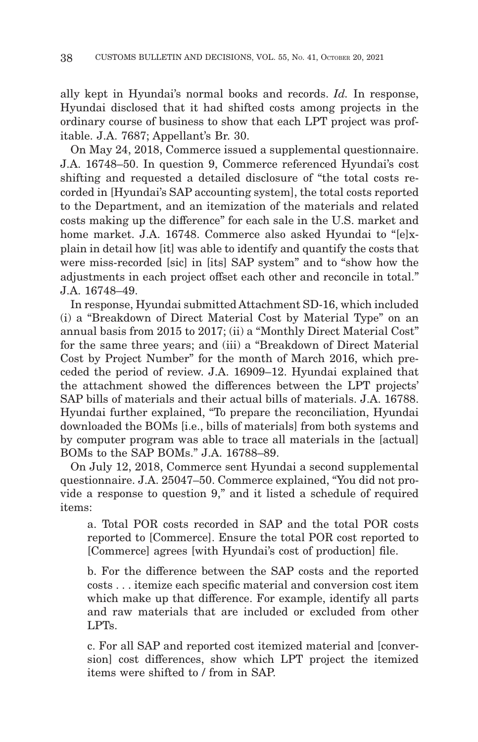ally kept in Hyundai's normal books and records. *Id.* In response, Hyundai disclosed that it had shifted costs among projects in the ordinary course of business to show that each LPT project was profitable. J.A. 7687; Appellant's Br. 30.

On May 24, 2018, Commerce issued a supplemental questionnaire. J.A. 16748–50. In question 9, Commerce referenced Hyundai's cost shifting and requested a detailed disclosure of "the total costs recorded in [Hyundai's SAP accounting system], the total costs reported to the Department, and an itemization of the materials and related costs making up the difference" for each sale in the U.S. market and home market. J.A. 16748. Commerce also asked Hyundai to "[e]xplain in detail how [it] was able to identify and quantify the costs that were miss-recorded [sic] in [its] SAP system" and to "show how the adjustments in each project offset each other and reconcile in total." J.A. 16748–49.

In response, Hyundai submitted Attachment SD-16, which included (i) a "Breakdown of Direct Material Cost by Material Type" on an annual basis from 2015 to 2017; (ii) a "Monthly Direct Material Cost" for the same three years; and (iii) a "Breakdown of Direct Material Cost by Project Number" for the month of March 2016, which preceded the period of review. J.A. 16909–12. Hyundai explained that the attachment showed the differences between the LPT projects' SAP bills of materials and their actual bills of materials. J.A. 16788. Hyundai further explained, "To prepare the reconciliation, Hyundai downloaded the BOMs [i.e., bills of materials] from both systems and by computer program was able to trace all materials in the [actual] BOMs to the SAP BOMs." J.A. 16788–89.

On July 12, 2018, Commerce sent Hyundai a second supplemental questionnaire. J.A. 25047–50. Commerce explained, "You did not provide a response to question 9," and it listed a schedule of required items:

> a. Total POR costs recorded in SAP and the total POR costs reported to [Commerce]. Ensure the total POR cost reported to [Commerce] agrees [with Hyundai's cost of production] file.
>
> b. For the difference between the SAP costs and the reported costs . . . itemize each specific material and conversion cost item which make up that difference. For example, identify all parts and raw materials that are included or excluded from other LPTs.
>
> c. For all SAP and reported cost itemized material and [conversion] cost differences, show which LPT project the itemized items were shifted to / from in SAP.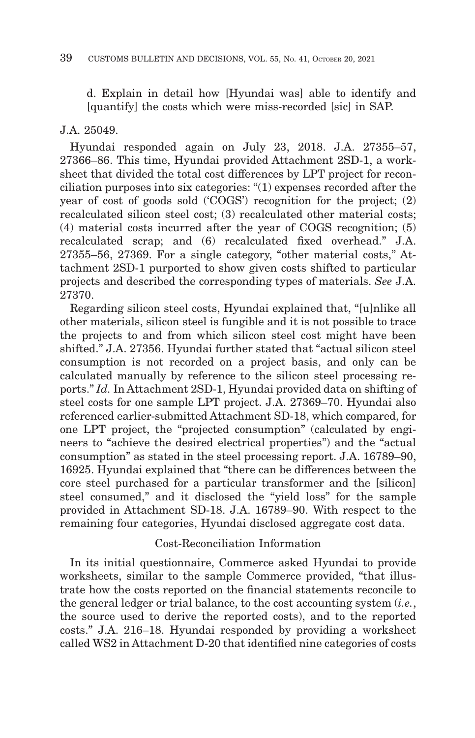d. Explain in detail how [Hyundai was] able to identify and [quantify] the costs which were miss-recorded [sic] in SAP.

J.A. 25049.

Hyundai responded again on July 23, 2018. J.A. 27355–57, 27366–86. This time, Hyundai provided Attachment 2SD-1, a worksheet that divided the total cost differences by LPT project for reconciliation purposes into six categories: "(1) expenses recorded after the year of cost of goods sold ('COGS') recognition for the project; (2) recalculated silicon steel cost; (3) recalculated other material costs; (4) material costs incurred after the year of COGS recognition; (5) recalculated scrap; and (6) recalculated fixed overhead." J.A. 27355–56, 27369. For a single category, "other material costs," Attachment 2SD-1 purported to show given costs shifted to particular projects and described the corresponding types of materials. *See* J.A. 27370.

Regarding silicon steel costs, Hyundai explained that, "[u]nlike all other materials, silicon steel is fungible and it is not possible to trace the projects to and from which silicon steel cost might have been shifted." J.A. 27356. Hyundai further stated that "actual silicon steel consumption is not recorded on a project basis, and only can be calculated manually by reference to the silicon steel processing reports." *Id.* In Attachment 2SD-1, Hyundai provided data on shifting of steel costs for one sample LPT project. J.A. 27369–70. Hyundai also referenced earlier-submitted Attachment SD-18, which compared, for one LPT project, the "projected consumption" (calculated by engineers to "achieve the desired electrical properties") and the "actual consumption" as stated in the steel processing report. J.A. 16789–90, 16925. Hyundai explained that "there can be differences between the core steel purchased for a particular transformer and the [silicon] steel consumed," and it disclosed the "yield loss" for the sample provided in Attachment SD-18. J.A. 16789–90. With respect to the remaining four categories, Hyundai disclosed aggregate cost data.

### Cost-Reconciliation Information

In its initial questionnaire, Commerce asked Hyundai to provide worksheets, similar to the sample Commerce provided, "that illustrate how the costs reported on the financial statements reconcile to the general ledger or trial balance, to the cost accounting system (*i.e.*, the source used to derive the reported costs), and to the reported costs." J.A. 216–18. Hyundai responded by providing a worksheet called WS2 in Attachment D-20 that identified nine categories of costs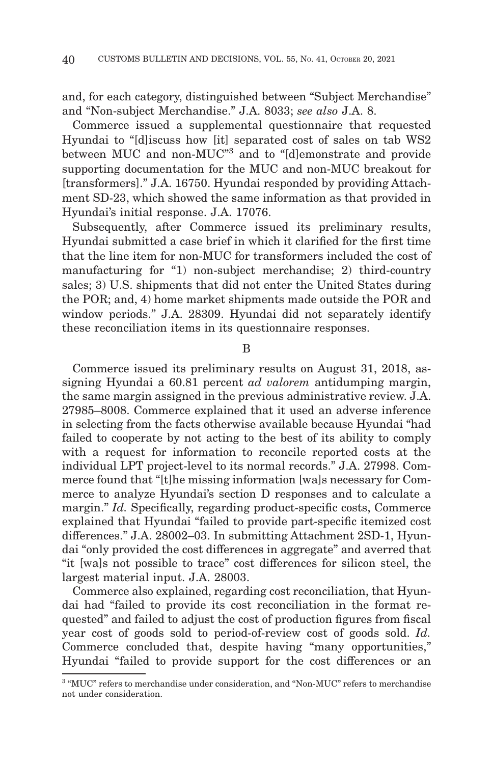and, for each category, distinguished between "Subject Merchandise" and "Non-subject Merchandise." J.A. 8033; *see also* J.A. 8.

Commerce issued a supplemental questionnaire that requested Hyundai to "[d]iscuss how [it] separated cost of sales on tab WS2 between MUC and non-MUC"[3] and to "[d]emonstrate and provide supporting documentation for the MUC and non-MUC breakout for [transformers]." J.A. 16750. Hyundai responded by providing Attachment SD-23, which showed the same information as that provided in Hyundai's initial response. J.A. 17076.

Subsequently, after Commerce issued its preliminary results, Hyundai submitted a case brief in which it clarified for the first time that the line item for non-MUC for transformers included the cost of manufacturing for "1) non-subject merchandise; 2) third-country sales; 3) U.S. shipments that did not enter the United States during the POR; and, 4) home market shipments made outside the POR and window periods." J.A. 28309. Hyundai did not separately identify these reconciliation items in its questionnaire responses.

B

Commerce issued its preliminary results on August 31, 2018, assigning Hyundai a 60.81 percent *ad valorem* antidumping margin, the same margin assigned in the previous administrative review. J.A. 27985–8008. Commerce explained that it used an adverse inference in selecting from the facts otherwise available because Hyundai "had failed to cooperate by not acting to the best of its ability to comply with a request for information to reconcile reported costs at the individual LPT project-level to its normal records." J.A. 27998. Commerce found that "[t]he missing information [wa]s necessary for Commerce to analyze Hyundai's section D responses and to calculate a margin." *Id.* Specifically, regarding product-specific costs, Commerce explained that Hyundai "failed to provide part-specific itemized cost differences." J.A. 28002–03. In submitting Attachment 2SD-1, Hyundai "only provided the cost differences in aggregate" and averred that "it [wa]s not possible to trace" cost differences for silicon steel, the largest material input. J.A. 28003.

Commerce also explained, regarding cost reconciliation, that Hyundai had "failed to provide its cost reconciliation in the format requested" and failed to adjust the cost of production figures from fiscal year cost of goods sold to period-of-review cost of goods sold. *Id.* Commerce concluded that, despite having "many opportunities," Hyundai "failed to provide support for the cost differences or an

[3] "MUC" refers to merchandise under consideration, and "Non-MUC" refers to merchandise not under consideration.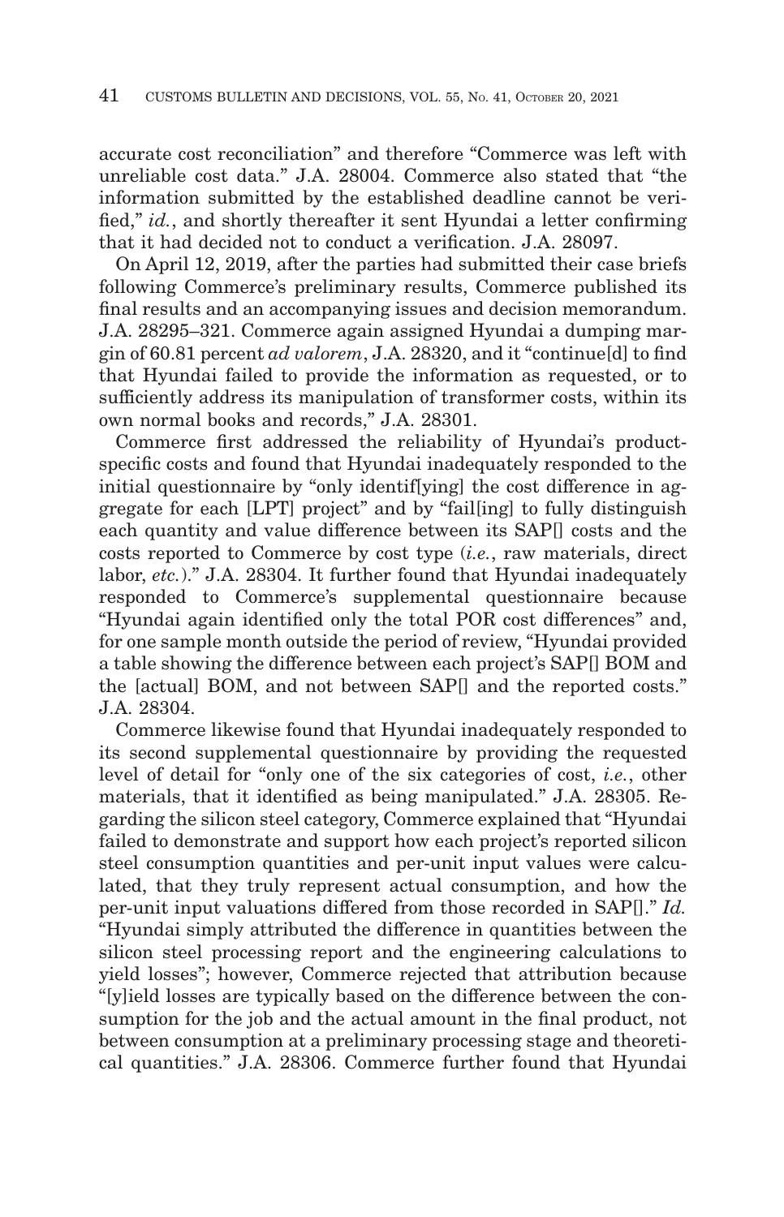accurate cost reconciliation" and therefore "Commerce was left with unreliable cost data." J.A. 28004. Commerce also stated that "the information submitted by the established deadline cannot be verified," *id.*, and shortly thereafter it sent Hyundai a letter confirming that it had decided not to conduct a verification. J.A. 28097.

On April 12, 2019, after the parties had submitted their case briefs following Commerce's preliminary results, Commerce published its final results and an accompanying issues and decision memorandum. J.A. 28295–321. Commerce again assigned Hyundai a dumping margin of 60.81 percent *ad valorem*, J.A. 28320, and it "continue[d] to find that Hyundai failed to provide the information as requested, or to sufficiently address its manipulation of transformer costs, within its own normal books and records," J.A. 28301.

Commerce first addressed the reliability of Hyundai's product-specific costs and found that Hyundai inadequately responded to the initial questionnaire by "only identif[ying] the cost difference in aggregate for each [LPT] project" and by "fail[ing] to fully distinguish each quantity and value difference between its SAP[] costs and the costs reported to Commerce by cost type (*i.e.*, raw materials, direct labor, *etc.*)." J.A. 28304. It further found that Hyundai inadequately responded to Commerce's supplemental questionnaire because "Hyundai again identified only the total POR cost differences" and, for one sample month outside the period of review, "Hyundai provided a table showing the difference between each project's SAP[] BOM and the [actual] BOM, and not between SAP[] and the reported costs." J.A. 28304.

Commerce likewise found that Hyundai inadequately responded to its second supplemental questionnaire by providing the requested level of detail for "only one of the six categories of cost, *i.e.*, other materials, that it identified as being manipulated." J.A. 28305. Regarding the silicon steel category, Commerce explained that "Hyundai failed to demonstrate and support how each project's reported silicon steel consumption quantities and per-unit input values were calculated, that they truly represent actual consumption, and how the per-unit input valuations differed from those recorded in SAP[]." *Id.* "Hyundai simply attributed the difference in quantities between the silicon steel processing report and the engineering calculations to yield losses"; however, Commerce rejected that attribution because "[y]ield losses are typically based on the difference between the consumption for the job and the actual amount in the final product, not between consumption at a preliminary processing stage and theoretical quantities." J.A. 28306. Commerce further found that Hyundai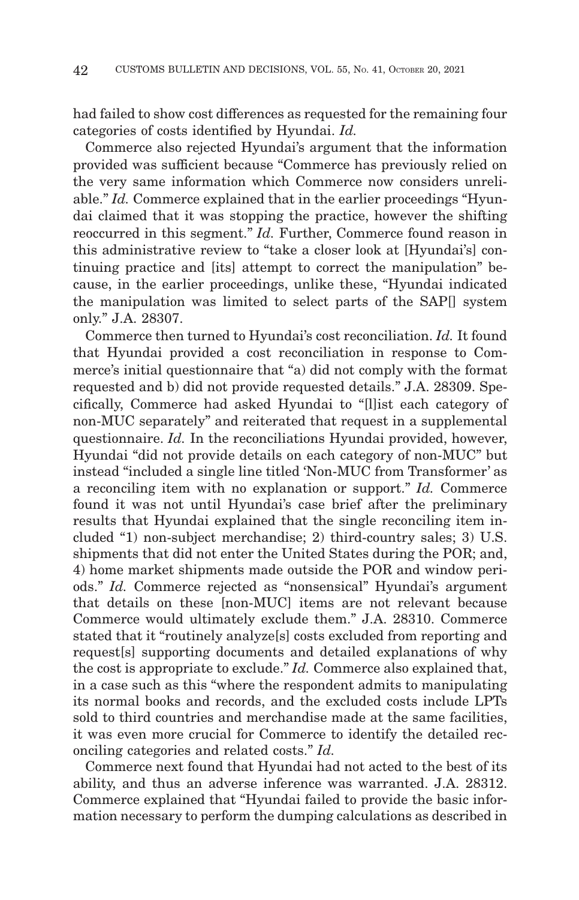had failed to show cost differences as requested for the remaining four categories of costs identified by Hyundai. *Id.*

Commerce also rejected Hyundai's argument that the information provided was sufficient because "Commerce has previously relied on the very same information which Commerce now considers unreliable." *Id.* Commerce explained that in the earlier proceedings "Hyundai claimed that it was stopping the practice, however the shifting reoccurred in this segment." *Id.* Further, Commerce found reason in this administrative review to "take a closer look at [Hyundai's] continuing practice and [its] attempt to correct the manipulation" because, in the earlier proceedings, unlike these, "Hyundai indicated the manipulation was limited to select parts of the SAP[] system only." J.A. 28307.

Commerce then turned to Hyundai's cost reconciliation. *Id.* It found that Hyundai provided a cost reconciliation in response to Commerce's initial questionnaire that "a) did not comply with the format requested and b) did not provide requested details." J.A. 28309. Specifically, Commerce had asked Hyundai to "[l]ist each category of non-MUC separately" and reiterated that request in a supplemental questionnaire. *Id.* In the reconciliations Hyundai provided, however, Hyundai "did not provide details on each category of non-MUC" but instead "included a single line titled 'Non-MUC from Transformer' as a reconciling item with no explanation or support." *Id.* Commerce found it was not until Hyundai's case brief after the preliminary results that Hyundai explained that the single reconciling item included "1) non-subject merchandise; 2) third-country sales; 3) U.S. shipments that did not enter the United States during the POR; and, 4) home market shipments made outside the POR and window periods." *Id.* Commerce rejected as "nonsensical" Hyundai's argument that details on these [non-MUC] items are not relevant because Commerce would ultimately exclude them." J.A. 28310. Commerce stated that it "routinely analyze[s] costs excluded from reporting and request[s] supporting documents and detailed explanations of why the cost is appropriate to exclude." *Id.* Commerce also explained that, in a case such as this "where the respondent admits to manipulating its normal books and records, and the excluded costs include LPTs sold to third countries and merchandise made at the same facilities, it was even more crucial for Commerce to identify the detailed reconciling categories and related costs." *Id.*

Commerce next found that Hyundai had not acted to the best of its ability, and thus an adverse inference was warranted. J.A. 28312. Commerce explained that "Hyundai failed to provide the basic information necessary to perform the dumping calculations as described in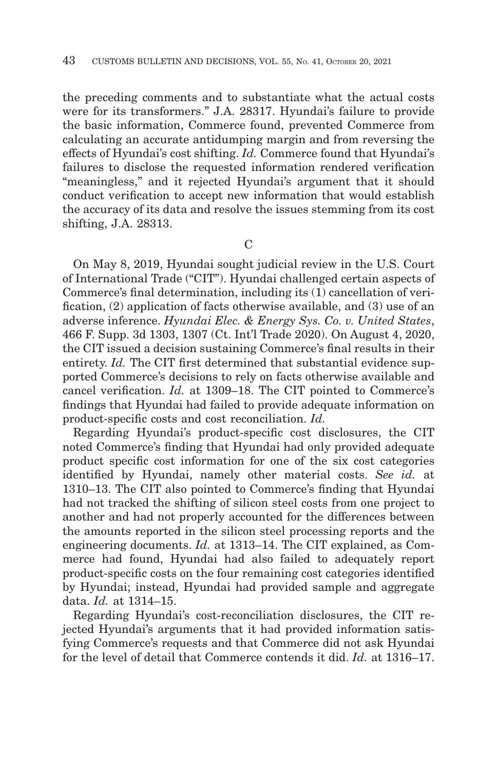the preceding comments and to substantiate what the actual costs were for its transformers." J.A. 28317. Hyundai's failure to provide the basic information, Commerce found, prevented Commerce from calculating an accurate antidumping margin and from reversing the effects of Hyundai's cost shifting. *Id.* Commerce found that Hyundai's failures to disclose the requested information rendered verification "meaningless," and it rejected Hyundai's argument that it should conduct verification to accept new information that would establish the accuracy of its data and resolve the issues stemming from its cost shifting, J.A. 28313.

C

On May 8, 2019, Hyundai sought judicial review in the U.S. Court of International Trade ("CIT"). Hyundai challenged certain aspects of Commerce's final determination, including its (1) cancellation of verification, (2) application of facts otherwise available, and (3) use of an adverse inference. *Hyundai Elec. & Energy Sys. Co. v. United States*, 466 F. Supp. 3d 1303, 1307 (Ct. Int'l Trade 2020). On August 4, 2020, the CIT issued a decision sustaining Commerce's final results in their entirety. *Id.* The CIT first determined that substantial evidence supported Commerce's decisions to rely on facts otherwise available and cancel verification. *Id.* at 1309–18. The CIT pointed to Commerce's findings that Hyundai had failed to provide adequate information on product-specific costs and cost reconciliation. *Id.*

Regarding Hyundai's product-specific cost disclosures, the CIT noted Commerce's finding that Hyundai had only provided adequate product specific cost information for one of the six cost categories identified by Hyundai, namely other material costs. *See id.* at 1310–13. The CIT also pointed to Commerce's finding that Hyundai had not tracked the shifting of silicon steel costs from one project to another and had not properly accounted for the differences between the amounts reported in the silicon steel processing reports and the engineering documents. *Id.* at 1313–14. The CIT explained, as Commerce had found, Hyundai had also failed to adequately report product-specific costs on the four remaining cost categories identified by Hyundai; instead, Hyundai had provided sample and aggregate data. *Id.* at 1314–15.

Regarding Hyundai's cost-reconciliation disclosures, the CIT rejected Hyundai's arguments that it had provided information satisfying Commerce's requests and that Commerce did not ask Hyundai for the level of detail that Commerce contends it did. *Id.* at 1316–17.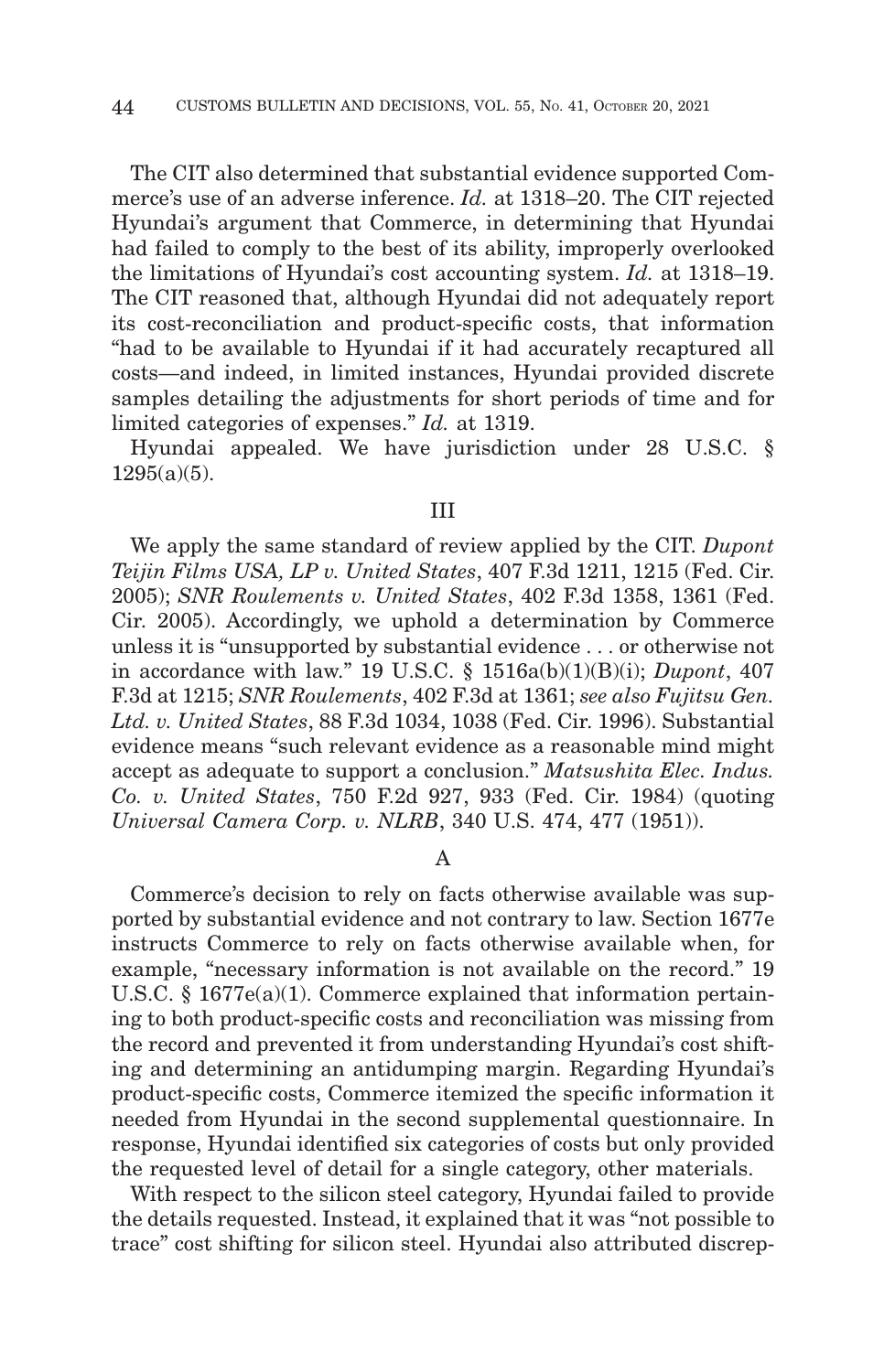The CIT also determined that substantial evidence supported Commerce's use of an adverse inference. *Id.* at 1318–20. The CIT rejected Hyundai's argument that Commerce, in determining that Hyundai had failed to comply to the best of its ability, improperly overlooked the limitations of Hyundai's cost accounting system. *Id.* at 1318–19. The CIT reasoned that, although Hyundai did not adequately report its cost-reconciliation and product-specific costs, that information "had to be available to Hyundai if it had accurately recaptured all costs—and indeed, in limited instances, Hyundai provided discrete samples detailing the adjustments for short periods of time and for limited categories of expenses." *Id.* at 1319.

Hyundai appealed. We have jurisdiction under 28 U.S.C. § 1295(a)(5).

## III

We apply the same standard of review applied by the CIT. *Dupont Teijin Films USA, LP v. United States*, 407 F.3d 1211, 1215 (Fed. Cir. 2005); *SNR Roulements v. United States*, 402 F.3d 1358, 1361 (Fed. Cir. 2005). Accordingly, we uphold a determination by Commerce unless it is "unsupported by substantial evidence . . . or otherwise not in accordance with law." 19 U.S.C. § 1516a(b)(1)(B)(i); *Dupont*, 407 F.3d at 1215; *SNR Roulements*, 402 F.3d at 1361; *see also Fujitsu Gen. Ltd. v. United States*, 88 F.3d 1034, 1038 (Fed. Cir. 1996). Substantial evidence means "such relevant evidence as a reasonable mind might accept as adequate to support a conclusion." *Matsushita Elec. Indus. Co. v. United States*, 750 F.2d 927, 933 (Fed. Cir. 1984) (quoting *Universal Camera Corp. v. NLRB*, 340 U.S. 474, 477 (1951)).

### A

Commerce's decision to rely on facts otherwise available was supported by substantial evidence and not contrary to law. Section 1677e instructs Commerce to rely on facts otherwise available when, for example, "necessary information is not available on the record." 19 U.S.C. § 1677e(a)(1). Commerce explained that information pertaining to both product-specific costs and reconciliation was missing from the record and prevented it from understanding Hyundai's cost shifting and determining an antidumping margin. Regarding Hyundai's product-specific costs, Commerce itemized the specific information it needed from Hyundai in the second supplemental questionnaire. In response, Hyundai identified six categories of costs but only provided the requested level of detail for a single category, other materials.

With respect to the silicon steel category, Hyundai failed to provide the details requested. Instead, it explained that it was "not possible to trace" cost shifting for silicon steel. Hyundai also attributed discrep-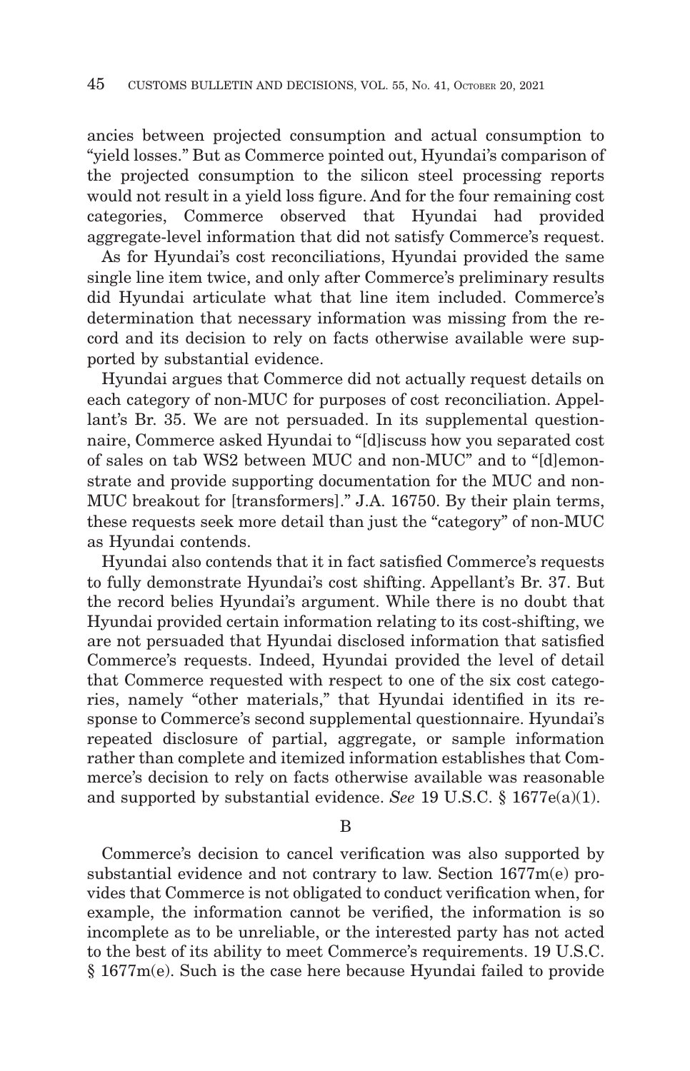ancies between projected consumption and actual consumption to "yield losses." But as Commerce pointed out, Hyundai's comparison of the projected consumption to the silicon steel processing reports would not result in a yield loss figure. And for the four remaining cost categories, Commerce observed that Hyundai had provided aggregate-level information that did not satisfy Commerce's request.

As for Hyundai's cost reconciliations, Hyundai provided the same single line item twice, and only after Commerce's preliminary results did Hyundai articulate what that line item included. Commerce's determination that necessary information was missing from the record and its decision to rely on facts otherwise available were supported by substantial evidence.

Hyundai argues that Commerce did not actually request details on each category of non-MUC for purposes of cost reconciliation. Appellant's Br. 35. We are not persuaded. In its supplemental questionnaire, Commerce asked Hyundai to "[d]iscuss how you separated cost of sales on tab WS2 between MUC and non-MUC" and to "[d]emonstrate and provide supporting documentation for the MUC and non-MUC breakout for [transformers]." J.A. 16750. By their plain terms, these requests seek more detail than just the "category" of non-MUC as Hyundai contends.

Hyundai also contends that it in fact satisfied Commerce's requests to fully demonstrate Hyundai's cost shifting. Appellant's Br. 37. But the record belies Hyundai's argument. While there is no doubt that Hyundai provided certain information relating to its cost-shifting, we are not persuaded that Hyundai disclosed information that satisfied Commerce's requests. Indeed, Hyundai provided the level of detail that Commerce requested with respect to one of the six cost categories, namely "other materials," that Hyundai identified in its response to Commerce's second supplemental questionnaire. Hyundai's repeated disclosure of partial, aggregate, or sample information rather than complete and itemized information establishes that Commerce's decision to rely on facts otherwise available was reasonable and supported by substantial evidence. *See* 19 U.S.C. § 1677e(a)(1).

B

Commerce's decision to cancel verification was also supported by substantial evidence and not contrary to law. Section 1677m(e) provides that Commerce is not obligated to conduct verification when, for example, the information cannot be verified, the information is so incomplete as to be unreliable, or the interested party has not acted to the best of its ability to meet Commerce's requirements. 19 U.S.C. § 1677m(e). Such is the case here because Hyundai failed to provide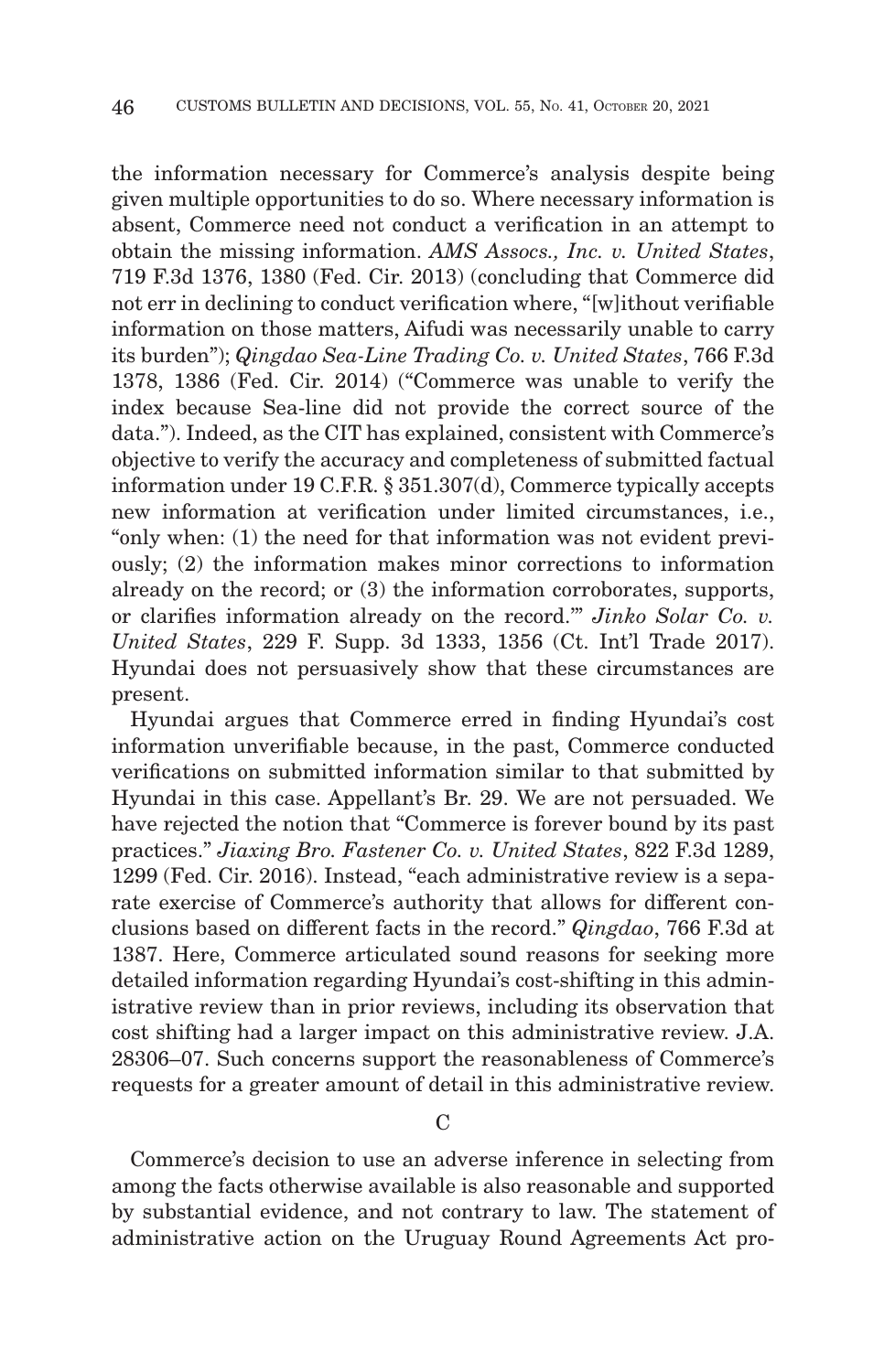the information necessary for Commerce's analysis despite being given multiple opportunities to do so. Where necessary information is absent, Commerce need not conduct a verification in an attempt to obtain the missing information. *AMS Assocs., Inc. v. United States*, 719 F.3d 1376, 1380 (Fed. Cir. 2013) (concluding that Commerce did not err in declining to conduct verification where, "[w]ithout verifiable information on those matters, Aifudi was necessarily unable to carry its burden"); *Qingdao Sea-Line Trading Co. v. United States*, 766 F.3d 1378, 1386 (Fed. Cir. 2014) ("Commerce was unable to verify the index because Sea-line did not provide the correct source of the data."). Indeed, as the CIT has explained, consistent with Commerce's objective to verify the accuracy and completeness of submitted factual information under 19 C.F.R. § 351.307(d), Commerce typically accepts new information at verification under limited circumstances, i.e., "only when: (1) the need for that information was not evident previously; (2) the information makes minor corrections to information already on the record; or (3) the information corroborates, supports, or clarifies information already on the record.'" *Jinko Solar Co. v. United States*, 229 F. Supp. 3d 1333, 1356 (Ct. Int'l Trade 2017). Hyundai does not persuasively show that these circumstances are present.

Hyundai argues that Commerce erred in finding Hyundai's cost information unverifiable because, in the past, Commerce conducted verifications on submitted information similar to that submitted by Hyundai in this case. Appellant's Br. 29. We are not persuaded. We have rejected the notion that "Commerce is forever bound by its past practices." *Jiaxing Bro. Fastener Co. v. United States*, 822 F.3d 1289, 1299 (Fed. Cir. 2016). Instead, "each administrative review is a separate exercise of Commerce's authority that allows for different conclusions based on different facts in the record." *Qingdao*, 766 F.3d at 1387. Here, Commerce articulated sound reasons for seeking more detailed information regarding Hyundai's cost-shifting in this administrative review than in prior reviews, including its observation that cost shifting had a larger impact on this administrative review. J.A. 28306–07. Such concerns support the reasonableness of Commerce's requests for a greater amount of detail in this administrative review.

C

Commerce's decision to use an adverse inference in selecting from among the facts otherwise available is also reasonable and supported by substantial evidence, and not contrary to law. The statement of administrative action on the Uruguay Round Agreements Act pro-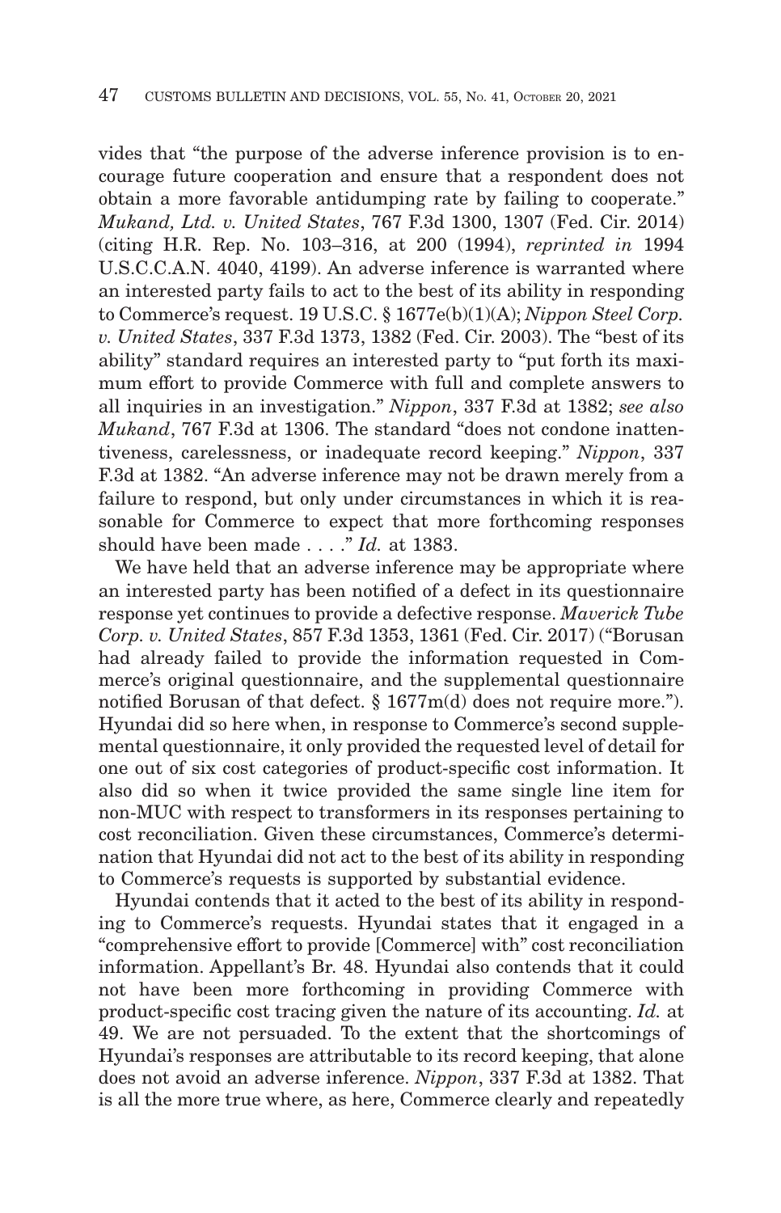vides that "the purpose of the adverse inference provision is to encourage future cooperation and ensure that a respondent does not obtain a more favorable antidumping rate by failing to cooperate." *Mukand, Ltd. v. United States*, 767 F.3d 1300, 1307 (Fed. Cir. 2014) (citing H.R. Rep. No. 103–316, at 200 (1994), *reprinted in* 1994 U.S.C.C.A.N. 4040, 4199). An adverse inference is warranted where an interested party fails to act to the best of its ability in responding to Commerce's request. 19 U.S.C. § 1677e(b)(1)(A); *Nippon Steel Corp. v. United States*, 337 F.3d 1373, 1382 (Fed. Cir. 2003). The "best of its ability" standard requires an interested party to "put forth its maximum effort to provide Commerce with full and complete answers to all inquiries in an investigation." *Nippon*, 337 F.3d at 1382; *see also Mukand*, 767 F.3d at 1306. The standard "does not condone inattentiveness, carelessness, or inadequate record keeping." *Nippon*, 337 F.3d at 1382. "An adverse inference may not be drawn merely from a failure to respond, but only under circumstances in which it is reasonable for Commerce to expect that more forthcoming responses should have been made . . . ." *Id.* at 1383.

We have held that an adverse inference may be appropriate where an interested party has been notified of a defect in its questionnaire response yet continues to provide a defective response. *Maverick Tube Corp. v. United States*, 857 F.3d 1353, 1361 (Fed. Cir. 2017) ("Borusan had already failed to provide the information requested in Commerce's original questionnaire, and the supplemental questionnaire notified Borusan of that defect. § 1677m(d) does not require more."). Hyundai did so here when, in response to Commerce's second supplemental questionnaire, it only provided the requested level of detail for one out of six cost categories of product-specific cost information. It also did so when it twice provided the same single line item for non-MUC with respect to transformers in its responses pertaining to cost reconciliation. Given these circumstances, Commerce's determination that Hyundai did not act to the best of its ability in responding to Commerce's requests is supported by substantial evidence.

Hyundai contends that it acted to the best of its ability in responding to Commerce's requests. Hyundai states that it engaged in a "comprehensive effort to provide [Commerce] with" cost reconciliation information. Appellant's Br. 48. Hyundai also contends that it could not have been more forthcoming in providing Commerce with product-specific cost tracing given the nature of its accounting. *Id.* at 49. We are not persuaded. To the extent that the shortcomings of Hyundai's responses are attributable to its record keeping, that alone does not avoid an adverse inference. *Nippon*, 337 F.3d at 1382. That is all the more true where, as here, Commerce clearly and repeatedly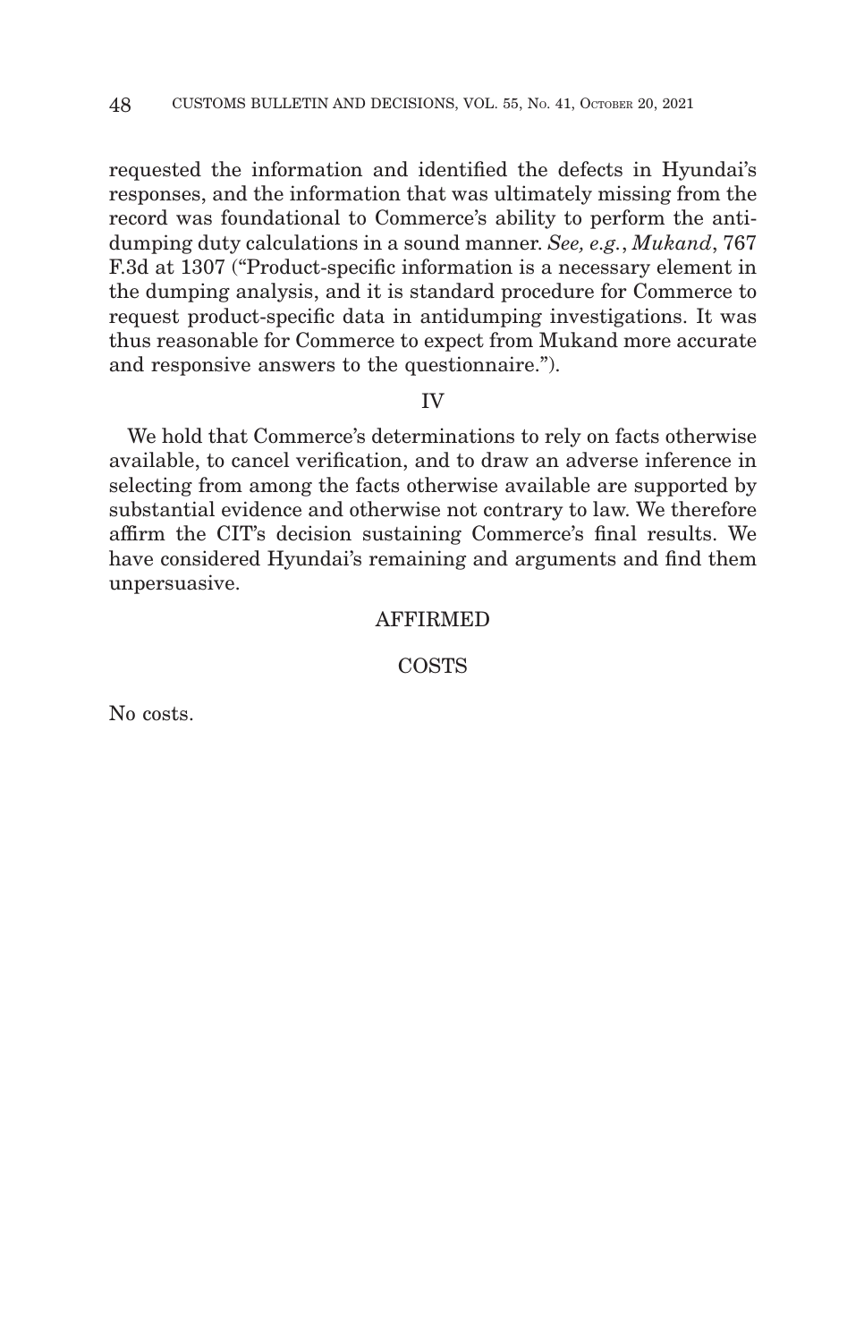requested the information and identified the defects in Hyundai's responses, and the information that was ultimately missing from the record was foundational to Commerce's ability to perform the antidumping duty calculations in a sound manner. *See, e.g.*, *Mukand*, 767 F.3d at 1307 ("Product-specific information is a necessary element in the dumping analysis, and it is standard procedure for Commerce to request product-specific data in antidumping investigations. It was thus reasonable for Commerce to expect from Mukand more accurate and responsive answers to the questionnaire.").

## IV

We hold that Commerce's determinations to rely on facts otherwise available, to cancel verification, and to draw an adverse inference in selecting from among the facts otherwise available are supported by substantial evidence and otherwise not contrary to law. We therefore affirm the CIT's decision sustaining Commerce's final results. We have considered Hyundai's remaining and arguments and find them unpersuasive.

AFFIRMED

COSTS

No costs.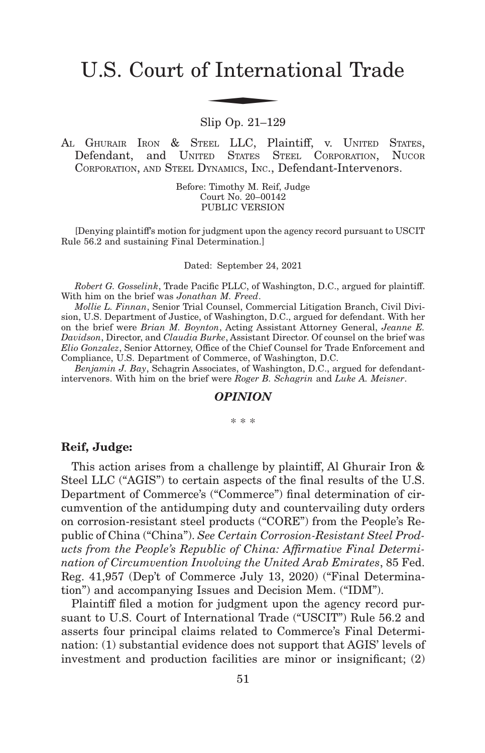# U.S. Court of International Trade

Slip Op. 21–129

AL GHURAIR IRON & STEEL LLC, Plaintiff, v. UNITED STATES, Defendant, and UNITED STATES STEEL CORPORATION, NUCOR CORPORATION, AND STEEL DYNAMICS, INC., Defendant-Intervenors.

Before: Timothy M. Reif, Judge
Court No. 20–00142
PUBLIC VERSION

[Denying plaintiff's motion for judgment upon the agency record pursuant to USCIT Rule 56.2 and sustaining Final Determination.]

Dated: September 24, 2021

*Robert G. Gosselink*, Trade Pacific PLLC, of Washington, D.C., argued for plaintiff. With him on the brief was *Jonathan M. Freed*.

*Mollie L. Finnan*, Senior Trial Counsel, Commercial Litigation Branch, Civil Division, U.S. Department of Justice, of Washington, D.C., argued for defendant. With her on the brief were *Brian M. Boynton*, Acting Assistant Attorney General, *Jeanne E. Davidson*, Director, and *Claudia Burke*, Assistant Director. Of counsel on the brief was *Elio Gonzalez*, Senior Attorney, Office of the Chief Counsel for Trade Enforcement and Compliance, U.S. Department of Commerce, of Washington, D.C.

*Benjamin J. Bay*, Schagrin Associates, of Washington, D.C., argued for defendant-intervenors. With him on the brief were *Roger B. Schagrin* and *Luke A. Meisner*.

## *OPINION*

\* \* \*

**Reif, Judge:**

This action arises from a challenge by plaintiff, Al Ghurair Iron & Steel LLC ("AGIS") to certain aspects of the final results of the U.S. Department of Commerce's ("Commerce") final determination of circumvention of the antidumping duty and countervailing duty orders on corrosion-resistant steel products ("CORE") from the People's Republic of China ("China"). *See Certain Corrosion-Resistant Steel Products from the People's Republic of China: Affirmative Final Determination of Circumvention Involving the United Arab Emirates*, 85 Fed. Reg. 41,957 (Dep't of Commerce July 13, 2020) ("Final Determination") and accompanying Issues and Decision Mem. ("IDM").

Plaintiff filed a motion for judgment upon the agency record pursuant to U.S. Court of International Trade ("USCIT") Rule 56.2 and asserts four principal claims related to Commerce's Final Determination: (1) substantial evidence does not support that AGIS' levels of investment and production facilities are minor or insignificant; (2)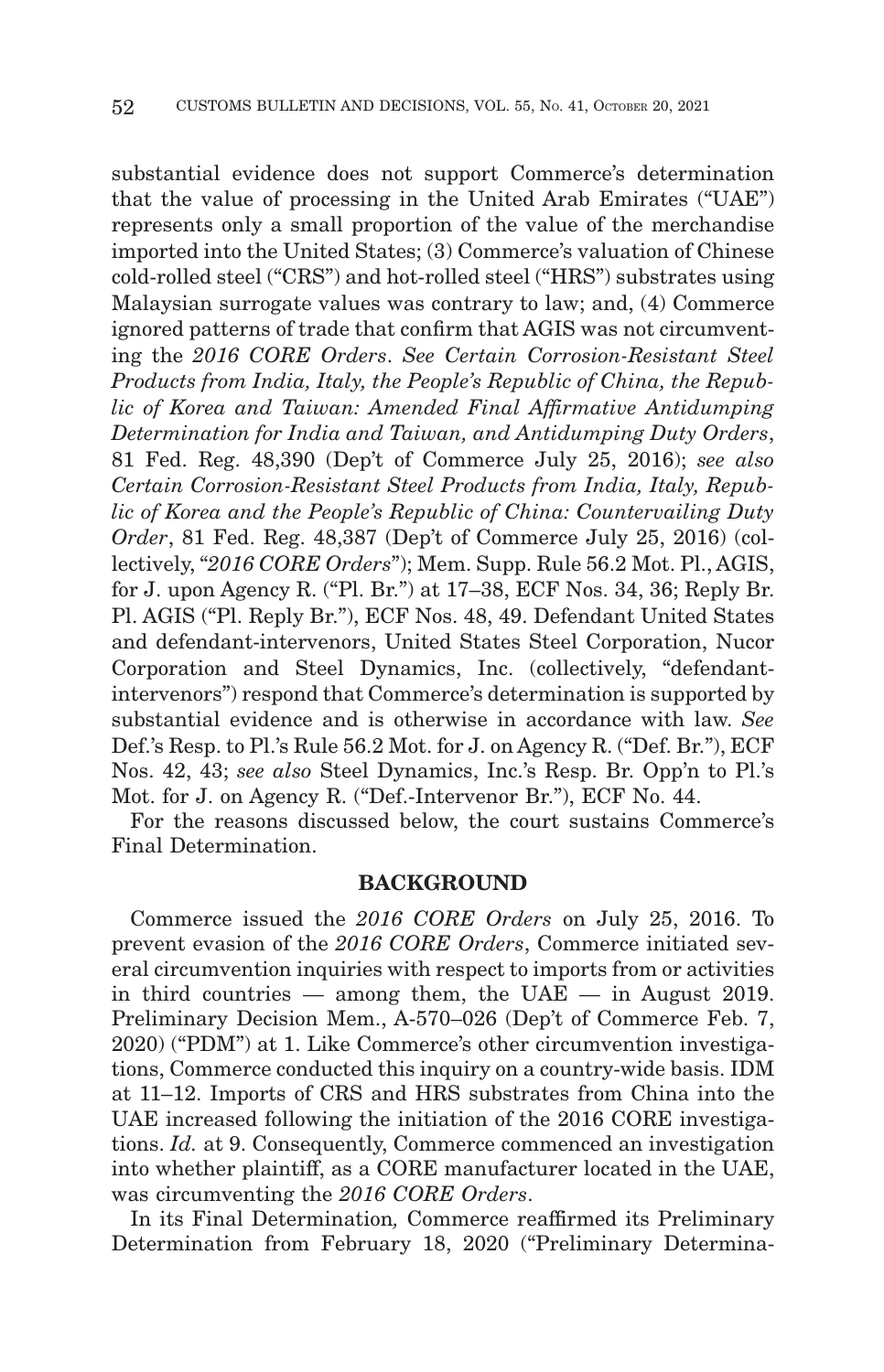substantial evidence does not support Commerce's determination that the value of processing in the United Arab Emirates ("UAE") represents only a small proportion of the value of the merchandise imported into the United States; (3) Commerce's valuation of Chinese cold-rolled steel ("CRS") and hot-rolled steel ("HRS") substrates using Malaysian surrogate values was contrary to law; and, (4) Commerce ignored patterns of trade that confirm that AGIS was not circumventing the *2016 CORE Orders*. *See Certain Corrosion-Resistant Steel Products from India, Italy, the People's Republic of China, the Republic of Korea and Taiwan: Amended Final Affirmative Antidumping Determination for India and Taiwan, and Antidumping Duty Orders*, 81 Fed. Reg. 48,390 (Dep't of Commerce July 25, 2016); *see also Certain Corrosion-Resistant Steel Products from India, Italy, Republic of Korea and the People's Republic of China: Countervailing Duty Order*, 81 Fed. Reg. 48,387 (Dep't of Commerce July 25, 2016) (collectively, "*2016 CORE Orders*"); Mem. Supp. Rule 56.2 Mot. Pl., AGIS, for J. upon Agency R. ("Pl. Br.") at 17–38, ECF Nos. 34, 36; Reply Br. Pl. AGIS ("Pl. Reply Br."), ECF Nos. 48, 49. Defendant United States and defendant-intervenors, United States Steel Corporation, Nucor Corporation and Steel Dynamics, Inc. (collectively, "defendant-intervenors") respond that Commerce's determination is supported by substantial evidence and is otherwise in accordance with law. *See* Def.'s Resp. to Pl.'s Rule 56.2 Mot. for J. on Agency R. ("Def. Br."), ECF Nos. 42, 43; *see also* Steel Dynamics, Inc.'s Resp. Br. Opp'n to Pl.'s Mot. for J. on Agency R. ("Def.-Intervenor Br."), ECF No. 44.

For the reasons discussed below, the court sustains Commerce's Final Determination.

## BACKGROUND

Commerce issued the *2016 CORE Orders* on July 25, 2016. To prevent evasion of the *2016 CORE Orders*, Commerce initiated several circumvention inquiries with respect to imports from or activities in third countries — among them, the UAE — in August 2019. Preliminary Decision Mem., A-570–026 (Dep't of Commerce Feb. 7, 2020) ("PDM") at 1. Like Commerce's other circumvention investigations, Commerce conducted this inquiry on a country-wide basis. IDM at 11–12. Imports of CRS and HRS substrates from China into the UAE increased following the initiation of the 2016 CORE investigations. *Id.* at 9. Consequently, Commerce commenced an investigation into whether plaintiff, as a CORE manufacturer located in the UAE, was circumventing the *2016 CORE Orders*.

In its Final Determination*,* Commerce reaffirmed its Preliminary Determination from February 18, 2020 ("Preliminary Determina-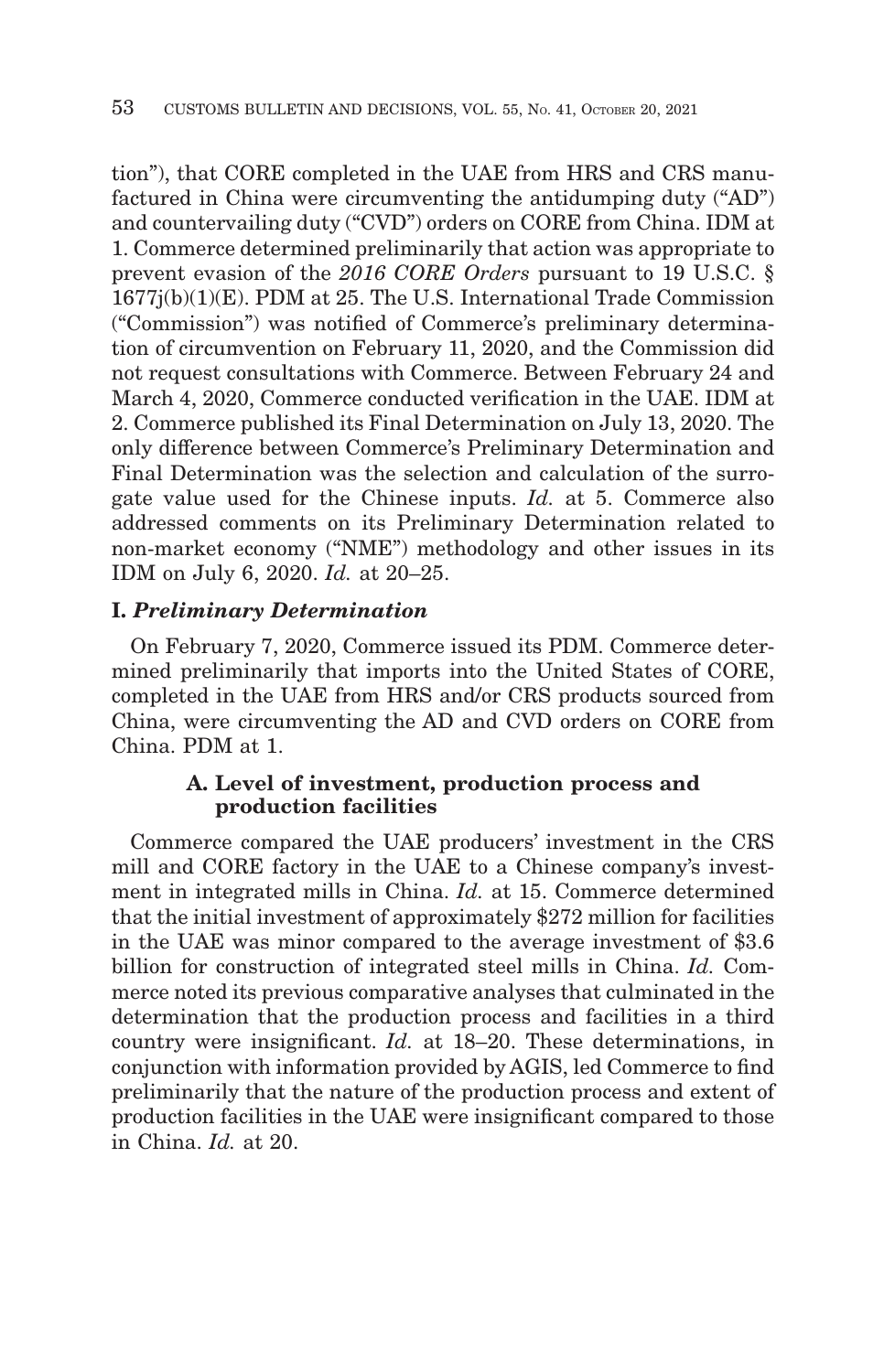tion"), that CORE completed in the UAE from HRS and CRS manufactured in China were circumventing the antidumping duty ("AD") and countervailing duty ("CVD") orders on CORE from China. IDM at 1. Commerce determined preliminarily that action was appropriate to prevent evasion of the *2016 CORE Orders* pursuant to 19 U.S.C. § 1677j(b)(1)(E). PDM at 25. The U.S. International Trade Commission ("Commission") was notified of Commerce's preliminary determination of circumvention on February 11, 2020, and the Commission did not request consultations with Commerce. Between February 24 and March 4, 2020, Commerce conducted verification in the UAE. IDM at 2. Commerce published its Final Determination on July 13, 2020. The only difference between Commerce's Preliminary Determination and Final Determination was the selection and calculation of the surrogate value used for the Chinese inputs. *Id.* at 5. Commerce also addressed comments on its Preliminary Determination related to non-market economy ("NME") methodology and other issues in its IDM on July 6, 2020. *Id.* at 20–25.

## I. *Preliminary Determination*

On February 7, 2020, Commerce issued its PDM. Commerce determined preliminarily that imports into the United States of CORE, completed in the UAE from HRS and/or CRS products sourced from China, were circumventing the AD and CVD orders on CORE from China. PDM at 1.

### A. Level of investment, production process and production facilities

Commerce compared the UAE producers' investment in the CRS mill and CORE factory in the UAE to a Chinese company's investment in integrated mills in China. *Id.* at 15. Commerce determined that the initial investment of approximately $272 million for facilities in the UAE was minor compared to the average investment of $3.6 billion for construction of integrated steel mills in China. *Id.* Commerce noted its previous comparative analyses that culminated in the determination that the production process and facilities in a third country were insignificant. *Id.* at 18–20. These determinations, in conjunction with information provided by AGIS, led Commerce to find preliminarily that the nature of the production process and extent of production facilities in the UAE were insignificant compared to those in China. *Id.* at 20.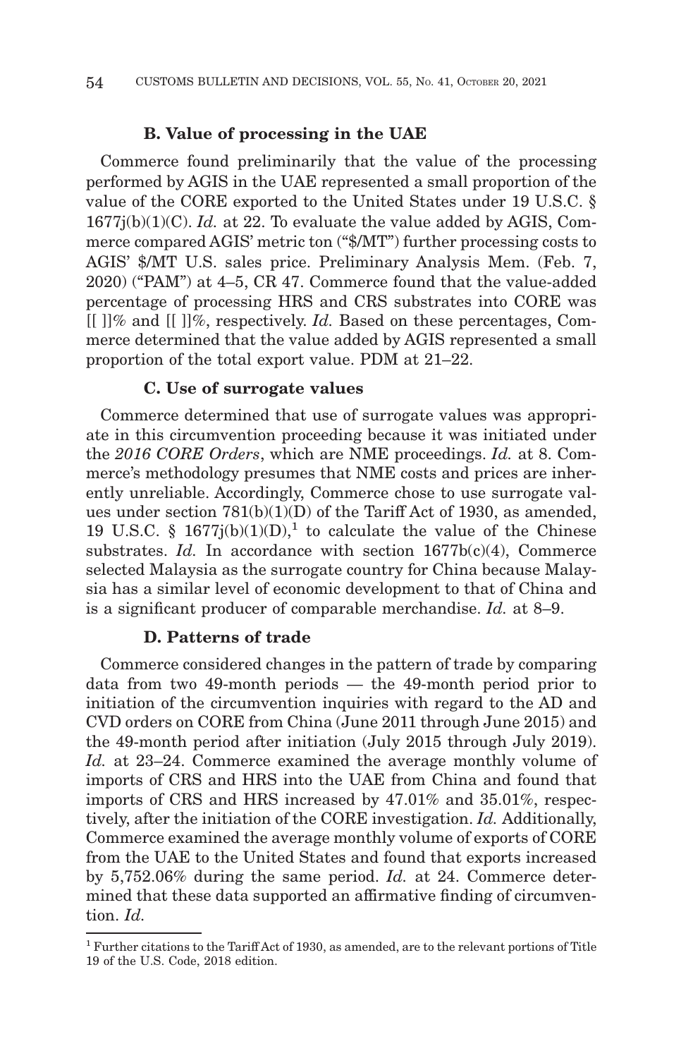### B. Value of processing in the UAE

Commerce found preliminarily that the value of the processing performed by AGIS in the UAE represented a small proportion of the value of the CORE exported to the United States under 19 U.S.C. § 1677j(b)(1)(C). *Id.* at 22. To evaluate the value added by AGIS, Commerce compared AGIS' metric ton ("$/MT") further processing costs to AGIS' $/MT U.S. sales price. Preliminary Analysis Mem. (Feb. 7, 2020) ("PAM") at 4–5, CR 47. Commerce found that the value-added percentage of processing HRS and CRS substrates into CORE was [[ ]]% and [[ ]]%, respectively. *Id.* Based on these percentages, Commerce determined that the value added by AGIS represented a small proportion of the total export value. PDM at 21–22.

### C. Use of surrogate values

Commerce determined that use of surrogate values was appropriate in this circumvention proceeding because it was initiated under the *2016 CORE Orders*, which are NME proceedings. *Id.* at 8. Commerce's methodology presumes that NME costs and prices are inherently unreliable. Accordingly, Commerce chose to use surrogate values under section 781(b)(1)(D) of the Tariff Act of 1930, as amended, 19 U.S.C. § 1677j(b)(1)(D),[1] to calculate the value of the Chinese substrates. *Id.* In accordance with section 1677b(c)(4), Commerce selected Malaysia as the surrogate country for China because Malaysia has a similar level of economic development to that of China and is a significant producer of comparable merchandise. *Id.* at 8–9.

### D. Patterns of trade

Commerce considered changes in the pattern of trade by comparing data from two 49-month periods — the 49-month period prior to initiation of the circumvention inquiries with regard to the AD and CVD orders on CORE from China (June 2011 through June 2015) and the 49-month period after initiation (July 2015 through July 2019). *Id.* at 23–24. Commerce examined the average monthly volume of imports of CRS and HRS into the UAE from China and found that imports of CRS and HRS increased by 47.01% and 35.01%, respectively, after the initiation of the CORE investigation. *Id.* Additionally, Commerce examined the average monthly volume of exports of CORE from the UAE to the United States and found that exports increased by 5,752.06% during the same period. *Id.* at 24. Commerce determined that these data supported an affirmative finding of circumvention. *Id.*

---

[1] Further citations to the Tariff Act of 1930, as amended, are to the relevant portions of Title 19 of the U.S. Code, 2018 edition.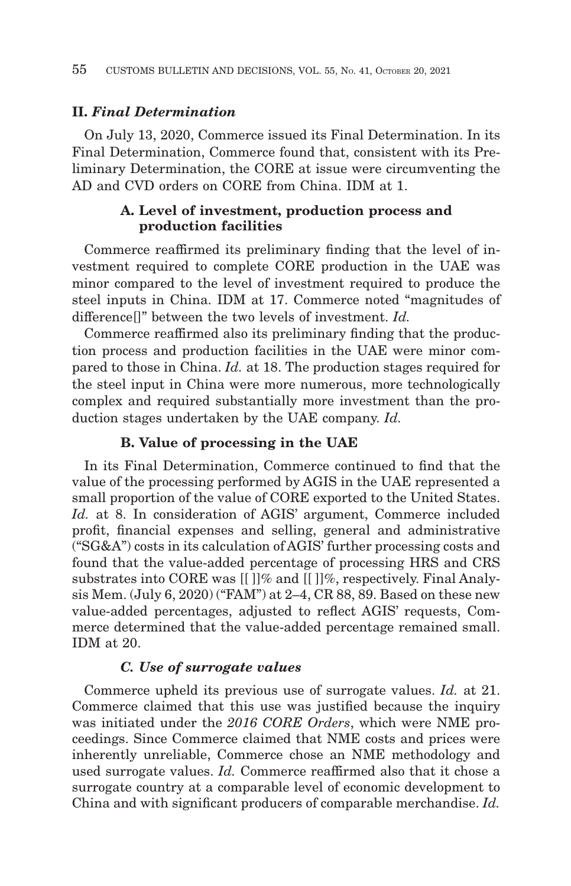## II. *Final Determination*

On July 13, 2020, Commerce issued its Final Determination. In its Final Determination, Commerce found that, consistent with its Preliminary Determination, the CORE at issue were circumventing the AD and CVD orders on CORE from China. IDM at 1.

### A. Level of investment, production process and production facilities

Commerce reaffirmed its preliminary finding that the level of investment required to complete CORE production in the UAE was minor compared to the level of investment required to produce the steel inputs in China. IDM at 17. Commerce noted "magnitudes of difference[]" between the two levels of investment. *Id.*

Commerce reaffirmed also its preliminary finding that the production process and production facilities in the UAE were minor compared to those in China. *Id.* at 18. The production stages required for the steel input in China were more numerous, more technologically complex and required substantially more investment than the production stages undertaken by the UAE company. *Id.*

### B. Value of processing in the UAE

In its Final Determination, Commerce continued to find that the value of the processing performed by AGIS in the UAE represented a small proportion of the value of CORE exported to the United States. *Id.* at 8. In consideration of AGIS' argument, Commerce included profit, financial expenses and selling, general and administrative ("SG&A") costs in its calculation of AGIS' further processing costs and found that the value-added percentage of processing HRS and CRS substrates into CORE was [[ ]]% and [[ ]]%, respectively. Final Analysis Mem. (July 6, 2020) ("FAM") at 2–4, CR 88, 89. Based on these new value-added percentages, adjusted to reflect AGIS' requests, Commerce determined that the value-added percentage remained small. IDM at 20.

### *C. Use of surrogate values*

Commerce upheld its previous use of surrogate values. *Id.* at 21. Commerce claimed that this use was justified because the inquiry was initiated under the *2016 CORE Orders*, which were NME proceedings. Since Commerce claimed that NME costs and prices were inherently unreliable, Commerce chose an NME methodology and used surrogate values. *Id.* Commerce reaffirmed also that it chose a surrogate country at a comparable level of economic development to China and with significant producers of comparable merchandise. *Id.*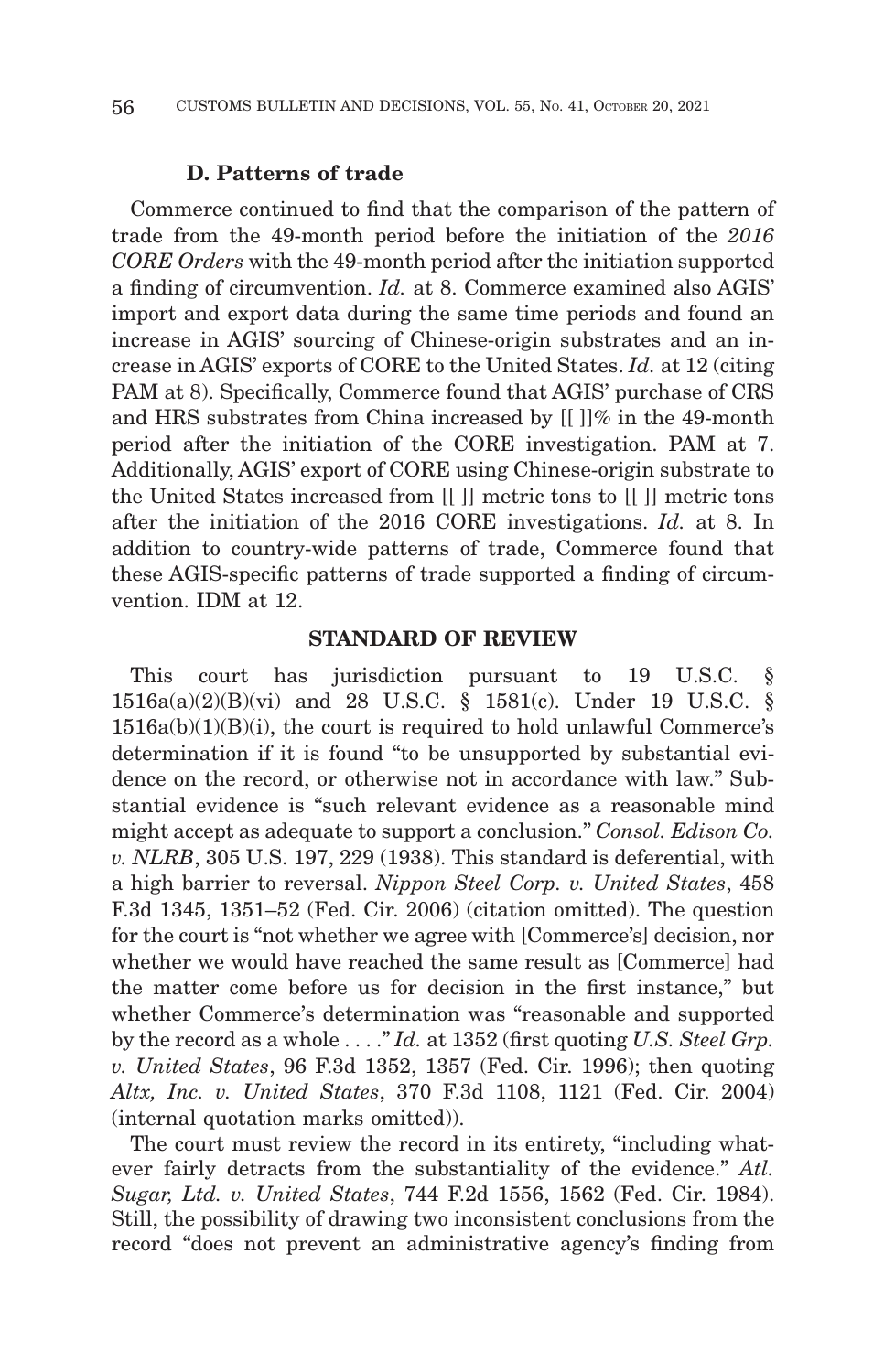### D. Patterns of trade

Commerce continued to find that the comparison of the pattern of trade from the 49-month period before the initiation of the *2016 CORE Orders* with the 49-month period after the initiation supported a finding of circumvention. *Id.* at 8. Commerce examined also AGIS' import and export data during the same time periods and found an increase in AGIS' sourcing of Chinese-origin substrates and an increase in AGIS' exports of CORE to the United States. *Id.* at 12 (citing PAM at 8). Specifically, Commerce found that AGIS' purchase of CRS and HRS substrates from China increased by [[ ]]% in the 49-month period after the initiation of the CORE investigation. PAM at 7. Additionally, AGIS' export of CORE using Chinese-origin substrate to the United States increased from [[ ]] metric tons to [[ ]] metric tons after the initiation of the 2016 CORE investigations. *Id.* at 8. In addition to country-wide patterns of trade, Commerce found that these AGIS-specific patterns of trade supported a finding of circumvention. IDM at 12.

## STANDARD OF REVIEW

This court has jurisdiction pursuant to 19 U.S.C. § 1516a(a)(2)(B)(vi) and 28 U.S.C. § 1581(c). Under 19 U.S.C. § 1516a(b)(1)(B)(i), the court is required to hold unlawful Commerce's determination if it is found "to be unsupported by substantial evidence on the record, or otherwise not in accordance with law." Substantial evidence is "such relevant evidence as a reasonable mind might accept as adequate to support a conclusion." *Consol. Edison Co. v. NLRB*, 305 U.S. 197, 229 (1938). This standard is deferential, with a high barrier to reversal. *Nippon Steel Corp. v. United States*, 458 F.3d 1345, 1351–52 (Fed. Cir. 2006) (citation omitted). The question for the court is "not whether we agree with [Commerce's] decision, nor whether we would have reached the same result as [Commerce] had the matter come before us for decision in the first instance," but whether Commerce's determination was "reasonable and supported by the record as a whole . . . ." *Id.* at 1352 (first quoting *U.S. Steel Grp. v. United States*, 96 F.3d 1352, 1357 (Fed. Cir. 1996); then quoting *Altx, Inc. v. United States*, 370 F.3d 1108, 1121 (Fed. Cir. 2004) (internal quotation marks omitted)).

The court must review the record in its entirety, "including whatever fairly detracts from the substantiality of the evidence." *Atl. Sugar, Ltd. v. United States*, 744 F.2d 1556, 1562 (Fed. Cir. 1984). Still, the possibility of drawing two inconsistent conclusions from the record "does not prevent an administrative agency's finding from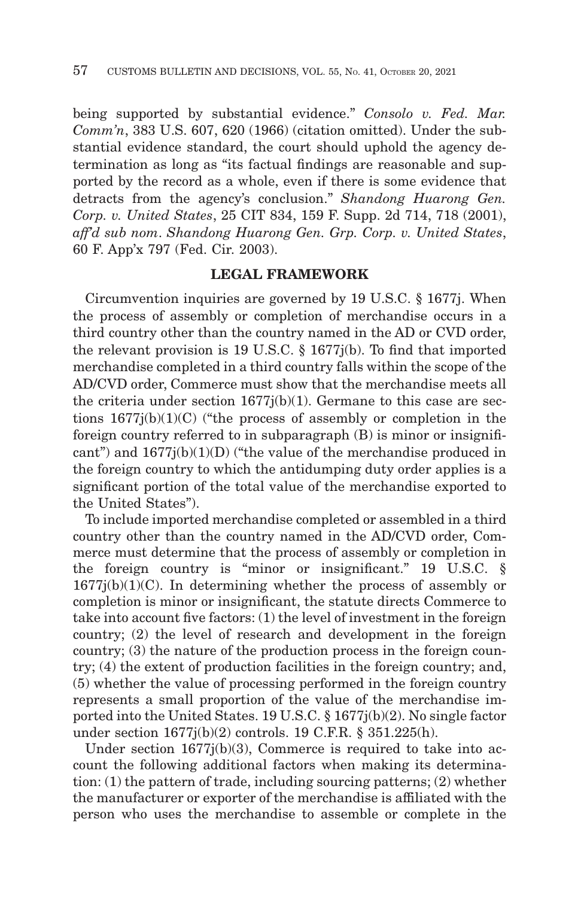being supported by substantial evidence." *Consolo v. Fed. Mar. Comm'n*, 383 U.S. 607, 620 (1966) (citation omitted). Under the substantial evidence standard, the court should uphold the agency determination as long as "its factual findings are reasonable and supported by the record as a whole, even if there is some evidence that detracts from the agency's conclusion." *Shandong Huarong Gen. Corp. v. United States*, 25 CIT 834, 159 F. Supp. 2d 714, 718 (2001), *aff'd sub nom*. *Shandong Huarong Gen. Grp. Corp. v. United States*, 60 F. App'x 797 (Fed. Cir. 2003).

## LEGAL FRAMEWORK

Circumvention inquiries are governed by 19 U.S.C. § 1677j. When the process of assembly or completion of merchandise occurs in a third country other than the country named in the AD or CVD order, the relevant provision is 19 U.S.C. § 1677j(b). To find that imported merchandise completed in a third country falls within the scope of the AD/CVD order, Commerce must show that the merchandise meets all the criteria under section 1677j(b)(1). Germane to this case are sections 1677j(b)(1)(C) ("the process of assembly or completion in the foreign country referred to in subparagraph (B) is minor or insignificant") and 1677j(b)(1)(D) ("the value of the merchandise produced in the foreign country to which the antidumping duty order applies is a significant portion of the total value of the merchandise exported to the United States").

To include imported merchandise completed or assembled in a third country other than the country named in the AD/CVD order, Commerce must determine that the process of assembly or completion in the foreign country is "minor or insignificant." 19 U.S.C. § 1677j(b)(1)(C). In determining whether the process of assembly or completion is minor or insignificant, the statute directs Commerce to take into account five factors: (1) the level of investment in the foreign country; (2) the level of research and development in the foreign country; (3) the nature of the production process in the foreign country; (4) the extent of production facilities in the foreign country; and, (5) whether the value of processing performed in the foreign country represents a small proportion of the value of the merchandise imported into the United States. 19 U.S.C. § 1677j(b)(2). No single factor under section 1677j(b)(2) controls. 19 C.F.R. § 351.225(h).

Under section 1677j(b)(3), Commerce is required to take into account the following additional factors when making its determination: (1) the pattern of trade, including sourcing patterns; (2) whether the manufacturer or exporter of the merchandise is affiliated with the person who uses the merchandise to assemble or complete in the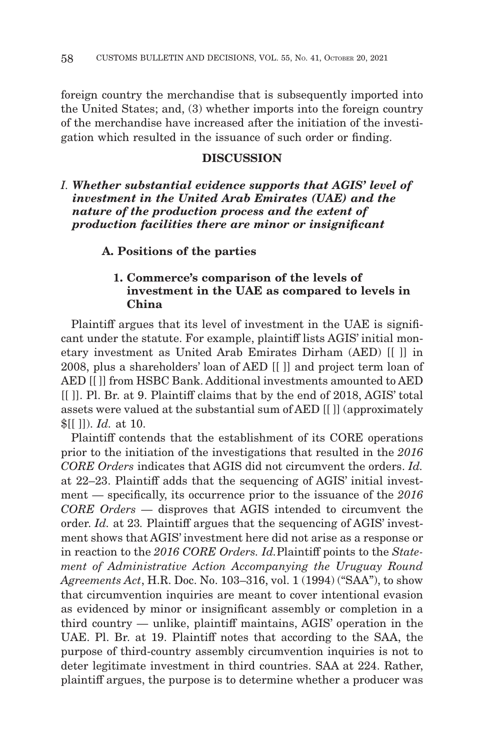foreign country the merchandise that is subsequently imported into the United States; and, (3) whether imports into the foreign country of the merchandise have increased after the initiation of the investigation which resulted in the issuance of such order or finding.

## DISCUSSION

### *I. Whether substantial evidence supports that AGIS' level of investment in the United Arab Emirates (UAE) and the nature of the production process and the extent of production facilities there are minor or insignificant*

#### A. Positions of the parties

##### 1. Commerce's comparison of the levels of investment in the UAE as compared to levels in China

Plaintiff argues that its level of investment in the UAE is significant under the statute. For example, plaintiff lists AGIS' initial monetary investment as United Arab Emirates Dirham (AED) [[ ]] in 2008, plus a shareholders' loan of AED [[ ]] and project term loan of AED [[ ]] from HSBC Bank. Additional investments amounted to AED [[ ]]. Pl. Br. at 9. Plaintiff claims that by the end of 2018, AGIS' total assets were valued at the substantial sum of AED [[ ]] (approximately $[[ ]]). *Id.* at 10.

Plaintiff contends that the establishment of its CORE operations prior to the initiation of the investigations that resulted in the *2016 CORE Orders* indicates that AGIS did not circumvent the orders. *Id.* at 22–23. Plaintiff adds that the sequencing of AGIS' initial investment — specifically, its occurrence prior to the issuance of the *2016 CORE Orders* — disproves that AGIS intended to circumvent the order. *Id.* at 23. Plaintiff argues that the sequencing of AGIS' investment shows that AGIS' investment here did not arise as a response or in reaction to the *2016 CORE Orders. Id.* Plaintiff points to the *Statement of Administrative Action Accompanying the Uruguay Round Agreements Act*, H.R. Doc. No. 103–316, vol. 1 (1994) ("SAA"), to show that circumvention inquiries are meant to cover intentional evasion as evidenced by minor or insignificant assembly or completion in a third country — unlike, plaintiff maintains, AGIS' operation in the UAE. Pl. Br. at 19. Plaintiff notes that according to the SAA, the purpose of third-country assembly circumvention inquiries is not to deter legitimate investment in third countries. SAA at 224. Rather, plaintiff argues, the purpose is to determine whether a producer was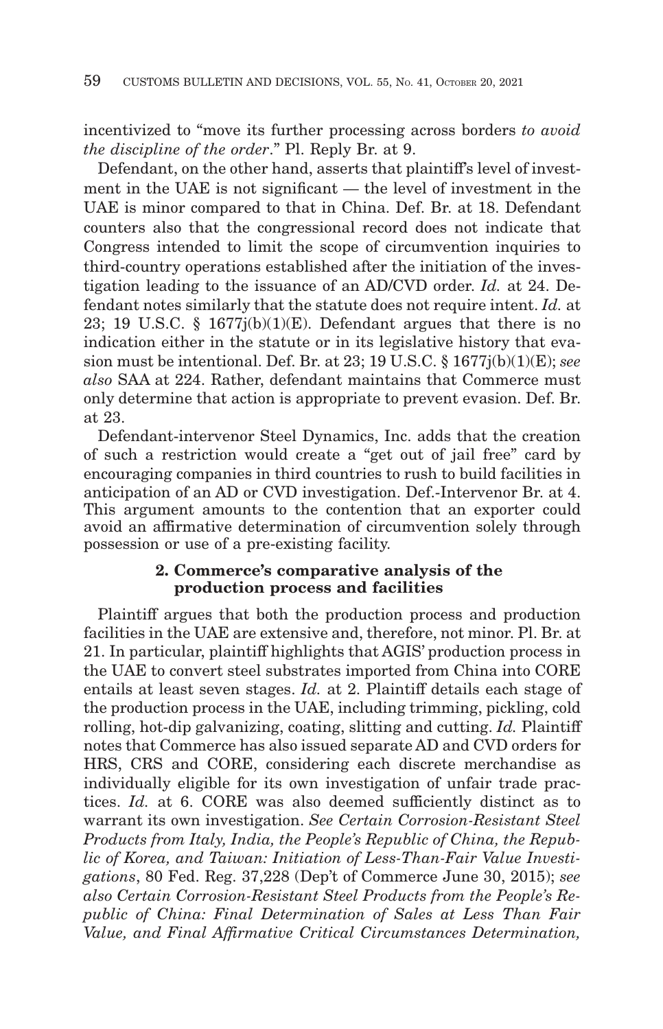incentivized to "move its further processing across borders *to avoid the discipline of the order*." Pl. Reply Br. at 9.

Defendant, on the other hand, asserts that plaintiff's level of investment in the UAE is not significant — the level of investment in the UAE is minor compared to that in China. Def. Br. at 18. Defendant counters also that the congressional record does not indicate that Congress intended to limit the scope of circumvention inquiries to third-country operations established after the initiation of the investigation leading to the issuance of an AD/CVD order. *Id.* at 24. Defendant notes similarly that the statute does not require intent. *Id.* at 23; 19 U.S.C. § 1677j(b)(1)(E). Defendant argues that there is no indication either in the statute or in its legislative history that evasion must be intentional. Def. Br. at 23; 19 U.S.C. § 1677j(b)(1)(E); *see also* SAA at 224. Rather, defendant maintains that Commerce must only determine that action is appropriate to prevent evasion. Def. Br. at 23.

Defendant-intervenor Steel Dynamics, Inc. adds that the creation of such a restriction would create a "get out of jail free" card by encouraging companies in third countries to rush to build facilities in anticipation of an AD or CVD investigation. Def.-Intervenor Br. at 4. This argument amounts to the contention that an exporter could avoid an affirmative determination of circumvention solely through possession or use of a pre-existing facility.

### 2. Commerce's comparative analysis of the production process and facilities

Plaintiff argues that both the production process and production facilities in the UAE are extensive and, therefore, not minor. Pl. Br. at 21. In particular, plaintiff highlights that AGIS' production process in the UAE to convert steel substrates imported from China into CORE entails at least seven stages. *Id.* at 2. Plaintiff details each stage of the production process in the UAE, including trimming, pickling, cold rolling, hot-dip galvanizing, coating, slitting and cutting. *Id.* Plaintiff notes that Commerce has also issued separate AD and CVD orders for HRS, CRS and CORE, considering each discrete merchandise as individually eligible for its own investigation of unfair trade practices. *Id.* at 6. CORE was also deemed sufficiently distinct as to warrant its own investigation. *See Certain Corrosion-Resistant Steel Products from Italy, India, the People's Republic of China, the Republic of Korea, and Taiwan: Initiation of Less-Than-Fair Value Investigations*, 80 Fed. Reg. 37,228 (Dep't of Commerce June 30, 2015); *see also Certain Corrosion-Resistant Steel Products from the People's Republic of China: Final Determination of Sales at Less Than Fair Value, and Final Affirmative Critical Circumstances Determination,*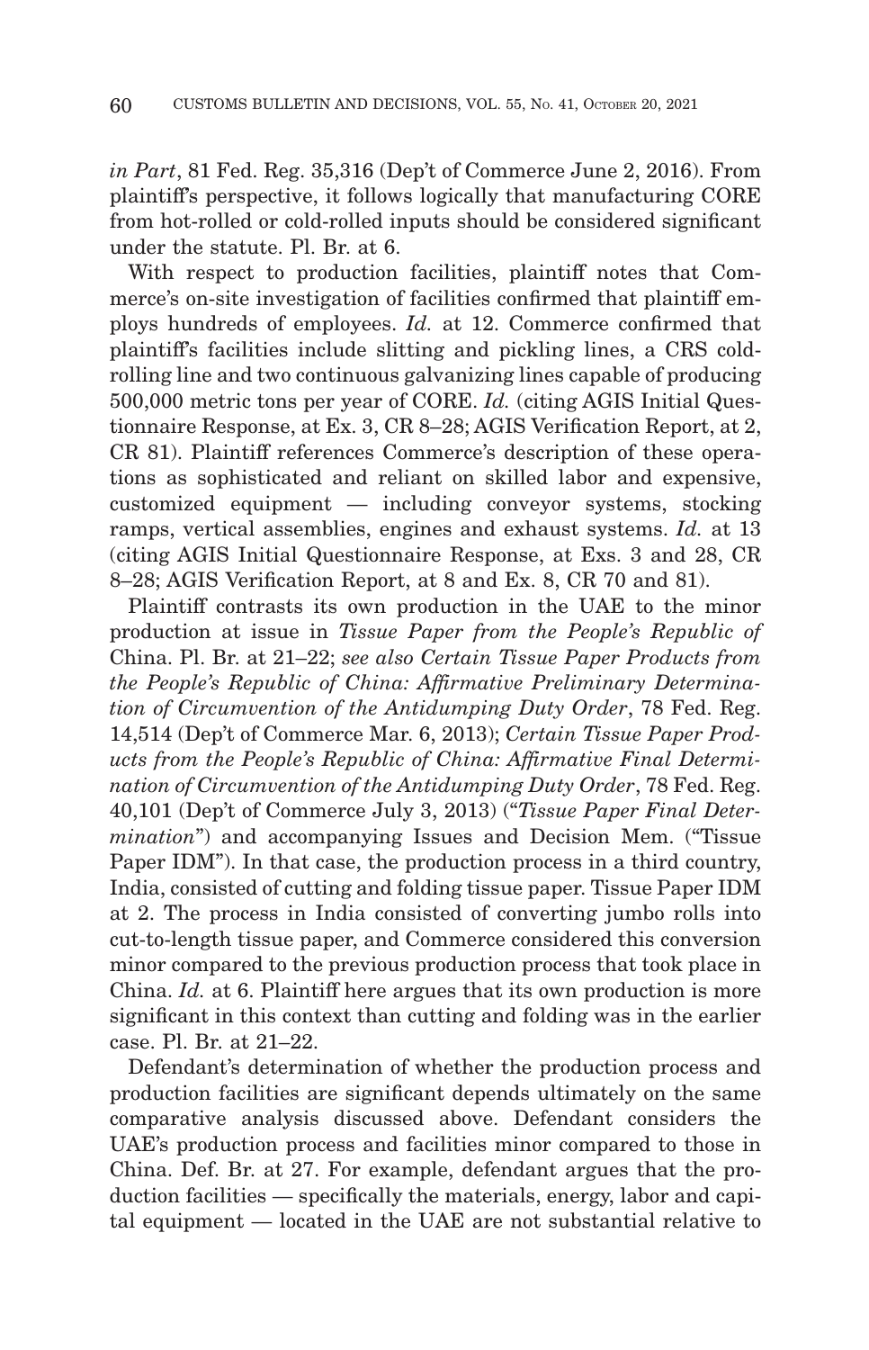*in Part*, 81 Fed. Reg. 35,316 (Dep't of Commerce June 2, 2016). From plaintiff's perspective, it follows logically that manufacturing CORE from hot-rolled or cold-rolled inputs should be considered significant under the statute. Pl. Br. at 6.

With respect to production facilities, plaintiff notes that Commerce's on-site investigation of facilities confirmed that plaintiff employs hundreds of employees. *Id.* at 12. Commerce confirmed that plaintiff's facilities include slitting and pickling lines, a CRS cold-rolling line and two continuous galvanizing lines capable of producing 500,000 metric tons per year of CORE. *Id.* (citing AGIS Initial Questionnaire Response, at Ex. 3, CR 8–28; AGIS Verification Report, at 2, CR 81). Plaintiff references Commerce's description of these operations as sophisticated and reliant on skilled labor and expensive, customized equipment — including conveyor systems, stocking ramps, vertical assemblies, engines and exhaust systems. *Id.* at 13 (citing AGIS Initial Questionnaire Response, at Exs. 3 and 28, CR 8–28; AGIS Verification Report, at 8 and Ex. 8, CR 70 and 81).

Plaintiff contrasts its own production in the UAE to the minor production at issue in *Tissue Paper from the People's Republic of* China. Pl. Br. at 21–22; *see also Certain Tissue Paper Products from the People's Republic of China: Affirmative Preliminary Determination of Circumvention of the Antidumping Duty Order*, 78 Fed. Reg. 14,514 (Dep't of Commerce Mar. 6, 2013); *Certain Tissue Paper Products from the People's Republic of China: Affirmative Final Determination of Circumvention of the Antidumping Duty Order*, 78 Fed. Reg. 40,101 (Dep't of Commerce July 3, 2013) ("*Tissue Paper Final Determination*") and accompanying Issues and Decision Mem. ("Tissue Paper IDM"). In that case, the production process in a third country, India, consisted of cutting and folding tissue paper. Tissue Paper IDM at 2. The process in India consisted of converting jumbo rolls into cut-to-length tissue paper, and Commerce considered this conversion minor compared to the previous production process that took place in China. *Id.* at 6. Plaintiff here argues that its own production is more significant in this context than cutting and folding was in the earlier case. Pl. Br. at 21–22.

Defendant's determination of whether the production process and production facilities are significant depends ultimately on the same comparative analysis discussed above. Defendant considers the UAE's production process and facilities minor compared to those in China. Def. Br. at 27. For example, defendant argues that the production facilities — specifically the materials, energy, labor and capital equipment — located in the UAE are not substantial relative to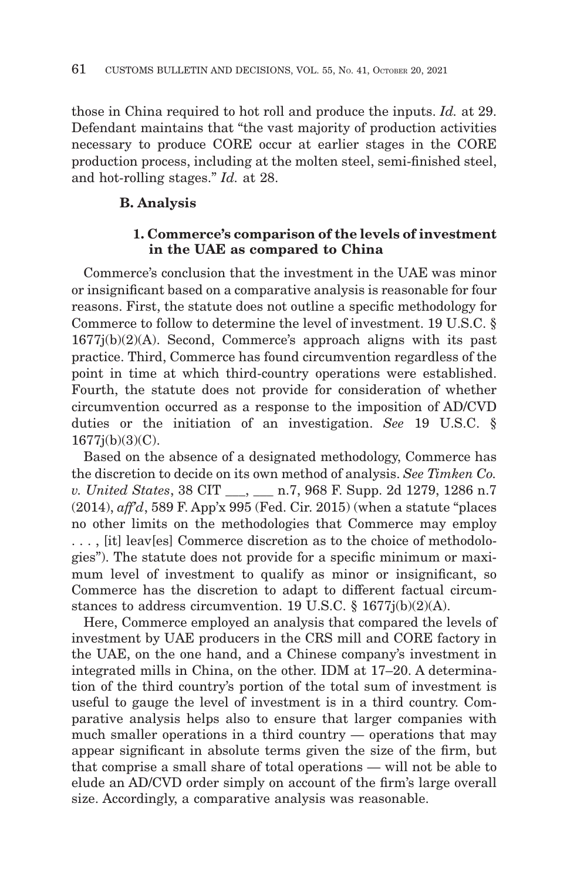those in China required to hot roll and produce the inputs. *Id.* at 29. Defendant maintains that "the vast majority of production activities necessary to produce CORE occur at earlier stages in the CORE production process, including at the molten steel, semi-finished steel, and hot-rolling stages." *Id.* at 28.

### B. Analysis

#### 1. Commerce's comparison of the levels of investment in the UAE as compared to China

Commerce's conclusion that the investment in the UAE was minor or insignificant based on a comparative analysis is reasonable for four reasons. First, the statute does not outline a specific methodology for Commerce to follow to determine the level of investment. 19 U.S.C. § 1677j(b)(2)(A). Second, Commerce's approach aligns with its past practice. Third, Commerce has found circumvention regardless of the point in time at which third-country operations were established. Fourth, the statute does not provide for consideration of whether circumvention occurred as a response to the imposition of AD/CVD duties or the initiation of an investigation. *See* 19 U.S.C. § 1677j(b)(3)(C).

Based on the absence of a designated methodology, Commerce has the discretion to decide on its own method of analysis. *See Timken Co. v. United States*, 38 CIT ___, ___ n.7, 968 F. Supp. 2d 1279, 1286 n.7 (2014), *aff'd*, 589 F. App'x 995 (Fed. Cir. 2015) (when a statute "places no other limits on the methodologies that Commerce may employ . . . , [it] leav[es] Commerce discretion as to the choice of methodologies"). The statute does not provide for a specific minimum or maximum level of investment to qualify as minor or insignificant, so Commerce has the discretion to adapt to different factual circumstances to address circumvention. 19 U.S.C. § 1677j(b)(2)(A).

Here, Commerce employed an analysis that compared the levels of investment by UAE producers in the CRS mill and CORE factory in the UAE, on the one hand, and a Chinese company's investment in integrated mills in China, on the other. IDM at 17–20. A determination of the third country's portion of the total sum of investment is useful to gauge the level of investment is in a third country. Comparative analysis helps also to ensure that larger companies with much smaller operations in a third country — operations that may appear significant in absolute terms given the size of the firm, but that comprise a small share of total operations — will not be able to elude an AD/CVD order simply on account of the firm's large overall size. Accordingly, a comparative analysis was reasonable.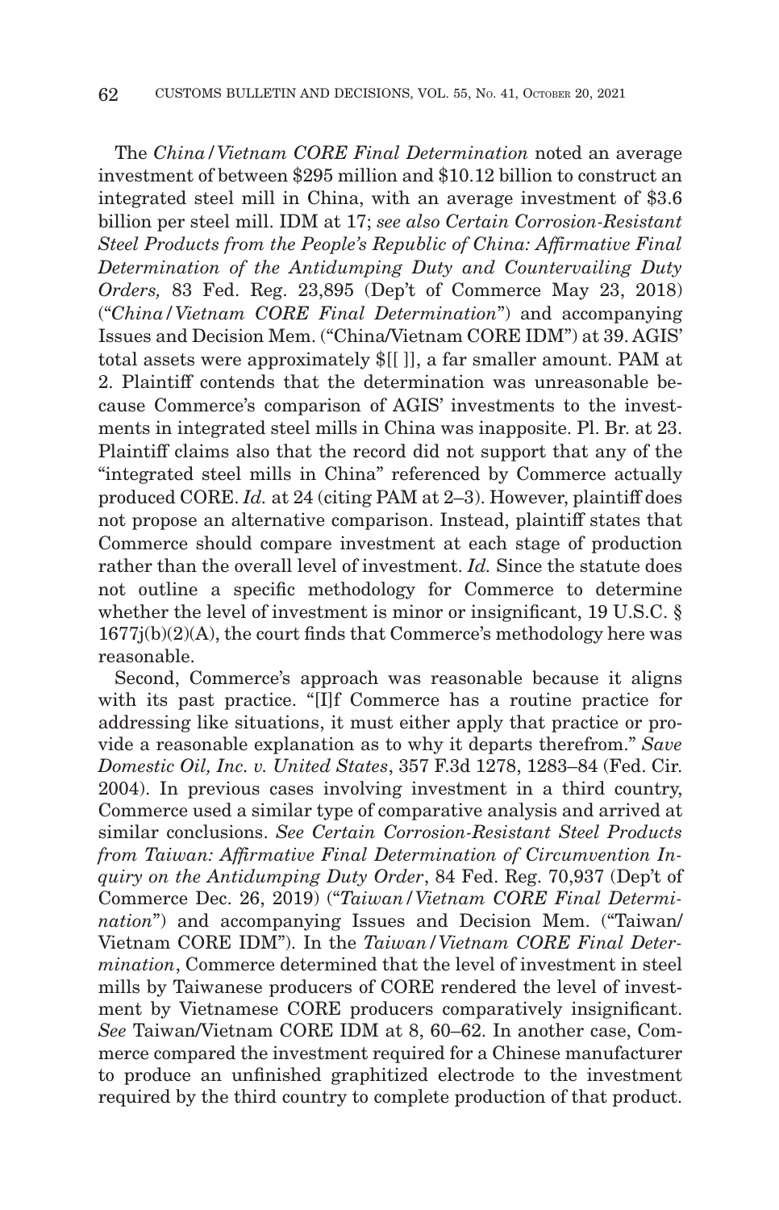The *China/Vietnam CORE Final Determination* noted an average investment of between $295 million and $10.12 billion to construct an integrated steel mill in China, with an average investment of $3.6 billion per steel mill. IDM at 17; *see also Certain Corrosion-Resistant Steel Products from the People's Republic of China: Affirmative Final Determination of the Antidumping Duty and Countervailing Duty Orders,* 83 Fed. Reg. 23,895 (Dep't of Commerce May 23, 2018) ("*China/Vietnam CORE Final Determination*") and accompanying Issues and Decision Mem. ("China/Vietnam CORE IDM") at 39. AGIS' total assets were approximately $[[ ]], a far smaller amount. PAM at 2. Plaintiff contends that the determination was unreasonable because Commerce's comparison of AGIS' investments to the investments in integrated steel mills in China was inapposite. Pl. Br. at 23. Plaintiff claims also that the record did not support that any of the "integrated steel mills in China" referenced by Commerce actually produced CORE. *Id.* at 24 (citing PAM at 2–3). However, plaintiff does not propose an alternative comparison. Instead, plaintiff states that Commerce should compare investment at each stage of production rather than the overall level of investment. *Id.* Since the statute does not outline a specific methodology for Commerce to determine whether the level of investment is minor or insignificant, 19 U.S.C. § 1677j(b)(2)(A), the court finds that Commerce's methodology here was reasonable.

Second, Commerce's approach was reasonable because it aligns with its past practice. "[I]f Commerce has a routine practice for addressing like situations, it must either apply that practice or provide a reasonable explanation as to why it departs therefrom." *Save Domestic Oil, Inc. v. United States*, 357 F.3d 1278, 1283–84 (Fed. Cir. 2004). In previous cases involving investment in a third country, Commerce used a similar type of comparative analysis and arrived at similar conclusions. *See Certain Corrosion-Resistant Steel Products from Taiwan: Affirmative Final Determination of Circumvention Inquiry on the Antidumping Duty Order*, 84 Fed. Reg. 70,937 (Dep't of Commerce Dec. 26, 2019) ("*Taiwan/Vietnam CORE Final Determination*") and accompanying Issues and Decision Mem. ("Taiwan/Vietnam CORE IDM"). In the *Taiwan/Vietnam CORE Final Determination*, Commerce determined that the level of investment in steel mills by Taiwanese producers of CORE rendered the level of investment by Vietnamese CORE producers comparatively insignificant. *See* Taiwan/Vietnam CORE IDM at 8, 60–62. In another case, Commerce compared the investment required for a Chinese manufacturer to produce an unfinished graphitized electrode to the investment required by the third country to complete production of that product.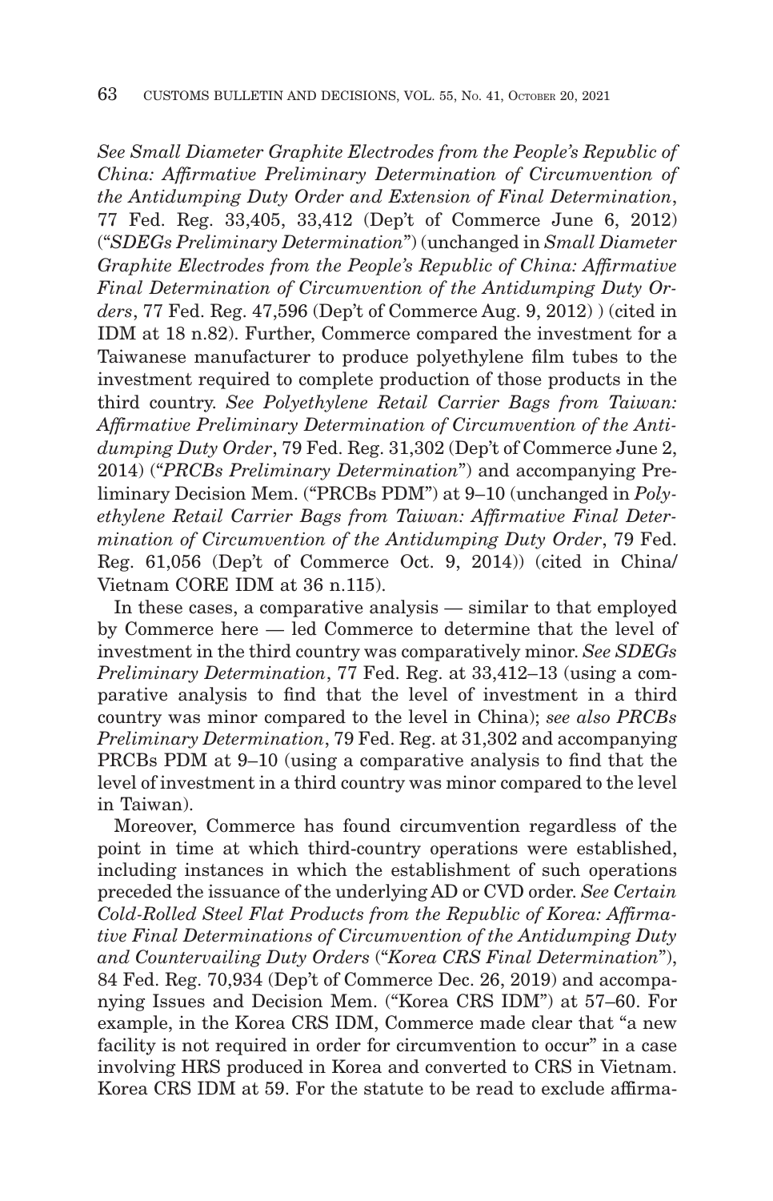*See Small Diameter Graphite Electrodes from the People's Republic of China: Affirmative Preliminary Determination of Circumvention of the Antidumping Duty Order and Extension of Final Determination*, 77 Fed. Reg. 33,405, 33,412 (Dep't of Commerce June 6, 2012) ("*SDEGs Preliminary Determination*") (unchanged in *Small Diameter Graphite Electrodes from the People's Republic of China: Affirmative Final Determination of Circumvention of the Antidumping Duty Orders*, 77 Fed. Reg. 47,596 (Dep't of Commerce Aug. 9, 2012) ) (cited in IDM at 18 n.82). Further, Commerce compared the investment for a Taiwanese manufacturer to produce polyethylene film tubes to the investment required to complete production of those products in the third country. *See Polyethylene Retail Carrier Bags from Taiwan: Affirmative Preliminary Determination of Circumvention of the Antidumping Duty Order*, 79 Fed. Reg. 31,302 (Dep't of Commerce June 2, 2014) ("*PRCBs Preliminary Determination*") and accompanying Preliminary Decision Mem. ("PRCBs PDM") at 9–10 (unchanged in *Polyethylene Retail Carrier Bags from Taiwan: Affirmative Final Determination of Circumvention of the Antidumping Duty Order*, 79 Fed. Reg. 61,056 (Dep't of Commerce Oct. 9, 2014)) (cited in China/Vietnam CORE IDM at 36 n.115).

In these cases, a comparative analysis — similar to that employed by Commerce here — led Commerce to determine that the level of investment in the third country was comparatively minor. *See SDEGs Preliminary Determination*, 77 Fed. Reg. at 33,412–13 (using a comparative analysis to find that the level of investment in a third country was minor compared to the level in China); *see also PRCBs Preliminary Determination*, 79 Fed. Reg. at 31,302 and accompanying PRCBs PDM at 9–10 (using a comparative analysis to find that the level of investment in a third country was minor compared to the level in Taiwan).

Moreover, Commerce has found circumvention regardless of the point in time at which third-country operations were established, including instances in which the establishment of such operations preceded the issuance of the underlying AD or CVD order. *See Certain Cold-Rolled Steel Flat Products from the Republic of Korea: Affirmative Final Determinations of Circumvention of the Antidumping Duty and Countervailing Duty Orders* ("*Korea CRS Final Determination*"), 84 Fed. Reg. 70,934 (Dep't of Commerce Dec. 26, 2019) and accompanying Issues and Decision Mem. ("Korea CRS IDM") at 57–60. For example, in the Korea CRS IDM, Commerce made clear that "a new facility is not required in order for circumvention to occur" in a case involving HRS produced in Korea and converted to CRS in Vietnam. Korea CRS IDM at 59. For the statute to be read to exclude affirma-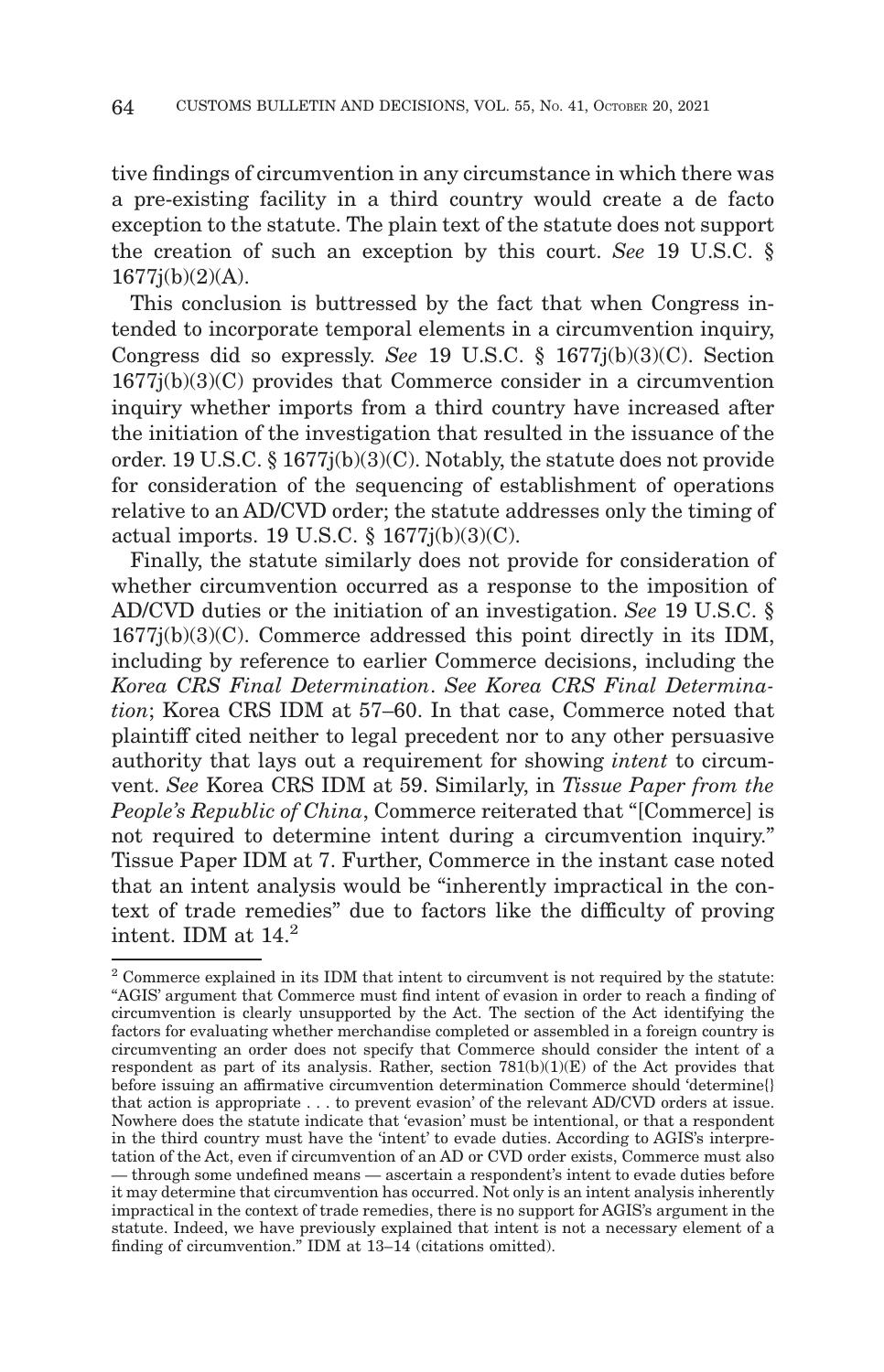tive findings of circumvention in any circumstance in which there was a pre-existing facility in a third country would create a de facto exception to the statute. The plain text of the statute does not support the creation of such an exception by this court. *See* 19 U.S.C. § 1677j(b)(2)(A).

This conclusion is buttressed by the fact that when Congress intended to incorporate temporal elements in a circumvention inquiry, Congress did so expressly. *See* 19 U.S.C. § 1677j(b)(3)(C). Section 1677j(b)(3)(C) provides that Commerce consider in a circumvention inquiry whether imports from a third country have increased after the initiation of the investigation that resulted in the issuance of the order. 19 U.S.C. § 1677j(b)(3)(C). Notably, the statute does not provide for consideration of the sequencing of establishment of operations relative to an AD/CVD order; the statute addresses only the timing of actual imports. 19 U.S.C. § 1677j(b)(3)(C).

Finally, the statute similarly does not provide for consideration of whether circumvention occurred as a response to the imposition of AD/CVD duties or the initiation of an investigation. *See* 19 U.S.C. § 1677j(b)(3)(C). Commerce addressed this point directly in its IDM, including by reference to earlier Commerce decisions, including the *Korea CRS Final Determination*. *See Korea CRS Final Determination*; Korea CRS IDM at 57–60. In that case, Commerce noted that plaintiff cited neither to legal precedent nor to any other persuasive authority that lays out a requirement for showing *intent* to circumvent. *See* Korea CRS IDM at 59. Similarly, in *Tissue Paper from the People's Republic of China*, Commerce reiterated that "[Commerce] is not required to determine intent during a circumvention inquiry." Tissue Paper IDM at 7. Further, Commerce in the instant case noted that an intent analysis would be "inherently impractical in the context of trade remedies" due to factors like the difficulty of proving intent. IDM at 14.[2]

[2] Commerce explained in its IDM that intent to circumvent is not required by the statute: "AGIS' argument that Commerce must find intent of evasion in order to reach a finding of circumvention is clearly unsupported by the Act. The section of the Act identifying the factors for evaluating whether merchandise completed or assembled in a foreign country is circumventing an order does not specify that Commerce should consider the intent of a respondent as part of its analysis. Rather, section 781(b)(1)(E) of the Act provides that before issuing an affirmative circumvention determination Commerce should 'determine{} that action is appropriate . . . to prevent evasion' of the relevant AD/CVD orders at issue. Nowhere does the statute indicate that 'evasion' must be intentional, or that a respondent in the third country must have the 'intent' to evade duties. According to AGIS's interpretation of the Act, even if circumvention of an AD or CVD order exists, Commerce must also — through some undefined means — ascertain a respondent's intent to evade duties before it may determine that circumvention has occurred. Not only is an intent analysis inherently impractical in the context of trade remedies, there is no support for AGIS's argument in the statute. Indeed, we have previously explained that intent is not a necessary element of a finding of circumvention." IDM at 13–14 (citations omitted).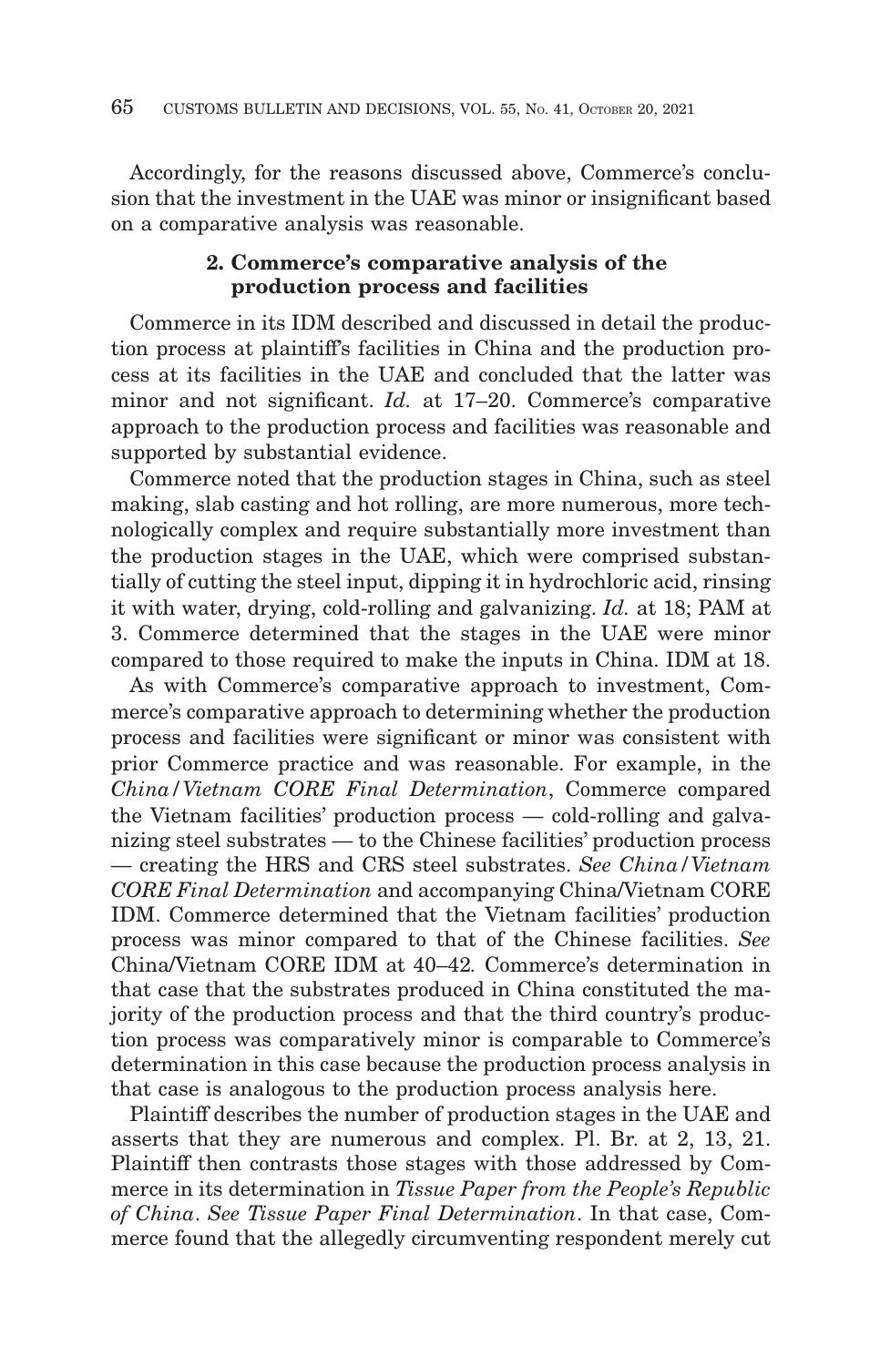Accordingly, for the reasons discussed above, Commerce's conclusion that the investment in the UAE was minor or insignificant based on a comparative analysis was reasonable.

### 2. Commerce's comparative analysis of the production process and facilities

Commerce in its IDM described and discussed in detail the production process at plaintiff's facilities in China and the production process at its facilities in the UAE and concluded that the latter was minor and not significant. *Id.* at 17–20. Commerce's comparative approach to the production process and facilities was reasonable and supported by substantial evidence.

Commerce noted that the production stages in China, such as steel making, slab casting and hot rolling, are more numerous, more technologically complex and require substantially more investment than the production stages in the UAE, which were comprised substantially of cutting the steel input, dipping it in hydrochloric acid, rinsing it with water, drying, cold-rolling and galvanizing. *Id.* at 18; PAM at 3. Commerce determined that the stages in the UAE were minor compared to those required to make the inputs in China. IDM at 18.

As with Commerce's comparative approach to investment, Commerce's comparative approach to determining whether the production process and facilities were significant or minor was consistent with prior Commerce practice and was reasonable. For example, in the *China/Vietnam CORE Final Determination*, Commerce compared the Vietnam facilities' production process — cold-rolling and galvanizing steel substrates — to the Chinese facilities' production process — creating the HRS and CRS steel substrates. *See China/Vietnam CORE Final Determination* and accompanying China/Vietnam CORE IDM. Commerce determined that the Vietnam facilities' production process was minor compared to that of the Chinese facilities. *See* China/Vietnam CORE IDM at 40–42. Commerce's determination in that case that the substrates produced in China constituted the majority of the production process and that the third country's production process was comparatively minor is comparable to Commerce's determination in this case because the production process analysis in that case is analogous to the production process analysis here.

Plaintiff describes the number of production stages in the UAE and asserts that they are numerous and complex. Pl. Br. at 2, 13, 21. Plaintiff then contrasts those stages with those addressed by Commerce in its determination in *Tissue Paper from the People's Republic of China*. *See Tissue Paper Final Determination*. In that case, Commerce found that the allegedly circumventing respondent merely cut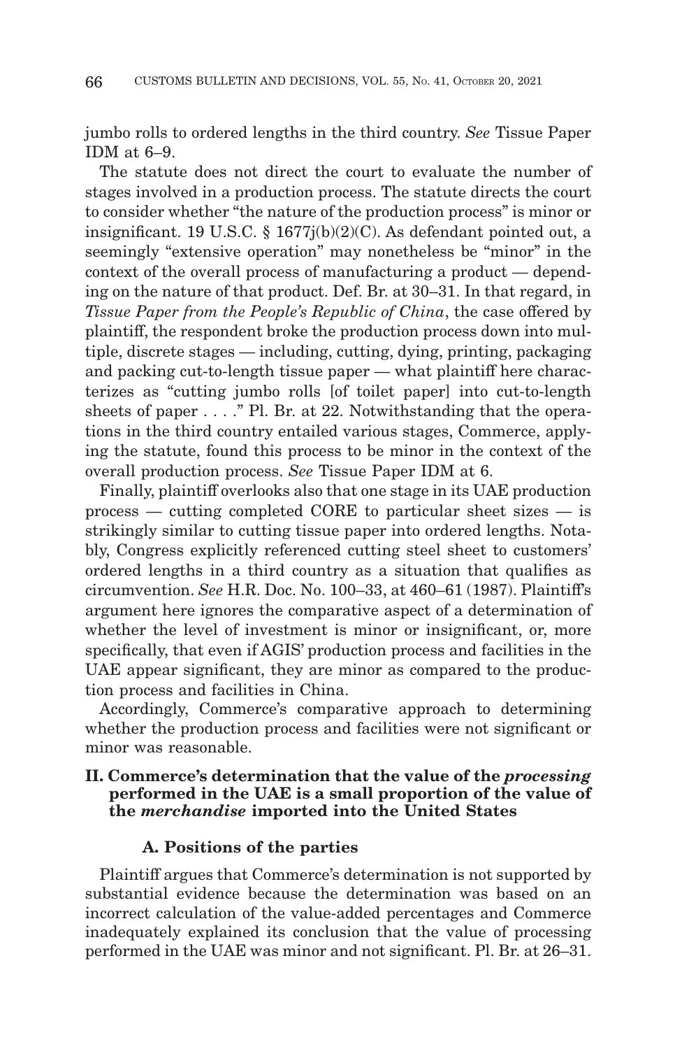jumbo rolls to ordered lengths in the third country. *See* Tissue Paper IDM at 6–9.

The statute does not direct the court to evaluate the number of stages involved in a production process. The statute directs the court to consider whether "the nature of the production process" is minor or insignificant. 19 U.S.C. § 1677j(b)(2)(C). As defendant pointed out, a seemingly "extensive operation" may nonetheless be "minor" in the context of the overall process of manufacturing a product — depending on the nature of that product. Def. Br. at 30–31. In that regard, in *Tissue Paper from the People's Republic of China*, the case offered by plaintiff, the respondent broke the production process down into multiple, discrete stages — including, cutting, dying, printing, packaging and packing cut-to-length tissue paper — what plaintiff here characterizes as "cutting jumbo rolls [of toilet paper] into cut-to-length sheets of paper . . . ." Pl. Br. at 22. Notwithstanding that the operations in the third country entailed various stages, Commerce, applying the statute, found this process to be minor in the context of the overall production process. *See* Tissue Paper IDM at 6.

Finally, plaintiff overlooks also that one stage in its UAE production process — cutting completed CORE to particular sheet sizes — is strikingly similar to cutting tissue paper into ordered lengths. Notably, Congress explicitly referenced cutting steel sheet to customers' ordered lengths in a third country as a situation that qualifies as circumvention. *See* H.R. Doc. No. 100–33, at 460–61 (1987). Plaintiff's argument here ignores the comparative aspect of a determination of whether the level of investment is minor or insignificant, or, more specifically, that even if AGIS' production process and facilities in the UAE appear significant, they are minor as compared to the production process and facilities in China.

Accordingly, Commerce's comparative approach to determining whether the production process and facilities were not significant or minor was reasonable.

## II. Commerce's determination that the value of the *processing* performed in the UAE is a small proportion of the value of the *merchandise* imported into the United States

### A. Positions of the parties

Plaintiff argues that Commerce's determination is not supported by substantial evidence because the determination was based on an incorrect calculation of the value-added percentages and Commerce inadequately explained its conclusion that the value of processing performed in the UAE was minor and not significant. Pl. Br. at 26–31.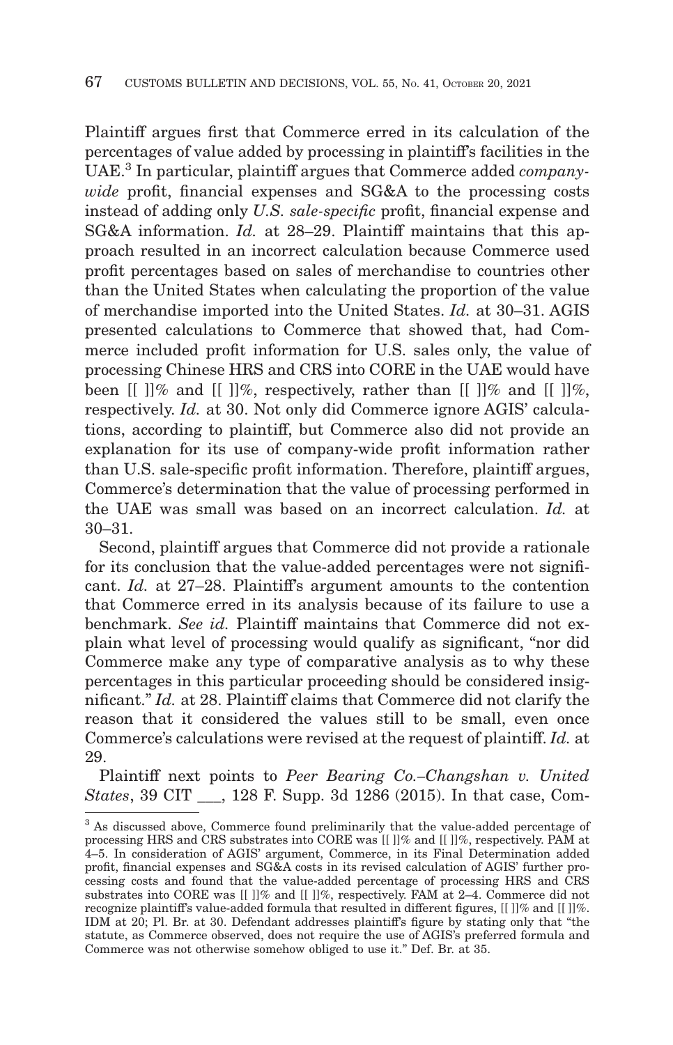Plaintiff argues first that Commerce erred in its calculation of the percentages of value added by processing in plaintiff's facilities in the UAE.[3] In particular, plaintiff argues that Commerce added *company-wide* profit, financial expenses and SG&A to the processing costs instead of adding only *U.S. sale-specific* profit, financial expense and SG&A information. *Id.* at 28–29. Plaintiff maintains that this approach resulted in an incorrect calculation because Commerce used profit percentages based on sales of merchandise to countries other than the United States when calculating the proportion of the value of merchandise imported into the United States. *Id.* at 30–31. AGIS presented calculations to Commerce that showed that, had Commerce included profit information for U.S. sales only, the value of processing Chinese HRS and CRS into CORE in the UAE would have been [[ ]]% and [[ ]]%, respectively, rather than [[ ]]% and [[ ]]%, respectively. *Id.* at 30. Not only did Commerce ignore AGIS' calculations, according to plaintiff, but Commerce also did not provide an explanation for its use of company-wide profit information rather than U.S. sale-specific profit information. Therefore, plaintiff argues, Commerce's determination that the value of processing performed in the UAE was small was based on an incorrect calculation. *Id.* at 30–31.

Second, plaintiff argues that Commerce did not provide a rationale for its conclusion that the value-added percentages were not significant. *Id.* at 27–28. Plaintiff's argument amounts to the contention that Commerce erred in its analysis because of its failure to use a benchmark. *See id.* Plaintiff maintains that Commerce did not explain what level of processing would qualify as significant, "nor did Commerce make any type of comparative analysis as to why these percentages in this particular proceeding should be considered insignificant." *Id.* at 28. Plaintiff claims that Commerce did not clarify the reason that it considered the values still to be small, even once Commerce's calculations were revised at the request of plaintiff. *Id.* at 29.

Plaintiff next points to *Peer Bearing Co.–Changshan v. United States*, 39 CIT ___, 128 F. Supp. 3d 1286 (2015). In that case, Com-

[3] As discussed above, Commerce found preliminarily that the value-added percentage of processing HRS and CRS substrates into CORE was [[ ]]% and [[ ]]%, respectively. PAM at 4–5. In consideration of AGIS' argument, Commerce, in its Final Determination added profit, financial expenses and SG&A costs in its revised calculation of AGIS' further processing costs and found that the value-added percentage of processing HRS and CRS substrates into CORE was [[ ]]% and [[ ]]%, respectively. FAM at 2–4. Commerce did not recognize plaintiff's value-added formula that resulted in different figures, [[ ]]% and [[ ]]%. IDM at 20; Pl. Br. at 30. Defendant addresses plaintiff's figure by stating only that "the statute, as Commerce observed, does not require the use of AGIS's preferred formula and Commerce was not otherwise somehow obliged to use it." Def. Br. at 35.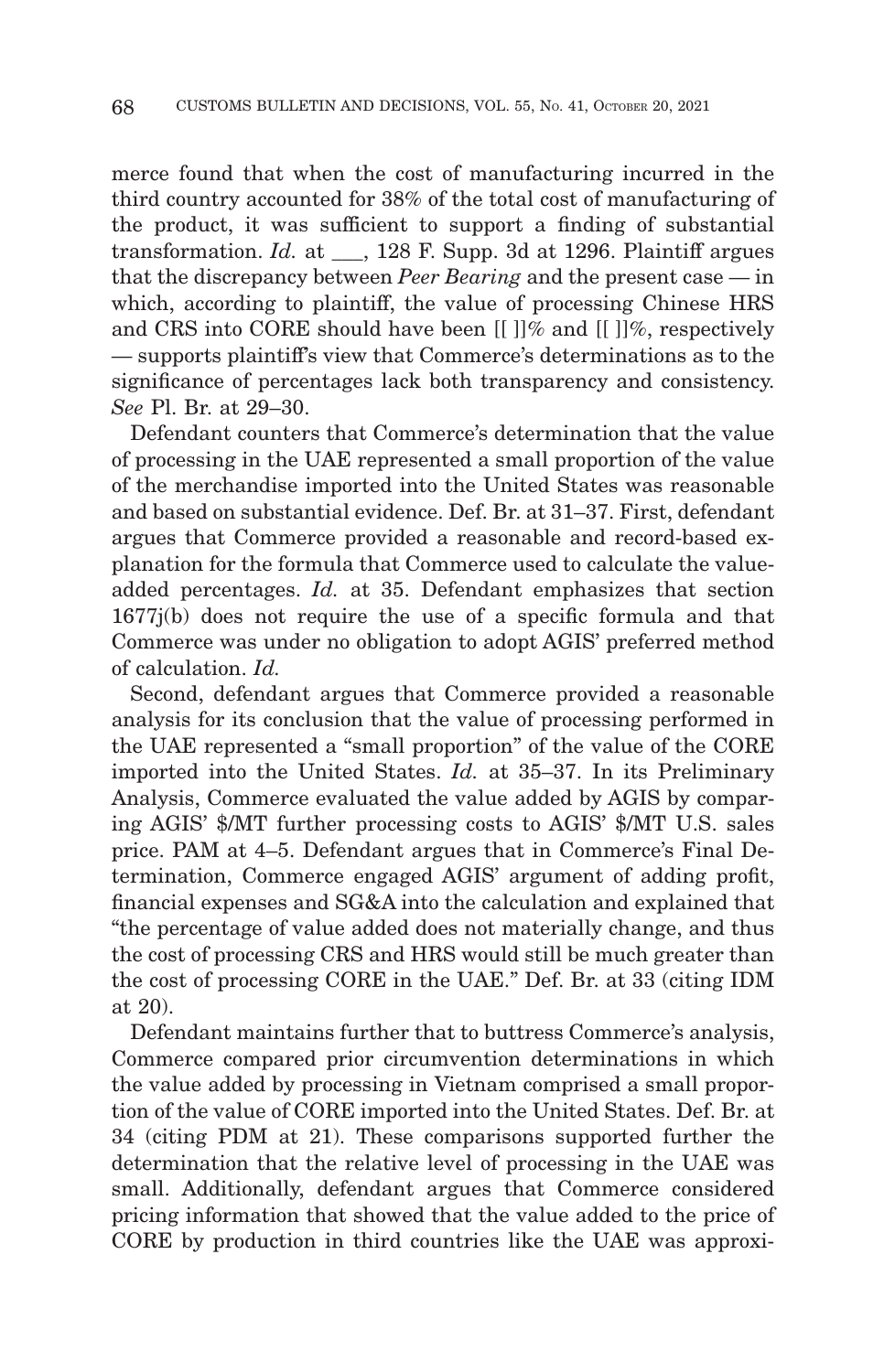merce found that when the cost of manufacturing incurred in the third country accounted for 38% of the total cost of manufacturing of the product, it was sufficient to support a finding of substantial transformation. *Id.* at ___, 128 F. Supp. 3d at 1296. Plaintiff argues that the discrepancy between *Peer Bearing* and the present case — in which, according to plaintiff, the value of processing Chinese HRS and CRS into CORE should have been [[ ]]% and [[ ]]%, respectively — supports plaintiff's view that Commerce's determinations as to the significance of percentages lack both transparency and consistency. *See* Pl. Br. at 29–30.

Defendant counters that Commerce's determination that the value of processing in the UAE represented a small proportion of the value of the merchandise imported into the United States was reasonable and based on substantial evidence. Def. Br. at 31–37. First, defendant argues that Commerce provided a reasonable and record-based explanation for the formula that Commerce used to calculate the value-added percentages. *Id.* at 35. Defendant emphasizes that section 1677j(b) does not require the use of a specific formula and that Commerce was under no obligation to adopt AGIS' preferred method of calculation. *Id.*

Second, defendant argues that Commerce provided a reasonable analysis for its conclusion that the value of processing performed in the UAE represented a "small proportion" of the value of the CORE imported into the United States. *Id.* at 35–37. In its Preliminary Analysis, Commerce evaluated the value added by AGIS by comparing AGIS' $/MT further processing costs to AGIS' $/MT U.S. sales price. PAM at 4–5. Defendant argues that in Commerce's Final Determination, Commerce engaged AGIS' argument of adding profit, financial expenses and SG&A into the calculation and explained that "the percentage of value added does not materially change, and thus the cost of processing CRS and HRS would still be much greater than the cost of processing CORE in the UAE." Def. Br. at 33 (citing IDM at 20).

Defendant maintains further that to buttress Commerce's analysis, Commerce compared prior circumvention determinations in which the value added by processing in Vietnam comprised a small proportion of the value of CORE imported into the United States. Def. Br. at 34 (citing PDM at 21). These comparisons supported further the determination that the relative level of processing in the UAE was small. Additionally, defendant argues that Commerce considered pricing information that showed that the value added to the price of CORE by production in third countries like the UAE was approxi-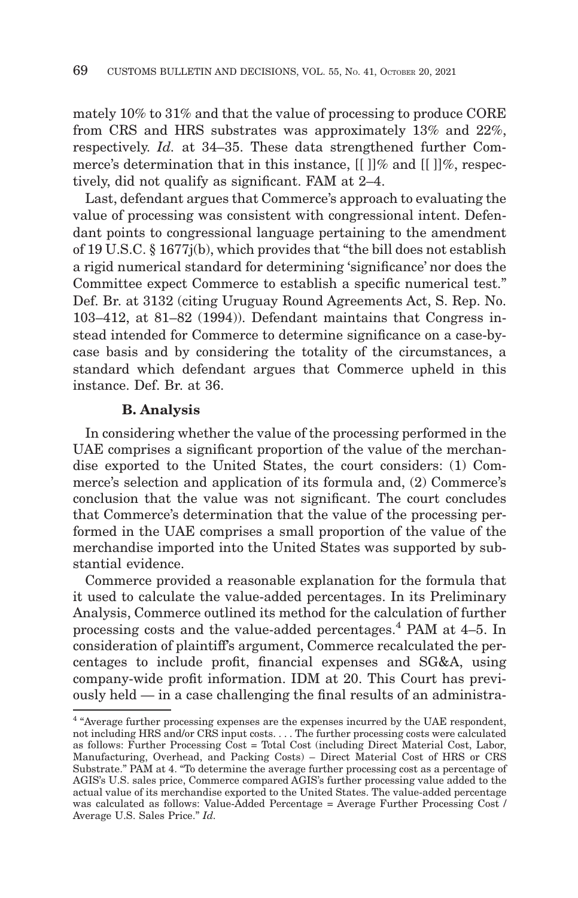mately 10% to 31% and that the value of processing to produce CORE from CRS and HRS substrates was approximately 13% and 22%, respectively. *Id.* at 34–35. These data strengthened further Commerce's determination that in this instance, [[ ]]% and [[ ]]%, respectively, did not qualify as significant. FAM at 2–4.

Last, defendant argues that Commerce's approach to evaluating the value of processing was consistent with congressional intent. Defendant points to congressional language pertaining to the amendment of 19 U.S.C. § 1677j(b), which provides that "the bill does not establish a rigid numerical standard for determining 'significance' nor does the Committee expect Commerce to establish a specific numerical test." Def. Br. at 3132 (citing Uruguay Round Agreements Act, S. Rep. No. 103–412, at 81–82 (1994)). Defendant maintains that Congress instead intended for Commerce to determine significance on a case-by-case basis and by considering the totality of the circumstances, a standard which defendant argues that Commerce upheld in this instance. Def. Br. at 36.

### B. Analysis

In considering whether the value of the processing performed in the UAE comprises a significant proportion of the value of the merchandise exported to the United States, the court considers: (1) Commerce's selection and application of its formula and, (2) Commerce's conclusion that the value was not significant. The court concludes that Commerce's determination that the value of the processing performed in the UAE comprises a small proportion of the value of the merchandise imported into the United States was supported by substantial evidence.

Commerce provided a reasonable explanation for the formula that it used to calculate the value-added percentages. In its Preliminary Analysis, Commerce outlined its method for the calculation of further processing costs and the value-added percentages.[4] PAM at 4–5. In consideration of plaintiff's argument, Commerce recalculated the percentages to include profit, financial expenses and SG&A, using company-wide profit information. IDM at 20. This Court has previously held — in a case challenging the final results of an administra-

[4] "Average further processing expenses are the expenses incurred by the UAE respondent, not including HRS and/or CRS input costs. . . . The further processing costs were calculated as follows: Further Processing Cost = Total Cost (including Direct Material Cost, Labor, Manufacturing, Overhead, and Packing Costs) – Direct Material Cost of HRS or CRS Substrate." PAM at 4. "To determine the average further processing cost as a percentage of AGIS's U.S. sales price, Commerce compared AGIS's further processing value added to the actual value of its merchandise exported to the United States. The value-added percentage was calculated as follows: Value-Added Percentage = Average Further Processing Cost / Average U.S. Sales Price." *Id.*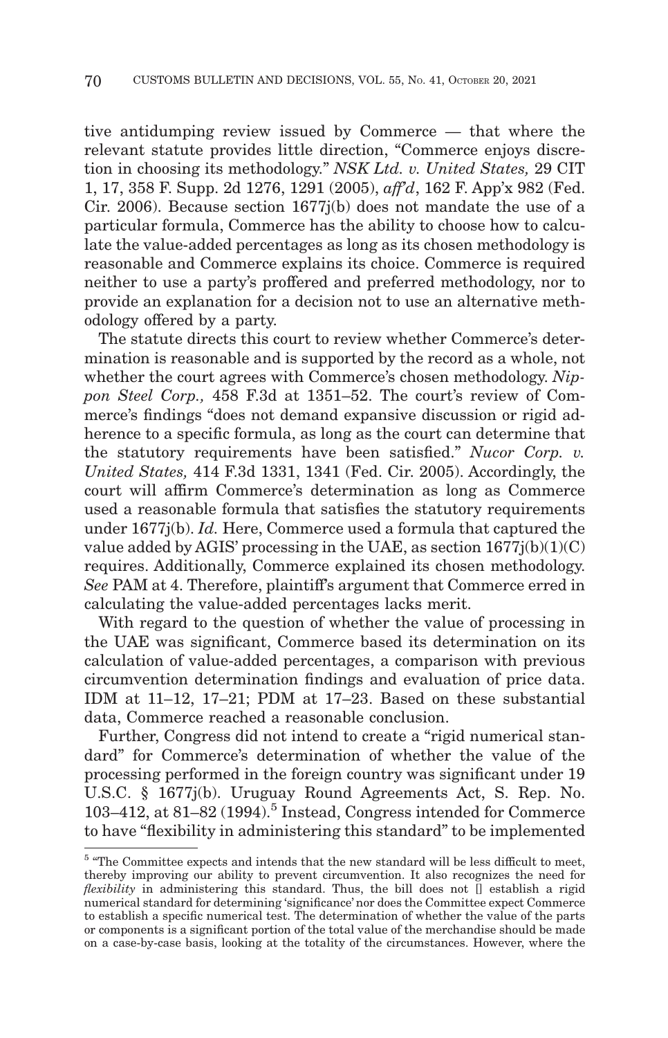tive antidumping review issued by Commerce — that where the relevant statute provides little direction, "Commerce enjoys discretion in choosing its methodology." *NSK Ltd. v. United States,* 29 CIT 1, 17, 358 F. Supp. 2d 1276, 1291 (2005), *aff'd*, 162 F. App'x 982 (Fed. Cir. 2006). Because section 1677j(b) does not mandate the use of a particular formula, Commerce has the ability to choose how to calculate the value-added percentages as long as its chosen methodology is reasonable and Commerce explains its choice. Commerce is required neither to use a party's proffered and preferred methodology, nor to provide an explanation for a decision not to use an alternative methodology offered by a party.

The statute directs this court to review whether Commerce's determination is reasonable and is supported by the record as a whole, not whether the court agrees with Commerce's chosen methodology. *Nippon Steel Corp.,* 458 F.3d at 1351–52. The court's review of Commerce's findings "does not demand expansive discussion or rigid adherence to a specific formula, as long as the court can determine that the statutory requirements have been satisfied." *Nucor Corp. v. United States,* 414 F.3d 1331, 1341 (Fed. Cir. 2005). Accordingly, the court will affirm Commerce's determination as long as Commerce used a reasonable formula that satisfies the statutory requirements under 1677j(b). *Id.* Here, Commerce used a formula that captured the value added by AGIS' processing in the UAE, as section 1677j(b)(1)(C) requires. Additionally, Commerce explained its chosen methodology. *See* PAM at 4. Therefore, plaintiff's argument that Commerce erred in calculating the value-added percentages lacks merit.

With regard to the question of whether the value of processing in the UAE was significant, Commerce based its determination on its calculation of value-added percentages, a comparison with previous circumvention determination findings and evaluation of price data. IDM at 11–12, 17–21; PDM at 17–23. Based on these substantial data, Commerce reached a reasonable conclusion.

Further, Congress did not intend to create a "rigid numerical standard" for Commerce's determination of whether the value of the processing performed in the foreign country was significant under 19 U.S.C. § 1677j(b). Uruguay Round Agreements Act, S. Rep. No. 103–412, at 81–82 (1994).[5] Instead, Congress intended for Commerce to have "flexibility in administering this standard" to be implemented

[5] "The Committee expects and intends that the new standard will be less difficult to meet, thereby improving our ability to prevent circumvention. It also recognizes the need for *flexibility* in administering this standard. Thus, the bill does not [] establish a rigid numerical standard for determining 'significance' nor does the Committee expect Commerce to establish a specific numerical test. The determination of whether the value of the parts or components is a significant portion of the total value of the merchandise should be made on a case-by-case basis, looking at the totality of the circumstances. However, where the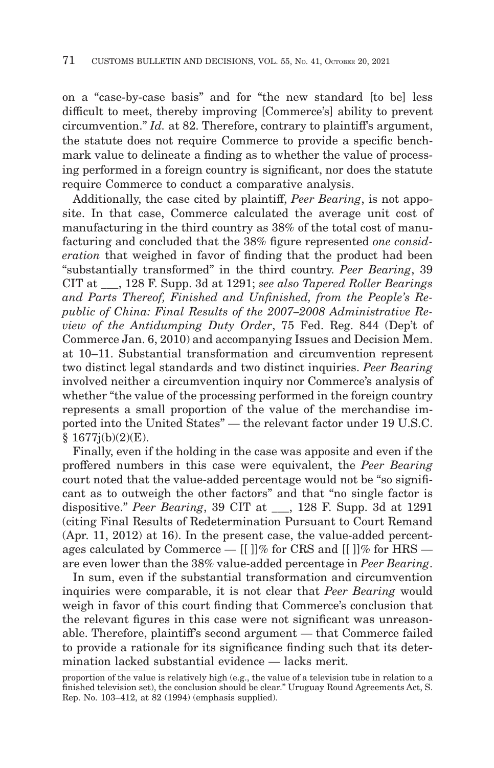on a "case-by-case basis" and for "the new standard [to be] less difficult to meet, thereby improving [Commerce's] ability to prevent circumvention." *Id.* at 82. Therefore, contrary to plaintiff's argument, the statute does not require Commerce to provide a specific benchmark value to delineate a finding as to whether the value of processing performed in a foreign country is significant, nor does the statute require Commerce to conduct a comparative analysis.

Additionally, the case cited by plaintiff, *Peer Bearing*, is not apposite. In that case, Commerce calculated the average unit cost of manufacturing in the third country as 38% of the total cost of manufacturing and concluded that the 38% figure represented *one consideration* that weighed in favor of finding that the product had been "substantially transformed" in the third country. *Peer Bearing*, 39 CIT at ___, 128 F. Supp. 3d at 1291; *see also Tapered Roller Bearings and Parts Thereof, Finished and Unfinished, from the People's Republic of China: Final Results of the 2007–2008 Administrative Review of the Antidumping Duty Order*, 75 Fed. Reg. 844 (Dep't of Commerce Jan. 6, 2010) and accompanying Issues and Decision Mem. at 10–11. Substantial transformation and circumvention represent two distinct legal standards and two distinct inquiries. *Peer Bearing* involved neither a circumvention inquiry nor Commerce's analysis of whether "the value of the processing performed in the foreign country represents a small proportion of the value of the merchandise imported into the United States" — the relevant factor under 19 U.S.C. § 1677j(b)(2)(E).

Finally, even if the holding in the case was apposite and even if the proffered numbers in this case were equivalent, the *Peer Bearing* court noted that the value-added percentage would not be "so significant as to outweigh the other factors" and that "no single factor is dispositive." *Peer Bearing*, 39 CIT at ___, 128 F. Supp. 3d at 1291 (citing Final Results of Redetermination Pursuant to Court Remand (Apr. 11, 2012) at 16). In the present case, the value-added percentages calculated by Commerce — [[ ]]% for CRS and [[ ]]% for HRS — are even lower than the 38% value-added percentage in *Peer Bearing*.

In sum, even if the substantial transformation and circumvention inquiries were comparable, it is not clear that *Peer Bearing* would weigh in favor of this court finding that Commerce's conclusion that the relevant figures in this case were not significant was unreasonable. Therefore, plaintiff's second argument — that Commerce failed to provide a rationale for its significance finding such that its determination lacked substantial evidence — lacks merit.

proportion of the value is relatively high (e.g., the value of a television tube in relation to a finished television set), the conclusion should be clear." Uruguay Round Agreements Act, S. Rep. No. 103–412, at 82 (1994) (emphasis supplied).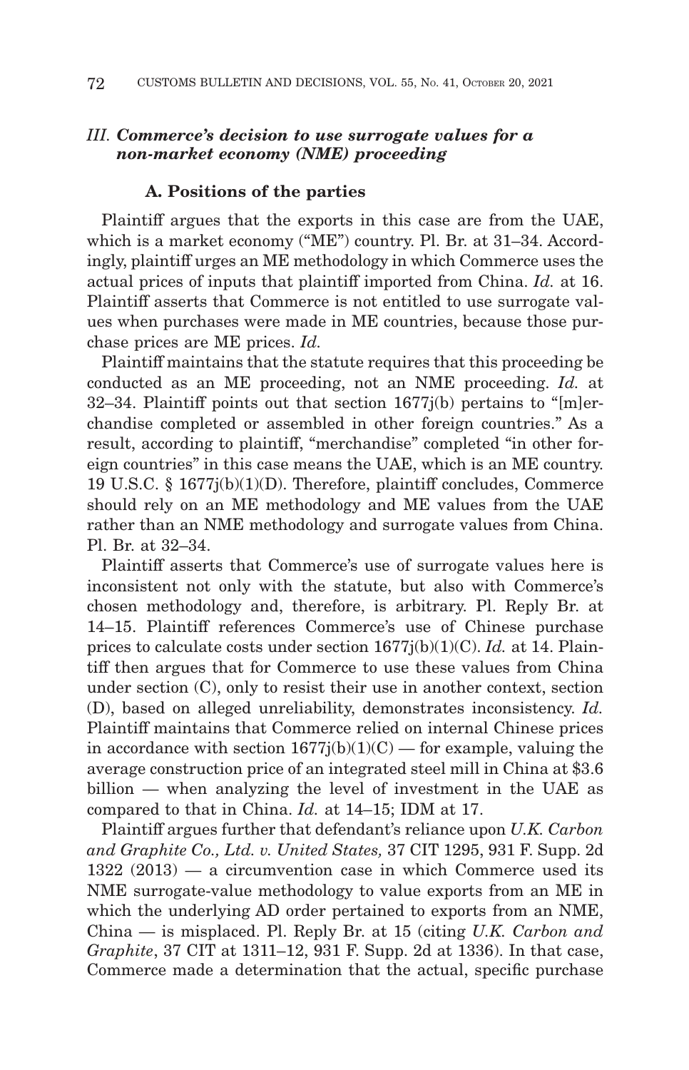### III. *Commerce's decision to use surrogate values for a non-market economy (NME) proceeding*

#### A. Positions of the parties

Plaintiff argues that the exports in this case are from the UAE, which is a market economy ("ME") country. Pl. Br. at 31–34. Accordingly, plaintiff urges an ME methodology in which Commerce uses the actual prices of inputs that plaintiff imported from China. *Id.* at 16. Plaintiff asserts that Commerce is not entitled to use surrogate values when purchases were made in ME countries, because those purchase prices are ME prices. *Id.*

Plaintiff maintains that the statute requires that this proceeding be conducted as an ME proceeding, not an NME proceeding. *Id.* at 32–34. Plaintiff points out that section 1677j(b) pertains to "[m]erchandise completed or assembled in other foreign countries." As a result, according to plaintiff, "merchandise" completed "in other foreign countries" in this case means the UAE, which is an ME country. 19 U.S.C. § 1677j(b)(1)(D). Therefore, plaintiff concludes, Commerce should rely on an ME methodology and ME values from the UAE rather than an NME methodology and surrogate values from China. Pl. Br. at 32–34.

Plaintiff asserts that Commerce's use of surrogate values here is inconsistent not only with the statute, but also with Commerce's chosen methodology and, therefore, is arbitrary. Pl. Reply Br. at 14–15. Plaintiff references Commerce's use of Chinese purchase prices to calculate costs under section 1677j(b)(1)(C). *Id.* at 14. Plaintiff then argues that for Commerce to use these values from China under section (C), only to resist their use in another context, section (D), based on alleged unreliability, demonstrates inconsistency. *Id.* Plaintiff maintains that Commerce relied on internal Chinese prices in accordance with section 1677j(b)(1)(C) — for example, valuing the average construction price of an integrated steel mill in China at \$3.6 billion — when analyzing the level of investment in the UAE as compared to that in China. *Id.* at 14–15; IDM at 17.

Plaintiff argues further that defendant's reliance upon *U.K. Carbon and Graphite Co., Ltd. v. United States,* 37 CIT 1295, 931 F. Supp. 2d 1322 (2013) — a circumvention case in which Commerce used its NME surrogate-value methodology to value exports from an ME in which the underlying AD order pertained to exports from an NME, China — is misplaced. Pl. Reply Br. at 15 (citing *U.K. Carbon and Graphite*, 37 CIT at 1311–12, 931 F. Supp. 2d at 1336). In that case, Commerce made a determination that the actual, specific purchase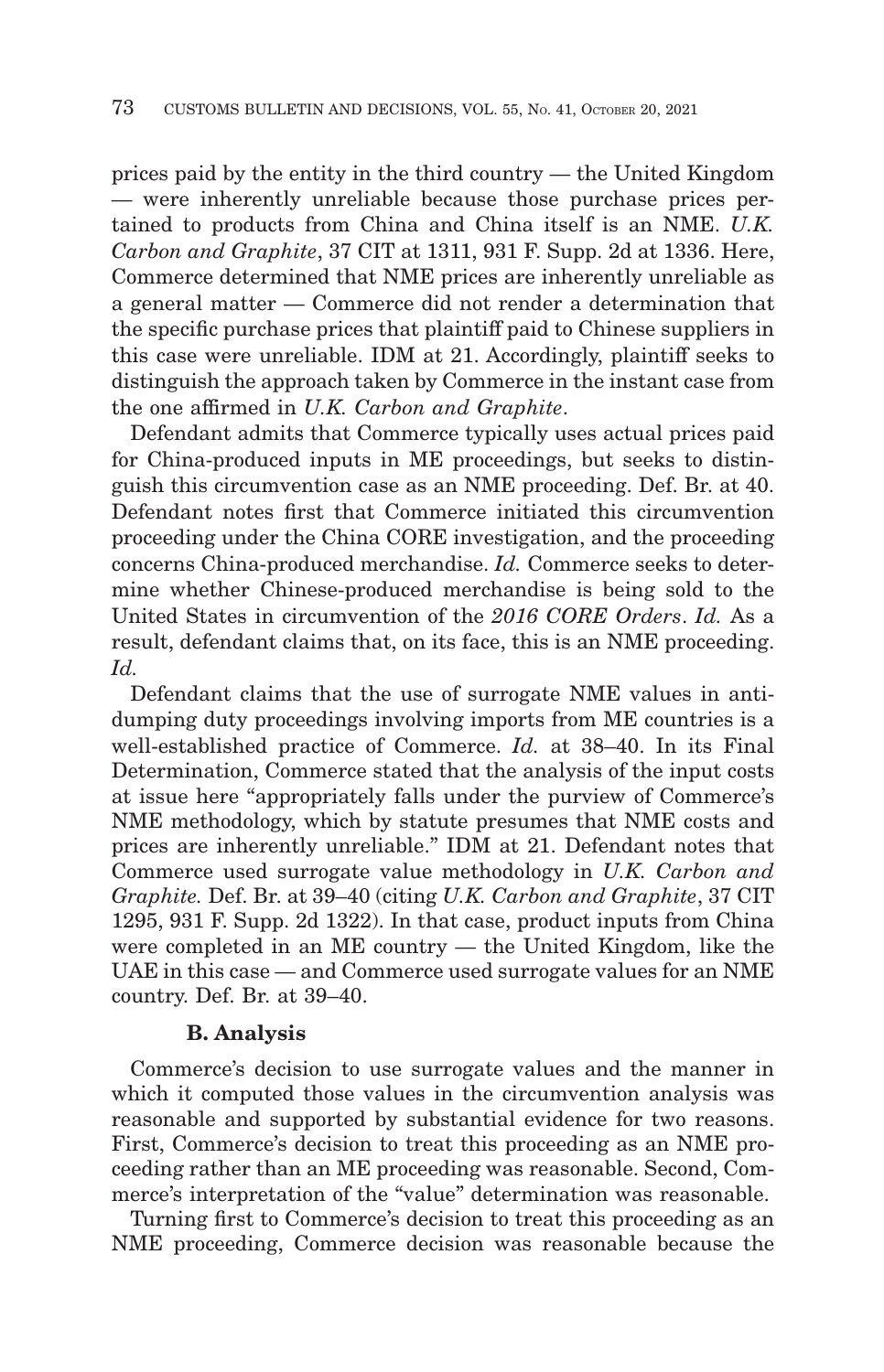prices paid by the entity in the third country — the United Kingdom — were inherently unreliable because those purchase prices pertained to products from China and China itself is an NME. *U.K. Carbon and Graphite*, 37 CIT at 1311, 931 F. Supp. 2d at 1336. Here, Commerce determined that NME prices are inherently unreliable as a general matter — Commerce did not render a determination that the specific purchase prices that plaintiff paid to Chinese suppliers in this case were unreliable. IDM at 21. Accordingly, plaintiff seeks to distinguish the approach taken by Commerce in the instant case from the one affirmed in *U.K. Carbon and Graphite*.

Defendant admits that Commerce typically uses actual prices paid for China-produced inputs in ME proceedings, but seeks to distinguish this circumvention case as an NME proceeding. Def. Br. at 40. Defendant notes first that Commerce initiated this circumvention proceeding under the China CORE investigation, and the proceeding concerns China-produced merchandise. *Id.* Commerce seeks to determine whether Chinese-produced merchandise is being sold to the United States in circumvention of the *2016 CORE Orders*. *Id.* As a result, defendant claims that, on its face, this is an NME proceeding. *Id.*

Defendant claims that the use of surrogate NME values in antidumping duty proceedings involving imports from ME countries is a well-established practice of Commerce. *Id.* at 38–40. In its Final Determination, Commerce stated that the analysis of the input costs at issue here "appropriately falls under the purview of Commerce's NME methodology, which by statute presumes that NME costs and prices are inherently unreliable." IDM at 21. Defendant notes that Commerce used surrogate value methodology in *U.K. Carbon and Graphite.* Def. Br. at 39–40 (citing *U.K. Carbon and Graphite*, 37 CIT 1295, 931 F. Supp. 2d 1322). In that case, product inputs from China were completed in an ME country — the United Kingdom, like the UAE in this case — and Commerce used surrogate values for an NME country. Def. Br. at 39–40.

### B. Analysis

Commerce's decision to use surrogate values and the manner in which it computed those values in the circumvention analysis was reasonable and supported by substantial evidence for two reasons. First, Commerce's decision to treat this proceeding as an NME proceeding rather than an ME proceeding was reasonable. Second, Commerce's interpretation of the "value" determination was reasonable.

Turning first to Commerce's decision to treat this proceeding as an NME proceeding, Commerce decision was reasonable because the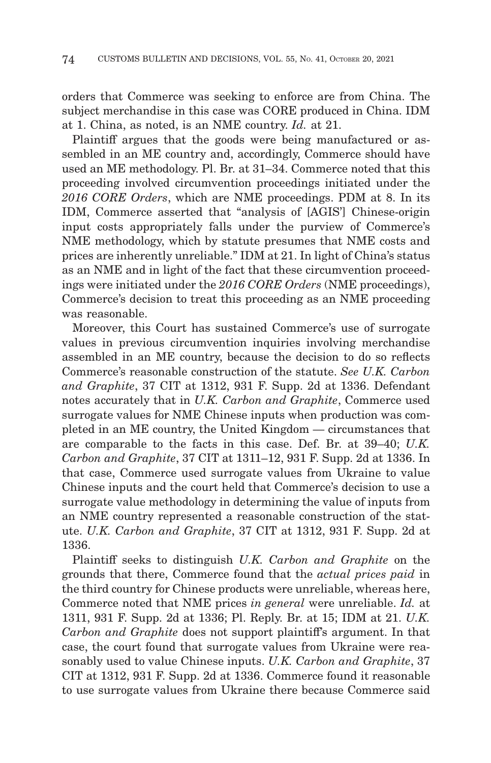orders that Commerce was seeking to enforce are from China. The subject merchandise in this case was CORE produced in China. IDM at 1. China, as noted, is an NME country. *Id.* at 21.

Plaintiff argues that the goods were being manufactured or assembled in an ME country and, accordingly, Commerce should have used an ME methodology. Pl. Br. at 31–34. Commerce noted that this proceeding involved circumvention proceedings initiated under the *2016 CORE Orders*, which are NME proceedings. PDM at 8. In its IDM, Commerce asserted that "analysis of [AGIS'] Chinese-origin input costs appropriately falls under the purview of Commerce's NME methodology, which by statute presumes that NME costs and prices are inherently unreliable." IDM at 21. In light of China's status as an NME and in light of the fact that these circumvention proceedings were initiated under the *2016 CORE Orders* (NME proceedings), Commerce's decision to treat this proceeding as an NME proceeding was reasonable.

Moreover, this Court has sustained Commerce's use of surrogate values in previous circumvention inquiries involving merchandise assembled in an ME country, because the decision to do so reflects Commerce's reasonable construction of the statute. *See U.K. Carbon and Graphite*, 37 CIT at 1312, 931 F. Supp. 2d at 1336. Defendant notes accurately that in *U.K. Carbon and Graphite*, Commerce used surrogate values for NME Chinese inputs when production was completed in an ME country, the United Kingdom — circumstances that are comparable to the facts in this case. Def. Br. at 39–40; *U.K. Carbon and Graphite*, 37 CIT at 1311–12, 931 F. Supp. 2d at 1336. In that case, Commerce used surrogate values from Ukraine to value Chinese inputs and the court held that Commerce's decision to use a surrogate value methodology in determining the value of inputs from an NME country represented a reasonable construction of the statute. *U.K. Carbon and Graphite*, 37 CIT at 1312, 931 F. Supp. 2d at 1336.

Plaintiff seeks to distinguish *U.K. Carbon and Graphite* on the grounds that there, Commerce found that the *actual prices paid* in the third country for Chinese products were unreliable, whereas here, Commerce noted that NME prices *in general* were unreliable. *Id.* at 1311, 931 F. Supp. 2d at 1336; Pl. Reply. Br. at 15; IDM at 21. *U.K. Carbon and Graphite* does not support plaintiff's argument. In that case, the court found that surrogate values from Ukraine were reasonably used to value Chinese inputs. *U.K. Carbon and Graphite*, 37 CIT at 1312, 931 F. Supp. 2d at 1336. Commerce found it reasonable to use surrogate values from Ukraine there because Commerce said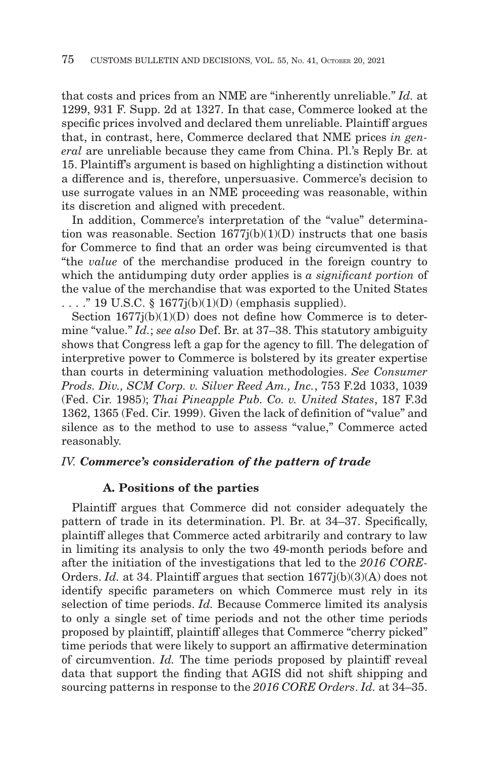that costs and prices from an NME are "inherently unreliable." *Id.* at 1299, 931 F. Supp. 2d at 1327. In that case, Commerce looked at the specific prices involved and declared them unreliable. Plaintiff argues that, in contrast, here, Commerce declared that NME prices *in general* are unreliable because they came from China. Pl.'s Reply Br. at 15. Plaintiff's argument is based on highlighting a distinction without a difference and is, therefore, unpersuasive. Commerce's decision to use surrogate values in an NME proceeding was reasonable, within its discretion and aligned with precedent.

In addition, Commerce's interpretation of the "value" determination was reasonable. Section 1677j(b)(1)(D) instructs that one basis for Commerce to find that an order was being circumvented is that "the *value* of the merchandise produced in the foreign country to which the antidumping duty order applies is *a significant portion* of the value of the merchandise that was exported to the United States . . . ." 19 U.S.C. § 1677j(b)(1)(D) (emphasis supplied).

Section 1677j(b)(1)(D) does not define how Commerce is to determine "value." *Id.*; *see also* Def. Br. at 37–38. This statutory ambiguity shows that Congress left a gap for the agency to fill. The delegation of interpretive power to Commerce is bolstered by its greater expertise than courts in determining valuation methodologies. *See Consumer Prods. Div., SCM Corp. v. Silver Reed Am., Inc.*, 753 F.2d 1033, 1039 (Fed. Cir. 1985); *Thai Pineapple Pub. Co. v. United States*, 187 F.3d 1362, 1365 (Fed. Cir. 1999). Given the lack of definition of "value" and silence as to the method to use to assess "value," Commerce acted reasonably.

## *IV. Commerce's consideration of the pattern of trade*

### A. Positions of the parties

Plaintiff argues that Commerce did not consider adequately the pattern of trade in its determination. Pl. Br. at 34–37. Specifically, plaintiff alleges that Commerce acted arbitrarily and contrary to law in limiting its analysis to only the two 49-month periods before and after the initiation of the investigations that led to the *2016 CORE*-Orders. *Id.* at 34. Plaintiff argues that section 1677j(b)(3)(A) does not identify specific parameters on which Commerce must rely in its selection of time periods. *Id.* Because Commerce limited its analysis to only a single set of time periods and not the other time periods proposed by plaintiff, plaintiff alleges that Commerce "cherry picked" time periods that were likely to support an affirmative determination of circumvention. *Id.* The time periods proposed by plaintiff reveal data that support the finding that AGIS did not shift shipping and sourcing patterns in response to the *2016 CORE Orders*. *Id.* at 34–35.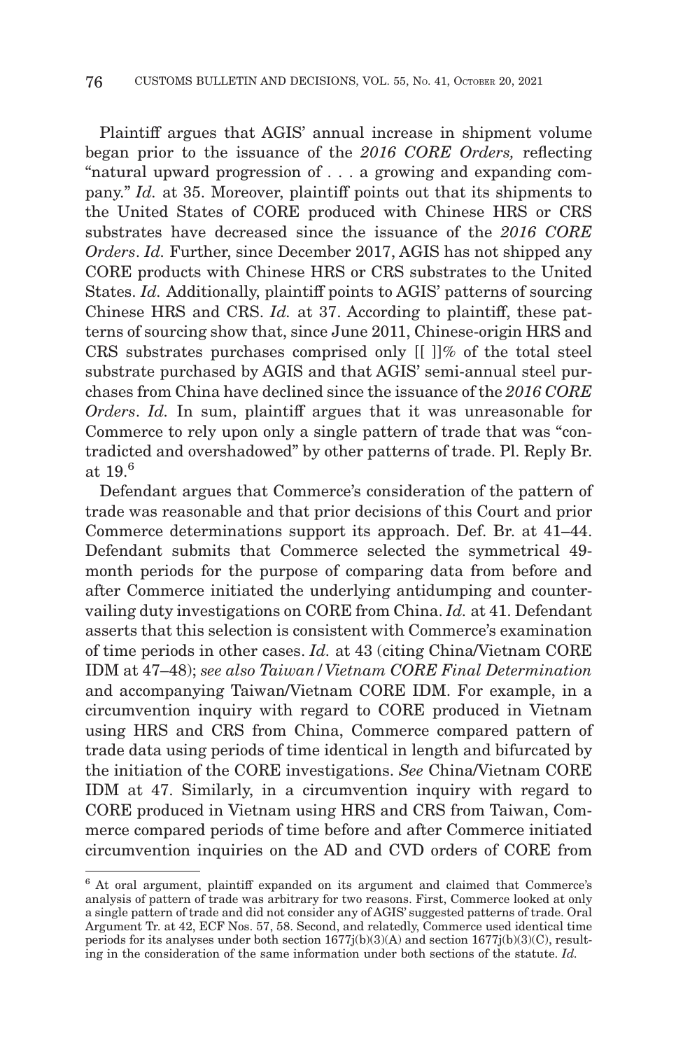Plaintiff argues that AGIS' annual increase in shipment volume began prior to the issuance of the *2016 CORE Orders,* reflecting "natural upward progression of . . . a growing and expanding company." *Id.* at 35. Moreover, plaintiff points out that its shipments to the United States of CORE produced with Chinese HRS or CRS substrates have decreased since the issuance of the *2016 CORE Orders*. *Id.* Further, since December 2017, AGIS has not shipped any CORE products with Chinese HRS or CRS substrates to the United States. *Id.* Additionally, plaintiff points to AGIS' patterns of sourcing Chinese HRS and CRS. *Id.* at 37. According to plaintiff, these patterns of sourcing show that, since June 2011, Chinese-origin HRS and CRS substrates purchases comprised only [[ ]]% of the total steel substrate purchased by AGIS and that AGIS' semi-annual steel purchases from China have declined since the issuance of the *2016 CORE Orders*. *Id.* In sum, plaintiff argues that it was unreasonable for Commerce to rely upon only a single pattern of trade that was "contradicted and overshadowed" by other patterns of trade. Pl. Reply Br. at 19.[6]

Defendant argues that Commerce's consideration of the pattern of trade was reasonable and that prior decisions of this Court and prior Commerce determinations support its approach. Def. Br. at 41–44. Defendant submits that Commerce selected the symmetrical 49-month periods for the purpose of comparing data from before and after Commerce initiated the underlying antidumping and countervailing duty investigations on CORE from China. *Id.* at 41. Defendant asserts that this selection is consistent with Commerce's examination of time periods in other cases. *Id.* at 43 (citing China/Vietnam CORE IDM at 47–48); *see also Taiwan / Vietnam CORE Final Determination* and accompanying Taiwan/Vietnam CORE IDM. For example, in a circumvention inquiry with regard to CORE produced in Vietnam using HRS and CRS from China, Commerce compared pattern of trade data using periods of time identical in length and bifurcated by the initiation of the CORE investigations. *See* China/Vietnam CORE IDM at 47. Similarly, in a circumvention inquiry with regard to CORE produced in Vietnam using HRS and CRS from Taiwan, Commerce compared periods of time before and after Commerce initiated circumvention inquiries on the AD and CVD orders of CORE from

---

[6] At oral argument, plaintiff expanded on its argument and claimed that Commerce's analysis of pattern of trade was arbitrary for two reasons. First, Commerce looked at only a single pattern of trade and did not consider any of AGIS' suggested patterns of trade. Oral Argument Tr. at 42, ECF Nos. 57, 58. Second, and relatedly, Commerce used identical time periods for its analyses under both section 1677j(b)(3)(A) and section 1677j(b)(3)(C), resulting in the consideration of the same information under both sections of the statute. *Id.*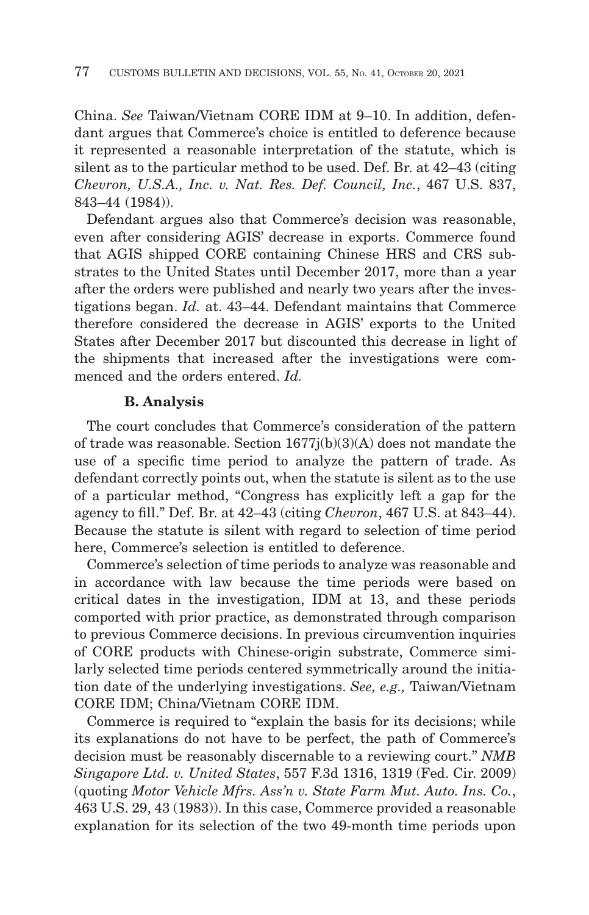China. *See* Taiwan/Vietnam CORE IDM at 9–10. In addition, defendant argues that Commerce's choice is entitled to deference because it represented a reasonable interpretation of the statute, which is silent as to the particular method to be used. Def. Br. at 42–43 (citing *Chevron, U.S.A., Inc. v. Nat. Res. Def. Council, Inc.*, 467 U.S. 837, 843–44 (1984)).

Defendant argues also that Commerce's decision was reasonable, even after considering AGIS' decrease in exports. Commerce found that AGIS shipped CORE containing Chinese HRS and CRS substrates to the United States until December 2017, more than a year after the orders were published and nearly two years after the investigations began. *Id.* at. 43–44. Defendant maintains that Commerce therefore considered the decrease in AGIS' exports to the United States after December 2017 but discounted this decrease in light of the shipments that increased after the investigations were commenced and the orders entered. *Id.*

### B. Analysis

The court concludes that Commerce's consideration of the pattern of trade was reasonable. Section 1677j(b)(3)(A) does not mandate the use of a specific time period to analyze the pattern of trade. As defendant correctly points out, when the statute is silent as to the use of a particular method, "Congress has explicitly left a gap for the agency to fill." Def. Br. at 42–43 (citing *Chevron*, 467 U.S. at 843–44). Because the statute is silent with regard to selection of time period here, Commerce's selection is entitled to deference.

Commerce's selection of time periods to analyze was reasonable and in accordance with law because the time periods were based on critical dates in the investigation, IDM at 13, and these periods comported with prior practice, as demonstrated through comparison to previous Commerce decisions. In previous circumvention inquiries of CORE products with Chinese-origin substrate, Commerce similarly selected time periods centered symmetrically around the initiation date of the underlying investigations. *See, e.g.,* Taiwan/Vietnam CORE IDM; China/Vietnam CORE IDM.

Commerce is required to "explain the basis for its decisions; while its explanations do not have to be perfect, the path of Commerce's decision must be reasonably discernable to a reviewing court." *NMB Singapore Ltd. v. United States*, 557 F.3d 1316, 1319 (Fed. Cir. 2009) (quoting *Motor Vehicle Mfrs. Ass'n v. State Farm Mut. Auto. Ins. Co.*, 463 U.S. 29, 43 (1983)). In this case, Commerce provided a reasonable explanation for its selection of the two 49-month time periods upon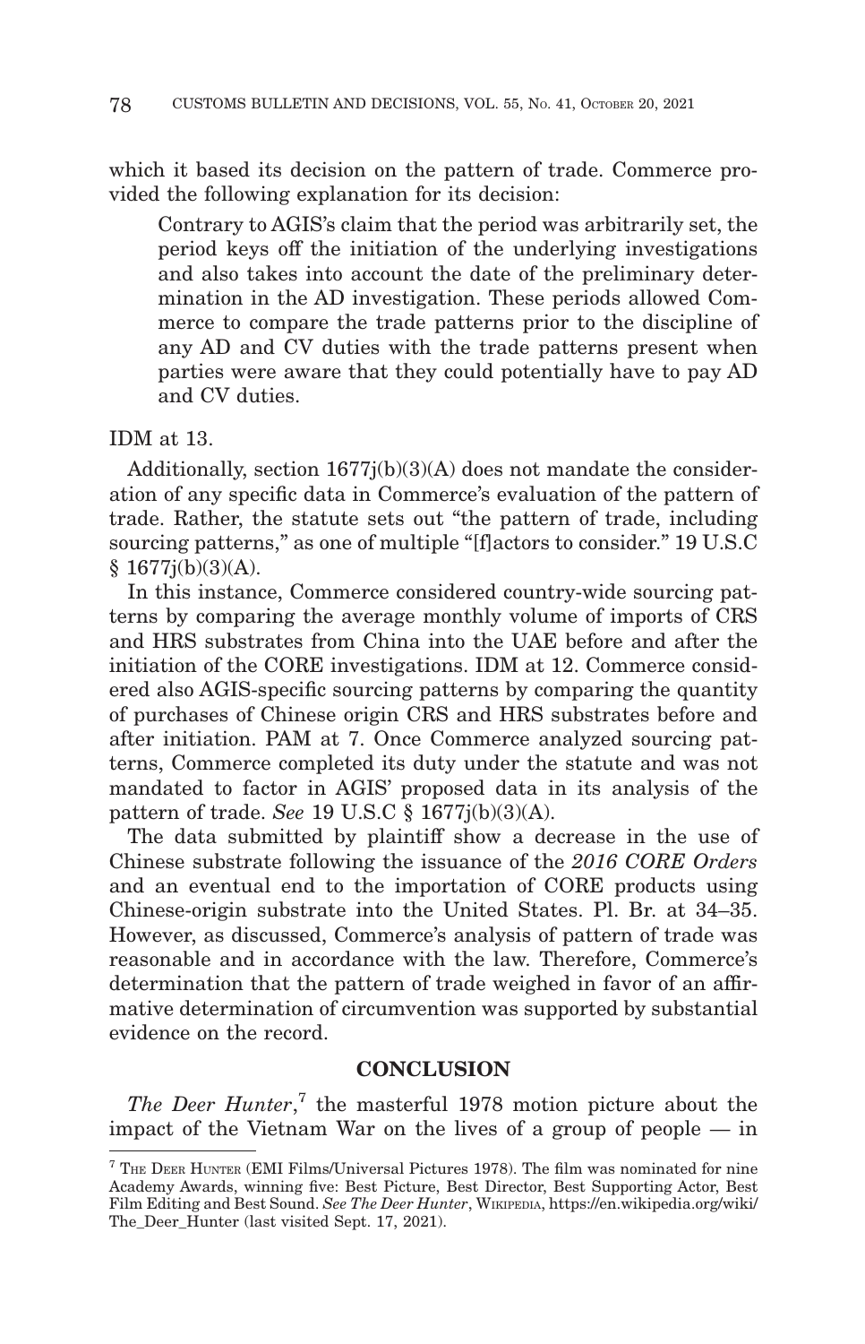which it based its decision on the pattern of trade. Commerce provided the following explanation for its decision:

> Contrary to AGIS's claim that the period was arbitrarily set, the period keys off the initiation of the underlying investigations and also takes into account the date of the preliminary determination in the AD investigation. These periods allowed Commerce to compare the trade patterns prior to the discipline of any AD and CV duties with the trade patterns present when parties were aware that they could potentially have to pay AD and CV duties.

IDM at 13.

Additionally, section 1677j(b)(3)(A) does not mandate the consideration of any specific data in Commerce's evaluation of the pattern of trade. Rather, the statute sets out "the pattern of trade, including sourcing patterns," as one of multiple "[f]actors to consider." 19 U.S.C § 1677j(b)(3)(A).

In this instance, Commerce considered country-wide sourcing patterns by comparing the average monthly volume of imports of CRS and HRS substrates from China into the UAE before and after the initiation of the CORE investigations. IDM at 12. Commerce considered also AGIS-specific sourcing patterns by comparing the quantity of purchases of Chinese origin CRS and HRS substrates before and after initiation. PAM at 7. Once Commerce analyzed sourcing patterns, Commerce completed its duty under the statute and was not mandated to factor in AGIS' proposed data in its analysis of the pattern of trade. *See* 19 U.S.C § 1677j(b)(3)(A).

The data submitted by plaintiff show a decrease in the use of Chinese substrate following the issuance of the *2016 CORE Orders* and an eventual end to the importation of CORE products using Chinese-origin substrate into the United States. Pl. Br. at 34–35. However, as discussed, Commerce's analysis of pattern of trade was reasonable and in accordance with the law. Therefore, Commerce's determination that the pattern of trade weighed in favor of an affirmative determination of circumvention was supported by substantial evidence on the record.

## CONCLUSION

*The Deer Hunter*,[7] the masterful 1978 motion picture about the impact of the Vietnam War on the lives of a group of people — in

---

[7] THE DEER HUNTER (EMI Films/Universal Pictures 1978). The film was nominated for nine Academy Awards, winning five: Best Picture, Best Director, Best Supporting Actor, Best Film Editing and Best Sound. *See The Deer Hunter*, WIKIPEDIA, https://en.wikipedia.org/wiki/The_Deer_Hunter (last visited Sept. 17, 2021).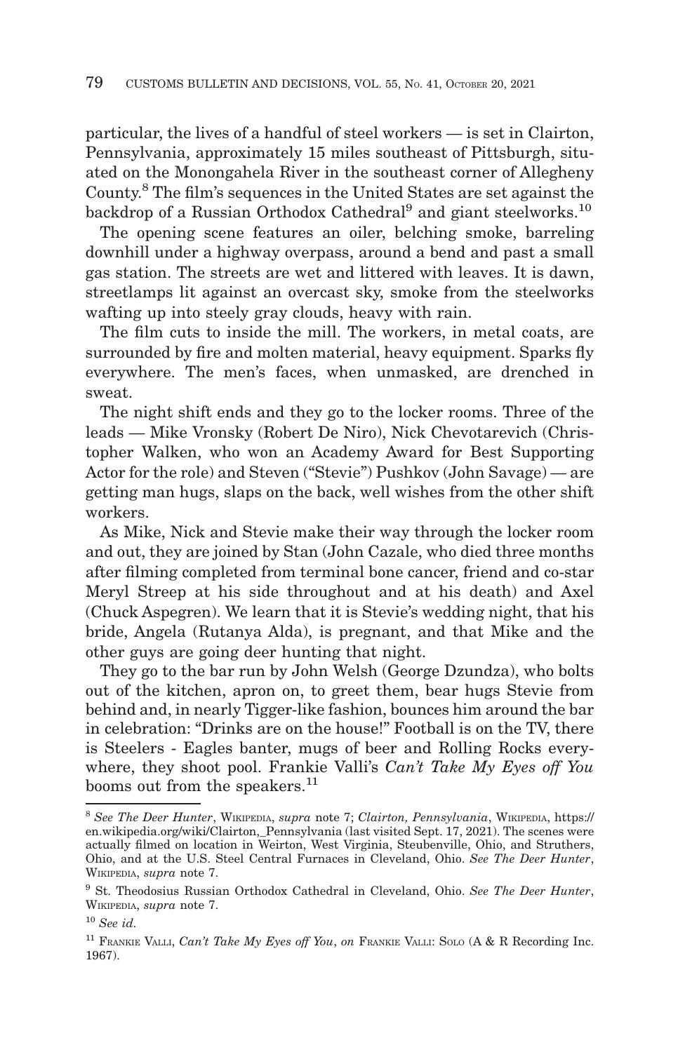particular, the lives of a handful of steel workers — is set in Clairton, Pennsylvania, approximately 15 miles southeast of Pittsburgh, situated on the Monongahela River in the southeast corner of Allegheny County.[8] The film's sequences in the United States are set against the backdrop of a Russian Orthodox Cathedral[9] and giant steelworks.[10]

The opening scene features an oiler, belching smoke, barreling downhill under a highway overpass, around a bend and past a small gas station. The streets are wet and littered with leaves. It is dawn, streetlamps lit against an overcast sky, smoke from the steelworks wafting up into steely gray clouds, heavy with rain.

The film cuts to inside the mill. The workers, in metal coats, are surrounded by fire and molten material, heavy equipment. Sparks fly everywhere. The men's faces, when unmasked, are drenched in sweat.

The night shift ends and they go to the locker rooms. Three of the leads — Mike Vronsky (Robert De Niro), Nick Chevotarevich (Christopher Walken, who won an Academy Award for Best Supporting Actor for the role) and Steven ("Stevie") Pushkov (John Savage) — are getting man hugs, slaps on the back, well wishes from the other shift workers.

As Mike, Nick and Stevie make their way through the locker room and out, they are joined by Stan (John Cazale, who died three months after filming completed from terminal bone cancer, friend and co-star Meryl Streep at his side throughout and at his death) and Axel (Chuck Aspegren). We learn that it is Stevie's wedding night, that his bride, Angela (Rutanya Alda), is pregnant, and that Mike and the other guys are going deer hunting that night.

They go to the bar run by John Welsh (George Dzundza), who bolts out of the kitchen, apron on, to greet them, bear hugs Stevie from behind and, in nearly Tigger-like fashion, bounces him around the bar in celebration: "Drinks are on the house!" Football is on the TV, there is Steelers - Eagles banter, mugs of beer and Rolling Rocks everywhere, they shoot pool. Frankie Valli's *Can't Take My Eyes off You* booms out from the speakers.[11]

---

[8] *See The Deer Hunter*, WIKIPEDIA, *supra* note 7; *Clairton, Pennsylvania*, WIKIPEDIA, https://en.wikipedia.org/wiki/Clairton,_Pennsylvania (last visited Sept. 17, 2021). The scenes were actually filmed on location in Weirton, West Virginia, Steubenville, Ohio, and Struthers, Ohio, and at the U.S. Steel Central Furnaces in Cleveland, Ohio. *See The Deer Hunter*, WIKIPEDIA, *supra* note 7.

[9] St. Theodosius Russian Orthodox Cathedral in Cleveland, Ohio. *See The Deer Hunter*, WIKIPEDIA, *supra* note 7.

[10] *See id.*

[11] FRANKIE VALLI, *Can't Take My Eyes off You*, *on* FRANKIE VALLI: SOLO (A & R Recording Inc. 1967).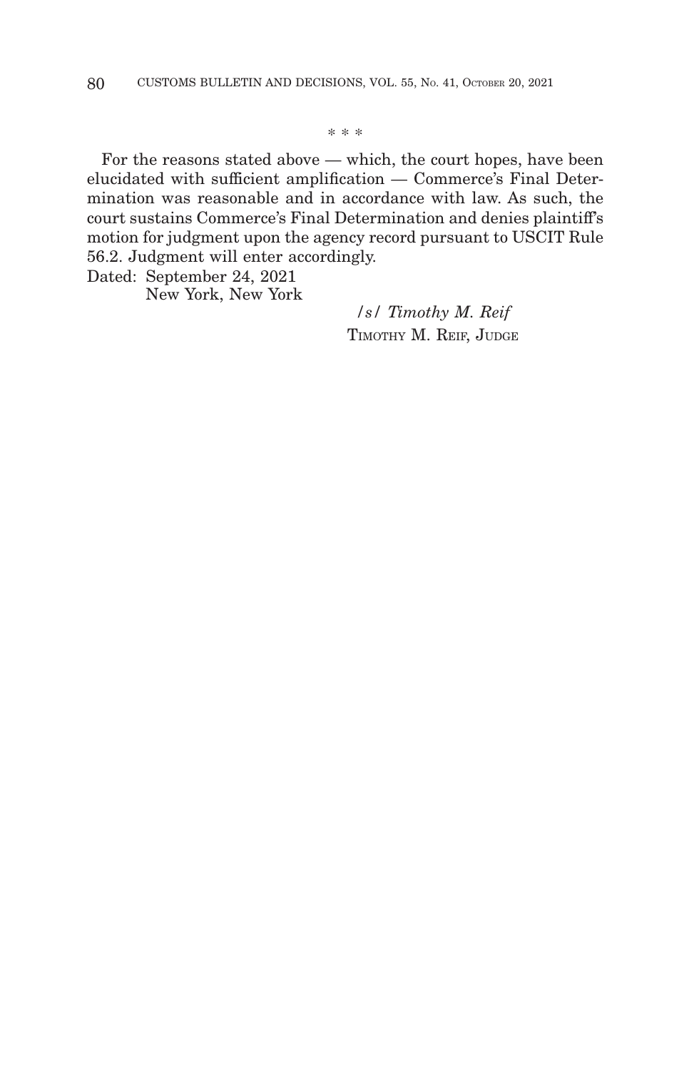\* \* \*

For the reasons stated above — which, the court hopes, have been elucidated with sufficient amplification — Commerce's Final Determination was reasonable and in accordance with law. As such, the court sustains Commerce's Final Determination and denies plaintiff's motion for judgment upon the agency record pursuant to USCIT Rule 56.2. Judgment will enter accordingly.

Dated: September 24, 2021
New York, New York

*/s/ Timothy M. Reif*
TIMOTHY M. REIF, JUDGE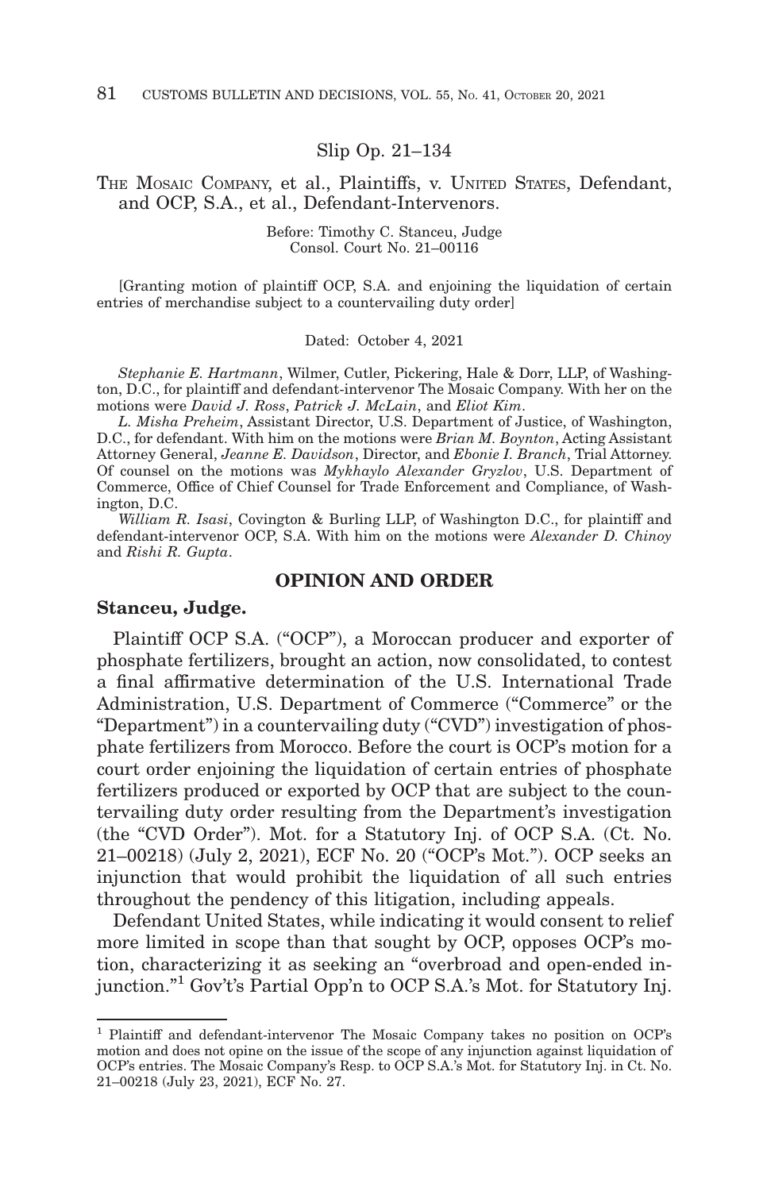Slip Op. 21–134

THE MOSAIC COMPANY, et al., Plaintiffs, v. UNITED STATES, Defendant, and OCP, S.A., et al., Defendant-Intervenors.

Before: Timothy C. Stanceu, Judge
Consol. Court No. 21–00116

[Granting motion of plaintiff OCP, S.A. and enjoining the liquidation of certain entries of merchandise subject to a countervailing duty order]

Dated: October 4, 2021

*Stephanie E. Hartmann*, Wilmer, Cutler, Pickering, Hale & Dorr, LLP, of Washington, D.C., for plaintiff and defendant-intervenor The Mosaic Company. With her on the motions were *David J. Ross*, *Patrick J. McLain*, and *Eliot Kim*.

*L. Misha Preheim*, Assistant Director, U.S. Department of Justice, of Washington, D.C., for defendant. With him on the motions were *Brian M. Boynton*, Acting Assistant Attorney General, *Jeanne E. Davidson*, Director, and *Ebonie I. Branch*, Trial Attorney. Of counsel on the motions was *Mykhaylo Alexander Gryzlov*, U.S. Department of Commerce, Office of Chief Counsel for Trade Enforcement and Compliance, of Washington, D.C.

*William R. Isasi*, Covington & Burling LLP, of Washington D.C., for plaintiff and defendant-intervenor OCP, S.A. With him on the motions were *Alexander D. Chinoy* and *Rishi R. Gupta*.

## OPINION AND ORDER

**Stanceu, Judge.**

Plaintiff OCP S.A. ("OCP"), a Moroccan producer and exporter of phosphate fertilizers, brought an action, now consolidated, to contest a final affirmative determination of the U.S. International Trade Administration, U.S. Department of Commerce ("Commerce" or the "Department") in a countervailing duty ("CVD") investigation of phosphate fertilizers from Morocco. Before the court is OCP's motion for a court order enjoining the liquidation of certain entries of phosphate fertilizers produced or exported by OCP that are subject to the countervailing duty order resulting from the Department's investigation (the "CVD Order"). Mot. for a Statutory Inj. of OCP S.A. (Ct. No. 21–00218) (July 2, 2021), ECF No. 20 ("OCP's Mot."). OCP seeks an injunction that would prohibit the liquidation of all such entries throughout the pendency of this litigation, including appeals.

Defendant United States, while indicating it would consent to relief more limited in scope than that sought by OCP, opposes OCP's motion, characterizing it as seeking an "overbroad and open-ended injunction."[1] Gov't's Partial Opp'n to OCP S.A.'s Mot. for Statutory Inj.

[1] Plaintiff and defendant-intervenor The Mosaic Company takes no position on OCP's motion and does not opine on the issue of the scope of any injunction against liquidation of OCP's entries. The Mosaic Company's Resp. to OCP S.A.'s Mot. for Statutory Inj. in Ct. No. 21–00218 (July 23, 2021), ECF No. 27.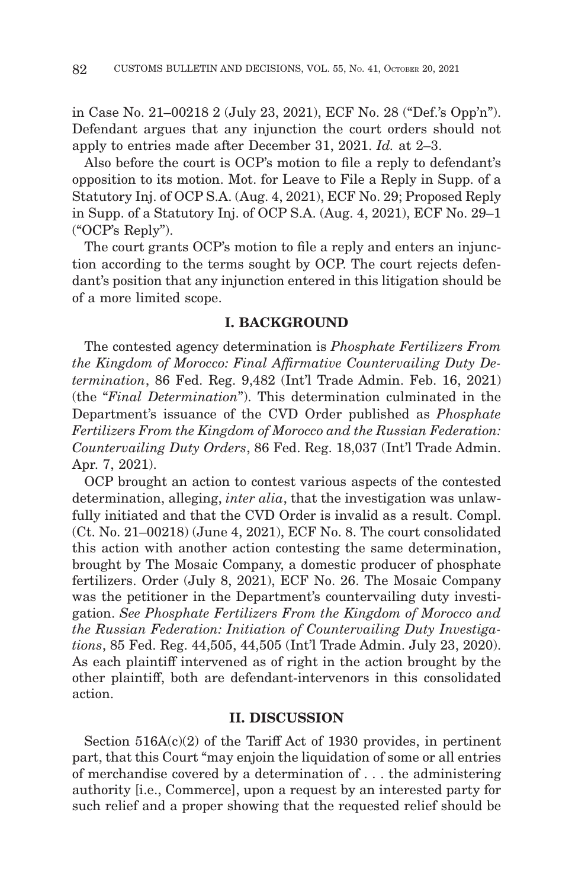in Case No. 21–00218 2 (July 23, 2021), ECF No. 28 ("Def.'s Opp'n"). Defendant argues that any injunction the court orders should not apply to entries made after December 31, 2021. *Id.* at 2–3.

Also before the court is OCP's motion to file a reply to defendant's opposition to its motion. Mot. for Leave to File a Reply in Supp. of a Statutory Inj. of OCP S.A. (Aug. 4, 2021), ECF No. 29; Proposed Reply in Supp. of a Statutory Inj. of OCP S.A. (Aug. 4, 2021), ECF No. 29–1 ("OCP's Reply").

The court grants OCP's motion to file a reply and enters an injunction according to the terms sought by OCP. The court rejects defendant's position that any injunction entered in this litigation should be of a more limited scope.

## I. BACKGROUND

The contested agency determination is *Phosphate Fertilizers From the Kingdom of Morocco: Final Affirmative Countervailing Duty Determination*, 86 Fed. Reg. 9,482 (Int'l Trade Admin. Feb. 16, 2021) (the "*Final Determination*"). This determination culminated in the Department's issuance of the CVD Order published as *Phosphate Fertilizers From the Kingdom of Morocco and the Russian Federation: Countervailing Duty Orders*, 86 Fed. Reg. 18,037 (Int'l Trade Admin. Apr. 7, 2021).

OCP brought an action to contest various aspects of the contested determination, alleging, *inter alia*, that the investigation was unlawfully initiated and that the CVD Order is invalid as a result. Compl. (Ct. No. 21–00218) (June 4, 2021), ECF No. 8. The court consolidated this action with another action contesting the same determination, brought by The Mosaic Company, a domestic producer of phosphate fertilizers. Order (July 8, 2021), ECF No. 26. The Mosaic Company was the petitioner in the Department's countervailing duty investigation. *See Phosphate Fertilizers From the Kingdom of Morocco and the Russian Federation: Initiation of Countervailing Duty Investigations*, 85 Fed. Reg. 44,505, 44,505 (Int'l Trade Admin. July 23, 2020). As each plaintiff intervened as of right in the action brought by the other plaintiff, both are defendant-intervenors in this consolidated action.

## II. DISCUSSION

Section 516A(c)(2) of the Tariff Act of 1930 provides, in pertinent part, that this Court "may enjoin the liquidation of some or all entries of merchandise covered by a determination of . . . the administering authority [i.e., Commerce], upon a request by an interested party for such relief and a proper showing that the requested relief should be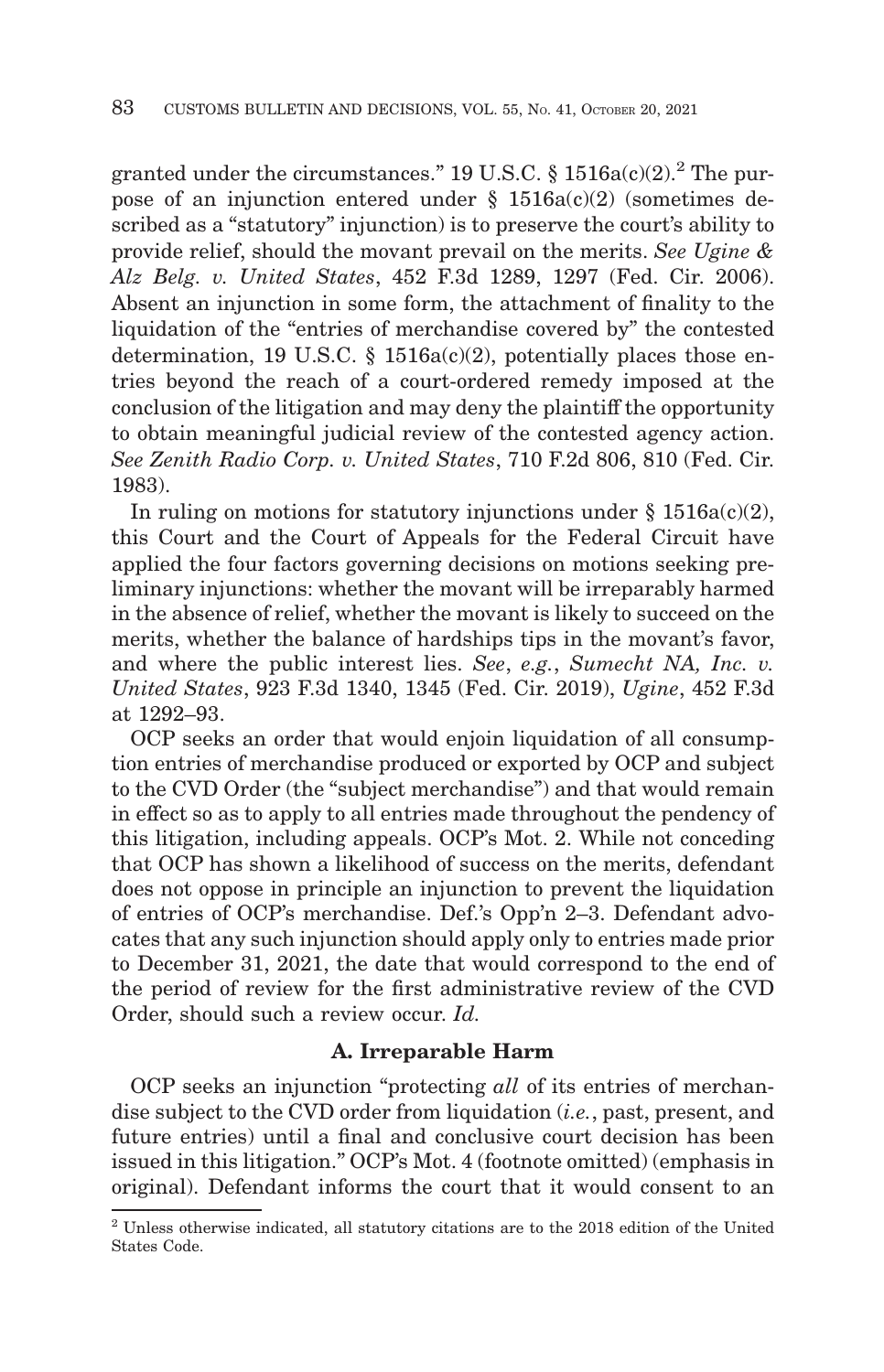granted under the circumstances." 19 U.S.C. § 1516a(c)(2).[2] The purpose of an injunction entered under § 1516a(c)(2) (sometimes described as a "statutory" injunction) is to preserve the court's ability to provide relief, should the movant prevail on the merits. *See Ugine & Alz Belg. v. United States*, 452 F.3d 1289, 1297 (Fed. Cir. 2006). Absent an injunction in some form, the attachment of finality to the liquidation of the "entries of merchandise covered by" the contested determination, 19 U.S.C. § 1516a(c)(2), potentially places those entries beyond the reach of a court-ordered remedy imposed at the conclusion of the litigation and may deny the plaintiff the opportunity to obtain meaningful judicial review of the contested agency action. *See Zenith Radio Corp. v. United States*, 710 F.2d 806, 810 (Fed. Cir. 1983).

In ruling on motions for statutory injunctions under § 1516a(c)(2), this Court and the Court of Appeals for the Federal Circuit have applied the four factors governing decisions on motions seeking preliminary injunctions: whether the movant will be irreparably harmed in the absence of relief, whether the movant is likely to succeed on the merits, whether the balance of hardships tips in the movant's favor, and where the public interest lies. *See*, *e.g.*, *Sumecht NA, Inc. v. United States*, 923 F.3d 1340, 1345 (Fed. Cir. 2019), *Ugine*, 452 F.3d at 1292–93.

OCP seeks an order that would enjoin liquidation of all consumption entries of merchandise produced or exported by OCP and subject to the CVD Order (the "subject merchandise") and that would remain in effect so as to apply to all entries made throughout the pendency of this litigation, including appeals. OCP's Mot. 2. While not conceding that OCP has shown a likelihood of success on the merits, defendant does not oppose in principle an injunction to prevent the liquidation of entries of OCP's merchandise. Def.'s Opp'n 2–3. Defendant advocates that any such injunction should apply only to entries made prior to December 31, 2021, the date that would correspond to the end of the period of review for the first administrative review of the CVD Order, should such a review occur. *Id.*

### A. Irreparable Harm

OCP seeks an injunction "protecting *all* of its entries of merchandise subject to the CVD order from liquidation (*i.e.*, past, present, and future entries) until a final and conclusive court decision has been issued in this litigation." OCP's Mot. 4 (footnote omitted) (emphasis in original). Defendant informs the court that it would consent to an

[2] Unless otherwise indicated, all statutory citations are to the 2018 edition of the United States Code.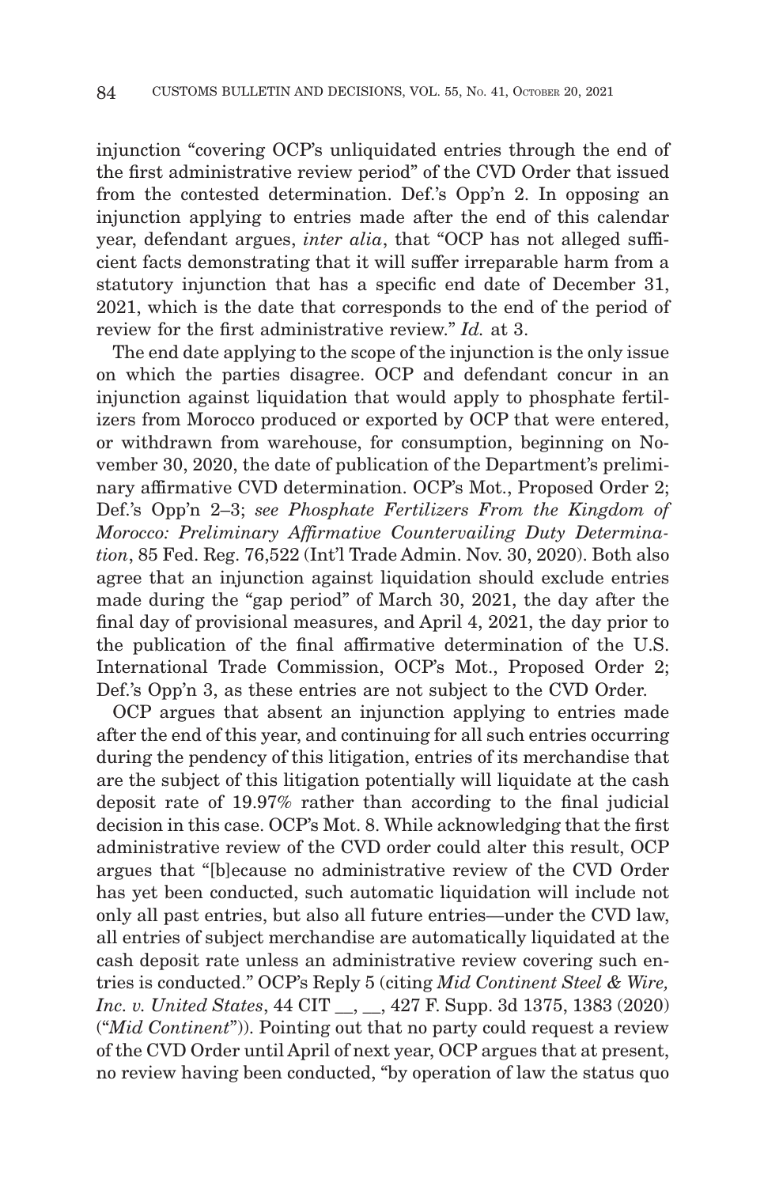injunction "covering OCP's unliquidated entries through the end of the first administrative review period" of the CVD Order that issued from the contested determination. Def.'s Opp'n 2. In opposing an injunction applying to entries made after the end of this calendar year, defendant argues, *inter alia*, that "OCP has not alleged sufficient facts demonstrating that it will suffer irreparable harm from a statutory injunction that has a specific end date of December 31, 2021, which is the date that corresponds to the end of the period of review for the first administrative review." *Id.* at 3.

The end date applying to the scope of the injunction is the only issue on which the parties disagree. OCP and defendant concur in an injunction against liquidation that would apply to phosphate fertilizers from Morocco produced or exported by OCP that were entered, or withdrawn from warehouse, for consumption, beginning on November 30, 2020, the date of publication of the Department's preliminary affirmative CVD determination. OCP's Mot., Proposed Order 2; Def.'s Opp'n 2–3; *see Phosphate Fertilizers From the Kingdom of Morocco: Preliminary Affirmative Countervailing Duty Determination*, 85 Fed. Reg. 76,522 (Int'l Trade Admin. Nov. 30, 2020). Both also agree that an injunction against liquidation should exclude entries made during the "gap period" of March 30, 2021, the day after the final day of provisional measures, and April 4, 2021, the day prior to the publication of the final affirmative determination of the U.S. International Trade Commission, OCP's Mot., Proposed Order 2; Def.'s Opp'n 3, as these entries are not subject to the CVD Order.

OCP argues that absent an injunction applying to entries made after the end of this year, and continuing for all such entries occurring during the pendency of this litigation, entries of its merchandise that are the subject of this litigation potentially will liquidate at the cash deposit rate of 19.97% rather than according to the final judicial decision in this case. OCP's Mot. 8. While acknowledging that the first administrative review of the CVD order could alter this result, OCP argues that "[b]ecause no administrative review of the CVD Order has yet been conducted, such automatic liquidation will include not only all past entries, but also all future entries—under the CVD law, all entries of subject merchandise are automatically liquidated at the cash deposit rate unless an administrative review covering such entries is conducted." OCP's Reply 5 (citing *Mid Continent Steel & Wire, Inc. v. United States*, 44 CIT __, __, 427 F. Supp. 3d 1375, 1383 (2020) ("*Mid Continent*")). Pointing out that no party could request a review of the CVD Order until April of next year, OCP argues that at present, no review having been conducted, "by operation of law the status quo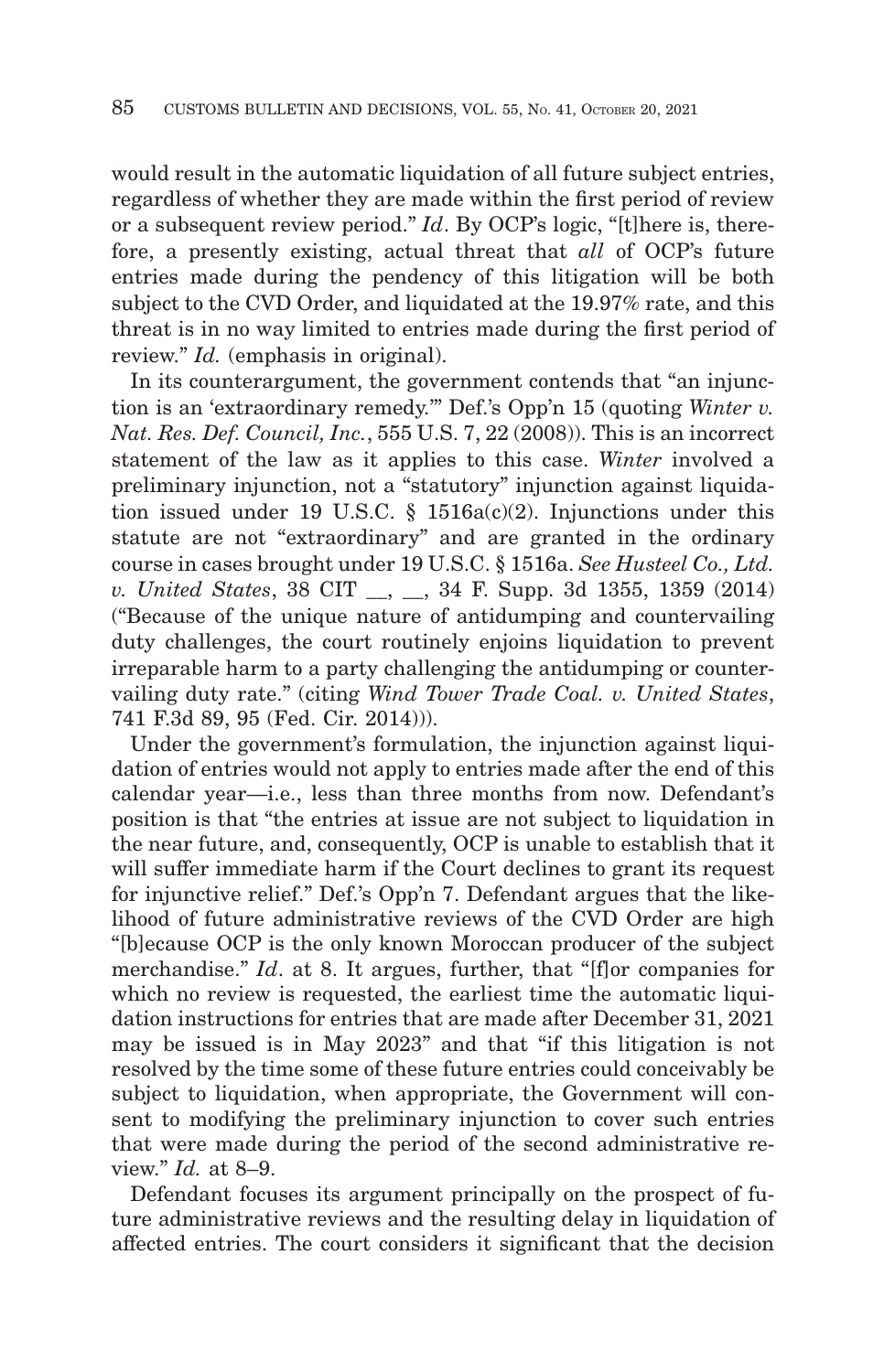would result in the automatic liquidation of all future subject entries, regardless of whether they are made within the first period of review or a subsequent review period." *Id*. By OCP's logic, "[t]here is, therefore, a presently existing, actual threat that *all* of OCP's future entries made during the pendency of this litigation will be both subject to the CVD Order, and liquidated at the 19.97% rate, and this threat is in no way limited to entries made during the first period of review." *Id.* (emphasis in original).

In its counterargument, the government contends that "an injunction is an 'extraordinary remedy.'" Def.'s Opp'n 15 (quoting *Winter v. Nat. Res. Def. Council, Inc.*, 555 U.S. 7, 22 (2008)). This is an incorrect statement of the law as it applies to this case. *Winter* involved a preliminary injunction, not a "statutory" injunction against liquidation issued under 19 U.S.C. § 1516a(c)(2). Injunctions under this statute are not "extraordinary" and are granted in the ordinary course in cases brought under 19 U.S.C. § 1516a. *See Husteel Co., Ltd. v. United States*, 38 CIT __, __, 34 F. Supp. 3d 1355, 1359 (2014) ("Because of the unique nature of antidumping and countervailing duty challenges, the court routinely enjoins liquidation to prevent irreparable harm to a party challenging the antidumping or countervailing duty rate." (citing *Wind Tower Trade Coal. v. United States*, 741 F.3d 89, 95 (Fed. Cir. 2014))).

Under the government's formulation, the injunction against liquidation of entries would not apply to entries made after the end of this calendar year—i.e., less than three months from now. Defendant's position is that "the entries at issue are not subject to liquidation in the near future, and, consequently, OCP is unable to establish that it will suffer immediate harm if the Court declines to grant its request for injunctive relief." Def.'s Opp'n 7. Defendant argues that the likelihood of future administrative reviews of the CVD Order are high "[b]ecause OCP is the only known Moroccan producer of the subject merchandise." *Id*. at 8. It argues, further, that "[f]or companies for which no review is requested, the earliest time the automatic liquidation instructions for entries that are made after December 31, 2021 may be issued is in May 2023" and that "if this litigation is not resolved by the time some of these future entries could conceivably be subject to liquidation, when appropriate, the Government will consent to modifying the preliminary injunction to cover such entries that were made during the period of the second administrative review." *Id.* at 8–9.

Defendant focuses its argument principally on the prospect of future administrative reviews and the resulting delay in liquidation of affected entries. The court considers it significant that the decision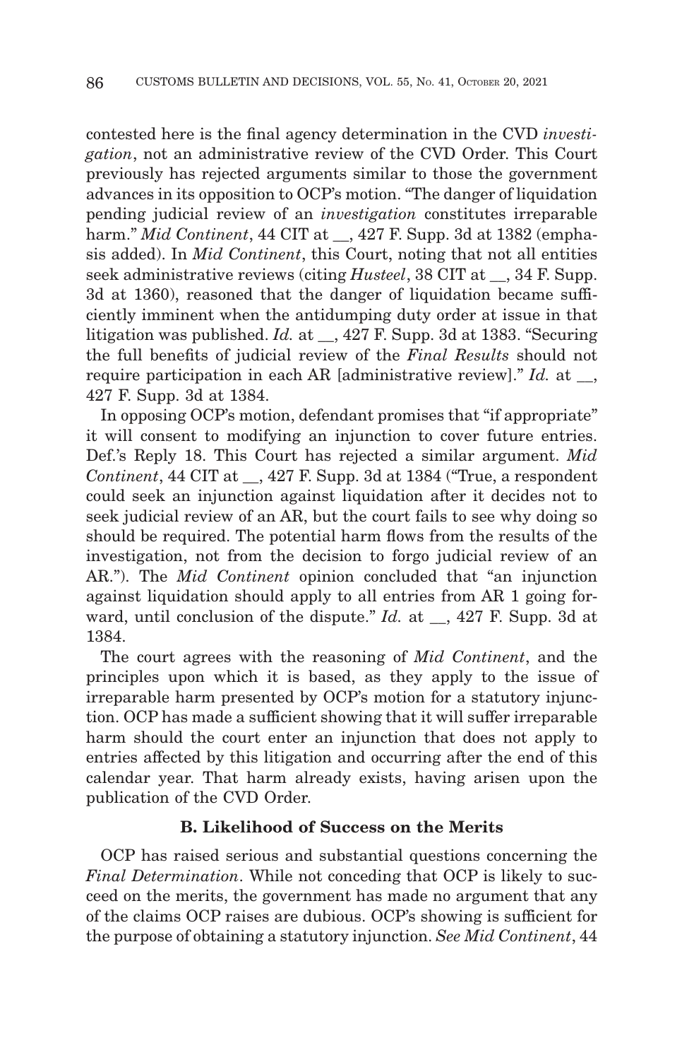contested here is the final agency determination in the CVD *investigation*, not an administrative review of the CVD Order. This Court previously has rejected arguments similar to those the government advances in its opposition to OCP's motion. "The danger of liquidation pending judicial review of an *investigation* constitutes irreparable harm." *Mid Continent*, 44 CIT at __, 427 F. Supp. 3d at 1382 (emphasis added). In *Mid Continent*, this Court, noting that not all entities seek administrative reviews (citing *Husteel*, 38 CIT at __, 34 F. Supp. 3d at 1360), reasoned that the danger of liquidation became sufficiently imminent when the antidumping duty order at issue in that litigation was published. *Id.* at __, 427 F. Supp. 3d at 1383. "Securing the full benefits of judicial review of the *Final Results* should not require participation in each AR [administrative review]." *Id.* at __, 427 F. Supp. 3d at 1384.

In opposing OCP's motion, defendant promises that "if appropriate" it will consent to modifying an injunction to cover future entries. Def.'s Reply 18. This Court has rejected a similar argument. *Mid Continent*, 44 CIT at __, 427 F. Supp. 3d at 1384 ("True, a respondent could seek an injunction against liquidation after it decides not to seek judicial review of an AR, but the court fails to see why doing so should be required. The potential harm flows from the results of the investigation, not from the decision to forgo judicial review of an AR."). The *Mid Continent* opinion concluded that "an injunction against liquidation should apply to all entries from AR 1 going forward, until conclusion of the dispute." *Id.* at __, 427 F. Supp. 3d at 1384.

The court agrees with the reasoning of *Mid Continent*, and the principles upon which it is based, as they apply to the issue of irreparable harm presented by OCP's motion for a statutory injunction. OCP has made a sufficient showing that it will suffer irreparable harm should the court enter an injunction that does not apply to entries affected by this litigation and occurring after the end of this calendar year. That harm already exists, having arisen upon the publication of the CVD Order.

### B. Likelihood of Success on the Merits

OCP has raised serious and substantial questions concerning the *Final Determination*. While not conceding that OCP is likely to succeed on the merits, the government has made no argument that any of the claims OCP raises are dubious. OCP's showing is sufficient for the purpose of obtaining a statutory injunction. *See Mid Continent*, 44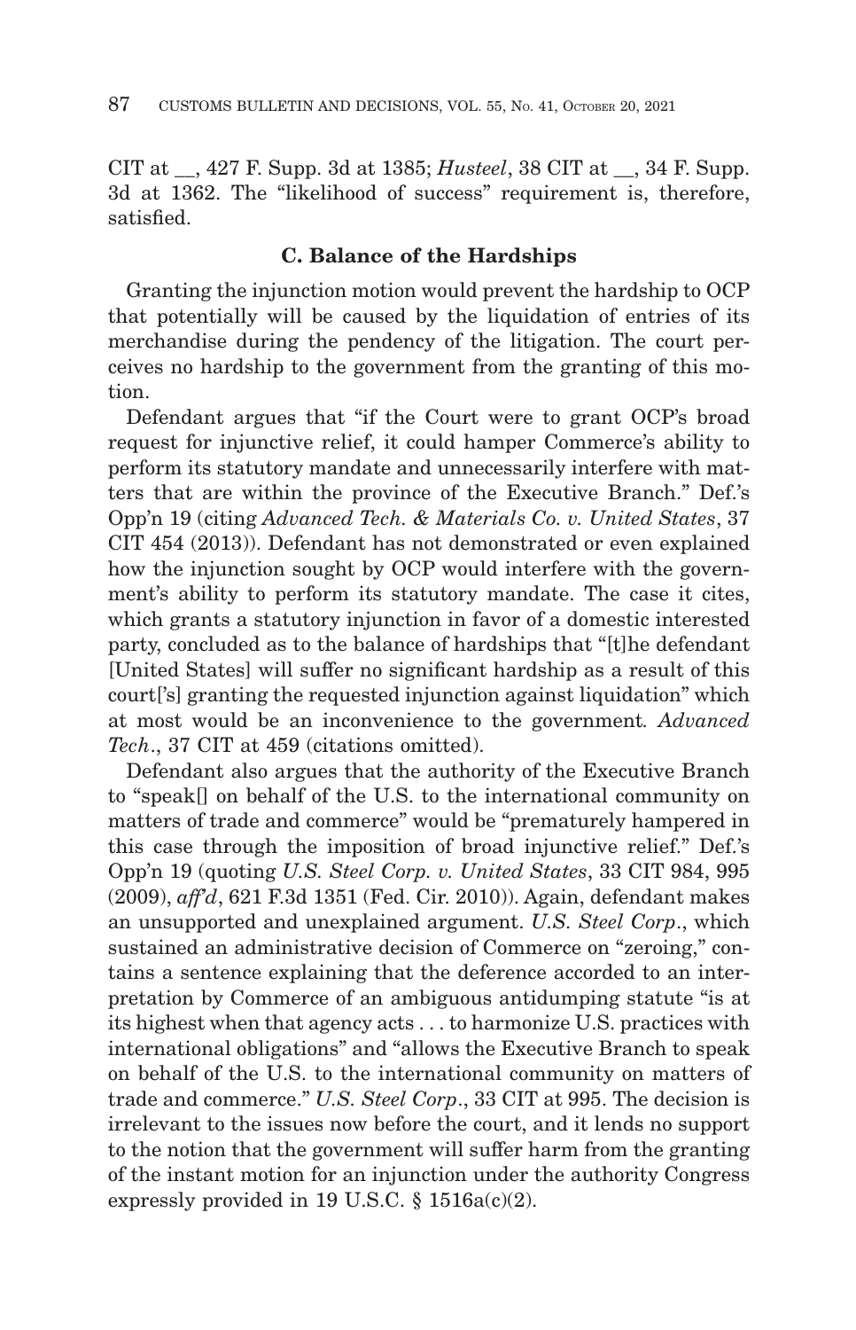CIT at __, 427 F. Supp. 3d at 1385; *Husteel*, 38 CIT at __, 34 F. Supp. 3d at 1362. The "likelihood of success" requirement is, therefore, satisfied.

### C. Balance of the Hardships

Granting the injunction motion would prevent the hardship to OCP that potentially will be caused by the liquidation of entries of its merchandise during the pendency of the litigation. The court perceives no hardship to the government from the granting of this motion.

Defendant argues that "if the Court were to grant OCP's broad request for injunctive relief, it could hamper Commerce's ability to perform its statutory mandate and unnecessarily interfere with matters that are within the province of the Executive Branch." Def.'s Opp'n 19 (citing *Advanced Tech. & Materials Co. v. United States*, 37 CIT 454 (2013)). Defendant has not demonstrated or even explained how the injunction sought by OCP would interfere with the government's ability to perform its statutory mandate. The case it cites, which grants a statutory injunction in favor of a domestic interested party, concluded as to the balance of hardships that "[t]he defendant [United States] will suffer no significant hardship as a result of this court['s] granting the requested injunction against liquidation" which at most would be an inconvenience to the government. *Advanced Tech*., 37 CIT at 459 (citations omitted).

Defendant also argues that the authority of the Executive Branch to "speak[] on behalf of the U.S. to the international community on matters of trade and commerce" would be "prematurely hampered in this case through the imposition of broad injunctive relief." Def.'s Opp'n 19 (quoting *U.S. Steel Corp. v. United States*, 33 CIT 984, 995 (2009), *aff'd*, 621 F.3d 1351 (Fed. Cir. 2010)). Again, defendant makes an unsupported and unexplained argument. *U.S. Steel Corp*., which sustained an administrative decision of Commerce on "zeroing," contains a sentence explaining that the deference accorded to an interpretation by Commerce of an ambiguous antidumping statute "is at its highest when that agency acts . . . to harmonize U.S. practices with international obligations" and "allows the Executive Branch to speak on behalf of the U.S. to the international community on matters of trade and commerce." *U.S. Steel Corp*., 33 CIT at 995. The decision is irrelevant to the issues now before the court, and it lends no support to the notion that the government will suffer harm from the granting of the instant motion for an injunction under the authority Congress expressly provided in 19 U.S.C. § 1516a(c)(2).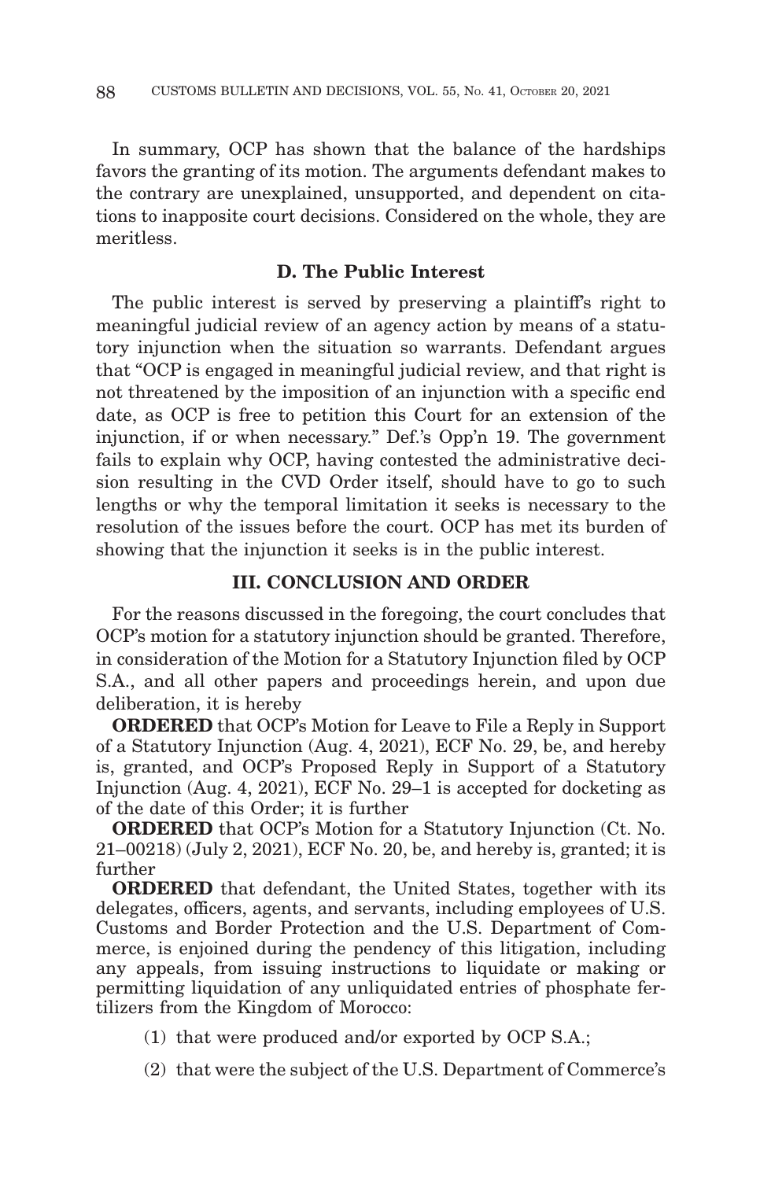In summary, OCP has shown that the balance of the hardships favors the granting of its motion. The arguments defendant makes to the contrary are unexplained, unsupported, and dependent on citations to inapposite court decisions. Considered on the whole, they are meritless.

### D. The Public Interest

The public interest is served by preserving a plaintiff's right to meaningful judicial review of an agency action by means of a statutory injunction when the situation so warrants. Defendant argues that "OCP is engaged in meaningful judicial review, and that right is not threatened by the imposition of an injunction with a specific end date, as OCP is free to petition this Court for an extension of the injunction, if or when necessary." Def.'s Opp'n 19. The government fails to explain why OCP, having contested the administrative decision resulting in the CVD Order itself, should have to go to such lengths or why the temporal limitation it seeks is necessary to the resolution of the issues before the court. OCP has met its burden of showing that the injunction it seeks is in the public interest.

## III. CONCLUSION AND ORDER

For the reasons discussed in the foregoing, the court concludes that OCP's motion for a statutory injunction should be granted. Therefore, in consideration of the Motion for a Statutory Injunction filed by OCP S.A., and all other papers and proceedings herein, and upon due deliberation, it is hereby

**ORDERED** that OCP's Motion for Leave to File a Reply in Support of a Statutory Injunction (Aug. 4, 2021), ECF No. 29, be, and hereby is, granted, and OCP's Proposed Reply in Support of a Statutory Injunction (Aug. 4, 2021), ECF No. 29–1 is accepted for docketing as of the date of this Order; it is further

**ORDERED** that OCP's Motion for a Statutory Injunction (Ct. No. 21–00218) (July 2, 2021), ECF No. 20, be, and hereby is, granted; it is further

**ORDERED** that defendant, the United States, together with its delegates, officers, agents, and servants, including employees of U.S. Customs and Border Protection and the U.S. Department of Commerce, is enjoined during the pendency of this litigation, including any appeals, from issuing instructions to liquidate or making or permitting liquidation of any unliquidated entries of phosphate fertilizers from the Kingdom of Morocco:

(1) that were produced and/or exported by OCP S.A.;

(2) that were the subject of the U.S. Department of Commerce's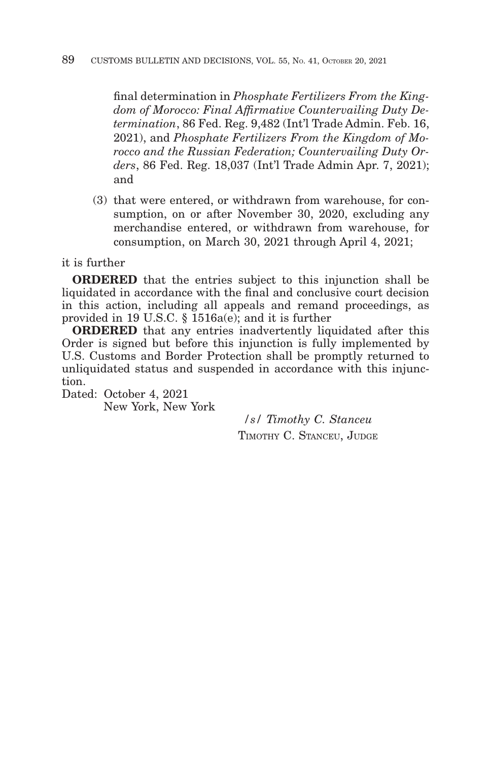final determination in *Phosphate Fertilizers From the Kingdom of Morocco: Final Affirmative Countervailing Duty Determination*, 86 Fed. Reg. 9,482 (Int'l Trade Admin. Feb. 16, 2021), and *Phosphate Fertilizers From the Kingdom of Morocco and the Russian Federation; Countervailing Duty Orders*, 86 Fed. Reg. 18,037 (Int'l Trade Admin Apr. 7, 2021); and

(3) that were entered, or withdrawn from warehouse, for consumption, on or after November 30, 2020, excluding any merchandise entered, or withdrawn from warehouse, for consumption, on March 30, 2021 through April 4, 2021;

it is further

**ORDERED** that the entries subject to this injunction shall be liquidated in accordance with the final and conclusive court decision in this action, including all appeals and remand proceedings, as provided in 19 U.S.C. § 1516a(e); and it is further

**ORDERED** that any entries inadvertently liquidated after this Order is signed but before this injunction is fully implemented by U.S. Customs and Border Protection shall be promptly returned to unliquidated status and suspended in accordance with this injunction.

Dated: October 4, 2021
New York, New York

/s/ *Timothy C. Stanceu*
TIMOTHY C. STANCEU, JUDGE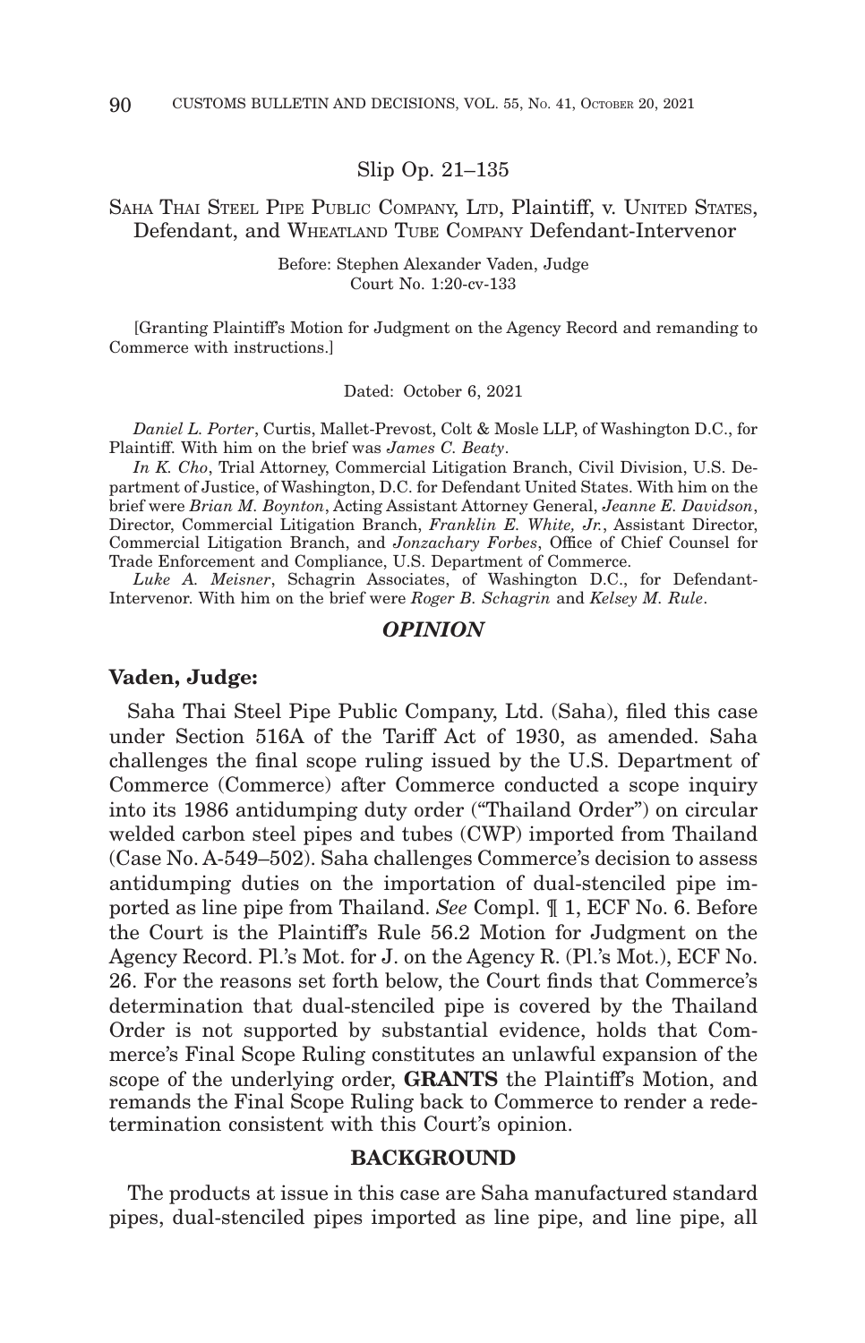Slip Op. 21–135

SAHA THAI STEEL PIPE PUBLIC COMPANY, LTD, Plaintiff, v. UNITED STATES, Defendant, and WHEATLAND TUBE COMPANY Defendant-Intervenor

Before: Stephen Alexander Vaden, Judge
Court No. 1:20-cv-133

[Granting Plaintiff's Motion for Judgment on the Agency Record and remanding to Commerce with instructions.]

Dated: October 6, 2021

*Daniel L. Porter*, Curtis, Mallet-Prevost, Colt & Mosle LLP, of Washington D.C., for Plaintiff. With him on the brief was *James C. Beaty*.

*In K. Cho*, Trial Attorney, Commercial Litigation Branch, Civil Division, U.S. Department of Justice, of Washington, D.C. for Defendant United States. With him on the brief were *Brian M. Boynton*, Acting Assistant Attorney General, *Jeanne E. Davidson*, Director, Commercial Litigation Branch, *Franklin E. White, Jr.*, Assistant Director, Commercial Litigation Branch, and *Jonzachary Forbes*, Office of Chief Counsel for Trade Enforcement and Compliance, U.S. Department of Commerce.

*Luke A. Meisner*, Schagrin Associates, of Washington D.C., for Defendant-Intervenor. With him on the brief were *Roger B. Schagrin* and *Kelsey M. Rule*.

## *OPINION*

**Vaden, Judge:**

Saha Thai Steel Pipe Public Company, Ltd. (Saha), filed this case under Section 516A of the Tariff Act of 1930, as amended. Saha challenges the final scope ruling issued by the U.S. Department of Commerce (Commerce) after Commerce conducted a scope inquiry into its 1986 antidumping duty order ("Thailand Order") on circular welded carbon steel pipes and tubes (CWP) imported from Thailand (Case No. A-549–502). Saha challenges Commerce's decision to assess antidumping duties on the importation of dual-stenciled pipe imported as line pipe from Thailand. *See* Compl. ¶ 1, ECF No. 6. Before the Court is the Plaintiff's Rule 56.2 Motion for Judgment on the Agency Record. Pl.'s Mot. for J. on the Agency R. (Pl.'s Mot.), ECF No. 26. For the reasons set forth below, the Court finds that Commerce's determination that dual-stenciled pipe is covered by the Thailand Order is not supported by substantial evidence, holds that Commerce's Final Scope Ruling constitutes an unlawful expansion of the scope of the underlying order, **GRANTS** the Plaintiff's Motion, and remands the Final Scope Ruling back to Commerce to render a redetermination consistent with this Court's opinion.

## BACKGROUND

The products at issue in this case are Saha manufactured standard pipes, dual-stenciled pipes imported as line pipe, and line pipe, all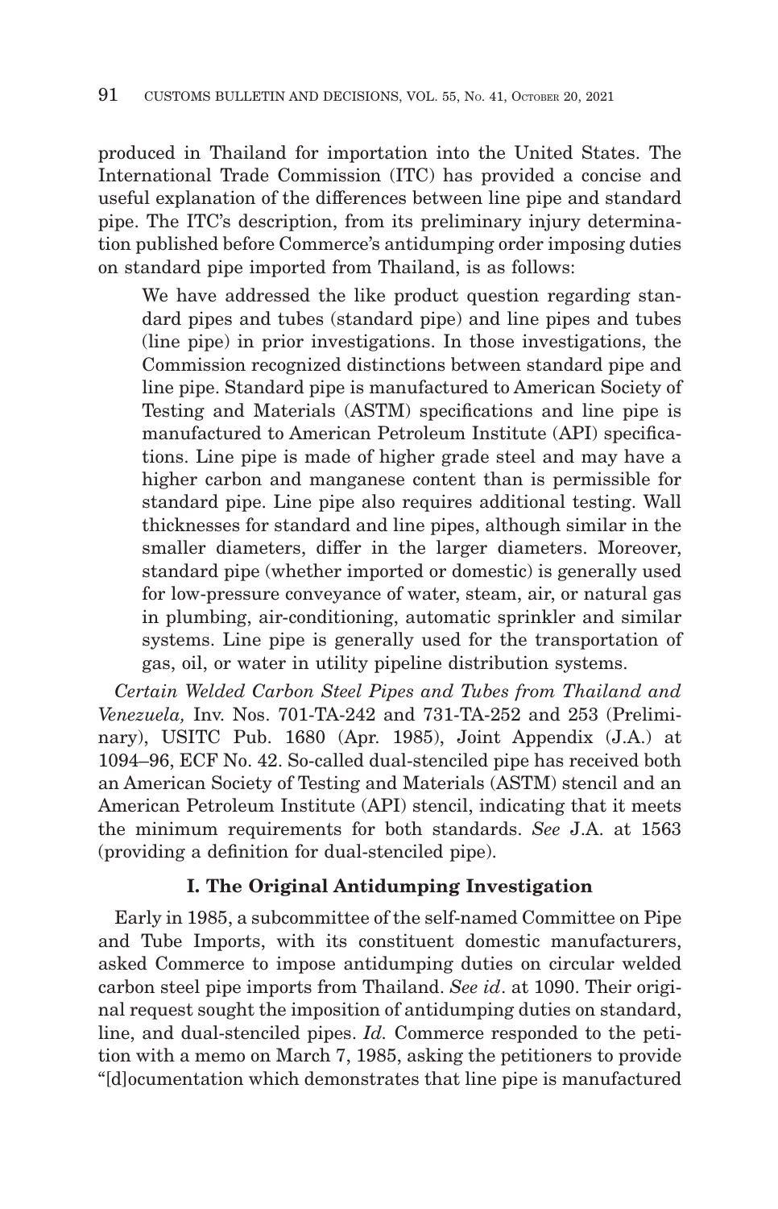produced in Thailand for importation into the United States. The International Trade Commission (ITC) has provided a concise and useful explanation of the differences between line pipe and standard pipe. The ITC's description, from its preliminary injury determination published before Commerce's antidumping order imposing duties on standard pipe imported from Thailand, is as follows:

> We have addressed the like product question regarding standard pipes and tubes (standard pipe) and line pipes and tubes (line pipe) in prior investigations. In those investigations, the Commission recognized distinctions between standard pipe and line pipe. Standard pipe is manufactured to American Society of Testing and Materials (ASTM) specifications and line pipe is manufactured to American Petroleum Institute (API) specifications. Line pipe is made of higher grade steel and may have a higher carbon and manganese content than is permissible for standard pipe. Line pipe also requires additional testing. Wall thicknesses for standard and line pipes, although similar in the smaller diameters, differ in the larger diameters. Moreover, standard pipe (whether imported or domestic) is generally used for low-pressure conveyance of water, steam, air, or natural gas in plumbing, air-conditioning, automatic sprinkler and similar systems. Line pipe is generally used for the transportation of gas, oil, or water in utility pipeline distribution systems.

*Certain Welded Carbon Steel Pipes and Tubes from Thailand and Venezuela,* Inv. Nos. 701-TA-242 and 731-TA-252 and 253 (Preliminary), USITC Pub. 1680 (Apr. 1985), Joint Appendix (J.A.) at 1094–96, ECF No. 42. So-called dual-stenciled pipe has received both an American Society of Testing and Materials (ASTM) stencil and an American Petroleum Institute (API) stencil, indicating that it meets the minimum requirements for both standards. *See* J.A. at 1563 (providing a definition for dual-stenciled pipe).

### I. The Original Antidumping Investigation

Early in 1985, a subcommittee of the self-named Committee on Pipe and Tube Imports, with its constituent domestic manufacturers, asked Commerce to impose antidumping duties on circular welded carbon steel pipe imports from Thailand. *See id*. at 1090. Their original request sought the imposition of antidumping duties on standard, line, and dual-stenciled pipes. *Id.* Commerce responded to the petition with a memo on March 7, 1985, asking the petitioners to provide "[d]ocumentation which demonstrates that line pipe is manufactured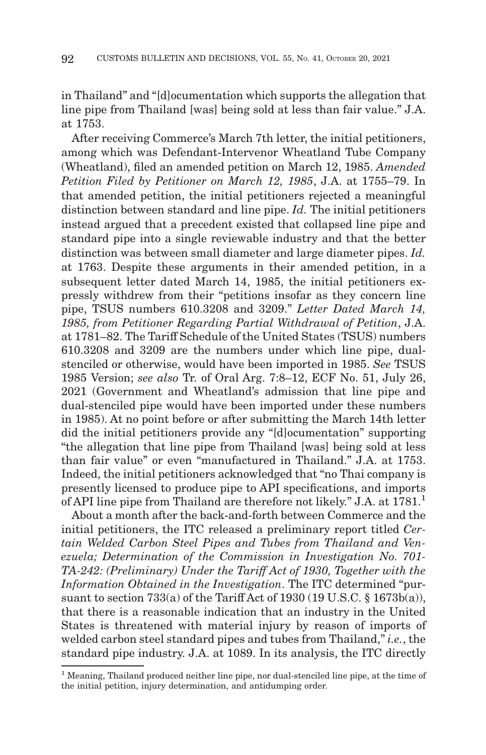in Thailand" and "[d]ocumentation which supports the allegation that line pipe from Thailand [was] being sold at less than fair value." J.A. at 1753.

After receiving Commerce's March 7th letter, the initial petitioners, among which was Defendant-Intervenor Wheatland Tube Company (Wheatland), filed an amended petition on March 12, 1985. *Amended Petition Filed by Petitioner on March 12, 1985*, J.A. at 1755–79. In that amended petition, the initial petitioners rejected a meaningful distinction between standard and line pipe. *Id.* The initial petitioners instead argued that a precedent existed that collapsed line pipe and standard pipe into a single reviewable industry and that the better distinction was between small diameter and large diameter pipes. *Id.* at 1763. Despite these arguments in their amended petition, in a subsequent letter dated March 14, 1985, the initial petitioners expressly withdrew from their "petitions insofar as they concern line pipe, TSUS numbers 610.3208 and 3209." *Letter Dated March 14, 1985, from Petitioner Regarding Partial Withdrawal of Petition*, J.A. at 1781–82. The Tariff Schedule of the United States (TSUS) numbers 610.3208 and 3209 are the numbers under which line pipe, dual-stenciled or otherwise, would have been imported in 1985. *See* TSUS 1985 Version; *see also* Tr. of Oral Arg. 7:8–12, ECF No. 51, July 26, 2021 (Government and Wheatland's admission that line pipe and dual-stenciled pipe would have been imported under these numbers in 1985). At no point before or after submitting the March 14th letter did the initial petitioners provide any "[d]ocumentation" supporting "the allegation that line pipe from Thailand [was] being sold at less than fair value" or even "manufactured in Thailand." J.A. at 1753. Indeed, the initial petitioners acknowledged that "no Thai company is presently licensed to produce pipe to API specifications, and imports of API line pipe from Thailand are therefore not likely." J.A. at 1781.[1]

About a month after the back-and-forth between Commerce and the initial petitioners, the ITC released a preliminary report titled *Certain Welded Carbon Steel Pipes and Tubes from Thailand and Venezuela; Determination of the Commission in Investigation No. 701-TA-242: (Preliminary) Under the Tariff Act of 1930, Together with the Information Obtained in the Investigation*. The ITC determined "pursuant to section 733(a) of the Tariff Act of 1930 (19 U.S.C. § 1673b(a)), that there is a reasonable indication that an industry in the United States is threatened with material injury by reason of imports of welded carbon steel standard pipes and tubes from Thailand," *i.e.*, the standard pipe industry. J.A. at 1089. In its analysis, the ITC directly

[1] Meaning, Thailand produced neither line pipe, nor dual-stenciled line pipe, at the time of the initial petition, injury determination, and antidumping order.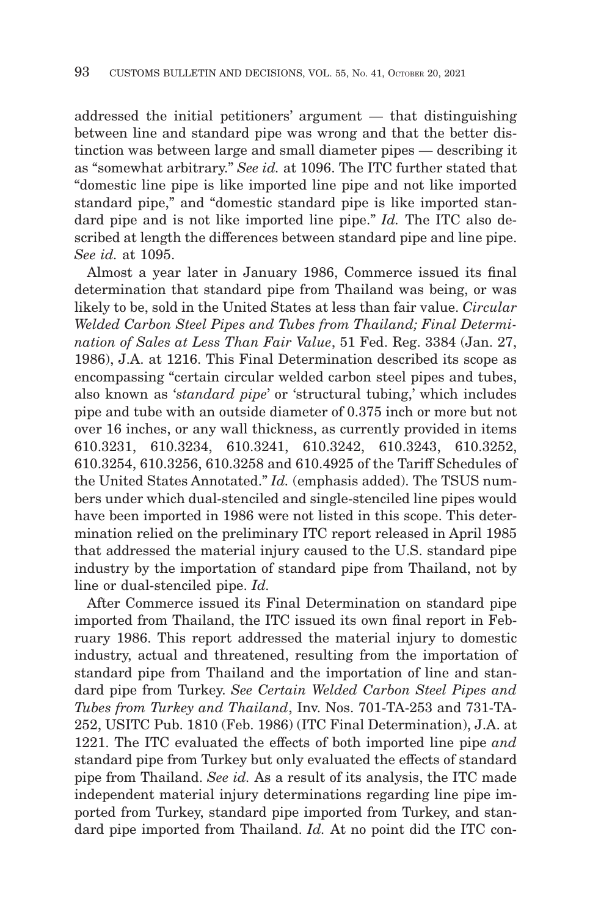addressed the initial petitioners' argument — that distinguishing between line and standard pipe was wrong and that the better distinction was between large and small diameter pipes — describing it as "somewhat arbitrary." *See id.* at 1096. The ITC further stated that "domestic line pipe is like imported line pipe and not like imported standard pipe," and "domestic standard pipe is like imported standard pipe and is not like imported line pipe." *Id.* The ITC also described at length the differences between standard pipe and line pipe. *See id.* at 1095.

Almost a year later in January 1986, Commerce issued its final determination that standard pipe from Thailand was being, or was likely to be, sold in the United States at less than fair value. *Circular Welded Carbon Steel Pipes and Tubes from Thailand; Final Determination of Sales at Less Than Fair Value*, 51 Fed. Reg. 3384 (Jan. 27, 1986), J.A. at 1216. This Final Determination described its scope as encompassing "certain circular welded carbon steel pipes and tubes, also known as '*standard pipe*' or 'structural tubing,' which includes pipe and tube with an outside diameter of 0.375 inch or more but not over 16 inches, or any wall thickness, as currently provided in items 610.3231, 610.3234, 610.3241, 610.3242, 610.3243, 610.3252, 610.3254, 610.3256, 610.3258 and 610.4925 of the Tariff Schedules of the United States Annotated." *Id.* (emphasis added). The TSUS numbers under which dual-stenciled and single-stenciled line pipes would have been imported in 1986 were not listed in this scope. This determination relied on the preliminary ITC report released in April 1985 that addressed the material injury caused to the U.S. standard pipe industry by the importation of standard pipe from Thailand, not by line or dual-stenciled pipe. *Id.*

After Commerce issued its Final Determination on standard pipe imported from Thailand, the ITC issued its own final report in February 1986. This report addressed the material injury to domestic industry, actual and threatened, resulting from the importation of standard pipe from Thailand and the importation of line and standard pipe from Turkey. *See Certain Welded Carbon Steel Pipes and Tubes from Turkey and Thailand*, Inv. Nos. 701-TA-253 and 731-TA-252, USITC Pub. 1810 (Feb. 1986) (ITC Final Determination), J.A. at 1221. The ITC evaluated the effects of both imported line pipe *and* standard pipe from Turkey but only evaluated the effects of standard pipe from Thailand. *See id.* As a result of its analysis, the ITC made independent material injury determinations regarding line pipe imported from Turkey, standard pipe imported from Turkey, and standard pipe imported from Thailand. *Id.* At no point did the ITC con-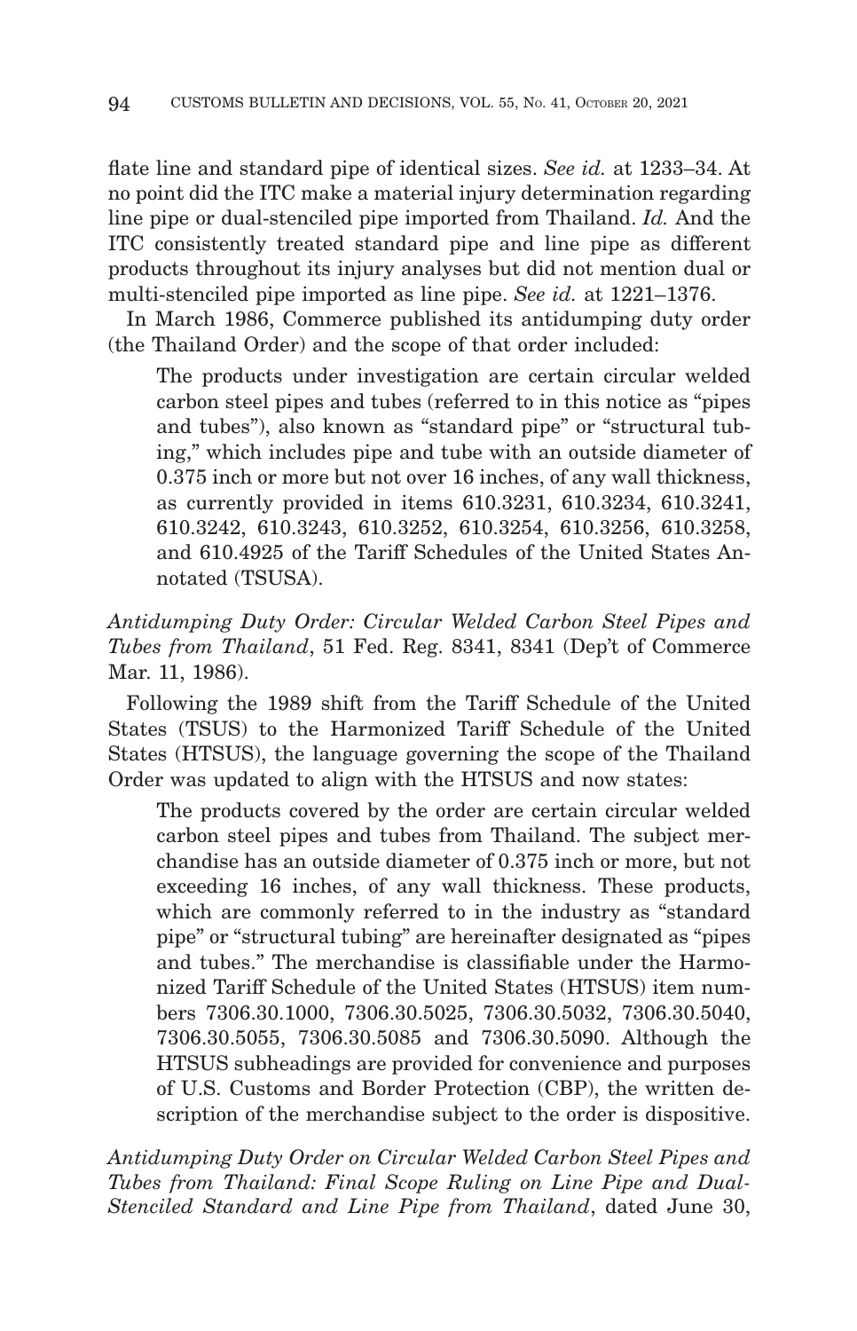flate line and standard pipe of identical sizes. *See id.* at 1233–34. At no point did the ITC make a material injury determination regarding line pipe or dual-stenciled pipe imported from Thailand. *Id.* And the ITC consistently treated standard pipe and line pipe as different products throughout its injury analyses but did not mention dual or multi-stenciled pipe imported as line pipe. *See id.* at 1221–1376.

In March 1986, Commerce published its antidumping duty order (the Thailand Order) and the scope of that order included:

> The products under investigation are certain circular welded carbon steel pipes and tubes (referred to in this notice as "pipes and tubes"), also known as "standard pipe" or "structural tubing," which includes pipe and tube with an outside diameter of 0.375 inch or more but not over 16 inches, of any wall thickness, as currently provided in items 610.3231, 610.3234, 610.3241, 610.3242, 610.3243, 610.3252, 610.3254, 610.3256, 610.3258, and 610.4925 of the Tariff Schedules of the United States Annotated (TSUSA).

*Antidumping Duty Order: Circular Welded Carbon Steel Pipes and Tubes from Thailand*, 51 Fed. Reg. 8341, 8341 (Dep't of Commerce Mar. 11, 1986).

Following the 1989 shift from the Tariff Schedule of the United States (TSUS) to the Harmonized Tariff Schedule of the United States (HTSUS), the language governing the scope of the Thailand Order was updated to align with the HTSUS and now states:

> The products covered by the order are certain circular welded carbon steel pipes and tubes from Thailand. The subject merchandise has an outside diameter of 0.375 inch or more, but not exceeding 16 inches, of any wall thickness. These products, which are commonly referred to in the industry as "standard pipe" or "structural tubing" are hereinafter designated as "pipes and tubes." The merchandise is classifiable under the Harmonized Tariff Schedule of the United States (HTSUS) item numbers 7306.30.1000, 7306.30.5025, 7306.30.5032, 7306.30.5040, 7306.30.5055, 7306.30.5085 and 7306.30.5090. Although the HTSUS subheadings are provided for convenience and purposes of U.S. Customs and Border Protection (CBP), the written description of the merchandise subject to the order is dispositive.

*Antidumping Duty Order on Circular Welded Carbon Steel Pipes and Tubes from Thailand: Final Scope Ruling on Line Pipe and Dual-Stenciled Standard and Line Pipe from Thailand*, dated June 30,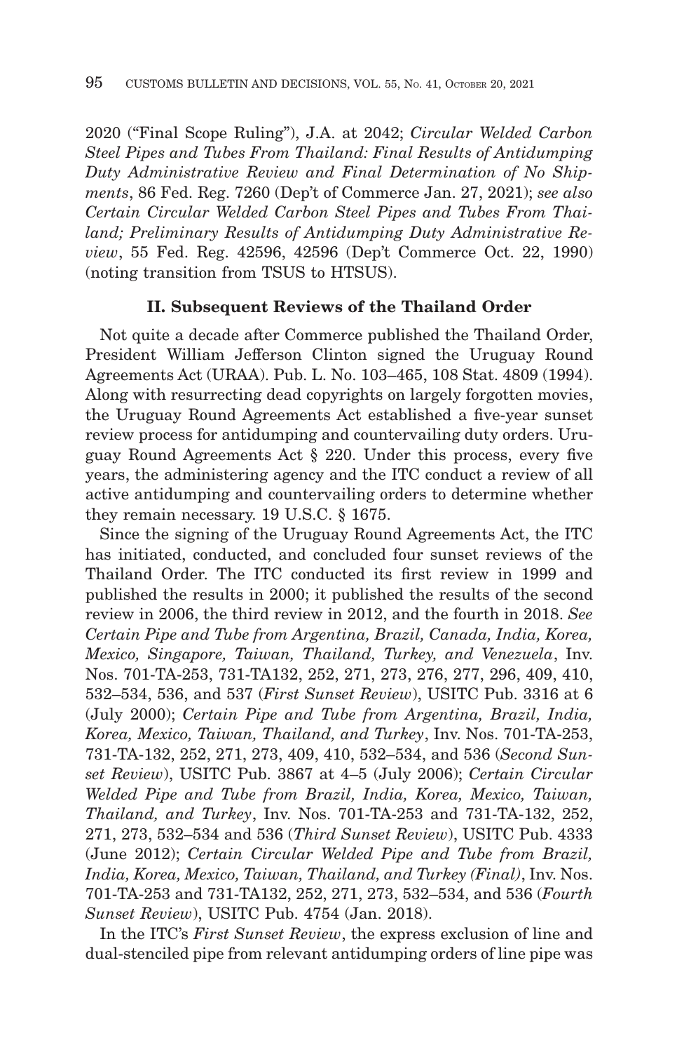2020 ("Final Scope Ruling"), J.A. at 2042; *Circular Welded Carbon Steel Pipes and Tubes From Thailand: Final Results of Antidumping Duty Administrative Review and Final Determination of No Shipments*, 86 Fed. Reg. 7260 (Dep't of Commerce Jan. 27, 2021); *see also Certain Circular Welded Carbon Steel Pipes and Tubes From Thailand; Preliminary Results of Antidumping Duty Administrative Review*, 55 Fed. Reg. 42596, 42596 (Dep't Commerce Oct. 22, 1990) (noting transition from TSUS to HTSUS).

### II. Subsequent Reviews of the Thailand Order

Not quite a decade after Commerce published the Thailand Order, President William Jefferson Clinton signed the Uruguay Round Agreements Act (URAA). Pub. L. No. 103–465, 108 Stat. 4809 (1994). Along with resurrecting dead copyrights on largely forgotten movies, the Uruguay Round Agreements Act established a five-year sunset review process for antidumping and countervailing duty orders. Uruguay Round Agreements Act § 220. Under this process, every five years, the administering agency and the ITC conduct a review of all active antidumping and countervailing orders to determine whether they remain necessary. 19 U.S.C. § 1675.

Since the signing of the Uruguay Round Agreements Act, the ITC has initiated, conducted, and concluded four sunset reviews of the Thailand Order. The ITC conducted its first review in 1999 and published the results in 2000; it published the results of the second review in 2006, the third review in 2012, and the fourth in 2018. *See Certain Pipe and Tube from Argentina, Brazil, Canada, India, Korea, Mexico, Singapore, Taiwan, Thailand, Turkey, and Venezuela*, Inv. Nos. 701-TA-253, 731-TA132, 252, 271, 273, 276, 277, 296, 409, 410, 532–534, 536, and 537 (*First Sunset Review*), USITC Pub. 3316 at 6 (July 2000); *Certain Pipe and Tube from Argentina, Brazil, India, Korea, Mexico, Taiwan, Thailand, and Turkey*, Inv. Nos. 701-TA-253, 731-TA-132, 252, 271, 273, 409, 410, 532–534, and 536 (*Second Sunset Review*), USITC Pub. 3867 at 4–5 (July 2006); *Certain Circular Welded Pipe and Tube from Brazil, India, Korea, Mexico, Taiwan, Thailand, and Turkey*, Inv. Nos. 701-TA-253 and 731-TA-132, 252, 271, 273, 532–534 and 536 (*Third Sunset Review*), USITC Pub. 4333 (June 2012); *Certain Circular Welded Pipe and Tube from Brazil, India, Korea, Mexico, Taiwan, Thailand, and Turkey (Final)*, Inv. Nos. 701-TA-253 and 731-TA132, 252, 271, 273, 532–534, and 536 (*Fourth Sunset Review*), USITC Pub. 4754 (Jan. 2018).

In the ITC's *First Sunset Review*, the express exclusion of line and dual-stenciled pipe from relevant antidumping orders of line pipe was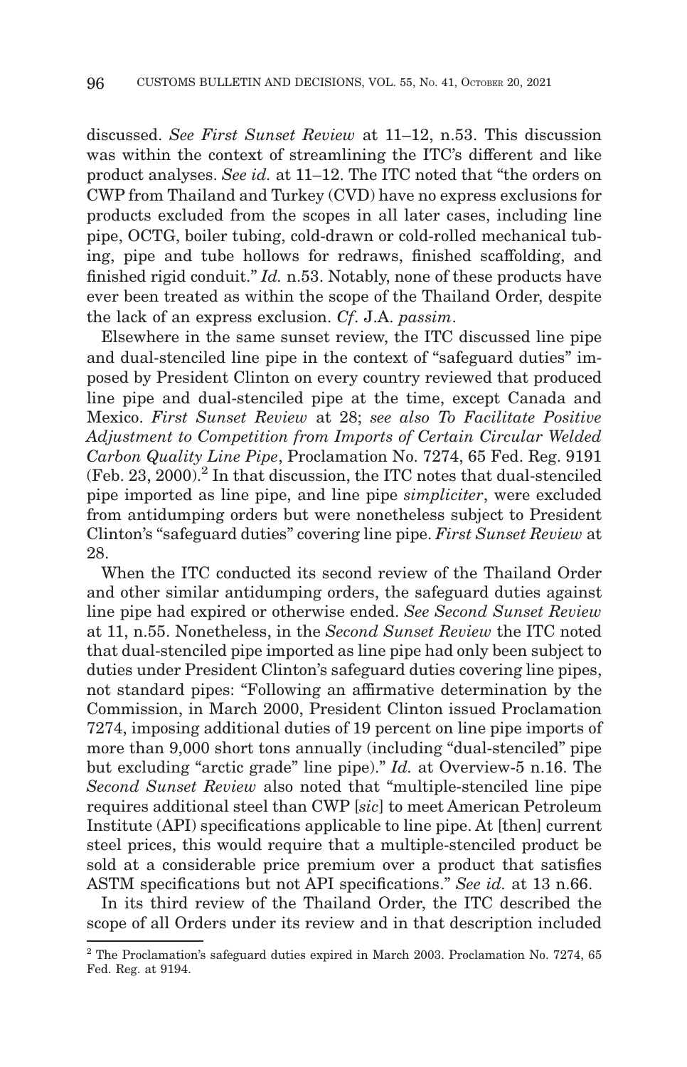discussed. *See First Sunset Review* at 11–12, n.53. This discussion was within the context of streamlining the ITC's different and like product analyses. *See id.* at 11–12. The ITC noted that "the orders on CWP from Thailand and Turkey (CVD) have no express exclusions for products excluded from the scopes in all later cases, including line pipe, OCTG, boiler tubing, cold-drawn or cold-rolled mechanical tubing, pipe and tube hollows for redraws, finished scaffolding, and finished rigid conduit." *Id.* n.53. Notably, none of these products have ever been treated as within the scope of the Thailand Order, despite the lack of an express exclusion. *Cf*. J.A. *passim*.

Elsewhere in the same sunset review, the ITC discussed line pipe and dual-stenciled line pipe in the context of "safeguard duties" imposed by President Clinton on every country reviewed that produced line pipe and dual-stenciled pipe at the time, except Canada and Mexico. *First Sunset Review* at 28; *see also To Facilitate Positive Adjustment to Competition from Imports of Certain Circular Welded Carbon Quality Line Pipe*, Proclamation No. 7274, 65 Fed. Reg. 9191 (Feb. 23, 2000).[2] In that discussion, the ITC notes that dual-stenciled pipe imported as line pipe, and line pipe *simpliciter*, were excluded from antidumping orders but were nonetheless subject to President Clinton's "safeguard duties" covering line pipe. *First Sunset Review* at 28.

When the ITC conducted its second review of the Thailand Order and other similar antidumping orders, the safeguard duties against line pipe had expired or otherwise ended. *See Second Sunset Review* at 11, n.55. Nonetheless, in the *Second Sunset Review* the ITC noted that dual-stenciled pipe imported as line pipe had only been subject to duties under President Clinton's safeguard duties covering line pipes, not standard pipes: "Following an affirmative determination by the Commission, in March 2000, President Clinton issued Proclamation 7274, imposing additional duties of 19 percent on line pipe imports of more than 9,000 short tons annually (including "dual-stenciled" pipe but excluding "arctic grade" line pipe)." *Id.* at Overview-5 n.16. The *Second Sunset Review* also noted that "multiple-stenciled line pipe requires additional steel than CWP [*sic*] to meet American Petroleum Institute (API) specifications applicable to line pipe. At [then] current steel prices, this would require that a multiple-stenciled product be sold at a considerable price premium over a product that satisfies ASTM specifications but not API specifications." *See id.* at 13 n.66.

In its third review of the Thailand Order, the ITC described the scope of all Orders under its review and in that description included

[2] The Proclamation's safeguard duties expired in March 2003. Proclamation No. 7274, 65 Fed. Reg. at 9194.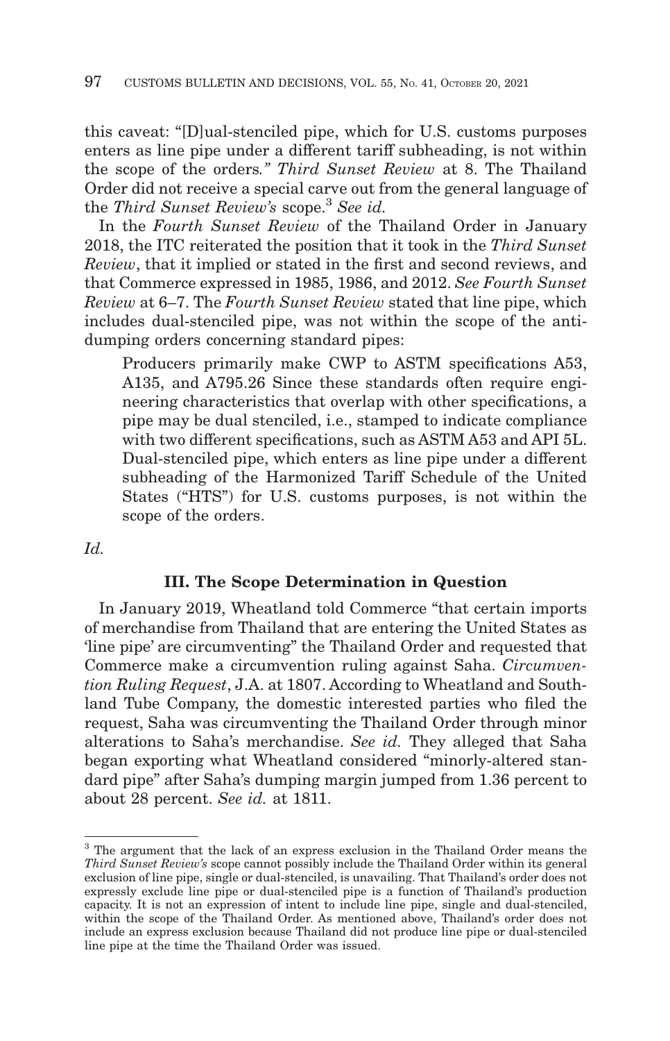this caveat: "[D]ual-stenciled pipe, which for U.S. customs purposes enters as line pipe under a different tariff subheading, is not within the scope of the orders*." Third Sunset Review* at 8. The Thailand Order did not receive a special carve out from the general language of the *Third Sunset Review's* scope.[3] *See id.*

In the *Fourth Sunset Review* of the Thailand Order in January 2018, the ITC reiterated the position that it took in the *Third Sunset Review*, that it implied or stated in the first and second reviews, and that Commerce expressed in 1985, 1986, and 2012. *See Fourth Sunset Review* at 6–7. The *Fourth Sunset Review* stated that line pipe, which includes dual-stenciled pipe, was not within the scope of the antidumping orders concerning standard pipes:

> Producers primarily make CWP to ASTM specifications A53, A135, and A795.26 Since these standards often require engineering characteristics that overlap with other specifications, a pipe may be dual stenciled, i.e., stamped to indicate compliance with two different specifications, such as ASTM A53 and API 5L. Dual-stenciled pipe, which enters as line pipe under a different subheading of the Harmonized Tariff Schedule of the United States ("HTS") for U.S. customs purposes, is not within the scope of the orders.

*Id.*

### III. The Scope Determination in Question

In January 2019, Wheatland told Commerce "that certain imports of merchandise from Thailand that are entering the United States as 'line pipe' are circumventing" the Thailand Order and requested that Commerce make a circumvention ruling against Saha. *Circumvention Ruling Request*, J.A. at 1807. According to Wheatland and Southland Tube Company, the domestic interested parties who filed the request, Saha was circumventing the Thailand Order through minor alterations to Saha's merchandise. *See id.* They alleged that Saha began exporting what Wheatland considered "minorly-altered standard pipe" after Saha's dumping margin jumped from 1.36 percent to about 28 percent. *See id.* at 1811.

---

[3] The argument that the lack of an express exclusion in the Thailand Order means the *Third Sunset Review's* scope cannot possibly include the Thailand Order within its general exclusion of line pipe, single or dual-stenciled, is unavailing. That Thailand's order does not expressly exclude line pipe or dual-stenciled pipe is a function of Thailand's production capacity. It is not an expression of intent to include line pipe, single and dual-stenciled, within the scope of the Thailand Order. As mentioned above, Thailand's order does not include an express exclusion because Thailand did not produce line pipe or dual-stenciled line pipe at the time the Thailand Order was issued.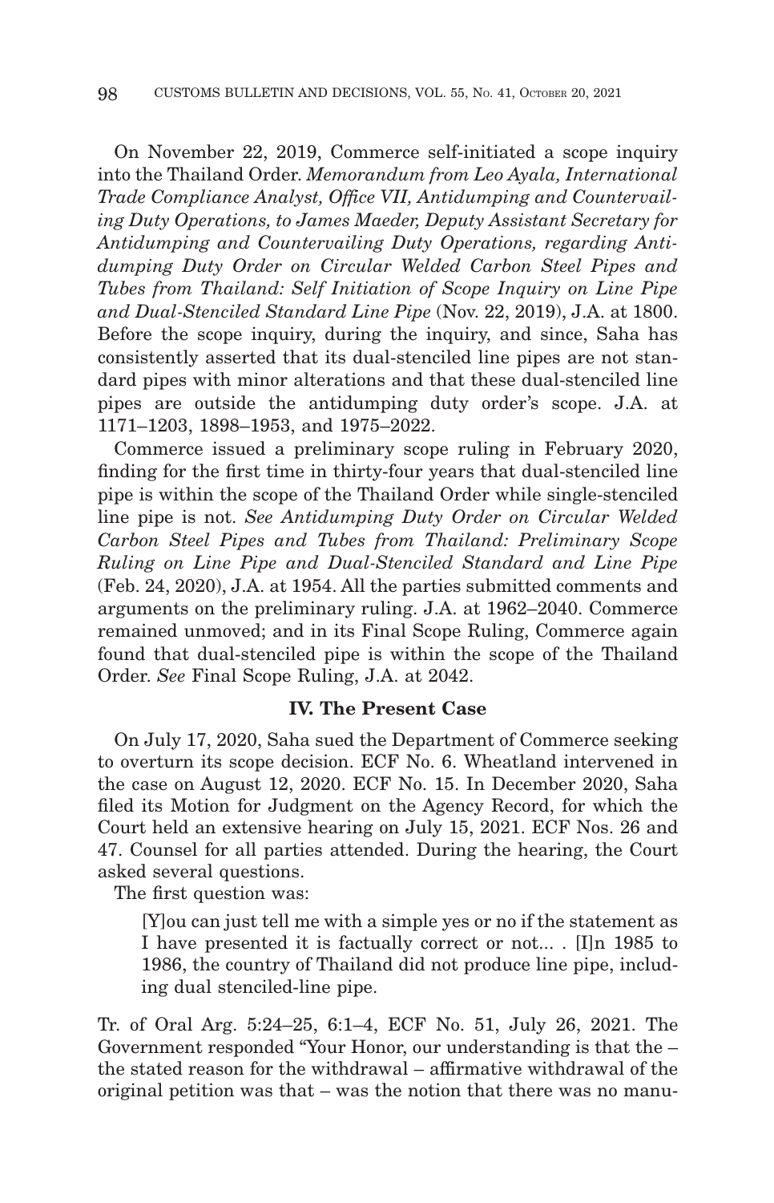On November 22, 2019, Commerce self-initiated a scope inquiry into the Thailand Order. *Memorandum from Leo Ayala, International Trade Compliance Analyst, Office VII, Antidumping and Countervailing Duty Operations, to James Maeder, Deputy Assistant Secretary for Antidumping and Countervailing Duty Operations, regarding Antidumping Duty Order on Circular Welded Carbon Steel Pipes and Tubes from Thailand: Self Initiation of Scope Inquiry on Line Pipe and Dual-Stenciled Standard Line Pipe* (Nov. 22, 2019), J.A. at 1800. Before the scope inquiry, during the inquiry, and since, Saha has consistently asserted that its dual-stenciled line pipes are not standard pipes with minor alterations and that these dual-stenciled line pipes are outside the antidumping duty order's scope. J.A. at 1171–1203, 1898–1953, and 1975–2022.

Commerce issued a preliminary scope ruling in February 2020, finding for the first time in thirty-four years that dual-stenciled line pipe is within the scope of the Thailand Order while single-stenciled line pipe is not. *See Antidumping Duty Order on Circular Welded Carbon Steel Pipes and Tubes from Thailand: Preliminary Scope Ruling on Line Pipe and Dual-Stenciled Standard and Line Pipe* (Feb. 24, 2020), J.A. at 1954. All the parties submitted comments and arguments on the preliminary ruling. J.A. at 1962–2040. Commerce remained unmoved; and in its Final Scope Ruling, Commerce again found that dual-stenciled pipe is within the scope of the Thailand Order. *See* Final Scope Ruling, J.A. at 2042.

### IV. The Present Case

On July 17, 2020, Saha sued the Department of Commerce seeking to overturn its scope decision. ECF No. 6. Wheatland intervened in the case on August 12, 2020. ECF No. 15. In December 2020, Saha filed its Motion for Judgment on the Agency Record, for which the Court held an extensive hearing on July 15, 2021. ECF Nos. 26 and 47. Counsel for all parties attended. During the hearing, the Court asked several questions.

The first question was:

> [Y]ou can just tell me with a simple yes or no if the statement as I have presented it is factually correct or not... . [I]n 1985 to 1986, the country of Thailand did not produce line pipe, including dual stenciled-line pipe.

Tr. of Oral Arg. 5:24–25, 6:1–4, ECF No. 51, July 26, 2021. The Government responded "Your Honor, our understanding is that the – the stated reason for the withdrawal – affirmative withdrawal of the original petition was that – was the notion that there was no manu-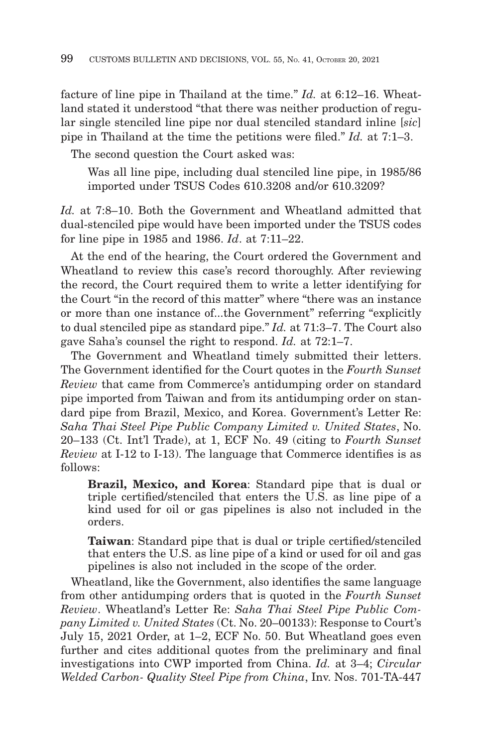facture of line pipe in Thailand at the time." *Id.* at 6:12–16. Wheatland stated it understood "that there was neither production of regular single stenciled line pipe nor dual stenciled standard inline [*sic*] pipe in Thailand at the time the petitions were filed." *Id.* at 7:1–3.

The second question the Court asked was:

> Was all line pipe, including dual stenciled line pipe, in 1985/86 imported under TSUS Codes 610.3208 and/or 610.3209?

*Id.* at 7:8–10. Both the Government and Wheatland admitted that dual-stenciled pipe would have been imported under the TSUS codes for line pipe in 1985 and 1986. *Id*. at 7:11–22.

At the end of the hearing, the Court ordered the Government and Wheatland to review this case's record thoroughly. After reviewing the record, the Court required them to write a letter identifying for the Court "in the record of this matter" where "there was an instance or more than one instance of...the Government" referring "explicitly to dual stenciled pipe as standard pipe." *Id.* at 71:3–7. The Court also gave Saha's counsel the right to respond. *Id.* at 72:1–7.

The Government and Wheatland timely submitted their letters. The Government identified for the Court quotes in the *Fourth Sunset Review* that came from Commerce's antidumping order on standard pipe imported from Taiwan and from its antidumping order on standard pipe from Brazil, Mexico, and Korea. Government's Letter Re: *Saha Thai Steel Pipe Public Company Limited v. United States*, No. 20–133 (Ct. Int'l Trade), at 1, ECF No. 49 (citing to *Fourth Sunset Review* at I-12 to I-13). The language that Commerce identifies is as follows:

> **Brazil, Mexico, and Korea**: Standard pipe that is dual or triple certified/stenciled that enters the U.S. as line pipe of a kind used for oil or gas pipelines is also not included in the orders.
>
> **Taiwan**: Standard pipe that is dual or triple certified/stenciled that enters the U.S. as line pipe of a kind or used for oil and gas pipelines is also not included in the scope of the order.

Wheatland, like the Government, also identifies the same language from other antidumping orders that is quoted in the *Fourth Sunset Review*. Wheatland's Letter Re: *Saha Thai Steel Pipe Public Company Limited v. United States* (Ct. No. 20–00133): Response to Court's July 15, 2021 Order, at 1–2, ECF No. 50. But Wheatland goes even further and cites additional quotes from the preliminary and final investigations into CWP imported from China. *Id.* at 3–4; *Circular Welded Carbon- Quality Steel Pipe from China*, Inv. Nos. 701-TA-447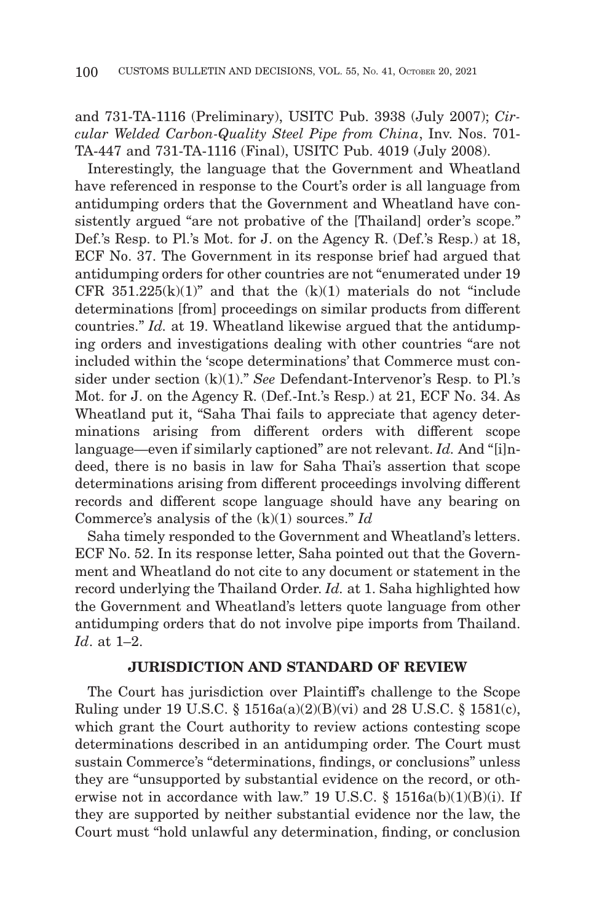and 731-TA-1116 (Preliminary), USITC Pub. 3938 (July 2007); *Circular Welded Carbon-Quality Steel Pipe from China*, Inv. Nos. 701-TA-447 and 731-TA-1116 (Final), USITC Pub. 4019 (July 2008).

Interestingly, the language that the Government and Wheatland have referenced in response to the Court's order is all language from antidumping orders that the Government and Wheatland have consistently argued "are not probative of the [Thailand] order's scope." Def.'s Resp. to Pl.'s Mot. for J. on the Agency R. (Def.'s Resp.) at 18, ECF No. 37. The Government in its response brief had argued that antidumping orders for other countries are not "enumerated under 19 CFR 351.225(k)(1)" and that the (k)(1) materials do not "include determinations [from] proceedings on similar products from different countries." *Id.* at 19. Wheatland likewise argued that the antidumping orders and investigations dealing with other countries "are not included within the 'scope determinations' that Commerce must consider under section (k)(1)." *See* Defendant-Intervenor's Resp. to Pl.'s Mot. for J. on the Agency R. (Def.-Int.'s Resp.) at 21, ECF No. 34. As Wheatland put it, "Saha Thai fails to appreciate that agency determinations arising from different orders with different scope language—even if similarly captioned" are not relevant. *Id.* And "[i]ndeed, there is no basis in law for Saha Thai's assertion that scope determinations arising from different proceedings involving different records and different scope language should have any bearing on Commerce's analysis of the (k)(1) sources." *Id*

Saha timely responded to the Government and Wheatland's letters. ECF No. 52. In its response letter, Saha pointed out that the Government and Wheatland do not cite to any document or statement in the record underlying the Thailand Order. *Id.* at 1. Saha highlighted how the Government and Wheatland's letters quote language from other antidumping orders that do not involve pipe imports from Thailand. *Id*. at 1–2.

## JURISDICTION AND STANDARD OF REVIEW

The Court has jurisdiction over Plaintiff's challenge to the Scope Ruling under 19 U.S.C. § 1516a(a)(2)(B)(vi) and 28 U.S.C. § 1581(c), which grant the Court authority to review actions contesting scope determinations described in an antidumping order. The Court must sustain Commerce's "determinations, findings, or conclusions" unless they are "unsupported by substantial evidence on the record, or otherwise not in accordance with law." 19 U.S.C. § 1516a(b)(1)(B)(i). If they are supported by neither substantial evidence nor the law, the Court must "hold unlawful any determination, finding, or conclusion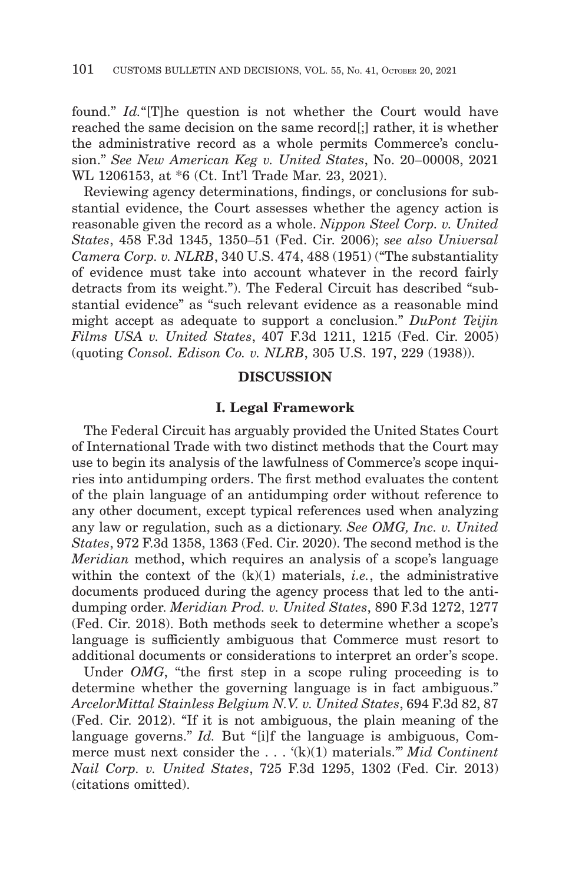found." *Id.* "[T]he question is not whether the Court would have reached the same decision on the same record[;] rather, it is whether the administrative record as a whole permits Commerce's conclusion." *See New American Keg v. United States*, No. 20–00008, 2021 WL 1206153, at *6 (Ct. Int'l Trade Mar. 23, 2021).

Reviewing agency determinations, findings, or conclusions for substantial evidence, the Court assesses whether the agency action is reasonable given the record as a whole. *Nippon Steel Corp. v. United States*, 458 F.3d 1345, 1350–51 (Fed. Cir. 2006); *see also Universal Camera Corp. v. NLRB*, 340 U.S. 474, 488 (1951) ("The substantiality of evidence must take into account whatever in the record fairly detracts from its weight."). The Federal Circuit has described "substantial evidence" as "such relevant evidence as a reasonable mind might accept as adequate to support a conclusion." *DuPont Teijin Films USA v. United States*, 407 F.3d 1211, 1215 (Fed. Cir. 2005) (quoting *Consol. Edison Co. v. NLRB*, 305 U.S. 197, 229 (1938)).

## DISCUSSION

### I. Legal Framework

The Federal Circuit has arguably provided the United States Court of International Trade with two distinct methods that the Court may use to begin its analysis of the lawfulness of Commerce's scope inquiries into antidumping orders. The first method evaluates the content of the plain language of an antidumping order without reference to any other document, except typical references used when analyzing any law or regulation, such as a dictionary. *See OMG, Inc. v. United States*, 972 F.3d 1358, 1363 (Fed. Cir. 2020). The second method is the *Meridian* method, which requires an analysis of a scope's language within the context of the (k)(1) materials, *i.e.*, the administrative documents produced during the agency process that led to the antidumping order. *Meridian Prod. v. United States*, 890 F.3d 1272, 1277 (Fed. Cir. 2018). Both methods seek to determine whether a scope's language is sufficiently ambiguous that Commerce must resort to additional documents or considerations to interpret an order's scope.

Under *OMG*, "the first step in a scope ruling proceeding is to determine whether the governing language is in fact ambiguous." *ArcelorMittal Stainless Belgium N.V. v. United States*, 694 F.3d 82, 87 (Fed. Cir. 2012). "If it is not ambiguous, the plain meaning of the language governs." *Id.* But "[i]f the language is ambiguous, Commerce must next consider the . . . '(k)(1) materials.'" *Mid Continent Nail Corp. v. United States*, 725 F.3d 1295, 1302 (Fed. Cir. 2013) (citations omitted).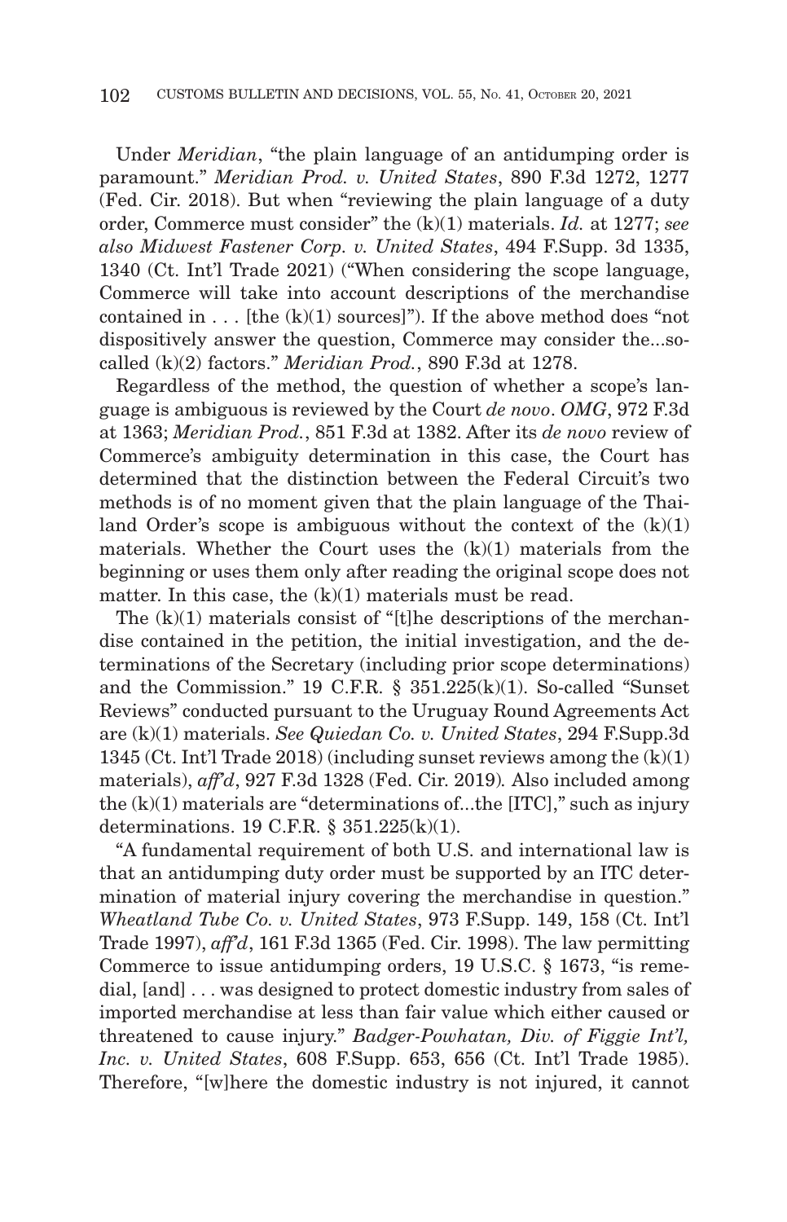Under *Meridian*, "the plain language of an antidumping order is paramount." *Meridian Prod. v. United States*, 890 F.3d 1272, 1277 (Fed. Cir. 2018). But when "reviewing the plain language of a duty order, Commerce must consider" the (k)(1) materials. *Id.* at 1277; *see also Midwest Fastener Corp. v. United States*, 494 F.Supp. 3d 1335, 1340 (Ct. Int'l Trade 2021) ("When considering the scope language, Commerce will take into account descriptions of the merchandise contained in . . . [the (k)(1) sources]"). If the above method does "not dispositively answer the question, Commerce may consider the...so-called (k)(2) factors." *Meridian Prod.*, 890 F.3d at 1278.

Regardless of the method, the question of whether a scope's language is ambiguous is reviewed by the Court *de novo*. *OMG*, 972 F.3d at 1363; *Meridian Prod.*, 851 F.3d at 1382. After its *de novo* review of Commerce's ambiguity determination in this case, the Court has determined that the distinction between the Federal Circuit's two methods is of no moment given that the plain language of the Thailand Order's scope is ambiguous without the context of the (k)(1) materials. Whether the Court uses the (k)(1) materials from the beginning or uses them only after reading the original scope does not matter. In this case, the (k)(1) materials must be read.

The (k)(1) materials consist of "[t]he descriptions of the merchandise contained in the petition, the initial investigation, and the determinations of the Secretary (including prior scope determinations) and the Commission." 19 C.F.R. § 351.225(k)(1). So-called "Sunset Reviews" conducted pursuant to the Uruguay Round Agreements Act are (k)(1) materials. *See Quiedan Co. v. United States*, 294 F.Supp.3d 1345 (Ct. Int'l Trade 2018) (including sunset reviews among the (k)(1) materials), *aff'd*, 927 F.3d 1328 (Fed. Cir. 2019). Also included among the (k)(1) materials are "determinations of...the [ITC]," such as injury determinations. 19 C.F.R. § 351.225(k)(1).

"A fundamental requirement of both U.S. and international law is that an antidumping duty order must be supported by an ITC determination of material injury covering the merchandise in question." *Wheatland Tube Co. v. United States*, 973 F.Supp. 149, 158 (Ct. Int'l Trade 1997), *aff'd*, 161 F.3d 1365 (Fed. Cir. 1998). The law permitting Commerce to issue antidumping orders, 19 U.S.C. § 1673, "is remedial, [and] . . . was designed to protect domestic industry from sales of imported merchandise at less than fair value which either caused or threatened to cause injury." *Badger-Powhatan, Div. of Figgie Int'l, Inc. v. United States*, 608 F.Supp. 653, 656 (Ct. Int'l Trade 1985). Therefore, "[w]here the domestic industry is not injured, it cannot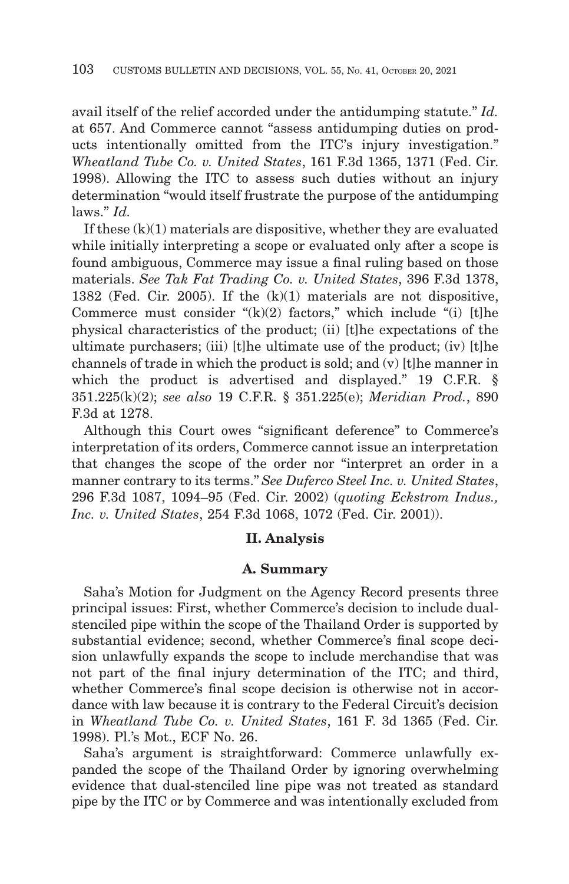avail itself of the relief accorded under the antidumping statute." *Id.* at 657. And Commerce cannot "assess antidumping duties on products intentionally omitted from the ITC's injury investigation." *Wheatland Tube Co. v. United States*, 161 F.3d 1365, 1371 (Fed. Cir. 1998). Allowing the ITC to assess such duties without an injury determination "would itself frustrate the purpose of the antidumping laws." *Id.*

If these (k)(1) materials are dispositive, whether they are evaluated while initially interpreting a scope or evaluated only after a scope is found ambiguous, Commerce may issue a final ruling based on those materials. *See Tak Fat Trading Co. v. United States*, 396 F.3d 1378, 1382 (Fed. Cir. 2005). If the (k)(1) materials are not dispositive, Commerce must consider "(k)(2) factors," which include "(i) [t]he physical characteristics of the product; (ii) [t]he expectations of the ultimate purchasers; (iii) [t]he ultimate use of the product; (iv) [t]he channels of trade in which the product is sold; and (v) [t]he manner in which the product is advertised and displayed." 19 C.F.R. § 351.225(k)(2); *see also* 19 C.F.R. § 351.225(e); *Meridian Prod.*, 890 F.3d at 1278.

Although this Court owes "significant deference" to Commerce's interpretation of its orders, Commerce cannot issue an interpretation that changes the scope of the order nor "interpret an order in a manner contrary to its terms." *See Duferco Steel Inc. v. United States*, 296 F.3d 1087, 1094–95 (Fed. Cir. 2002) (*quoting Eckstrom Indus., Inc. v. United States*, 254 F.3d 1068, 1072 (Fed. Cir. 2001)).

## II. Analysis

### A. Summary

Saha's Motion for Judgment on the Agency Record presents three principal issues: First, whether Commerce's decision to include dual-stenciled pipe within the scope of the Thailand Order is supported by substantial evidence; second, whether Commerce's final scope decision unlawfully expands the scope to include merchandise that was not part of the final injury determination of the ITC; and third, whether Commerce's final scope decision is otherwise not in accordance with law because it is contrary to the Federal Circuit's decision in *Wheatland Tube Co. v. United States*, 161 F. 3d 1365 (Fed. Cir. 1998). Pl.'s Mot., ECF No. 26.

Saha's argument is straightforward: Commerce unlawfully expanded the scope of the Thailand Order by ignoring overwhelming evidence that dual-stenciled line pipe was not treated as standard pipe by the ITC or by Commerce and was intentionally excluded from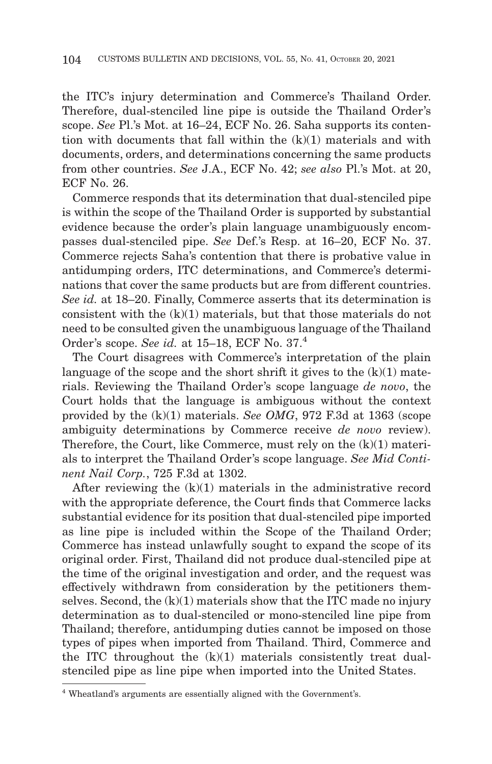the ITC's injury determination and Commerce's Thailand Order. Therefore, dual-stenciled line pipe is outside the Thailand Order's scope. *See* Pl.'s Mot. at 16–24, ECF No. 26. Saha supports its contention with documents that fall within the (k)(1) materials and with documents, orders, and determinations concerning the same products from other countries. *See* J.A., ECF No. 42; *see also* Pl.'s Mot. at 20, ECF No. 26.

Commerce responds that its determination that dual-stenciled pipe is within the scope of the Thailand Order is supported by substantial evidence because the order's plain language unambiguously encompasses dual-stenciled pipe. *See* Def.'s Resp. at 16–20, ECF No. 37. Commerce rejects Saha's contention that there is probative value in antidumping orders, ITC determinations, and Commerce's determinations that cover the same products but are from different countries. *See id.* at 18–20. Finally, Commerce asserts that its determination is consistent with the (k)(1) materials, but that those materials do not need to be consulted given the unambiguous language of the Thailand Order's scope. *See id.* at 15–18, ECF No. 37.[4]

The Court disagrees with Commerce's interpretation of the plain language of the scope and the short shrift it gives to the (k)(1) materials. Reviewing the Thailand Order's scope language *de novo*, the Court holds that the language is ambiguous without the context provided by the (k)(1) materials. *See OMG*, 972 F.3d at 1363 (scope ambiguity determinations by Commerce receive *de novo* review). Therefore, the Court, like Commerce, must rely on the (k)(1) materials to interpret the Thailand Order's scope language. *See Mid Continent Nail Corp.*, 725 F.3d at 1302.

After reviewing the (k)(1) materials in the administrative record with the appropriate deference, the Court finds that Commerce lacks substantial evidence for its position that dual-stenciled pipe imported as line pipe is included within the Scope of the Thailand Order; Commerce has instead unlawfully sought to expand the scope of its original order. First, Thailand did not produce dual-stenciled pipe at the time of the original investigation and order, and the request was effectively withdrawn from consideration by the petitioners themselves. Second, the (k)(1) materials show that the ITC made no injury determination as to dual-stenciled or mono-stenciled line pipe from Thailand; therefore, antidumping duties cannot be imposed on those types of pipes when imported from Thailand. Third, Commerce and the ITC throughout the (k)(1) materials consistently treat dual-stenciled pipe as line pipe when imported into the United States.

[4] Wheatland's arguments are essentially aligned with the Government's.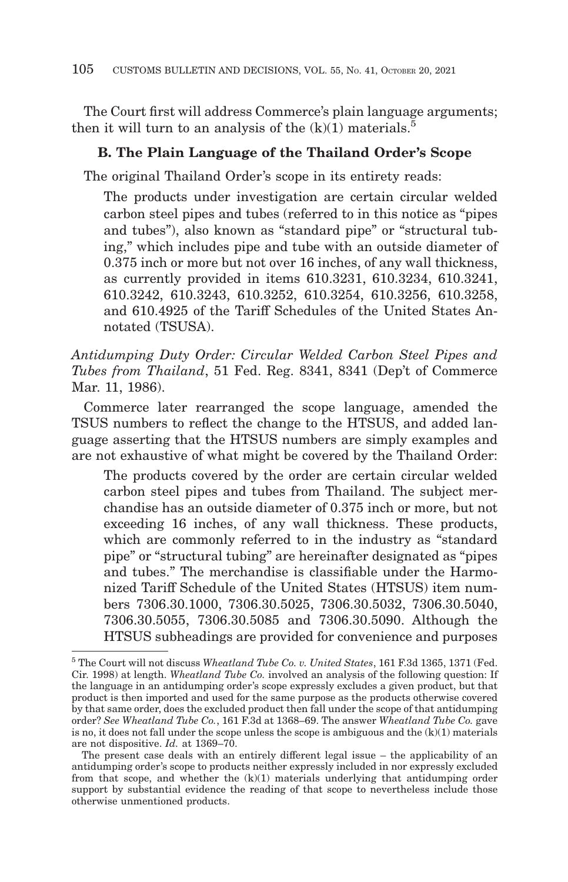The Court first will address Commerce's plain language arguments; then it will turn to an analysis of the (k)(1) materials.[5]

### B. The Plain Language of the Thailand Order's Scope

The original Thailand Order's scope in its entirety reads:

> The products under investigation are certain circular welded carbon steel pipes and tubes (referred to in this notice as "pipes and tubes"), also known as "standard pipe" or "structural tubing," which includes pipe and tube with an outside diameter of 0.375 inch or more but not over 16 inches, of any wall thickness, as currently provided in items 610.3231, 610.3234, 610.3241, 610.3242, 610.3243, 610.3252, 610.3254, 610.3256, 610.3258, and 610.4925 of the Tariff Schedules of the United States Annotated (TSUSA).

*Antidumping Duty Order: Circular Welded Carbon Steel Pipes and Tubes from Thailand*, 51 Fed. Reg. 8341, 8341 (Dep't of Commerce Mar. 11, 1986).

Commerce later rearranged the scope language, amended the TSUS numbers to reflect the change to the HTSUS, and added language asserting that the HTSUS numbers are simply examples and are not exhaustive of what might be covered by the Thailand Order:

> The products covered by the order are certain circular welded carbon steel pipes and tubes from Thailand. The subject merchandise has an outside diameter of 0.375 inch or more, but not exceeding 16 inches, of any wall thickness. These products, which are commonly referred to in the industry as "standard pipe" or "structural tubing" are hereinafter designated as "pipes and tubes." The merchandise is classifiable under the Harmonized Tariff Schedule of the United States (HTSUS) item numbers 7306.30.1000, 7306.30.5025, 7306.30.5032, 7306.30.5040, 7306.30.5055, 7306.30.5085 and 7306.30.5090. Although the HTSUS subheadings are provided for convenience and purposes

---

[5] The Court will not discuss *Wheatland Tube Co. v. United States*, 161 F.3d 1365, 1371 (Fed. Cir. 1998) at length. *Wheatland Tube Co.* involved an analysis of the following question: If the language in an antidumping order's scope expressly excludes a given product, but that product is then imported and used for the same purpose as the products otherwise covered by that same order, does the excluded product then fall under the scope of that antidumping order? *See Wheatland Tube Co.*, 161 F.3d at 1368–69. The answer *Wheatland Tube Co.* gave is no, it does not fall under the scope unless the scope is ambiguous and the (k)(1) materials are not dispositive. *Id.* at 1369–70.

The present case deals with an entirely different legal issue – the applicability of an antidumping order's scope to products neither expressly included in nor expressly excluded from that scope, and whether the (k)(1) materials underlying that antidumping order support by substantial evidence the reading of that scope to nevertheless include those otherwise unmentioned products.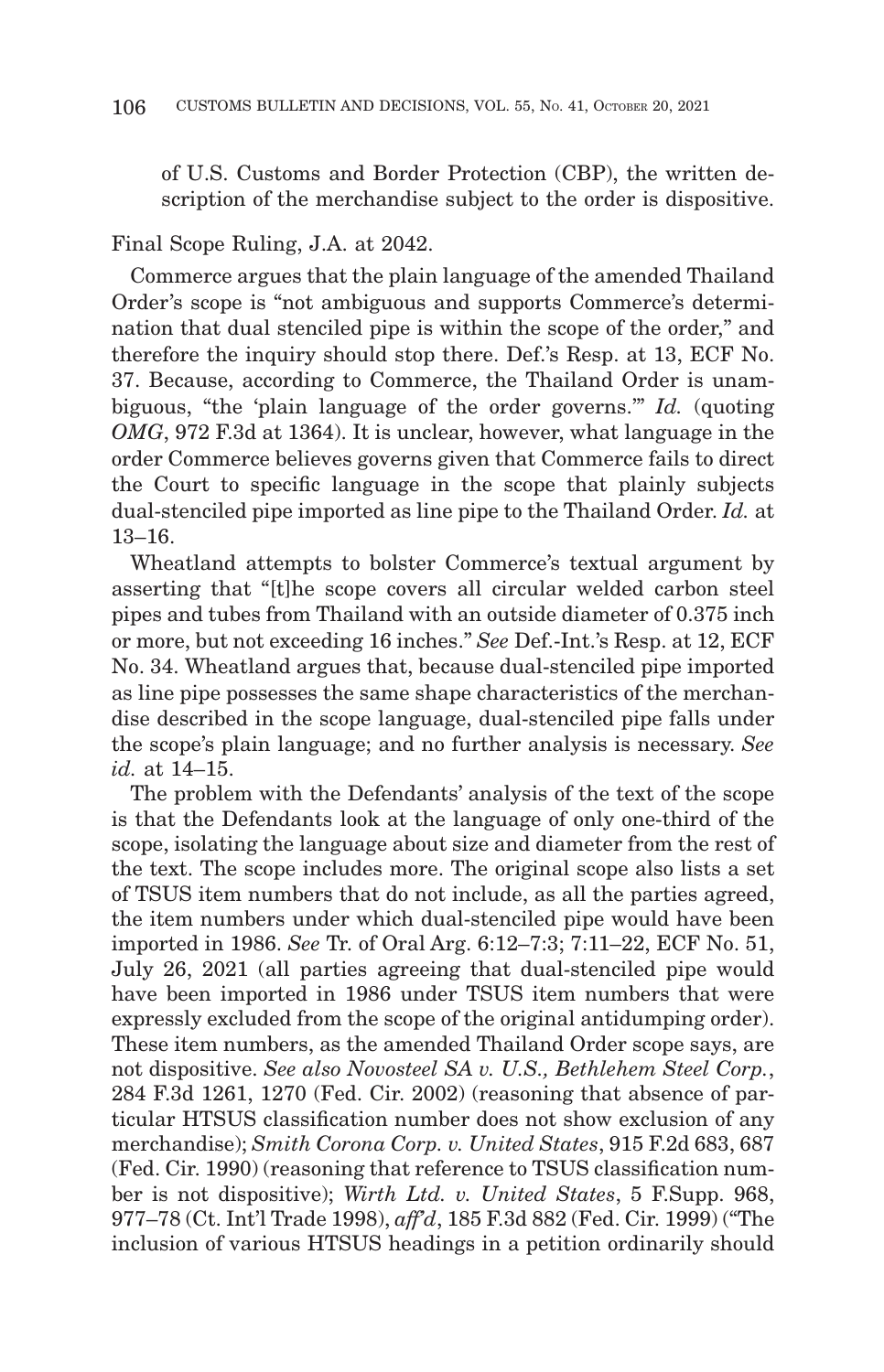of U.S. Customs and Border Protection (CBP), the written description of the merchandise subject to the order is dispositive.

Final Scope Ruling, J.A. at 2042.

Commerce argues that the plain language of the amended Thailand Order's scope is "not ambiguous and supports Commerce's determination that dual stenciled pipe is within the scope of the order," and therefore the inquiry should stop there. Def.'s Resp. at 13, ECF No. 37. Because, according to Commerce, the Thailand Order is unambiguous, "the 'plain language of the order governs.'" *Id.* (quoting *OMG*, 972 F.3d at 1364). It is unclear, however, what language in the order Commerce believes governs given that Commerce fails to direct the Court to specific language in the scope that plainly subjects dual-stenciled pipe imported as line pipe to the Thailand Order. *Id.* at 13–16.

Wheatland attempts to bolster Commerce's textual argument by asserting that "[t]he scope covers all circular welded carbon steel pipes and tubes from Thailand with an outside diameter of 0.375 inch or more, but not exceeding 16 inches." *See* Def.-Int.'s Resp. at 12, ECF No. 34. Wheatland argues that, because dual-stenciled pipe imported as line pipe possesses the same shape characteristics of the merchandise described in the scope language, dual-stenciled pipe falls under the scope's plain language; and no further analysis is necessary. *See id.* at 14–15.

The problem with the Defendants' analysis of the text of the scope is that the Defendants look at the language of only one-third of the scope, isolating the language about size and diameter from the rest of the text. The scope includes more. The original scope also lists a set of TSUS item numbers that do not include, as all the parties agreed, the item numbers under which dual-stenciled pipe would have been imported in 1986. *See* Tr. of Oral Arg. 6:12–7:3; 7:11–22, ECF No. 51, July 26, 2021 (all parties agreeing that dual-stenciled pipe would have been imported in 1986 under TSUS item numbers that were expressly excluded from the scope of the original antidumping order). These item numbers, as the amended Thailand Order scope says, are not dispositive. *See also Novosteel SA v. U.S., Bethlehem Steel Corp.*, 284 F.3d 1261, 1270 (Fed. Cir. 2002) (reasoning that absence of particular HTSUS classification number does not show exclusion of any merchandise); *Smith Corona Corp. v. United States*, 915 F.2d 683, 687 (Fed. Cir. 1990) (reasoning that reference to TSUS classification number is not dispositive); *Wirth Ltd. v. United States*, 5 F.Supp. 968, 977–78 (Ct. Int'l Trade 1998), *aff'd*, 185 F.3d 882 (Fed. Cir. 1999) ("The inclusion of various HTSUS headings in a petition ordinarily should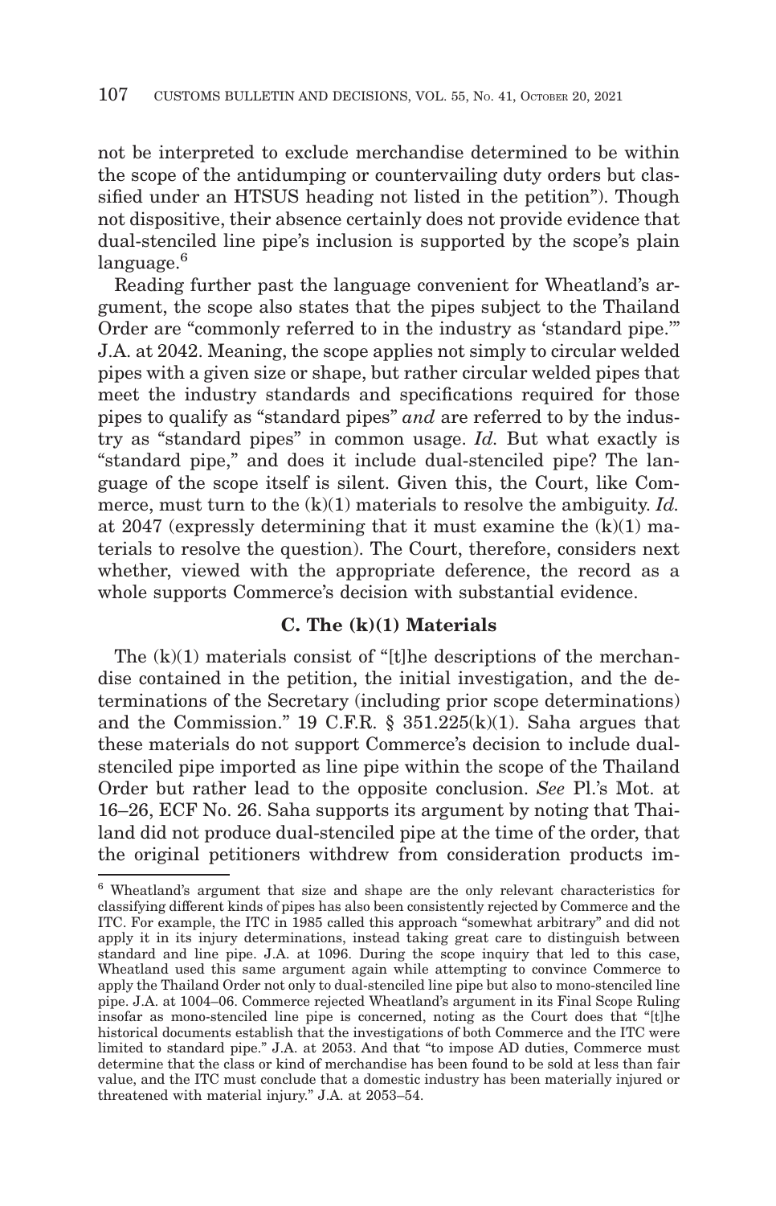not be interpreted to exclude merchandise determined to be within the scope of the antidumping or countervailing duty orders but classified under an HTSUS heading not listed in the petition"). Though not dispositive, their absence certainly does not provide evidence that dual-stenciled line pipe's inclusion is supported by the scope's plain language.[6]

Reading further past the language convenient for Wheatland's argument, the scope also states that the pipes subject to the Thailand Order are "commonly referred to in the industry as 'standard pipe.'" J.A. at 2042. Meaning, the scope applies not simply to circular welded pipes with a given size or shape, but rather circular welded pipes that meet the industry standards and specifications required for those pipes to qualify as "standard pipes" *and* are referred to by the industry as "standard pipes" in common usage. *Id.* But what exactly is "standard pipe," and does it include dual-stenciled pipe? The language of the scope itself is silent. Given this, the Court, like Commerce, must turn to the (k)(1) materials to resolve the ambiguity. *Id.* at 2047 (expressly determining that it must examine the (k)(1) materials to resolve the question). The Court, therefore, considers next whether, viewed with the appropriate deference, the record as a whole supports Commerce's decision with substantial evidence.

### C. The (k)(1) Materials

The (k)(1) materials consist of "[t]he descriptions of the merchandise contained in the petition, the initial investigation, and the determinations of the Secretary (including prior scope determinations) and the Commission." 19 C.F.R. § 351.225(k)(1). Saha argues that these materials do not support Commerce's decision to include dual-stenciled pipe imported as line pipe within the scope of the Thailand Order but rather lead to the opposite conclusion. *See* Pl.'s Mot. at 16–26, ECF No. 26. Saha supports its argument by noting that Thailand did not produce dual-stenciled pipe at the time of the order, that the original petitioners withdrew from consideration products im-

[6] Wheatland's argument that size and shape are the only relevant characteristics for classifying different kinds of pipes has also been consistently rejected by Commerce and the ITC. For example, the ITC in 1985 called this approach "somewhat arbitrary" and did not apply it in its injury determinations, instead taking great care to distinguish between standard and line pipe. J.A. at 1096. During the scope inquiry that led to this case, Wheatland used this same argument again while attempting to convince Commerce to apply the Thailand Order not only to dual-stenciled line pipe but also to mono-stenciled line pipe. J.A. at 1004–06. Commerce rejected Wheatland's argument in its Final Scope Ruling insofar as mono-stenciled line pipe is concerned, noting as the Court does that "[t]he historical documents establish that the investigations of both Commerce and the ITC were limited to standard pipe." J.A. at 2053. And that "to impose AD duties, Commerce must determine that the class or kind of merchandise has been found to be sold at less than fair value, and the ITC must conclude that a domestic industry has been materially injured or threatened with material injury." J.A. at 2053–54.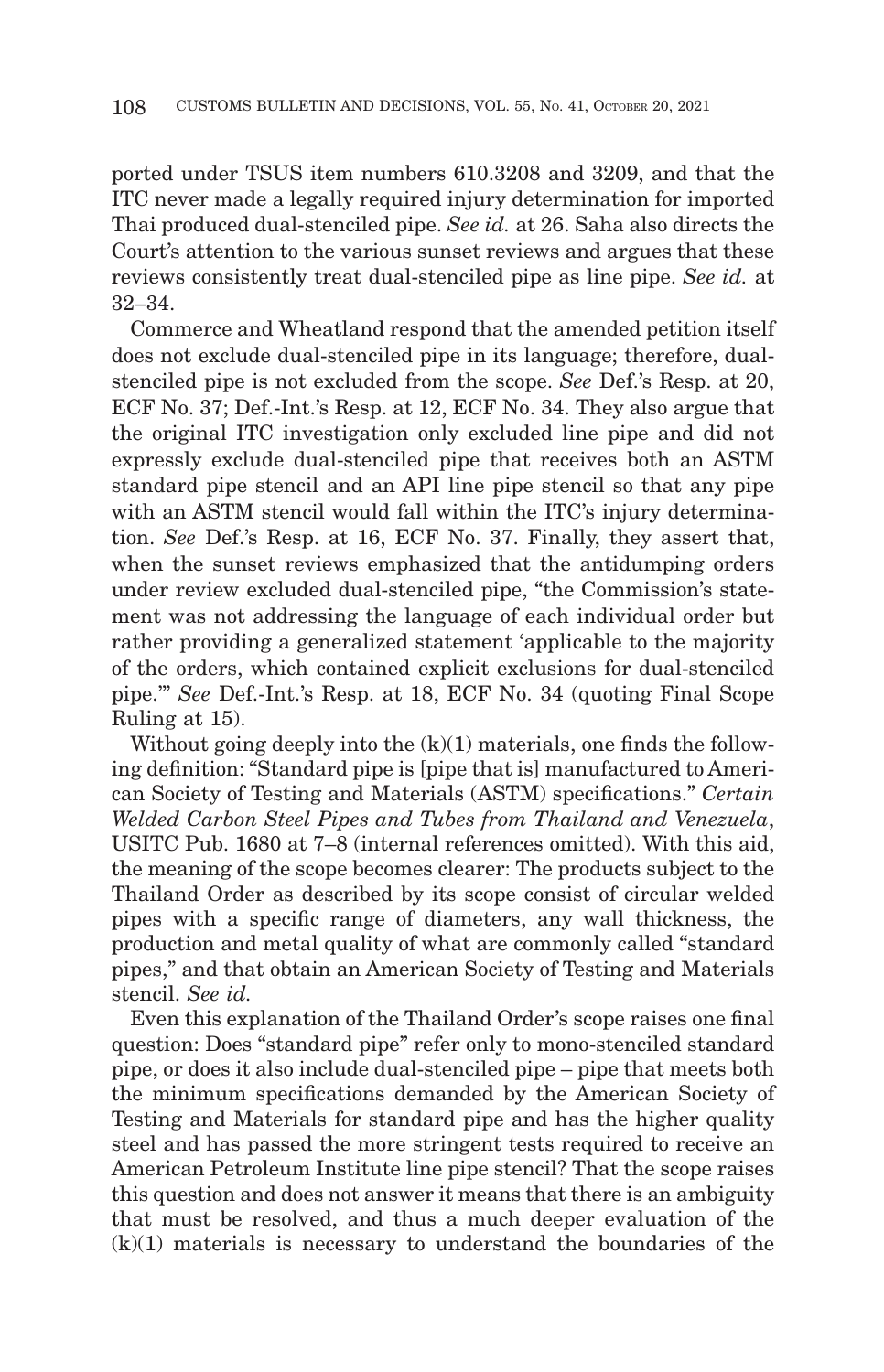ported under TSUS item numbers 610.3208 and 3209, and that the ITC never made a legally required injury determination for imported Thai produced dual-stenciled pipe. *See id.* at 26. Saha also directs the Court's attention to the various sunset reviews and argues that these reviews consistently treat dual-stenciled pipe as line pipe. *See id.* at 32–34.

Commerce and Wheatland respond that the amended petition itself does not exclude dual-stenciled pipe in its language; therefore, dual-stenciled pipe is not excluded from the scope. *See* Def.'s Resp. at 20, ECF No. 37; Def.-Int.'s Resp. at 12, ECF No. 34. They also argue that the original ITC investigation only excluded line pipe and did not expressly exclude dual-stenciled pipe that receives both an ASTM standard pipe stencil and an API line pipe stencil so that any pipe with an ASTM stencil would fall within the ITC's injury determination. *See* Def.'s Resp. at 16, ECF No. 37. Finally, they assert that, when the sunset reviews emphasized that the antidumping orders under review excluded dual-stenciled pipe, "the Commission's statement was not addressing the language of each individual order but rather providing a generalized statement 'applicable to the majority of the orders, which contained explicit exclusions for dual-stenciled pipe.'" *See* Def.-Int.'s Resp. at 18, ECF No. 34 (quoting Final Scope Ruling at 15).

Without going deeply into the (k)(1) materials, one finds the following definition: "Standard pipe is [pipe that is] manufactured to American Society of Testing and Materials (ASTM) specifications." *Certain Welded Carbon Steel Pipes and Tubes from Thailand and Venezuela*, USITC Pub. 1680 at 7–8 (internal references omitted). With this aid, the meaning of the scope becomes clearer: The products subject to the Thailand Order as described by its scope consist of circular welded pipes with a specific range of diameters, any wall thickness, the production and metal quality of what are commonly called "standard pipes," and that obtain an American Society of Testing and Materials stencil. *See id.*

Even this explanation of the Thailand Order's scope raises one final question: Does "standard pipe" refer only to mono-stenciled standard pipe, or does it also include dual-stenciled pipe – pipe that meets both the minimum specifications demanded by the American Society of Testing and Materials for standard pipe and has the higher quality steel and has passed the more stringent tests required to receive an American Petroleum Institute line pipe stencil? That the scope raises this question and does not answer it means that there is an ambiguity that must be resolved, and thus a much deeper evaluation of the (k)(1) materials is necessary to understand the boundaries of the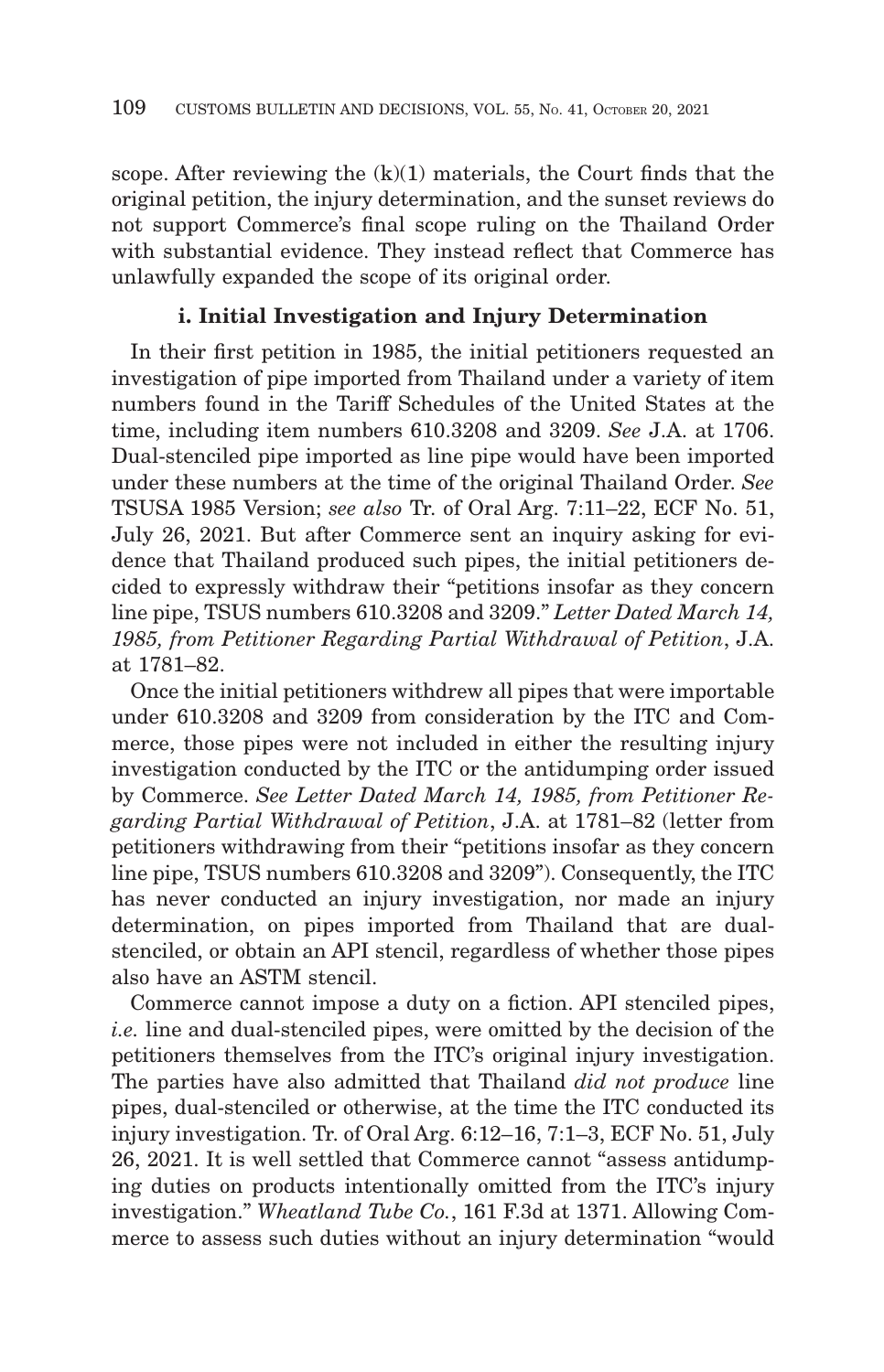scope. After reviewing the (k)(1) materials, the Court finds that the original petition, the injury determination, and the sunset reviews do not support Commerce's final scope ruling on the Thailand Order with substantial evidence. They instead reflect that Commerce has unlawfully expanded the scope of its original order.

### i. Initial Investigation and Injury Determination

In their first petition in 1985, the initial petitioners requested an investigation of pipe imported from Thailand under a variety of item numbers found in the Tariff Schedules of the United States at the time, including item numbers 610.3208 and 3209. *See* J.A. at 1706. Dual-stenciled pipe imported as line pipe would have been imported under these numbers at the time of the original Thailand Order. *See* TSUSA 1985 Version; *see also* Tr. of Oral Arg. 7:11–22, ECF No. 51, July 26, 2021. But after Commerce sent an inquiry asking for evidence that Thailand produced such pipes, the initial petitioners decided to expressly withdraw their "petitions insofar as they concern line pipe, TSUS numbers 610.3208 and 3209." *Letter Dated March 14, 1985, from Petitioner Regarding Partial Withdrawal of Petition*, J.A. at 1781–82.

Once the initial petitioners withdrew all pipes that were importable under 610.3208 and 3209 from consideration by the ITC and Commerce, those pipes were not included in either the resulting injury investigation conducted by the ITC or the antidumping order issued by Commerce. *See Letter Dated March 14, 1985, from Petitioner Regarding Partial Withdrawal of Petition*, J.A. at 1781–82 (letter from petitioners withdrawing from their "petitions insofar as they concern line pipe, TSUS numbers 610.3208 and 3209"). Consequently, the ITC has never conducted an injury investigation, nor made an injury determination, on pipes imported from Thailand that are dual-stenciled, or obtain an API stencil, regardless of whether those pipes also have an ASTM stencil.

Commerce cannot impose a duty on a fiction. API stenciled pipes, *i.e.* line and dual-stenciled pipes, were omitted by the decision of the petitioners themselves from the ITC's original injury investigation. The parties have also admitted that Thailand *did not produce* line pipes, dual-stenciled or otherwise, at the time the ITC conducted its injury investigation. Tr. of Oral Arg. 6:12–16, 7:1–3, ECF No. 51, July 26, 2021. It is well settled that Commerce cannot "assess antidumping duties on products intentionally omitted from the ITC's injury investigation." *Wheatland Tube Co.*, 161 F.3d at 1371. Allowing Commerce to assess such duties without an injury determination "would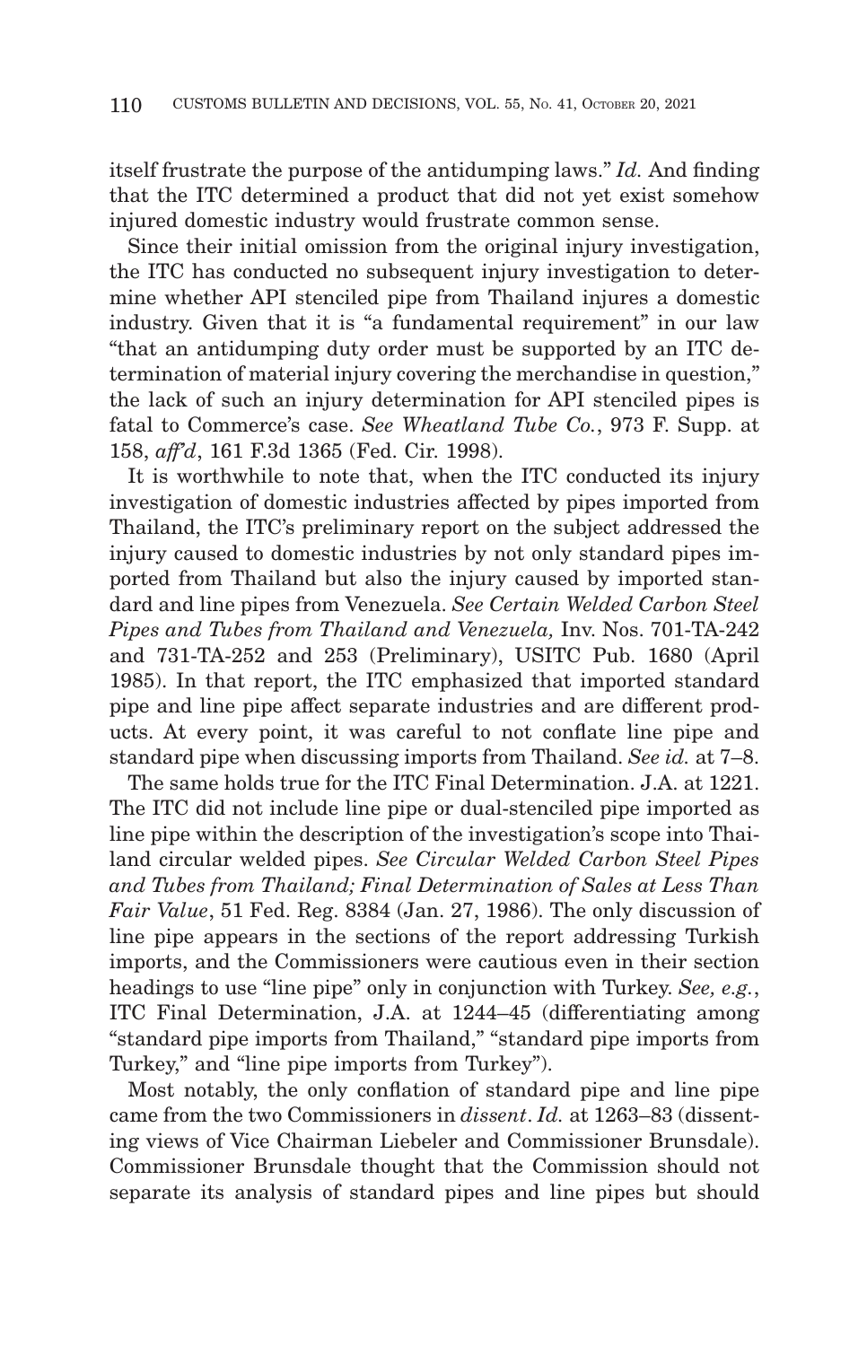itself frustrate the purpose of the antidumping laws." *Id.* And finding that the ITC determined a product that did not yet exist somehow injured domestic industry would frustrate common sense.

Since their initial omission from the original injury investigation, the ITC has conducted no subsequent injury investigation to determine whether API stenciled pipe from Thailand injures a domestic industry. Given that it is "a fundamental requirement" in our law "that an antidumping duty order must be supported by an ITC determination of material injury covering the merchandise in question," the lack of such an injury determination for API stenciled pipes is fatal to Commerce's case. *See Wheatland Tube Co.*, 973 F. Supp. at 158, *aff'd*, 161 F.3d 1365 (Fed. Cir. 1998).

It is worthwhile to note that, when the ITC conducted its injury investigation of domestic industries affected by pipes imported from Thailand, the ITC's preliminary report on the subject addressed the injury caused to domestic industries by not only standard pipes imported from Thailand but also the injury caused by imported standard and line pipes from Venezuela. *See Certain Welded Carbon Steel Pipes and Tubes from Thailand and Venezuela,* Inv. Nos. 701-TA-242 and 731-TA-252 and 253 (Preliminary), USITC Pub. 1680 (April 1985). In that report, the ITC emphasized that imported standard pipe and line pipe affect separate industries and are different products. At every point, it was careful to not conflate line pipe and standard pipe when discussing imports from Thailand. *See id.* at 7–8.

The same holds true for the ITC Final Determination. J.A. at 1221. The ITC did not include line pipe or dual-stenciled pipe imported as line pipe within the description of the investigation's scope into Thailand circular welded pipes. *See Circular Welded Carbon Steel Pipes and Tubes from Thailand; Final Determination of Sales at Less Than Fair Value*, 51 Fed. Reg. 8384 (Jan. 27, 1986). The only discussion of line pipe appears in the sections of the report addressing Turkish imports, and the Commissioners were cautious even in their section headings to use "line pipe" only in conjunction with Turkey. *See, e.g.*, ITC Final Determination, J.A. at 1244–45 (differentiating among "standard pipe imports from Thailand," "standard pipe imports from Turkey," and "line pipe imports from Turkey").

Most notably, the only conflation of standard pipe and line pipe came from the two Commissioners in *dissent*. *Id.* at 1263–83 (dissenting views of Vice Chairman Liebeler and Commissioner Brunsdale). Commissioner Brunsdale thought that the Commission should not separate its analysis of standard pipes and line pipes but should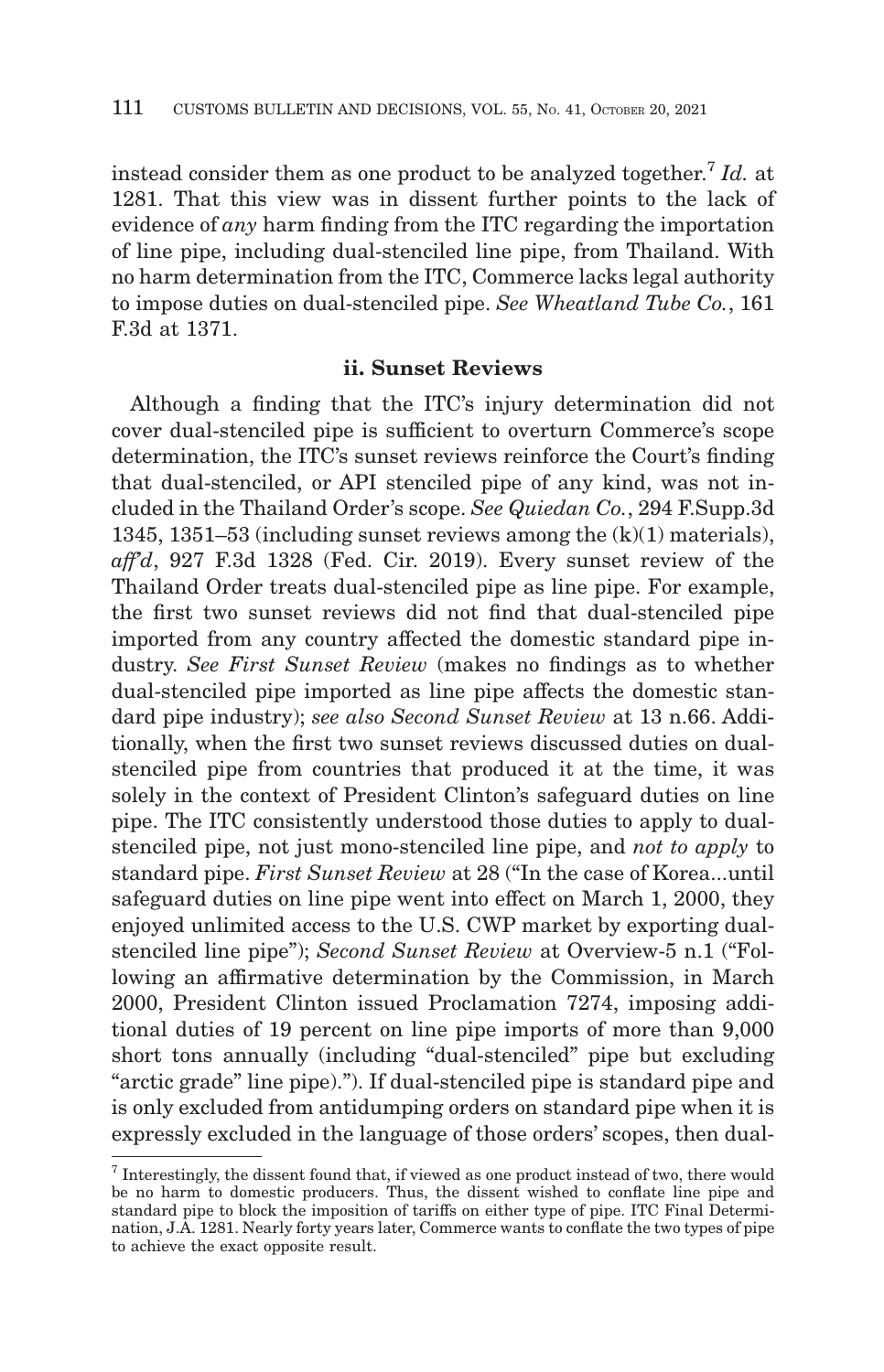instead consider them as one product to be analyzed together.[7] *Id.* at 1281. That this view was in dissent further points to the lack of evidence of *any* harm finding from the ITC regarding the importation of line pipe, including dual-stenciled line pipe, from Thailand. With no harm determination from the ITC, Commerce lacks legal authority to impose duties on dual-stenciled pipe. *See Wheatland Tube Co.*, 161 F.3d at 1371.

### ii. Sunset Reviews

Although a finding that the ITC's injury determination did not cover dual-stenciled pipe is sufficient to overturn Commerce's scope determination, the ITC's sunset reviews reinforce the Court's finding that dual-stenciled, or API stenciled pipe of any kind, was not included in the Thailand Order's scope. *See Quiedan Co.*, 294 F.Supp.3d 1345, 1351–53 (including sunset reviews among the (k)(1) materials), *aff'd*, 927 F.3d 1328 (Fed. Cir. 2019). Every sunset review of the Thailand Order treats dual-stenciled pipe as line pipe. For example, the first two sunset reviews did not find that dual-stenciled pipe imported from any country affected the domestic standard pipe industry. *See First Sunset Review* (makes no findings as to whether dual-stenciled pipe imported as line pipe affects the domestic standard pipe industry); *see also Second Sunset Review* at 13 n.66. Additionally, when the first two sunset reviews discussed duties on dual-stenciled pipe from countries that produced it at the time, it was solely in the context of President Clinton's safeguard duties on line pipe. The ITC consistently understood those duties to apply to dual-stenciled pipe, not just mono-stenciled line pipe, and *not to apply* to standard pipe. *First Sunset Review* at 28 ("In the case of Korea...until safeguard duties on line pipe went into effect on March 1, 2000, they enjoyed unlimited access to the U.S. CWP market by exporting dual-stenciled line pipe"); *Second Sunset Review* at Overview-5 n.1 ("Following an affirmative determination by the Commission, in March 2000, President Clinton issued Proclamation 7274, imposing additional duties of 19 percent on line pipe imports of more than 9,000 short tons annually (including "dual-stenciled" pipe but excluding "arctic grade" line pipe)."). If dual-stenciled pipe is standard pipe and is only excluded from antidumping orders on standard pipe when it is expressly excluded in the language of those orders' scopes, then dual-

[7] Interestingly, the dissent found that, if viewed as one product instead of two, there would be no harm to domestic producers. Thus, the dissent wished to conflate line pipe and standard pipe to block the imposition of tariffs on either type of pipe. ITC Final Determination, J.A. 1281. Nearly forty years later, Commerce wants to conflate the two types of pipe to achieve the exact opposite result.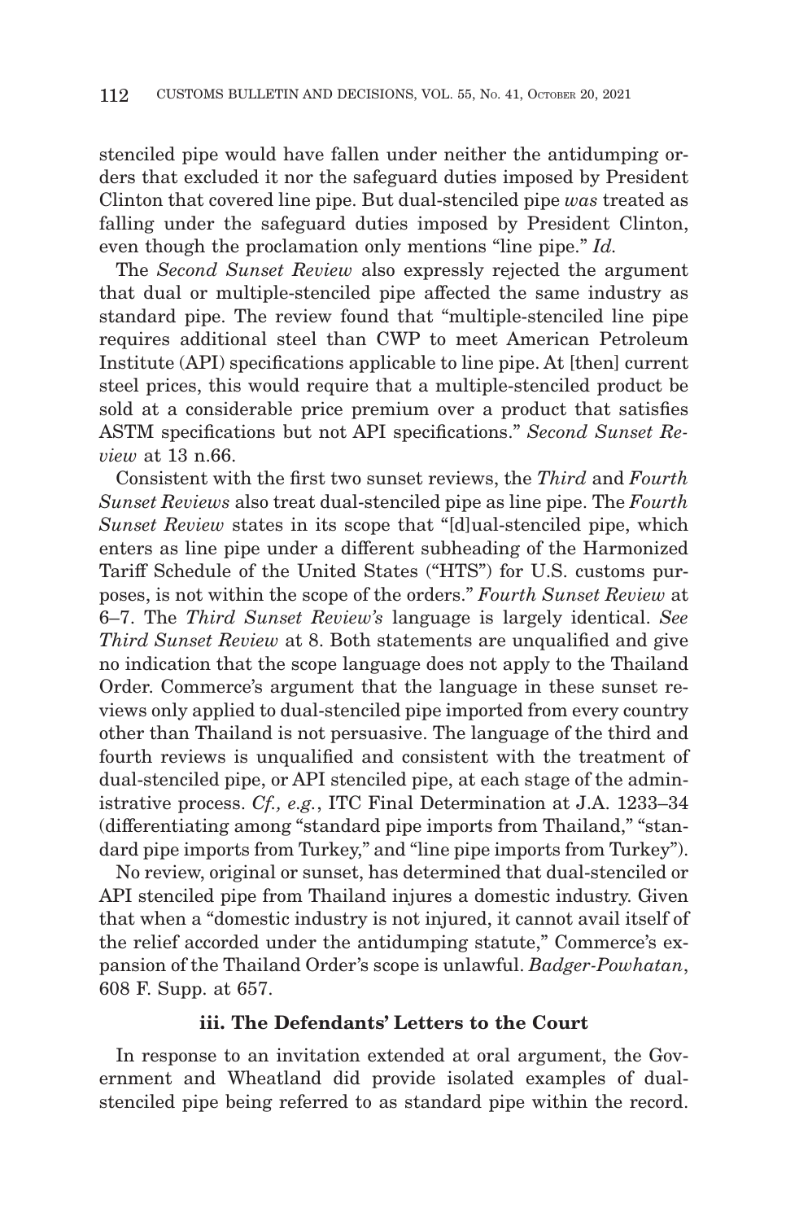stenciled pipe would have fallen under neither the antidumping orders that excluded it nor the safeguard duties imposed by President Clinton that covered line pipe. But dual-stenciled pipe *was* treated as falling under the safeguard duties imposed by President Clinton, even though the proclamation only mentions "line pipe." *Id.*

The *Second Sunset Review* also expressly rejected the argument that dual or multiple-stenciled pipe affected the same industry as standard pipe. The review found that "multiple-stenciled line pipe requires additional steel than CWP to meet American Petroleum Institute (API) specifications applicable to line pipe. At [then] current steel prices, this would require that a multiple-stenciled product be sold at a considerable price premium over a product that satisfies ASTM specifications but not API specifications." *Second Sunset Review* at 13 n.66.

Consistent with the first two sunset reviews, the *Third* and *Fourth Sunset Reviews* also treat dual-stenciled pipe as line pipe. The *Fourth Sunset Review* states in its scope that "[d]ual-stenciled pipe, which enters as line pipe under a different subheading of the Harmonized Tariff Schedule of the United States ("HTS") for U.S. customs purposes, is not within the scope of the orders." *Fourth Sunset Review* at 6–7. The *Third Sunset Review's* language is largely identical. *See Third Sunset Review* at 8. Both statements are unqualified and give no indication that the scope language does not apply to the Thailand Order. Commerce's argument that the language in these sunset reviews only applied to dual-stenciled pipe imported from every country other than Thailand is not persuasive. The language of the third and fourth reviews is unqualified and consistent with the treatment of dual-stenciled pipe, or API stenciled pipe, at each stage of the administrative process. *Cf., e.g.*, ITC Final Determination at J.A. 1233–34 (differentiating among "standard pipe imports from Thailand," "standard pipe imports from Turkey," and "line pipe imports from Turkey").

No review, original or sunset, has determined that dual-stenciled or API stenciled pipe from Thailand injures a domestic industry. Given that when a "domestic industry is not injured, it cannot avail itself of the relief accorded under the antidumping statute," Commerce's expansion of the Thailand Order's scope is unlawful. *Badger-Powhatan*, 608 F. Supp. at 657.

### iii. The Defendants' Letters to the Court

In response to an invitation extended at oral argument, the Government and Wheatland did provide isolated examples of dual-stenciled pipe being referred to as standard pipe within the record.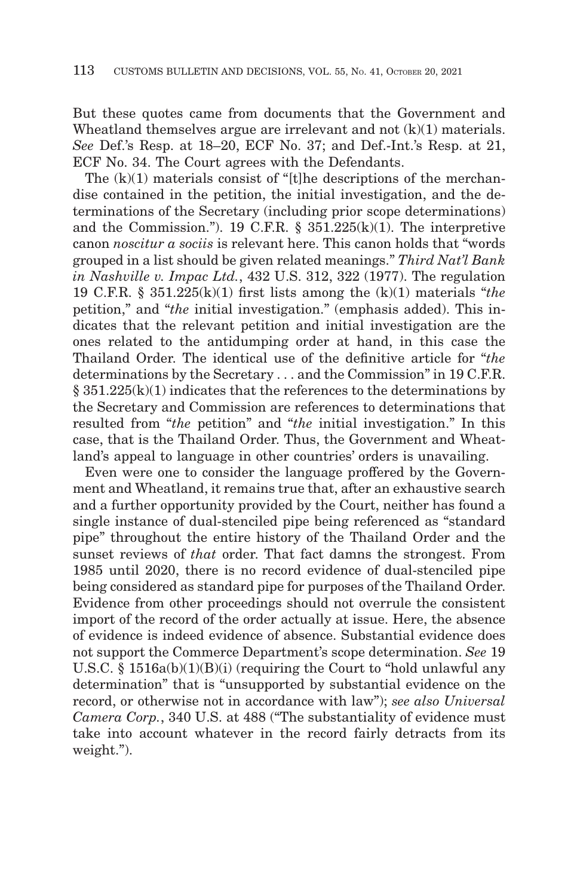But these quotes came from documents that the Government and Wheatland themselves argue are irrelevant and not (k)(1) materials. *See* Def.'s Resp. at 18–20, ECF No. 37; and Def.-Int.'s Resp. at 21, ECF No. 34. The Court agrees with the Defendants.

The (k)(1) materials consist of "[t]he descriptions of the merchandise contained in the petition, the initial investigation, and the determinations of the Secretary (including prior scope determinations) and the Commission."). 19 C.F.R. § 351.225(k)(1). The interpretive canon *noscitur a sociis* is relevant here. This canon holds that "words grouped in a list should be given related meanings." *Third Nat'l Bank in Nashville v. Impac Ltd.*, 432 U.S. 312, 322 (1977). The regulation 19 C.F.R. § 351.225(k)(1) first lists among the (k)(1) materials "*the* petition," and "*the* initial investigation." (emphasis added). This indicates that the relevant petition and initial investigation are the ones related to the antidumping order at hand, in this case the Thailand Order. The identical use of the definitive article for "*the* determinations by the Secretary . . . and the Commission" in 19 C.F.R. § 351.225(k)(1) indicates that the references to the determinations by the Secretary and Commission are references to determinations that resulted from "*the* petition" and "*the* initial investigation." In this case, that is the Thailand Order. Thus, the Government and Wheatland's appeal to language in other countries' orders is unavailing.

Even were one to consider the language proffered by the Government and Wheatland, it remains true that, after an exhaustive search and a further opportunity provided by the Court, neither has found a single instance of dual-stenciled pipe being referenced as "standard pipe" throughout the entire history of the Thailand Order and the sunset reviews of *that* order. That fact damns the strongest. From 1985 until 2020, there is no record evidence of dual-stenciled pipe being considered as standard pipe for purposes of the Thailand Order. Evidence from other proceedings should not overrule the consistent import of the record of the order actually at issue. Here, the absence of evidence is indeed evidence of absence. Substantial evidence does not support the Commerce Department's scope determination. *See* 19 U.S.C. § 1516a(b)(1)(B)(i) (requiring the Court to "hold unlawful any determination" that is "unsupported by substantial evidence on the record, or otherwise not in accordance with law"); *see also Universal Camera Corp.*, 340 U.S. at 488 ("The substantiality of evidence must take into account whatever in the record fairly detracts from its weight.").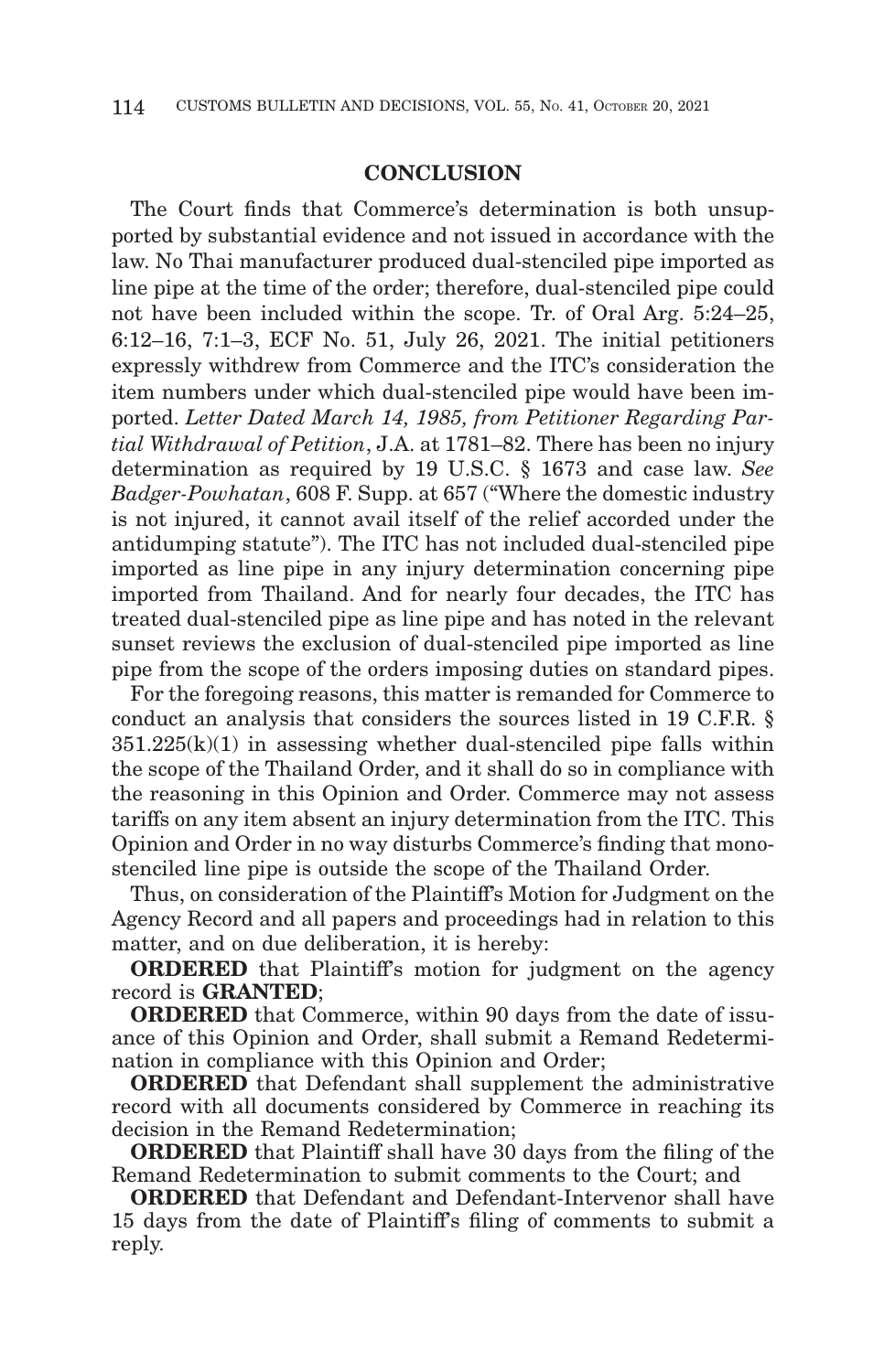## CONCLUSION

The Court finds that Commerce's determination is both unsupported by substantial evidence and not issued in accordance with the law. No Thai manufacturer produced dual-stenciled pipe imported as line pipe at the time of the order; therefore, dual-stenciled pipe could not have been included within the scope. Tr. of Oral Arg. 5:24–25, 6:12–16, 7:1–3, ECF No. 51, July 26, 2021. The initial petitioners expressly withdrew from Commerce and the ITC's consideration the item numbers under which dual-stenciled pipe would have been imported. *Letter Dated March 14, 1985, from Petitioner Regarding Partial Withdrawal of Petition*, J.A. at 1781–82. There has been no injury determination as required by 19 U.S.C. § 1673 and case law. *See Badger-Powhatan*, 608 F. Supp. at 657 ("Where the domestic industry is not injured, it cannot avail itself of the relief accorded under the antidumping statute"). The ITC has not included dual-stenciled pipe imported as line pipe in any injury determination concerning pipe imported from Thailand. And for nearly four decades, the ITC has treated dual-stenciled pipe as line pipe and has noted in the relevant sunset reviews the exclusion of dual-stenciled pipe imported as line pipe from the scope of the orders imposing duties on standard pipes.

For the foregoing reasons, this matter is remanded for Commerce to conduct an analysis that considers the sources listed in 19 C.F.R. § 351.225(k)(1) in assessing whether dual-stenciled pipe falls within the scope of the Thailand Order, and it shall do so in compliance with the reasoning in this Opinion and Order. Commerce may not assess tariffs on any item absent an injury determination from the ITC. This Opinion and Order in no way disturbs Commerce's finding that mono-stenciled line pipe is outside the scope of the Thailand Order.

Thus, on consideration of the Plaintiff's Motion for Judgment on the Agency Record and all papers and proceedings had in relation to this matter, and on due deliberation, it is hereby:

**ORDERED** that Plaintiff's motion for judgment on the agency record is **GRANTED**;

**ORDERED** that Commerce, within 90 days from the date of issuance of this Opinion and Order, shall submit a Remand Redetermination in compliance with this Opinion and Order;

**ORDERED** that Defendant shall supplement the administrative record with all documents considered by Commerce in reaching its decision in the Remand Redetermination;

**ORDERED** that Plaintiff shall have 30 days from the filing of the Remand Redetermination to submit comments to the Court; and

**ORDERED** that Defendant and Defendant-Intervenor shall have 15 days from the date of Plaintiff's filing of comments to submit a reply.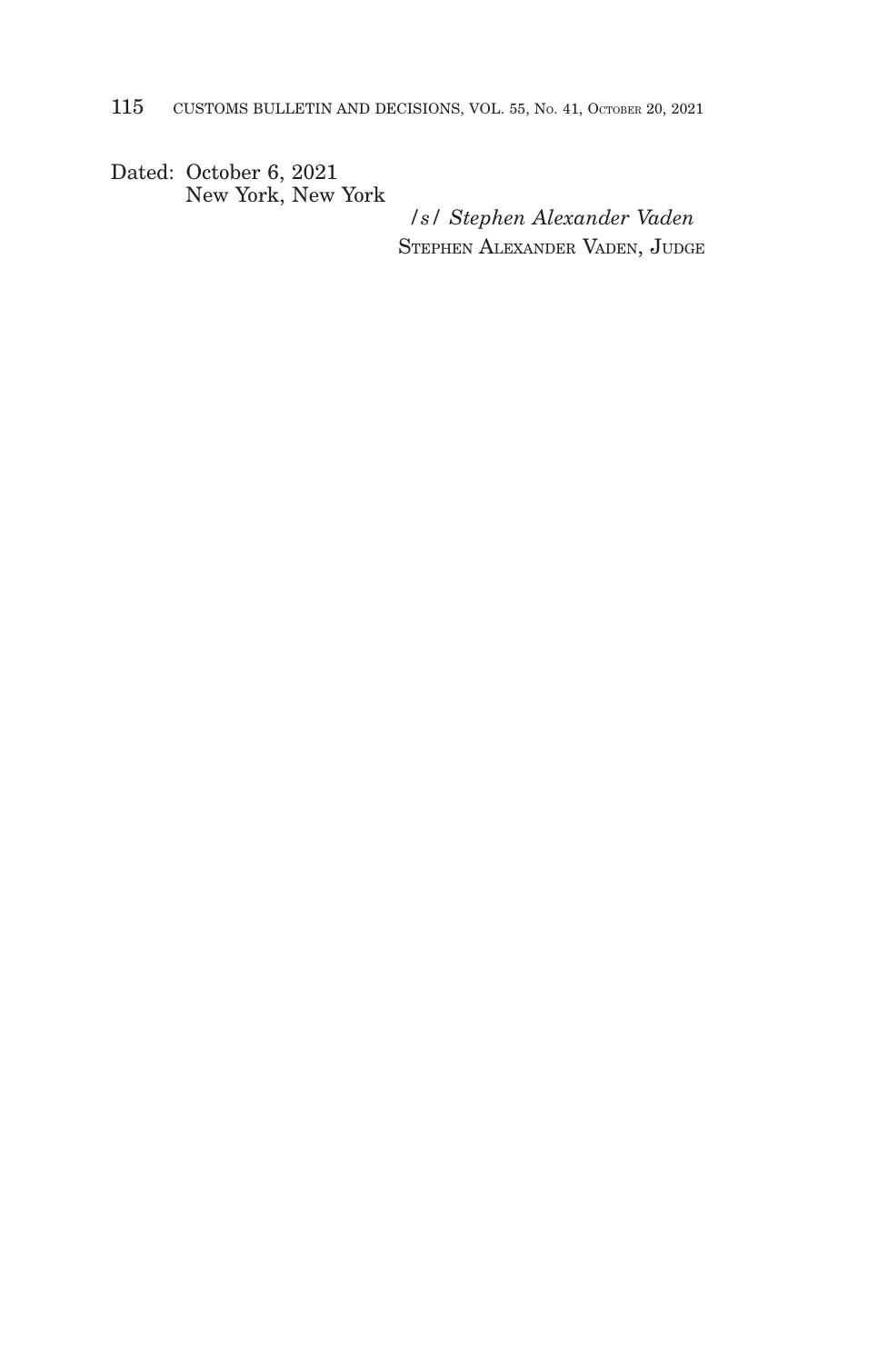Dated: October 6, 2021
New York, New York

*/s/ Stephen Alexander Vaden*
STEPHEN ALEXANDER VADEN, JUDGE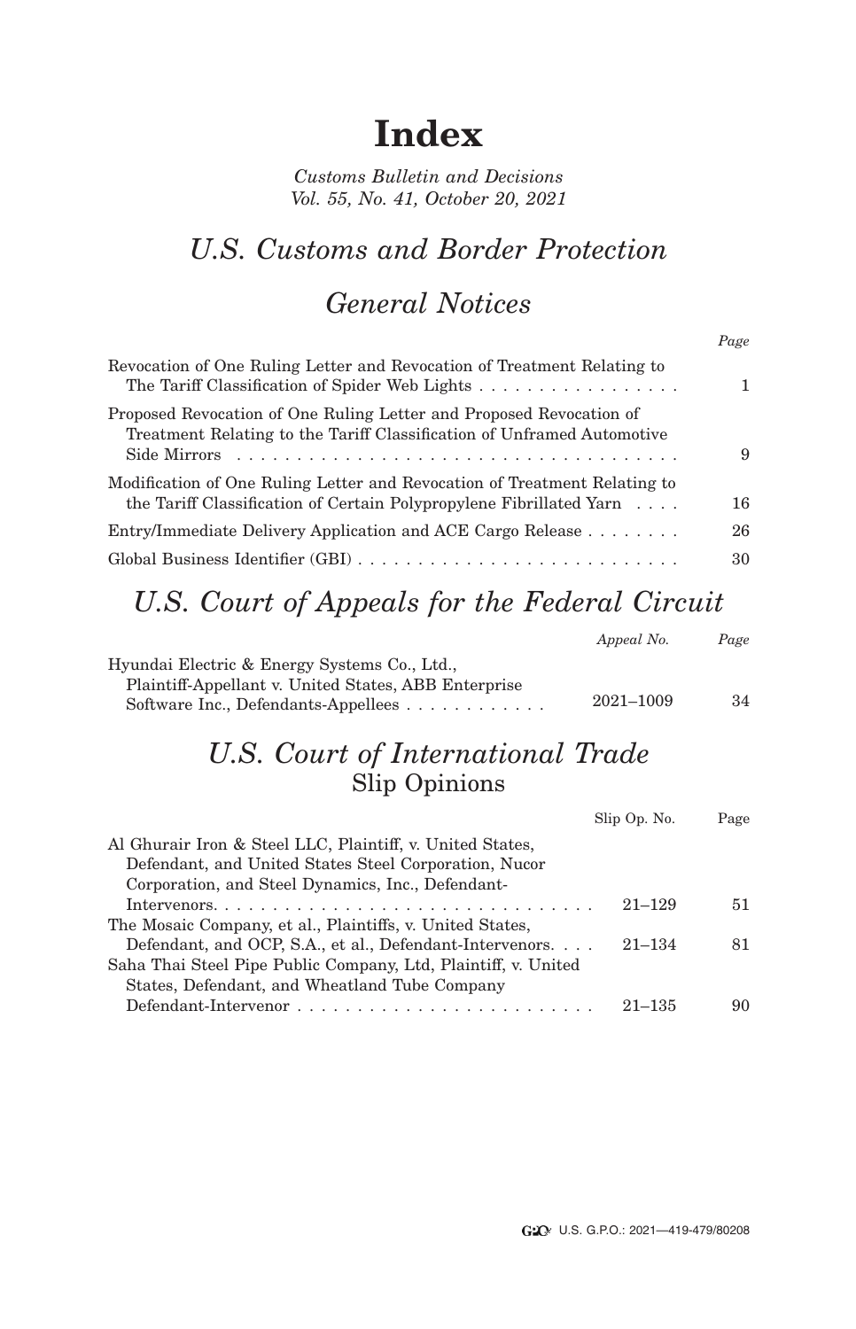# Index

*Customs Bulletin and Decisions*
*Vol. 55, No. 41, October 20, 2021*

## *U.S. Customs and Border Protection*

## *General Notices*

| | *Page* |
|---|---|
| Revocation of One Ruling Letter and Revocation of Treatment Relating to The Tariff Classification of Spider Web Lights | 1 |
| Proposed Revocation of One Ruling Letter and Proposed Revocation of Treatment Relating to the Tariff Classification of Unframed Automotive Side Mirrors | 9 |
| Modification of One Ruling Letter and Revocation of Treatment Relating to the Tariff Classification of Certain Polypropylene Fibrillated Yarn | 16 |
| Entry/Immediate Delivery Application and ACE Cargo Release | 26 |
| Global Business Identifier (GBI) | 30 |

## *U.S. Court of Appeals for the Federal Circuit*

| | *Appeal No.* | *Page* |
|---|---|---|
| Hyundai Electric & Energy Systems Co., Ltd., Plaintiff-Appellant v. United States, ABB Enterprise Software Inc., Defendants-Appellees | 2021–1009 | 34 |

## *U.S. Court of International Trade*

### Slip Opinions

| | Slip Op. No. | Page |
|---|---|---|
| Al Ghurair Iron & Steel LLC, Plaintiff, v. United States, Defendant, and United States Steel Corporation, Nucor Corporation, and Steel Dynamics, Inc., Defendant-Intervenors. | 21–129 | 51 |
| The Mosaic Company, et al., Plaintiffs, v. United States, Defendant, and OCP, S.A., et al., Defendant-Intervenors. | 21–134 | 81 |
| Saha Thai Steel Pipe Public Company, Ltd, Plaintiff, v. United States, Defendant, and Wheatland Tube Company Defendant-Intervenor | 21–135 | 90 |

U.S. G.P.O.: 2021—419-479/80208